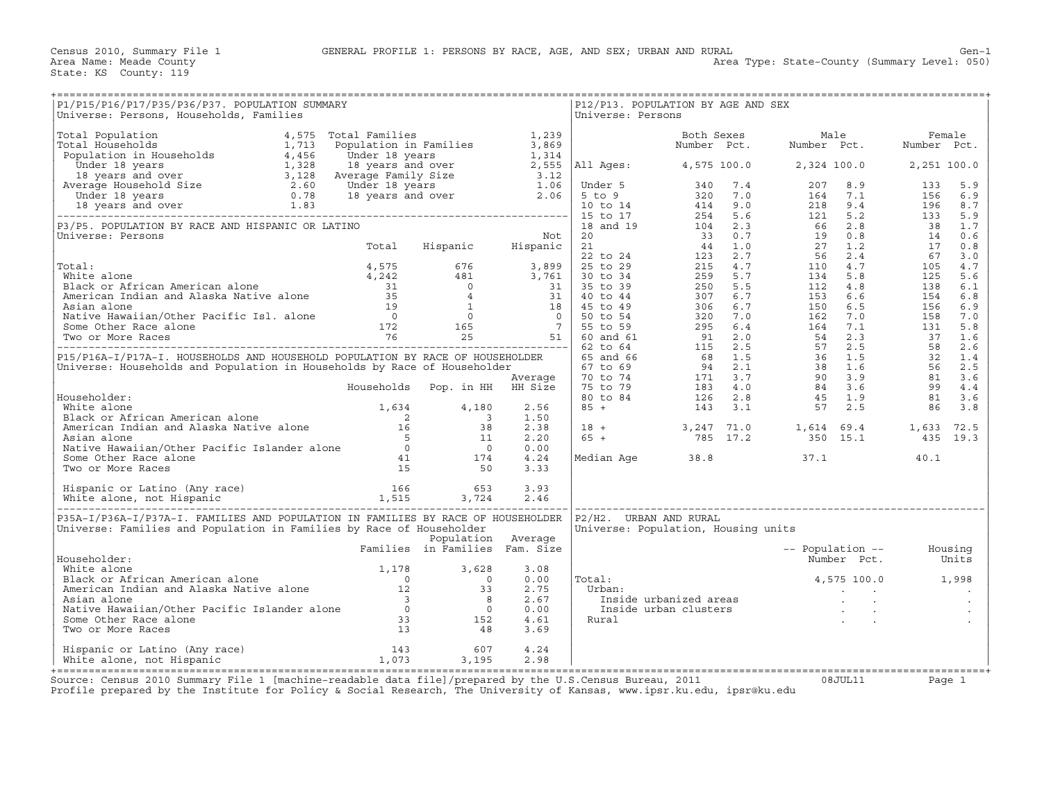Census 2010, Summary File 1 GENERAL PROFILE 1: PERSONS BY RACE, AGE, AND SEX; URBAN AND RURAL Gen-1
Area Name: Meade County Area Type: State-County (Summary Level: 050)
State: KS County: 119

## P1/P15/P16/P17/P35/P36/P37. POPULATION SUMMARY

Universe: Persons, Households, Families

| | | | |
|---|---|---|---|
| Total Population | 4,575 | Total Families | 1,239 |
| Total Households | 1,713 | Population in Families | 3,869 |
| Population in Households | 4,456 | Under 18 years | 1,314 |
| Under 18 years | 1,328 | 18 years and over | 2,555 |
| 18 years and over | 3,128 | Average Family Size | 3.12 |
| Average Household Size | 2.60 | Under 18 years | 1.06 |
| Under 18 years | 0.78 | 18 years and over | 2.06 |
| 18 years and over | 1.83 | | |

## P3/P5. POPULATION BY RACE AND HISPANIC OR LATINO

Universe: Persons

| | Total | Hispanic | Not Hispanic |
|---|---|---|---|
| Total: | 4,575 | 676 | 3,899 |
| White alone | 4,242 | 481 | 3,761 |
| Black or African American alone | 31 | 0 | 31 |
| American Indian and Alaska Native alone | 35 | 4 | 31 |
| Asian alone | 19 | 1 | 18 |
| Native Hawaiian/Other Pacific Isl. alone | 0 | 0 | 0 |
| Some Other Race alone | 172 | 165 | 7 |
| Two or More Races | 76 | 25 | 51 |

## P15/P16A-I/P17A-I. HOUSEHOLDS AND HOUSEHOLD POPULATION BY RACE OF HOUSEHOLDER

Universe: Households and Population in Households by Race of Householder

| Householder: | Households | Pop. in HH | Average HH Size |
|---|---|---|---|
| White alone | 1,634 | 4,180 | 2.56 |
| Black or African American alone | 2 | 3 | 1.50 |
| American Indian and Alaska Native alone | 16 | 38 | 2.38 |
| Asian alone | 5 | 11 | 2.20 |
| Native Hawaiian/Other Pacific Islander alone | 0 | 0 | 0.00 |
| Some Other Race alone | 41 | 174 | 4.24 |
| Two or More Races | 15 | 50 | 3.33 |
| Hispanic or Latino (Any race) | 166 | 653 | 3.93 |
| White alone, not Hispanic | 1,515 | 3,724 | 2.46 |

## P35A-I/P36A-I/P37A-I. FAMILIES AND POPULATION IN FAMILIES BY RACE OF HOUSEHOLDER

Universe: Families and Population in Families by Race of Householder

| Householder: | Families | Population in Families | Average Fam. Size |
|---|---|---|---|
| White alone | 1,178 | 3,628 | 3.08 |
| Black or African American alone | 0 | 0 | 0.00 |
| American Indian and Alaska Native alone | 12 | 33 | 2.75 |
| Asian alone | 3 | 8 | 2.67 |
| Native Hawaiian/Other Pacific Islander alone | 0 | 0 | 0.00 |
| Some Other Race alone | 33 | 152 | 4.61 |
| Two or More Races | 13 | 48 | 3.69 |
| Hispanic or Latino (Any race) | 143 | 607 | 4.24 |
| White alone, not Hispanic | 1,073 | 3,195 | 2.98 |

## P12/P13. POPULATION BY AGE AND SEX

Universe: Persons

| | Both Sexes Number | Both Sexes Pct. | Male Number | Male Pct. | Female Number | Female Pct. |
|---|---|---|---|---|---|---|
| All Ages: | 4,575 | 100.0 | 2,324 | 100.0 | 2,251 | 100.0 |
| Under 5 | 340 | 7.4 | 207 | 8.9 | 133 | 5.9 |
| 5 to 9 | 320 | 7.0 | 164 | 7.1 | 156 | 6.9 |
| 10 to 14 | 414 | 9.0 | 218 | 9.4 | 196 | 8.7 |
| 15 to 17 | 254 | 5.6 | 121 | 5.2 | 133 | 5.9 |
| 18 and 19 | 104 | 2.3 | 66 | 2.8 | 38 | 1.7 |
| 20 | 33 | 0.7 | 19 | 0.8 | 14 | 0.6 |
| 21 | 44 | 1.0 | 27 | 1.2 | 17 | 0.8 |
| 22 to 24 | 123 | 2.7 | 56 | 2.4 | 67 | 3.0 |
| 25 to 29 | 215 | 4.7 | 110 | 4.7 | 105 | 4.7 |
| 30 to 34 | 259 | 5.7 | 134 | 5.8 | 125 | 5.6 |
| 35 to 39 | 250 | 5.5 | 112 | 4.8 | 138 | 6.1 |
| 40 to 44 | 307 | 6.7 | 153 | 6.6 | 154 | 6.8 |
| 45 to 49 | 306 | 6.7 | 150 | 6.5 | 156 | 6.9 |
| 50 to 54 | 320 | 7.0 | 162 | 7.0 | 158 | 7.0 |
| 55 to 59 | 295 | 6.4 | 164 | 7.1 | 131 | 5.8 |
| 60 and 61 | 91 | 2.0 | 54 | 2.3 | 37 | 1.6 |
| 62 to 64 | 115 | 2.5 | 57 | 2.5 | 58 | 2.6 |
| 65 and 66 | 68 | 1.5 | 36 | 1.5 | 32 | 1.4 |
| 67 to 69 | 94 | 2.1 | 38 | 1.6 | 56 | 2.5 |
| 70 to 74 | 171 | 3.7 | 90 | 3.9 | 81 | 3.6 |
| 75 to 79 | 183 | 4.0 | 84 | 3.6 | 99 | 4.4 |
| 80 to 84 | 126 | 2.8 | 45 | 1.9 | 81 | 3.6 |
| 85 + | 143 | 3.1 | 57 | 2.5 | 86 | 3.8 |
| 18 + | 3,247 | 71.0 | 1,614 | 69.4 | 1,633 | 72.5 |
| 65 + | 785 | 17.2 | 350 | 15.1 | 435 | 19.3 |
| Median Age | 38.8 | | 37.1 | | 40.1 | |

## P2/H2. URBAN AND RURAL

Universe: Population, Housing units

| | Population Number | Population Pct. | Housing Units |
|---|---|---|---|
| Total: | 4,575 | 100.0 | 1,998 |
| Urban: | . | . | . |
| Inside urbanized areas | . | . | . |
| Inside urban clusters | . | . | . |
| Rural | . | . | . |

Source: Census 2010 Summary File 1 [machine-readable data file]/prepared by the U.S.Census Bureau, 2011 08JUL11
Profile prepared by the Institute for Policy & Social Research, The University of Kansas, www.ipsr.ku.edu, ipsr@ku.edu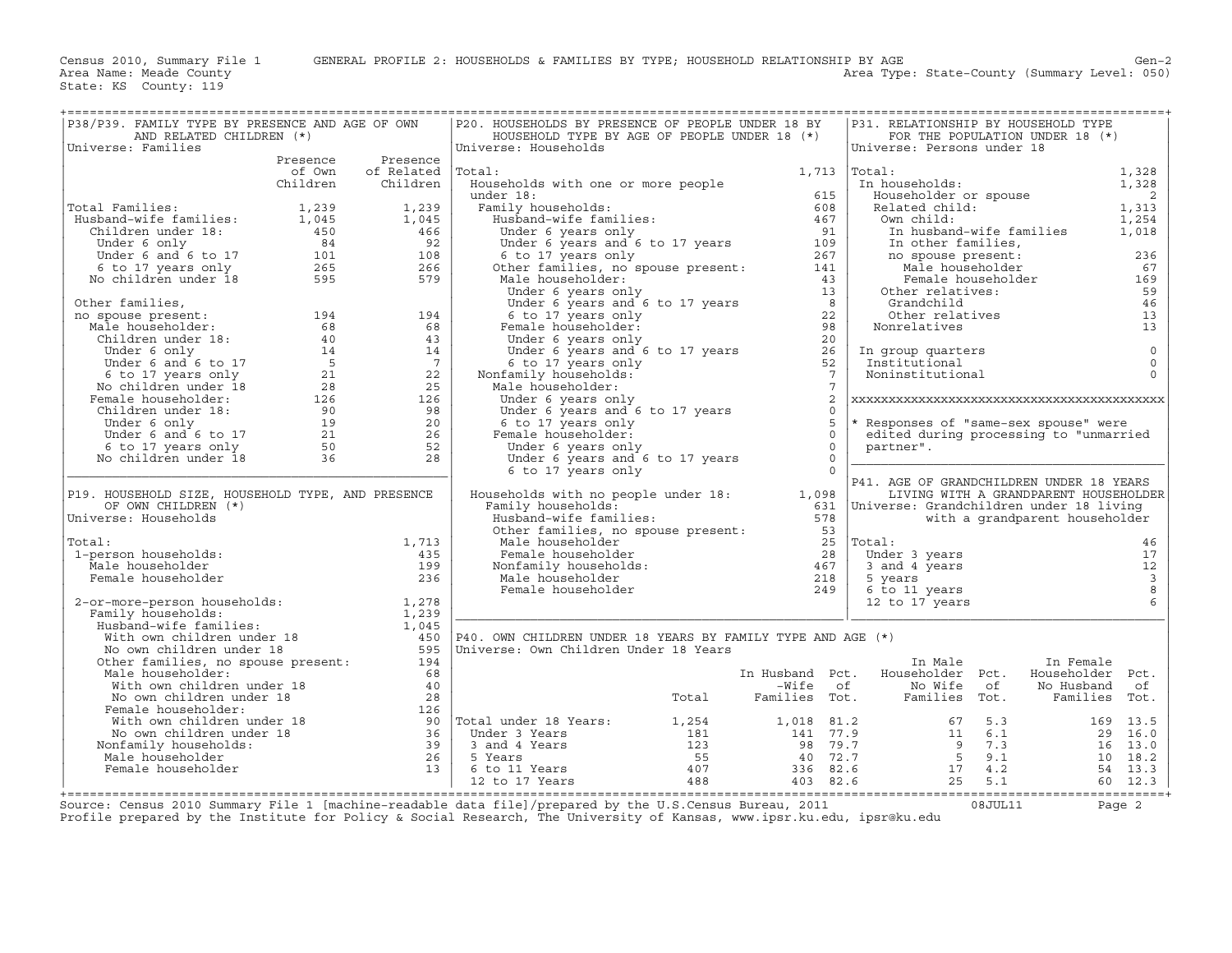Census 2010, Summary File 1 GENERAL PROFILE 2: HOUSEHOLDS & FAMILIES BY TYPE; HOUSEHOLD RELATIONSHIP BY AGE Gen-2
Area Name: Meade County Area Type: State-County (Summary Level: 050)
State: KS County: 119

## P38/P39. FAMILY TYPE BY PRESENCE AND AGE OF OWN AND RELATED CHILDREN (*)

Universe: Families

| | Presence of Own Children | Presence of Related Children |
|---|---|---|
| Total Families: | 1,239 | 1,239 |
| Husband-wife families: | 1,045 | 1,045 |
| Children under 18: | 450 | 466 |
| Under 6 only | 84 | 92 |
| Under 6 and 6 to 17 | 101 | 108 |
| 6 to 17 years only | 265 | 266 |
| No children under 18 | 595 | 579 |
| Other families, no spouse present: | 194 | 194 |
| Male householder: | 68 | 68 |
| Children under 18: | 40 | 43 |
| Under 6 only | 14 | 14 |
| Under 6 and 6 to 17 | 5 | 7 |
| 6 to 17 years only | 21 | 22 |
| No children under 18 | 28 | 25 |
| Female householder: | 126 | 126 |
| Children under 18: | 90 | 98 |
| Under 6 only | 19 | 20 |
| Under 6 and 6 to 17 | 21 | 26 |
| 6 to 17 years only | 50 | 52 |
| No children under 18 | 36 | 28 |

## P19. HOUSEHOLD SIZE, HOUSEHOLD TYPE, AND PRESENCE OF OWN CHILDREN (*)

Universe: Households

| | |
|---|---|
| Total: | 1,713 |
| 1-person households: | 435 |
| Male householder | 199 |
| Female householder | 236 |
| 2-or-more-person households: | 1,278 |
| Family households: | 1,239 |
| Husband-wife families: | 1,045 |
| With own children under 18 | 450 |
| No own children under 18 | 595 |
| Other families, no spouse present: | 194 |
| Male householder: | 68 |
| With own children under 18 | 40 |
| No own children under 18 | 28 |
| Female householder: | 126 |
| With own children under 18 | 90 |
| No own children under 18 | 36 |
| Nonfamily households: | 39 |
| Male householder | 26 |
| Female householder | 13 |

## P20. HOUSEHOLDS BY PRESENCE OF PEOPLE UNDER 18 BY HOUSEHOLD TYPE BY AGE OF PEOPLE UNDER 18 (*)

Universe: Households

| | |
|---|---|
| Total: | 1,713 |
| Households with one or more people under 18: | 615 |
| Family households: | 608 |
| Husband-wife families: | 467 |
| Under 6 years only | 91 |
| Under 6 years and 6 to 17 years | 109 |
| 6 to 17 years only | 267 |
| Other families, no spouse present: | 141 |
| Male householder: | 43 |
| Under 6 years only | 13 |
| Under 6 years and 6 to 17 years | 8 |
| 6 to 17 years only | 22 |
| Female householder: | 98 |
| Under 6 years only | 20 |
| Under 6 years and 6 to 17 years | 26 |
| 6 to 17 years only | 52 |
| Nonfamily households: | 7 |
| Male householder: | 7 |
| Under 6 years only | 2 |
| Under 6 years and 6 to 17 years | 0 |
| 6 to 17 years only | 5 |
| Female householder: | 0 |
| Under 6 years only | 0 |
| Under 6 years and 6 to 17 years | 0 |
| 6 to 17 years only | 0 |
| Households with no people under 18: | 1,098 |
| Family households: | 631 |
| Husband-wife families: | 578 |
| Other families, no spouse present: | 53 |
| Male householder | 25 |
| Female householder | 28 |
| Nonfamily households: | 467 |
| Male householder | 218 |
| Female householder | 249 |

## P31. RELATIONSHIP BY HOUSEHOLD TYPE FOR THE POPULATION UNDER 18 (*)

Universe: Persons under 18

| | |
|---|---|
| Total: | 1,328 |
| In households: | 1,328 |
| Householder or spouse | 2 |
| Related child: | 1,313 |
| Own child: | 1,254 |
| In husband-wife families | 1,018 |
| In other families, no spouse present: | 236 |
| Male householder | 67 |
| Female householder | 169 |
| Other relatives: | 59 |
| Grandchild | 46 |
| Other relatives | 13 |
| Nonrelatives | 13 |
| In group quarters | 0 |
| Institutional | 0 |
| Noninstitutional | 0 |

\* Responses of "same-sex spouse" were edited during processing to "unmarried partner".

## P41. AGE OF GRANDCHILDREN UNDER 18 YEARS LIVING WITH A GRANDPARENT HOUSEHOLDER

Universe: Grandchildren under 18 living with a grandparent householder

| | |
|---|---|
| Total: | 46 |
| Under 3 years | 17 |
| 3 and 4 years | 12 |
| 5 years | 3 |
| 6 to 11 years | 8 |
| 12 to 17 years | 6 |

## P40. OWN CHILDREN UNDER 18 YEARS BY FAMILY TYPE AND AGE (*)

Universe: Own Children Under 18 Years

| | Total | In Husband -Wife Families | Pct. of Tot. | In Male Householder No Wife Families | Pct. of Tot. | In Female Householder No Husband Families | Pct. of Tot. |
|---|---|---|---|---|---|---|---|
| Total under 18 Years: | 1,254 | 1,018 | 81.2 | 67 | 5.3 | 169 | 13.5 |
| Under 3 Years | 181 | 141 | 77.9 | 11 | 6.1 | 29 | 16.0 |
| 3 and 4 Years | 123 | 98 | 79.7 | 9 | 7.3 | 16 | 13.0 |
| 5 Years | 55 | 40 | 72.7 | 5 | 9.1 | 10 | 18.2 |
| 6 to 11 Years | 407 | 336 | 82.6 | 17 | 4.2 | 54 | 13.3 |
| 12 to 17 Years | 488 | 403 | 82.6 | 25 | 5.1 | 60 | 12.3 |

Source: Census 2010 Summary File 1 [machine-readable data file]/prepared by the U.S.Census Bureau, 2011 08JUL11
Profile prepared by the Institute for Policy & Social Research, The University of Kansas, www.ipsr.ku.edu, ipsr@ku.edu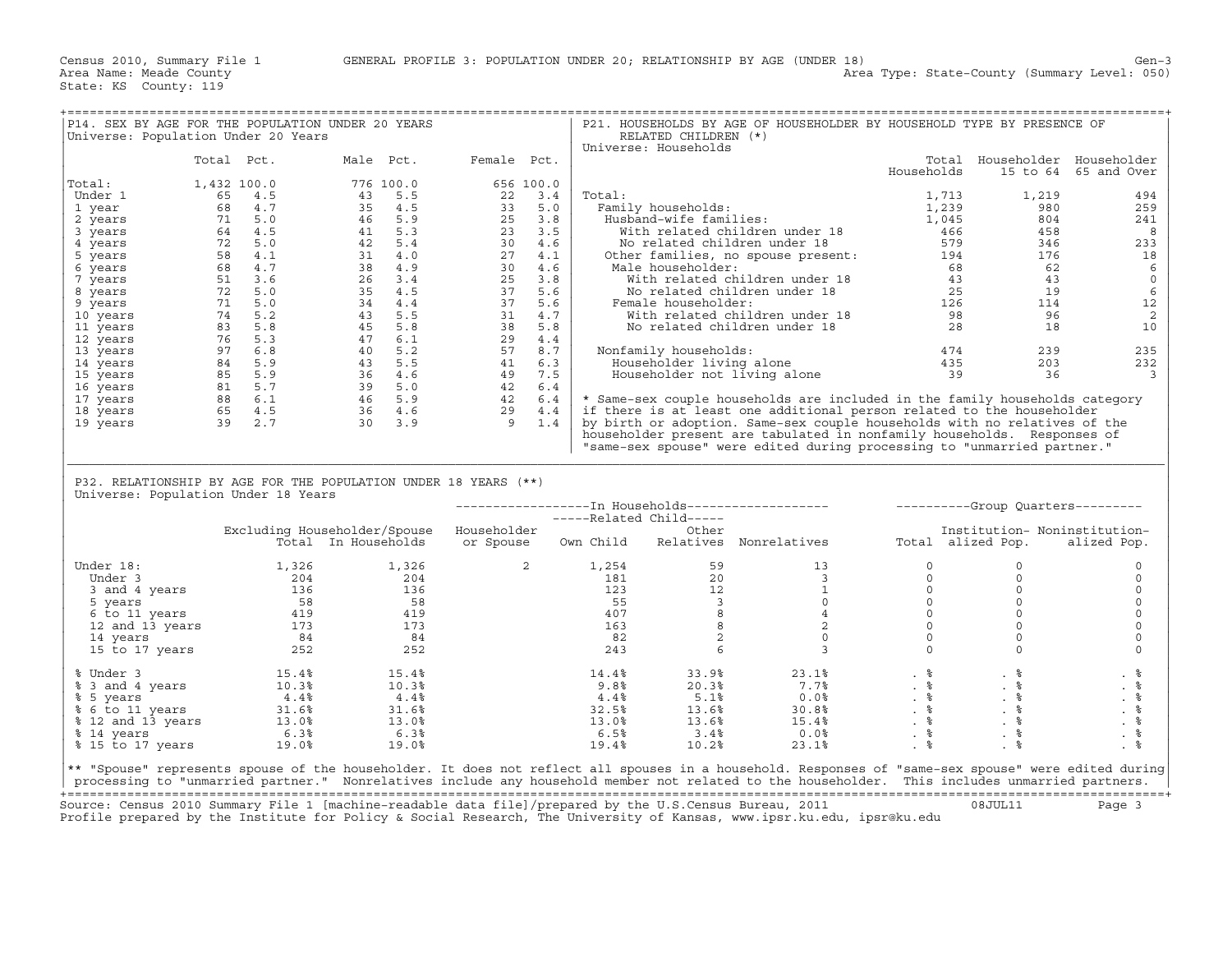Census 2010, Summary File 1 GENERAL PROFILE 3: POPULATION UNDER 20; RELATIONSHIP BY AGE (UNDER 18) Gen-3
Area Name: Meade County Area Type: State-County (Summary Level: 050)
State: KS County: 119

## P14. SEX BY AGE FOR THE POPULATION UNDER 20 YEARS

Universe: Population Under 20 Years

| | Total | Pct. | Male | Pct. | Female | Pct. |
|---|---|---|---|---|---|---|
| Total: | 1,432 | 100.0 | 776 | 100.0 | 656 | 100.0 |
| Under 1 | 65 | 4.5 | 43 | 5.5 | 22 | 3.4 |
| 1 year | 68 | 4.7 | 35 | 4.5 | 33 | 5.0 |
| 2 years | 71 | 5.0 | 46 | 5.9 | 25 | 3.8 |
| 3 years | 64 | 4.5 | 41 | 5.3 | 23 | 3.5 |
| 4 years | 72 | 5.0 | 42 | 5.4 | 30 | 4.6 |
| 5 years | 58 | 4.1 | 31 | 4.0 | 27 | 4.1 |
| 6 years | 68 | 4.7 | 38 | 4.9 | 30 | 4.6 |
| 7 years | 51 | 3.6 | 26 | 3.4 | 25 | 3.8 |
| 8 years | 72 | 5.0 | 35 | 4.5 | 37 | 5.6 |
| 9 years | 71 | 5.0 | 34 | 4.4 | 37 | 5.6 |
| 10 years | 74 | 5.2 | 43 | 5.5 | 31 | 4.7 |
| 11 years | 83 | 5.8 | 45 | 5.8 | 38 | 5.8 |
| 12 years | 76 | 5.3 | 47 | 6.1 | 29 | 4.4 |
| 13 years | 97 | 6.8 | 40 | 5.2 | 57 | 8.7 |
| 14 years | 84 | 5.9 | 43 | 5.5 | 41 | 6.3 |
| 15 years | 85 | 5.9 | 36 | 4.6 | 49 | 7.5 |
| 16 years | 81 | 5.7 | 39 | 5.0 | 42 | 6.4 |
| 17 years | 88 | 6.1 | 46 | 5.9 | 42 | 6.4 |
| 18 years | 65 | 4.5 | 36 | 4.6 | 29 | 4.4 |
| 19 years | 39 | 2.7 | 30 | 3.9 | 9 | 1.4 |

## P21. HOUSEHOLDS BY AGE OF HOUSEHOLDER BY HOUSEHOLD TYPE BY PRESENCE OF RELATED CHILDREN (*)

Universe: Households

| | Total Households | Householder 15 to 64 | Householder 65 and Over |
|---|---|---|---|
| Total: | 1,713 | 1,219 | 494 |
| Family households: | 1,239 | 980 | 259 |
| Husband-wife families: | 1,045 | 804 | 241 |
| With related children under 18 | 466 | 458 | 8 |
| No related children under 18 | 579 | 346 | 233 |
| Other families, no spouse present: | 194 | 176 | 18 |
| Male householder: | 68 | 62 | 6 |
| With related children under 18 | 43 | 43 | 0 |
| No related children under 18 | 25 | 19 | 6 |
| Female householder: | 126 | 114 | 12 |
| With related children under 18 | 98 | 96 | 2 |
| No related children under 18 | 28 | 18 | 10 |
| Nonfamily households: | 474 | 239 | 235 |
| Householder living alone | 435 | 203 | 232 |
| Householder not living alone | 39 | 36 | 3 |

\* Same-sex couple households are included in the family households category if there is at least one additional person related to the householder by birth or adoption. Same-sex couple households with no relatives of the householder present are tabulated in nonfamily households. Responses of "same-sex spouse" were edited during processing to "unmarried partner."

## P32. RELATIONSHIP BY AGE FOR THE POPULATION UNDER 18 YEARS (**)

Universe: Population Under 18 Years

| | Excluding Householder/Spouse Total | In Households | In Households: Householder or Spouse | In Households: Related Child: Own Child | In Households: Related Child: Other Relatives | In Households: Nonrelatives | Group Quarters: Total | Group Quarters: Institutionalized Pop. | Group Quarters: Noninstitutionalized Pop. |
|---|---|---|---|---|---|---|---|---|---|
| Under 18: | 1,326 | 1,326 | 2 | 1,254 | 59 | 13 | 0 | 0 | 0 |
| Under 3 | 204 | 204 | | 181 | 20 | 3 | 0 | 0 | 0 |
| 3 and 4 years | 136 | 136 | | 123 | 12 | 1 | 0 | 0 | 0 |
| 5 years | 58 | 58 | | 55 | 3 | 0 | 0 | 0 | 0 |
| 6 to 11 years | 419 | 419 | | 407 | 8 | 4 | 0 | 0 | 0 |
| 12 and 13 years | 173 | 173 | | 163 | 8 | 2 | 0 | 0 | 0 |
| 14 years | 84 | 84 | | 82 | 2 | 0 | 0 | 0 | 0 |
| 15 to 17 years | 252 | 252 | | 243 | 6 | 3 | 0 | 0 | 0 |
| % Under 3 | 15.4% | 15.4% | | 14.4% | 33.9% | 23.1% | . % | . % | . % |
| % 3 and 4 years | 10.3% | 10.3% | | 9.8% | 20.3% | 7.7% | . % | . % | . % |
| % 5 years | 4.4% | 4.4% | | 4.4% | 5.1% | 0.0% | . % | . % | . % |
| % 6 to 11 years | 31.6% | 31.6% | | 32.5% | 13.6% | 30.8% | . % | . % | . % |
| % 12 and 13 years | 13.0% | 13.0% | | 13.0% | 13.6% | 15.4% | . % | . % | . % |
| % 14 years | 6.3% | 6.3% | | 6.5% | 3.4% | 0.0% | . % | . % | . % |
| % 15 to 17 years | 19.0% | 19.0% | | 19.4% | 10.2% | 23.1% | . % | . % | . % |

\*\* "Spouse" represents spouse of the householder. It does not reflect all spouses in a household. Responses of "same-sex spouse" were edited during processing to "unmarried partner." Nonrelatives include any household member not related to the householder. This includes unmarried partners.

Source: Census 2010 Summary File 1 [machine-readable data file]/prepared by the U.S.Census Bureau, 2011 08JUL11
Profile prepared by the Institute for Policy & Social Research, The University of Kansas, www.ipsr.ku.edu, ipsr@ku.edu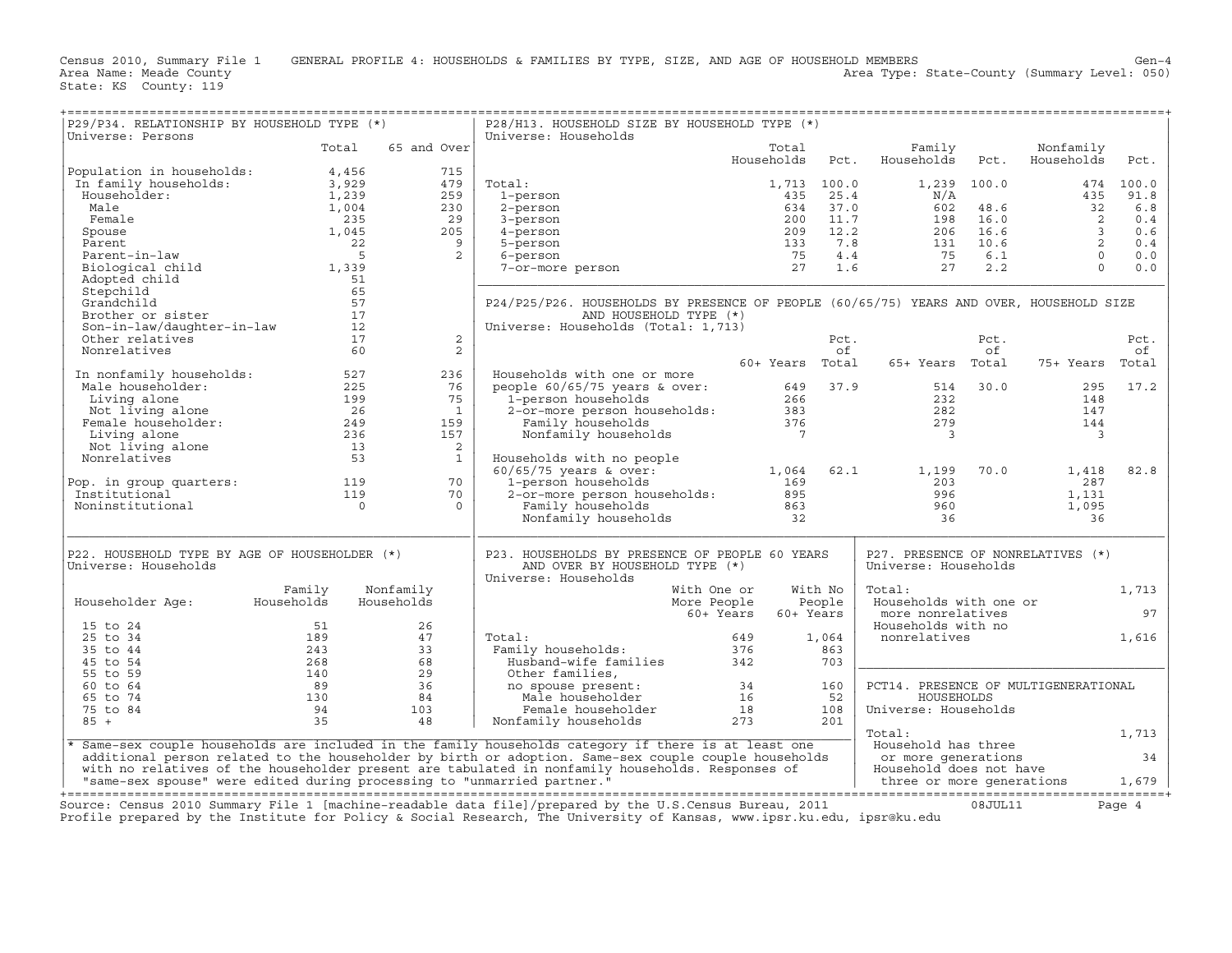Census 2010, Summary File 1 GENERAL PROFILE 4: HOUSEHOLDS & FAMILIES BY TYPE, SIZE, AND AGE OF HOUSEHOLD MEMBERS Gen-4
Area Name: Meade County Area Type: State-County (Summary Level: 050)
State: KS County: 119

## P29/P34. RELATIONSHIP BY HOUSEHOLD TYPE (*)

Universe: Persons

| | Total | 65 and Over |
|---|---|---|
| Population in households: | 4,456 | 715 |
| In family households: | 3,929 | 479 |
| Householder: | 1,239 | 259 |
| Male | 1,004 | 230 |
| Female | 235 | 29 |
| Spouse | 1,045 | 205 |
| Parent | 22 | 9 |
| Parent-in-law | 5 | 2 |
| Biological child | 1,339 | |
| Adopted child | 51 | |
| Stepchild | 65 | |
| Grandchild | 57 | |
| Brother or sister | 17 | |
| Son-in-law/daughter-in-law | 12 | |
| Other relatives | 17 | 2 |
| Nonrelatives | 60 | 2 |
| In nonfamily households: | 527 | 236 |
| Male householder: | 225 | 76 |
| Living alone | 199 | 75 |
| Not living alone | 26 | 1 |
| Female householder: | 249 | 159 |
| Living alone | 236 | 157 |
| Not living alone | 13 | 2 |
| Nonrelatives | 53 | 1 |
| Pop. in group quarters: | 119 | 70 |
| Institutional | 119 | 70 |
| Noninstitutional | 0 | 0 |

## P28/H13. HOUSEHOLD SIZE BY HOUSEHOLD TYPE (*)

Universe: Households

| | Total Households | Pct. | Family Households | Pct. | Nonfamily Households | Pct. |
|---|---|---|---|---|---|---|
| Total: | 1,713 | 100.0 | 1,239 | 100.0 | 474 | 100.0 |
| 1-person | 435 | 25.4 | N/A | | 435 | 91.8 |
| 2-person | 634 | 37.0 | 602 | 48.6 | 32 | 6.8 |
| 3-person | 200 | 11.7 | 198 | 16.0 | 2 | 0.4 |
| 4-person | 209 | 12.2 | 206 | 16.6 | 3 | 0.6 |
| 5-person | 133 | 7.8 | 131 | 10.6 | 2 | 0.4 |
| 6-person | 75 | 4.4 | 75 | 6.1 | 0 | 0.0 |
| 7-or-more person | 27 | 1.6 | 27 | 2.2 | 0 | 0.0 |

## P24/P25/P26. HOUSEHOLDS BY PRESENCE OF PEOPLE (60/65/75) YEARS AND OVER, HOUSEHOLD SIZE AND HOUSEHOLD TYPE (*)

Universe: Households (Total: 1,713)

| | 60+ Years | Pct. of Total | 65+ Years | Pct. of Total | 75+ Years | Pct. of Total |
|---|---|---|---|---|---|---|
| Households with one or more people 60/65/75 years & over: | 649 | 37.9 | 514 | 30.0 | 295 | 17.2 |
| 1-person households | 266 | | 232 | | 148 | |
| 2-or-more person households: | 383 | | 282 | | 147 | |
| Family households | 376 | | 279 | | 144 | |
| Nonfamily households | 7 | | 3 | | 3 | |
| Households with no people 60/65/75 years & over: | 1,064 | 62.1 | 1,199 | 70.0 | 1,418 | 82.8 |
| 1-person households | 169 | | 203 | | 287 | |
| 2-or-more person households: | 895 | | 996 | | 1,131 | |
| Family households | 863 | | 960 | | 1,095 | |
| Nonfamily households | 32 | | 36 | | 36 | |

## P22. HOUSEHOLD TYPE BY AGE OF HOUSEHOLDER (*)

Universe: Households

| Householder Age: | Family Households | Nonfamily Households |
|---|---|---|
| 15 to 24 | 51 | 26 |
| 25 to 34 | 189 | 47 |
| 35 to 44 | 243 | 33 |
| 45 to 54 | 268 | 68 |
| 55 to 59 | 140 | 29 |
| 60 to 64 | 89 | 36 |
| 65 to 74 | 130 | 84 |
| 75 to 84 | 94 | 103 |
| 85 + | 35 | 48 |

## P23. HOUSEHOLDS BY PRESENCE OF PEOPLE 60 YEARS AND OVER BY HOUSEHOLD TYPE (*)

Universe: Households

| | With One or More People 60+ Years | With No People 60+ Years |
|---|---|---|
| Total: | 649 | 1,064 |
| Family households: | 376 | 863 |
| Husband-wife families | 342 | 703 |
| Other families, no spouse present: | 34 | 160 |
| Male householder | 16 | 52 |
| Female householder | 18 | 108 |
| Nonfamily households | 273 | 201 |

## P27. PRESENCE OF NONRELATIVES (*)

Universe: Households

| | |
|---|---|
| Total: | 1,713 |
| Households with one or more nonrelatives | 97 |
| Households with no nonrelatives | 1,616 |

## PCT14. PRESENCE OF MULTIGENERATIONAL HOUSEHOLDS

Universe: Households

| | |
|---|---|
| Total: | 1,713 |
| Household has three or more generations | 34 |
| Household does not have three or more generations | 1,679 |

* Same-sex couple households are included in the family households category if there is at least one additional person related to the householder by birth or adoption. Same-sex couple couple households with no relatives of the householder present are tabulated in nonfamily households. Responses of "same-sex spouse" were edited during processing to "unmarried partner."

Source: Census 2010 Summary File 1 [machine-readable data file]/prepared by the U.S.Census Bureau, 2011 08JUL11
Profile prepared by the Institute for Policy & Social Research, The University of Kansas, www.ipsr.ku.edu, ipsr@ku.edu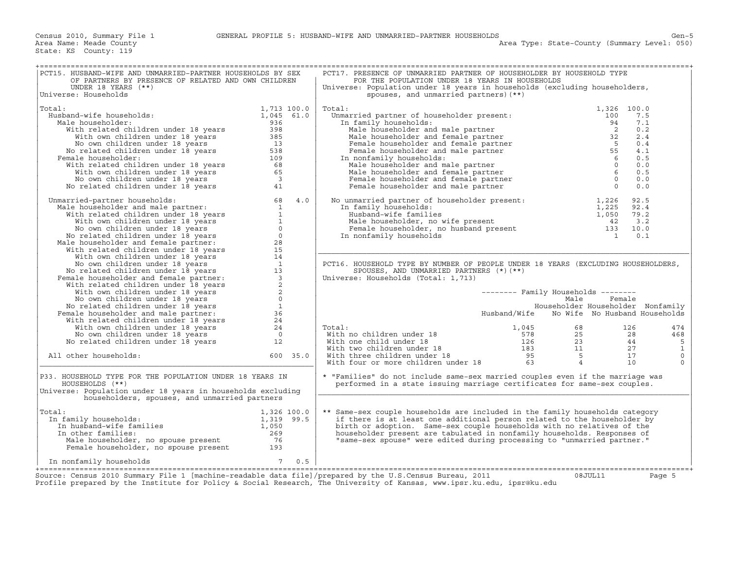Census 2010, Summary File 1 — GENERAL PROFILE 5: HUSBAND-WIFE AND UNMARRIED-PARTNER HOUSEHOLDS

Area Name: Meade County — Area Type: State-County (Summary Level: 050)

State: KS County: 119

## PCT15. HUSBAND-WIFE AND UNMARRIED-PARTNER HOUSEHOLDS BY SEX OF PARTNERS BY PRESENCE OF RELATED AND OWN CHILDREN UNDER 18 YEARS (**)

Universe: Households

| | Number | Percent |
|---|---|---|
| Total: | 1,713 | 100.0 |
| Husband-wife households: | 1,045 | 61.0 |
| Male householder: | 936 | |
| With related children under 18 years | 398 | |
| With own children under 18 years | 385 | |
| No own children under 18 years | 13 | |
| No related children under 18 years | 538 | |
| Female householder: | 109 | |
| With related children under 18 years | 68 | |
| With own children under 18 years | 65 | |
| No own children under 18 years | 3 | |
| No related children under 18 years | 41 | |
| Unmarried-partner households: | 68 | 4.0 |
| Male householder and male partner: | 1 | |
| With related children under 18 years | 1 | |
| With own children under 18 years | 1 | |
| No own children under 18 years | 0 | |
| No related children under 18 years | 0 | |
| Male householder and female partner: | 28 | |
| With related children under 18 years | 15 | |
| With own children under 18 years | 14 | |
| No own children under 18 years | 1 | |
| No related children under 18 years | 13 | |
| Female householder and female partner: | 3 | |
| With related children under 18 years | 2 | |
| With own children under 18 years | 2 | |
| No own children under 18 years | 0 | |
| No related children under 18 years | 1 | |
| Female householder and male partner: | 36 | |
| With related children under 18 years | 24 | |
| With own children under 18 years | 24 | |
| No own children under 18 years | 0 | |
| No related children under 18 years | 12 | |
| All other households: | 600 | 35.0 |

## P33. HOUSEHOLD TYPE FOR THE POPULATION UNDER 18 YEARS IN HOUSEHOLDS (**)

Universe: Population under 18 years in households excluding householders, spouses, and unmarried partners

| | Number | Percent |
|---|---|---|
| Total: | 1,326 | 100.0 |
| In family households: | 1,319 | 99.5 |
| In husband-wife families | 1,050 | |
| In other families: | 269 | |
| Male householder, no spouse present | 76 | |
| Female householder, no spouse present | 193 | |
| In nonfamily households | 7 | 0.5 |

## PCT17. PRESENCE OF UNMARRIED PARTNER OF HOUSEHOLDER BY HOUSEHOLD TYPE FOR THE POPULATION UNDER 18 YEARS IN HOUSEHOLDS

Universe: Population under 18 years in households (excluding householders, spouses, and unmarried partners)(**)

| | Number | Percent |
|---|---|---|
| Total: | 1,326 | 100.0 |
| Unmarried partner of householder present: | 100 | 7.5 |
| In family households: | 94 | 7.1 |
| Male householder and male partner | 2 | 0.2 |
| Male householder and female partner | 32 | 2.4 |
| Female householder and female partner | 5 | 0.4 |
| Female householder and male partner | 55 | 4.1 |
| In nonfamily households: | 6 | 0.5 |
| Male householder and male partner | 0 | 0.0 |
| Male householder and female partner | 6 | 0.5 |
| Female householder and female partner | 0 | 0.0 |
| Female householder and male partner | 0 | 0.0 |
| No unmarried partner of householder present: | 1,226 | 92.5 |
| In family households: | 1,225 | 92.4 |
| Husband-wife families | 1,050 | 79.2 |
| Male householder, no wife present | 42 | 3.2 |
| Female householder, no husband present | 133 | 10.0 |
| In nonfamily households | 1 | 0.1 |

## PCT16. HOUSEHOLD TYPE BY NUMBER OF PEOPLE UNDER 18 YEARS (EXCLUDING HOUSEHOLDERS, SPOUSES, AND UNMARRIED PARTNERS (*)(**)

Universe: Households (Total: 1,713)

| | Family Households: Husband/Wife | Family Households: Male Householder No Wife | Family Households: Female Householder No Husband | Nonfamily Households |
|---|---|---|---|---|
| Total: | 1,045 | 68 | 126 | 474 |
| With no children under 18 | 578 | 25 | 28 | 468 |
| With one child under 18 | 126 | 23 | 44 | 5 |
| With two children under 18 | 183 | 11 | 27 | 1 |
| With three children under 18 | 95 | 5 | 17 | 0 |
| With four or more children under 18 | 63 | 4 | 10 | 0 |

\* "Families" do not include same-sex married couples even if the marriage was performed in a state issuing marriage certificates for same-sex couples.

** Same-sex couple households are included in the family households category if there is at least one additional person related to the householder by birth or adoption. Same-sex couple households with no relatives of the householder present are tabulated in nonfamily households. Responses of "same-sex spouse" were edited during processing to "unmarried partner."

Source: Census 2010 Summary File 1 [machine-readable data file]/prepared by the U.S.Census Bureau, 2011 08JUL11

Profile prepared by the Institute for Policy & Social Research, The University of Kansas, www.ipsr.ku.edu, ipsr@ku.edu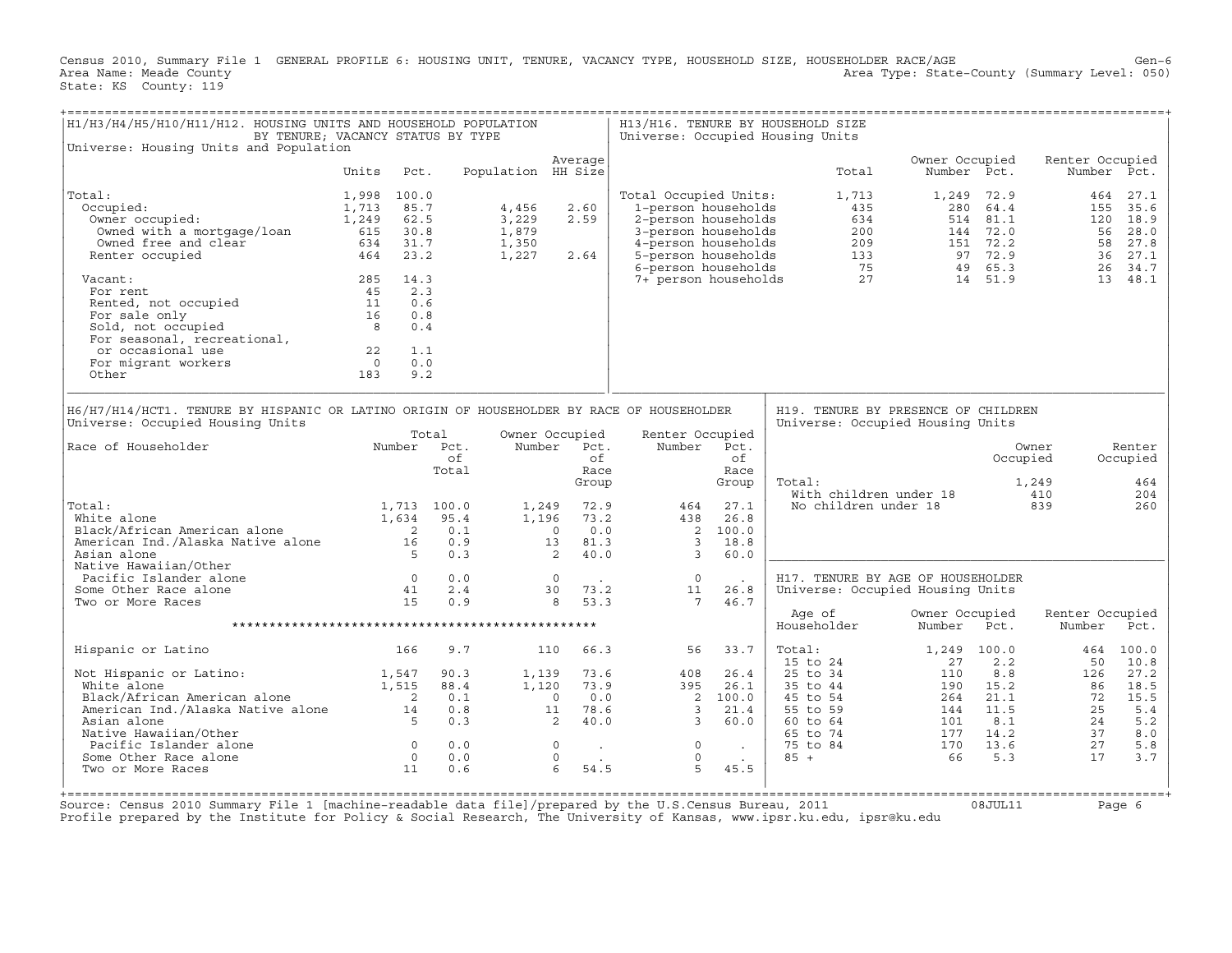Census 2010, Summary File 1 GENERAL PROFILE 6: HOUSING UNIT, TENURE, VACANCY TYPE, HOUSEHOLD SIZE, HOUSEHOLDER RACE/AGE

Area Name: Meade County — Area Type: State-County (Summary Level: 050)

State: KS County: 119

## H1/H3/H4/H5/H10/H11/H12. HOUSING UNITS AND HOUSEHOLD POPULATION BY TENURE; VACANCY STATUS BY TYPE

Universe: Housing Units and Population

| | Units | Pct. | Population | Average HH Size |
|---|---|---|---|---|
| Total: | 1,998 | 100.0 | | |
| Occupied: | 1,713 | 85.7 | 4,456 | 2.60 |
| Owner occupied: | 1,249 | 62.5 | 3,229 | 2.59 |
| Owned with a mortgage/loan | 615 | 30.8 | 1,879 | |
| Owned free and clear | 634 | 31.7 | 1,350 | |
| Renter occupied | 464 | 23.2 | 1,227 | 2.64 |
| Vacant: | 285 | 14.3 | | |
| For rent | 45 | 2.3 | | |
| Rented, not occupied | 11 | 0.6 | | |
| For sale only | 16 | 0.8 | | |
| Sold, not occupied | 8 | 0.4 | | |
| For seasonal, recreational, or occasional use | 22 | 1.1 | | |
| For migrant workers | 0 | 0.0 | | |
| Other | 183 | 9.2 | | |

## H13/H16. TENURE BY HOUSEHOLD SIZE

Universe: Occupied Housing Units

| | Total | Owner Occupied Number | Owner Occupied Pct. | Renter Occupied Number | Renter Occupied Pct. |
|---|---|---|---|---|---|
| Total Occupied Units: | 1,713 | 1,249 | 72.9 | 464 | 27.1 |
| 1-person households | 435 | 280 | 64.4 | 155 | 35.6 |
| 2-person households | 634 | 514 | 81.1 | 120 | 18.9 |
| 3-person households | 200 | 144 | 72.0 | 56 | 28.0 |
| 4-person households | 209 | 151 | 72.2 | 58 | 27.8 |
| 5-person households | 133 | 97 | 72.9 | 36 | 27.1 |
| 6-person households | 75 | 49 | 65.3 | 26 | 34.7 |
| 7+ person households | 27 | 14 | 51.9 | 13 | 48.1 |

## H6/H7/H14/HCT1. TENURE BY HISPANIC OR LATINO ORIGIN OF HOUSEHOLDER BY RACE OF HOUSEHOLDER

Universe: Occupied Housing Units

| Race of Householder | Total Number | Total Pct. of Total | Owner Occupied Number | Owner Occupied Pct. of Race Group | Renter Occupied Number | Renter Occupied Pct. of Race Group |
|---|---|---|---|---|---|---|
| Total: | 1,713 | 100.0 | 1,249 | 72.9 | 464 | 27.1 |
| White alone | 1,634 | 95.4 | 1,196 | 73.2 | 438 | 26.8 |
| Black/African American alone | 2 | 0.1 | 0 | 0.0 | 2 | 100.0 |
| American Ind./Alaska Native alone | 16 | 0.9 | 13 | 81.3 | 3 | 18.8 |
| Asian alone | 5 | 0.3 | 2 | 40.0 | 3 | 60.0 |
| Native Hawaiian/Other Pacific Islander alone | 0 | 0.0 | 0 | . | 0 | . |
| Some Other Race alone | 41 | 2.4 | 30 | 73.2 | 11 | 26.8 |
| Two or More Races | 15 | 0.9 | 8 | 53.3 | 7 | 46.7 |
| Hispanic or Latino | 166 | 9.7 | 110 | 66.3 | 56 | 33.7 |
| Not Hispanic or Latino: | 1,547 | 90.3 | 1,139 | 73.6 | 408 | 26.4 |
| White alone | 1,515 | 88.4 | 1,120 | 73.9 | 395 | 26.1 |
| Black/African American alone | 2 | 0.1 | 0 | 0.0 | 2 | 100.0 |
| American Ind./Alaska Native alone | 14 | 0.8 | 11 | 78.6 | 3 | 21.4 |
| Asian alone | 5 | 0.3 | 2 | 40.0 | 3 | 60.0 |
| Native Hawaiian/Other Pacific Islander alone | 0 | 0.0 | 0 | . | 0 | . |
| Some Other Race alone | 0 | 0.0 | 0 | . | 0 | . |
| Two or More Races | 11 | 0.6 | 6 | 54.5 | 5 | 45.5 |

## H19. TENURE BY PRESENCE OF CHILDREN

Universe: Occupied Housing Units

| | Owner Occupied | Renter Occupied |
|---|---|---|
| Total: | 1,249 | 464 |
| With children under 18 | 410 | 204 |
| No children under 18 | 839 | 260 |

## H17. TENURE BY AGE OF HOUSEHOLDER

Universe: Occupied Housing Units

| Age of Householder | Owner Occupied Number | Owner Occupied Pct. | Renter Occupied Number | Renter Occupied Pct. |
|---|---|---|---|---|
| Total: | 1,249 | 100.0 | 464 | 100.0 |
| 15 to 24 | 27 | 2.2 | 50 | 10.8 |
| 25 to 34 | 110 | 8.8 | 126 | 27.2 |
| 35 to 44 | 190 | 15.2 | 86 | 18.5 |
| 45 to 54 | 264 | 21.1 | 72 | 15.5 |
| 55 to 59 | 144 | 11.5 | 25 | 5.4 |
| 60 to 64 | 101 | 8.1 | 24 | 5.2 |
| 65 to 74 | 177 | 14.2 | 37 | 8.0 |
| 75 to 84 | 170 | 13.6 | 27 | 5.8 |
| 85 + | 66 | 5.3 | 17 | 3.7 |

Source: Census 2010 Summary File 1 [machine-readable data file]/prepared by the U.S.Census Bureau, 2011 08JUL11

Profile prepared by the Institute for Policy & Social Research, The University of Kansas, www.ipsr.ku.edu, ipsr@ku.edu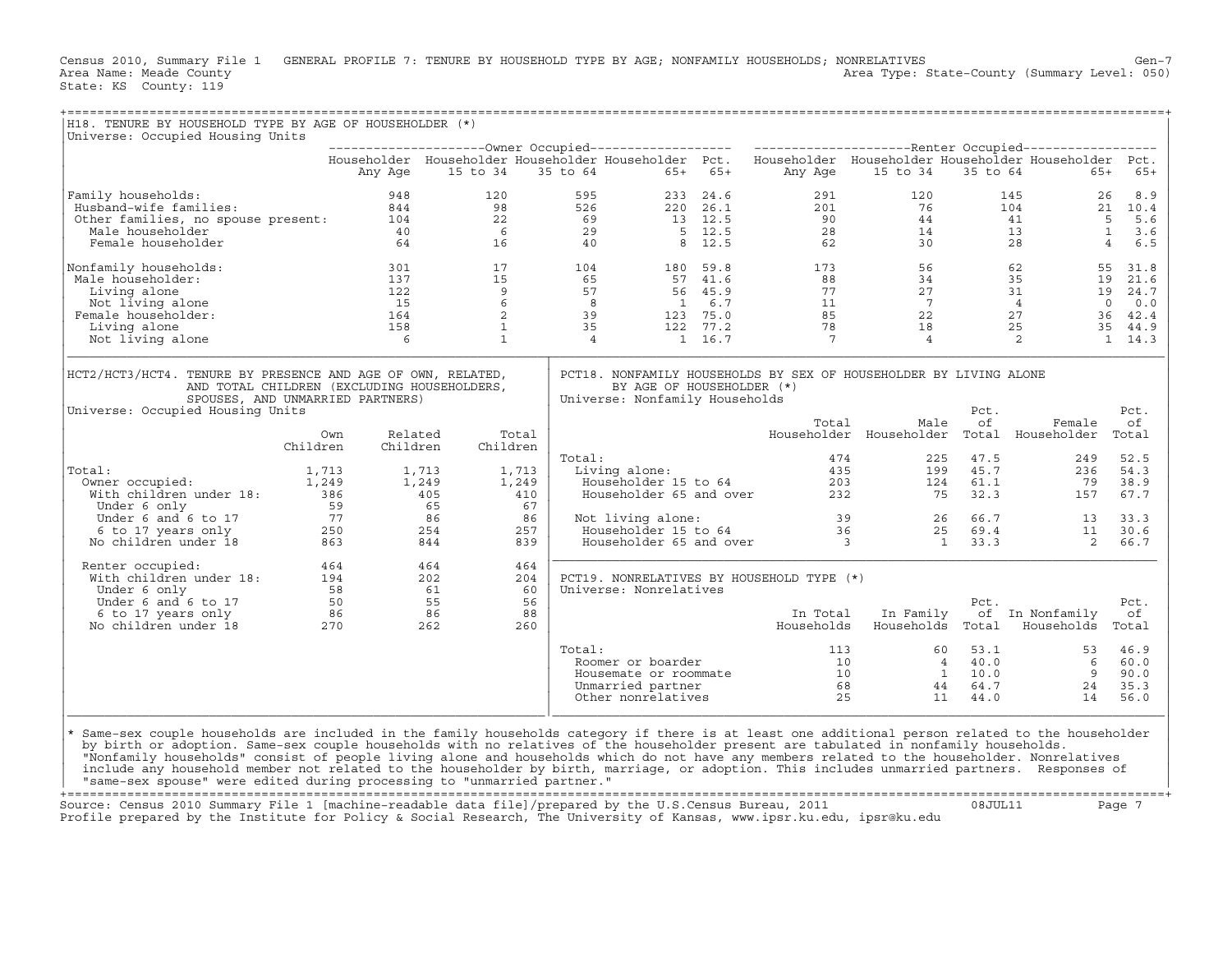Census 2010, Summary File 1 GENERAL PROFILE 7: TENURE BY HOUSEHOLD TYPE BY AGE; NONFAMILY HOUSEHOLDS; NONRELATIVES Gen-7
Area Name: Meade County Area Type: State-County (Summary Level: 050)
State: KS County: 119

## H18. TENURE BY HOUSEHOLD TYPE BY AGE OF HOUSEHOLDER (*)

Universe: Occupied Housing Units

| | Owner Occupied | | | | | Renter Occupied | | | | |
|---|---|---|---|---|---|---|---|---|---|---|
| | Householder Any Age | Householder 15 to 34 | Householder 35 to 64 | Householder 65+ | Pct. 65+ | Householder Any Age | Householder 15 to 34 | Householder 35 to 64 | Householder 65+ | Pct. 65+ |
| Family households: | 948 | 120 | 595 | 233 | 24.6 | 291 | 120 | 145 | 26 | 8.9 |
| Husband-wife families: | 844 | 98 | 526 | 220 | 26.1 | 201 | 76 | 104 | 21 | 10.4 |
| Other families, no spouse present: | 104 | 22 | 69 | 13 | 12.5 | 90 | 44 | 41 | 5 | 5.6 |
| Male householder | 40 | 6 | 29 | 5 | 12.5 | 28 | 14 | 13 | 1 | 3.6 |
| Female householder | 64 | 16 | 40 | 8 | 12.5 | 62 | 30 | 28 | 4 | 6.5 |
| Nonfamily households: | 301 | 17 | 104 | 180 | 59.8 | 173 | 56 | 62 | 55 | 31.8 |
| Male householder: | 137 | 15 | 65 | 57 | 41.6 | 88 | 34 | 35 | 19 | 21.6 |
| Living alone | 122 | 9 | 57 | 56 | 45.9 | 77 | 27 | 31 | 19 | 24.7 |
| Not living alone | 15 | 6 | 8 | 1 | 6.7 | 11 | 7 | 4 | 0 | 0.0 |
| Female householder: | 164 | 2 | 39 | 123 | 75.0 | 85 | 22 | 27 | 36 | 42.4 |
| Living alone | 158 | 1 | 35 | 122 | 77.2 | 78 | 18 | 25 | 35 | 44.9 |
| Not living alone | 6 | 1 | 4 | 1 | 16.7 | 7 | 4 | 2 | 1 | 14.3 |

## HCT2/HCT3/HCT4. TENURE BY PRESENCE AND AGE OF OWN, RELATED, AND TOTAL CHILDREN (EXCLUDING HOUSEHOLDERS, SPOUSES, AND UNMARRIED PARTNERS)

Universe: Occupied Housing Units

| | Own Children | Related Children | Total Children |
|---|---|---|---|
| Total: | 1,713 | 1,713 | 1,713 |
| Owner occupied: | 1,249 | 1,249 | 1,249 |
| With children under 18: | 386 | 405 | 410 |
| Under 6 only | 59 | 65 | 67 |
| Under 6 and 6 to 17 | 77 | 86 | 86 |
| 6 to 17 years only | 250 | 254 | 257 |
| No children under 18 | 863 | 844 | 839 |
| Renter occupied: | 464 | 464 | 464 |
| With children under 18: | 194 | 202 | 204 |
| Under 6 only | 58 | 61 | 60 |
| Under 6 and 6 to 17 | 50 | 55 | 56 |
| 6 to 17 years only | 86 | 86 | 88 |
| No children under 18 | 270 | 262 | 260 |

## PCT18. NONFAMILY HOUSEHOLDS BY SEX OF HOUSEHOLDER BY LIVING ALONE BY AGE OF HOUSEHOLDER (*)

Universe: Nonfamily Households

| | Total Householder | Male Householder | Pct. of Total | Female Householder | Pct. of Total |
|---|---|---|---|---|---|
| Total: | 474 | 225 | 47.5 | 249 | 52.5 |
| Living alone: | 435 | 199 | 45.7 | 236 | 54.3 |
| Householder 15 to 64 | 203 | 124 | 61.1 | 79 | 38.9 |
| Householder 65 and over | 232 | 75 | 32.3 | 157 | 67.7 |
| Not living alone: | 39 | 26 | 66.7 | 13 | 33.3 |
| Householder 15 to 64 | 36 | 25 | 69.4 | 11 | 30.6 |
| Householder 65 and over | 3 | 1 | 33.3 | 2 | 66.7 |

## PCT19. NONRELATIVES BY HOUSEHOLD TYPE (*)

Universe: Nonrelatives

| | In Total Households | In Family Households | Pct. of Total | In Nonfamily Households | Pct. of Total |
|---|---|---|---|---|---|
| Total: | 113 | 60 | 53.1 | 53 | 46.9 |
| Roomer or boarder | 10 | 4 | 40.0 | 6 | 60.0 |
| Housemate or roommate | 10 | 1 | 10.0 | 9 | 90.0 |
| Unmarried partner | 68 | 44 | 64.7 | 24 | 35.3 |
| Other nonrelatives | 25 | 11 | 44.0 | 14 | 56.0 |

* Same-sex couple households are included in the family households category if there is at least one additional person related to the householder by birth or adoption. Same-sex couple households with no relatives of the householder present are tabulated in nonfamily households. "Nonfamily households" consist of people living alone and households which do not have any members related to the householder. Nonrelatives include any household member not related to the householder by birth, marriage, or adoption. This includes unmarried partners. Responses of "same-sex spouse" were edited during processing to "unmarried partner."

Source: Census 2010 Summary File 1 [machine-readable data file]/prepared by the U.S.Census Bureau, 2011 08JUL11
Profile prepared by the Institute for Policy & Social Research, The University of Kansas, www.ipsr.ku.edu, ipsr@ku.edu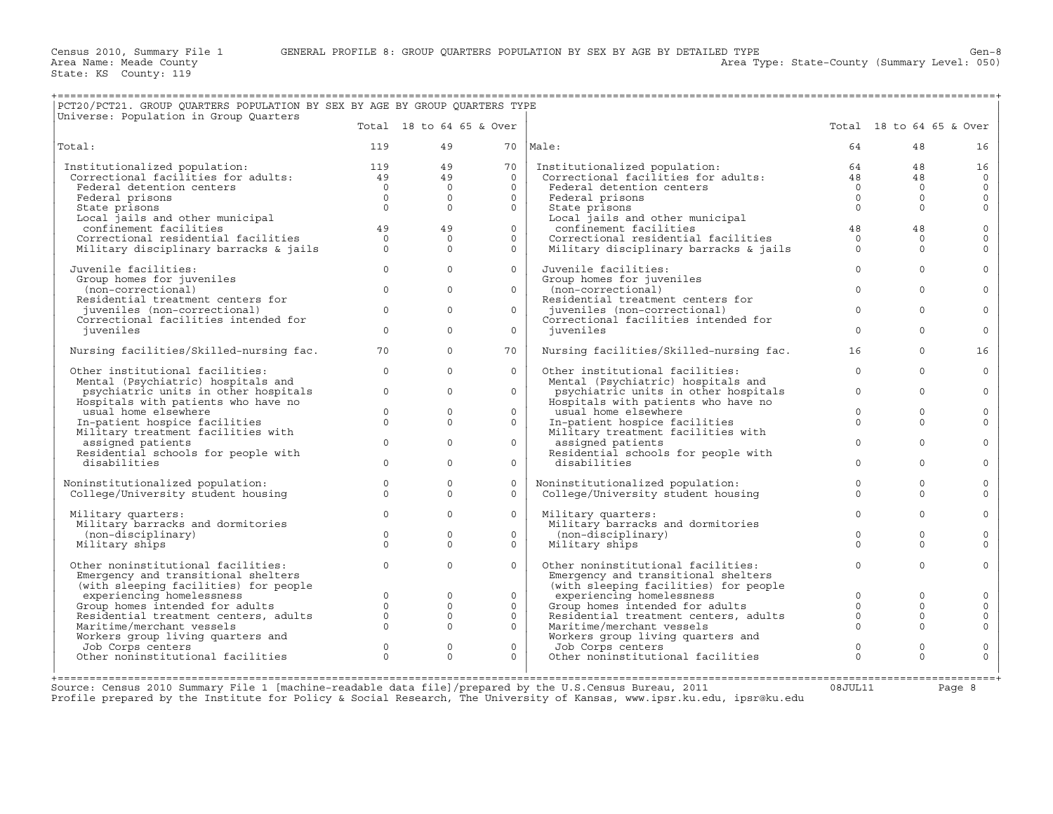Census 2010, Summary File 1 GENERAL PROFILE 8: GROUP QUARTERS POPULATION BY SEX BY AGE BY DETAILED TYPE
Area Name: Meade County
State: KS County: 119
Area Type: State-County (Summary Level: 050)

## PCT20/PCT21. GROUP QUARTERS POPULATION BY SEX BY AGE BY GROUP QUARTERS TYPE

Universe: Population in Group Quarters

| | Total | 18 to 64 | 65 & Over | | Total | 18 to 64 | 65 & Over |
|---|---|---|---|---|---|---|---|
| Total: | 119 | 49 | 70 | Male: | 64 | 48 | 16 |
| Institutionalized population: | 119 | 49 | 70 | Institutionalized population: | 64 | 48 | 16 |
| Correctional facilities for adults: | 49 | 49 | 0 | Correctional facilities for adults: | 48 | 48 | 0 |
| Federal detention centers | 0 | 0 | 0 | Federal detention centers | 0 | 0 | 0 |
| Federal prisons | 0 | 0 | 0 | Federal prisons | 0 | 0 | 0 |
| State prisons | 0 | 0 | 0 | State prisons | 0 | 0 | 0 |
| Local jails and other municipal confinement facilities | 49 | 49 | 0 | Local jails and other municipal confinement facilities | 48 | 48 | 0 |
| Correctional residential facilities | 0 | 0 | 0 | Correctional residential facilities | 0 | 0 | 0 |
| Military disciplinary barracks & jails | 0 | 0 | 0 | Military disciplinary barracks & jails | 0 | 0 | 0 |
| Juvenile facilities: | 0 | 0 | 0 | Juvenile facilities: | 0 | 0 | 0 |
| Group homes for juveniles (non-correctional) | 0 | 0 | 0 | Group homes for juveniles (non-correctional) | 0 | 0 | 0 |
| Residential treatment centers for juveniles (non-correctional) | 0 | 0 | 0 | Residential treatment centers for juveniles (non-correctional) | 0 | 0 | 0 |
| Correctional facilities intended for juveniles | 0 | 0 | 0 | Correctional facilities intended for juveniles | 0 | 0 | 0 |
| Nursing facilities/Skilled-nursing fac. | 70 | 0 | 70 | Nursing facilities/Skilled-nursing fac. | 16 | 0 | 16 |
| Other institutional facilities: | 0 | 0 | 0 | Other institutional facilities: | 0 | 0 | 0 |
| Mental (Psychiatric) hospitals and psychiatric units in other hospitals | 0 | 0 | 0 | Mental (Psychiatric) hospitals and psychiatric units in other hospitals | 0 | 0 | 0 |
| Hospitals with patients who have no usual home elsewhere | 0 | 0 | 0 | Hospitals with patients who have no usual home elsewhere | 0 | 0 | 0 |
| In-patient hospice facilities | 0 | 0 | 0 | In-patient hospice facilities | 0 | 0 | 0 |
| Military treatment facilities with assigned patients | 0 | 0 | 0 | Military treatment facilities with assigned patients | 0 | 0 | 0 |
| Residential schools for people with disabilities | 0 | 0 | 0 | Residential schools for people with disabilities | 0 | 0 | 0 |
| Noninstitutionalized population: | 0 | 0 | 0 | Noninstitutionalized population: | 0 | 0 | 0 |
| College/University student housing | 0 | 0 | 0 | College/University student housing | 0 | 0 | 0 |
| Military quarters: | 0 | 0 | 0 | Military quarters: | 0 | 0 | 0 |
| Military barracks and dormitories (non-disciplinary) | 0 | 0 | 0 | Military barracks and dormitories (non-disciplinary) | 0 | 0 | 0 |
| Military ships | 0 | 0 | 0 | Military ships | 0 | 0 | 0 |
| Other noninstitutional facilities: | 0 | 0 | 0 | Other noninstitutional facilities: | 0 | 0 | 0 |
| Emergency and transitional shelters (with sleeping facilities) for people experiencing homelessness | 0 | 0 | 0 | Emergency and transitional shelters (with sleeping facilities) for people experiencing homelessness | 0 | 0 | 0 |
| Group homes intended for adults | 0 | 0 | 0 | Group homes intended for adults | 0 | 0 | 0 |
| Residential treatment centers, adults | 0 | 0 | 0 | Residential treatment centers, adults | 0 | 0 | 0 |
| Maritime/merchant vessels | 0 | 0 | 0 | Maritime/merchant vessels | 0 | 0 | 0 |
| Workers group living quarters and Job Corps centers | 0 | 0 | 0 | Workers group living quarters and Job Corps centers | 0 | 0 | 0 |
| Other noninstitutional facilities | 0 | 0 | 0 | Other noninstitutional facilities | 0 | 0 | 0 |

Source: Census 2010 Summary File 1 [machine-readable data file]/prepared by the U.S.Census Bureau, 2011 08JUL11
Profile prepared by the Institute for Policy & Social Research, The University of Kansas, www.ipsr.ku.edu, ipsr@ku.edu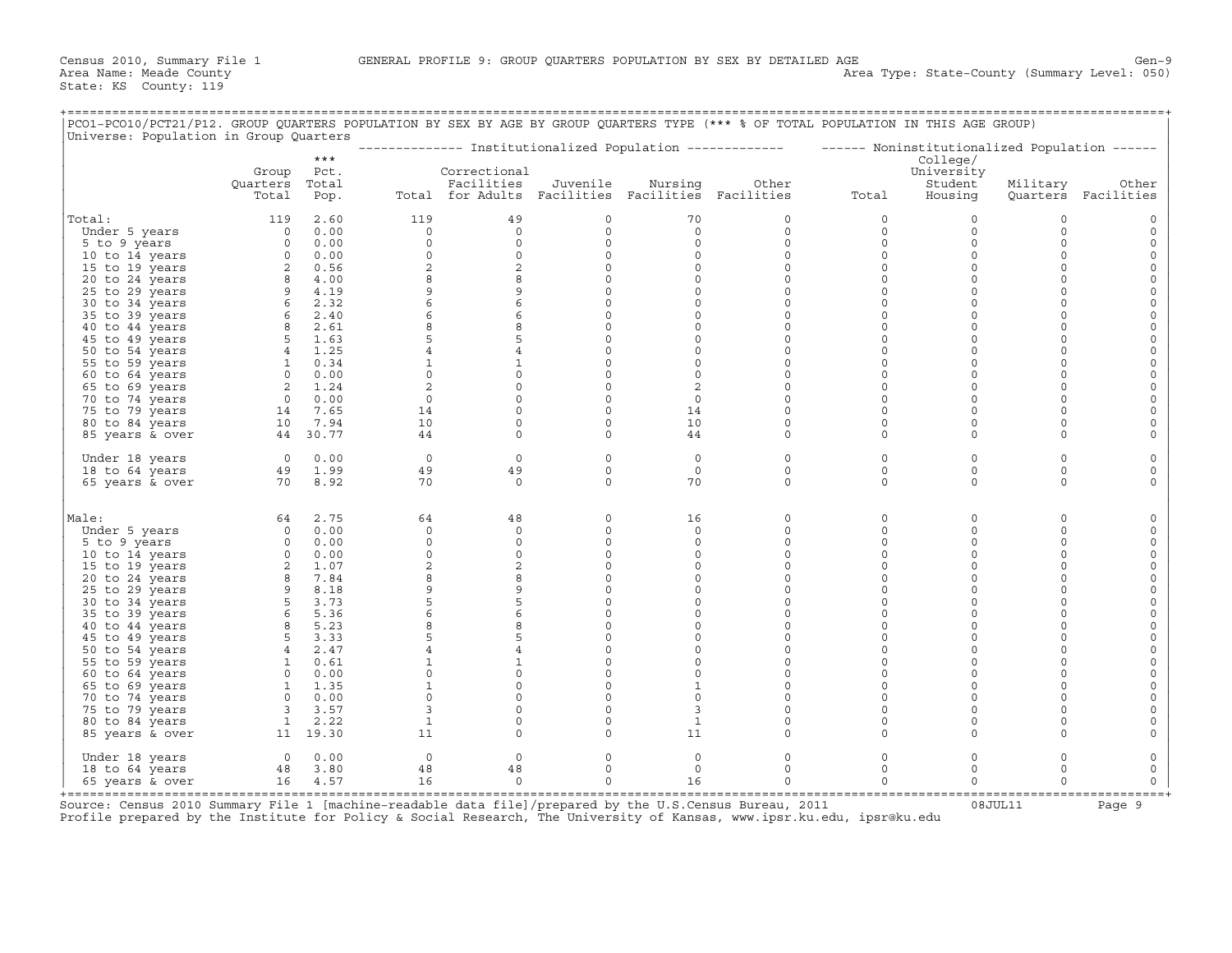Census 2010, Summary File 1 — GENERAL PROFILE 9: GROUP QUARTERS POPULATION BY SEX BY DETAILED AGE

Area Name: Meade County — Area Type: State-County (Summary Level: 050)

State: KS County: 119

PCO1-PCO10/PCT21/P12. GROUP QUARTERS POPULATION BY SEX BY AGE BY GROUP QUARTERS TYPE (*** % OF TOTAL POPULATION IN THIS AGE GROUP)

Universe: Population in Group Quarters

| | Group Quarters Total | *** Pct. Total Pop. | Institutionalized Population: Total | Correctional Facilities for Adults | Juvenile Facilities | Nursing Facilities | Other Facilities | Noninstitutionalized Population: Total | College/ University Student Housing | Military Quarters | Other Facilities |
|---|---|---|---|---|---|---|---|---|---|---|---|
| **Total:** | 119 | 2.60 | 119 | 49 | 0 | 70 | 0 | 0 | 0 | 0 | 0 |
| Under 5 years | 0 | 0.00 | 0 | 0 | 0 | 0 | 0 | 0 | 0 | 0 | 0 |
| 5 to 9 years | 0 | 0.00 | 0 | 0 | 0 | 0 | 0 | 0 | 0 | 0 | 0 |
| 10 to 14 years | 0 | 0.00 | 0 | 0 | 0 | 0 | 0 | 0 | 0 | 0 | 0 |
| 15 to 19 years | 2 | 0.56 | 2 | 2 | 0 | 0 | 0 | 0 | 0 | 0 | 0 |
| 20 to 24 years | 8 | 4.00 | 8 | 8 | 0 | 0 | 0 | 0 | 0 | 0 | 0 |
| 25 to 29 years | 9 | 4.19 | 9 | 9 | 0 | 0 | 0 | 0 | 0 | 0 | 0 |
| 30 to 34 years | 6 | 2.32 | 6 | 6 | 0 | 0 | 0 | 0 | 0 | 0 | 0 |
| 35 to 39 years | 6 | 2.40 | 6 | 6 | 0 | 0 | 0 | 0 | 0 | 0 | 0 |
| 40 to 44 years | 8 | 2.61 | 8 | 8 | 0 | 0 | 0 | 0 | 0 | 0 | 0 |
| 45 to 49 years | 5 | 1.63 | 5 | 5 | 0 | 0 | 0 | 0 | 0 | 0 | 0 |
| 50 to 54 years | 4 | 1.25 | 4 | 4 | 0 | 0 | 0 | 0 | 0 | 0 | 0 |
| 55 to 59 years | 1 | 0.34 | 1 | 1 | 0 | 0 | 0 | 0 | 0 | 0 | 0 |
| 60 to 64 years | 0 | 0.00 | 0 | 0 | 0 | 0 | 0 | 0 | 0 | 0 | 0 |
| 65 to 69 years | 2 | 1.24 | 2 | 0 | 0 | 2 | 0 | 0 | 0 | 0 | 0 |
| 70 to 74 years | 0 | 0.00 | 0 | 0 | 0 | 0 | 0 | 0 | 0 | 0 | 0 |
| 75 to 79 years | 14 | 7.65 | 14 | 0 | 0 | 14 | 0 | 0 | 0 | 0 | 0 |
| 80 to 84 years | 10 | 7.94 | 10 | 0 | 0 | 10 | 0 | 0 | 0 | 0 | 0 |
| 85 years & over | 44 | 30.77 | 44 | 0 | 0 | 44 | 0 | 0 | 0 | 0 | 0 |
| Under 18 years | 0 | 0.00 | 0 | 0 | 0 | 0 | 0 | 0 | 0 | 0 | 0 |
| 18 to 64 years | 49 | 1.99 | 49 | 49 | 0 | 0 | 0 | 0 | 0 | 0 | 0 |
| 65 years & over | 70 | 8.92 | 70 | 0 | 0 | 70 | 0 | 0 | 0 | 0 | 0 |
| **Male:** | 64 | 2.75 | 64 | 48 | 0 | 16 | 0 | 0 | 0 | 0 | 0 |
| Under 5 years | 0 | 0.00 | 0 | 0 | 0 | 0 | 0 | 0 | 0 | 0 | 0 |
| 5 to 9 years | 0 | 0.00 | 0 | 0 | 0 | 0 | 0 | 0 | 0 | 0 | 0 |
| 10 to 14 years | 0 | 0.00 | 0 | 0 | 0 | 0 | 0 | 0 | 0 | 0 | 0 |
| 15 to 19 years | 2 | 1.07 | 2 | 2 | 0 | 0 | 0 | 0 | 0 | 0 | 0 |
| 20 to 24 years | 8 | 7.84 | 8 | 8 | 0 | 0 | 0 | 0 | 0 | 0 | 0 |
| 25 to 29 years | 9 | 8.18 | 9 | 9 | 0 | 0 | 0 | 0 | 0 | 0 | 0 |
| 30 to 34 years | 5 | 3.73 | 5 | 5 | 0 | 0 | 0 | 0 | 0 | 0 | 0 |
| 35 to 39 years | 6 | 5.36 | 6 | 6 | 0 | 0 | 0 | 0 | 0 | 0 | 0 |
| 40 to 44 years | 8 | 5.23 | 8 | 8 | 0 | 0 | 0 | 0 | 0 | 0 | 0 |
| 45 to 49 years | 5 | 3.33 | 5 | 5 | 0 | 0 | 0 | 0 | 0 | 0 | 0 |
| 50 to 54 years | 4 | 2.47 | 4 | 4 | 0 | 0 | 0 | 0 | 0 | 0 | 0 |
| 55 to 59 years | 1 | 0.61 | 1 | 1 | 0 | 0 | 0 | 0 | 0 | 0 | 0 |
| 60 to 64 years | 0 | 0.00 | 0 | 0 | 0 | 0 | 0 | 0 | 0 | 0 | 0 |
| 65 to 69 years | 1 | 1.35 | 1 | 0 | 0 | 1 | 0 | 0 | 0 | 0 | 0 |
| 70 to 74 years | 0 | 0.00 | 0 | 0 | 0 | 0 | 0 | 0 | 0 | 0 | 0 |
| 75 to 79 years | 3 | 3.57 | 3 | 0 | 0 | 3 | 0 | 0 | 0 | 0 | 0 |
| 80 to 84 years | 1 | 2.22 | 1 | 0 | 0 | 1 | 0 | 0 | 0 | 0 | 0 |
| 85 years & over | 11 | 19.30 | 11 | 0 | 0 | 11 | 0 | 0 | 0 | 0 | 0 |
| Under 18 years | 0 | 0.00 | 0 | 0 | 0 | 0 | 0 | 0 | 0 | 0 | 0 |
| 18 to 64 years | 48 | 3.80 | 48 | 48 | 0 | 0 | 0 | 0 | 0 | 0 | 0 |
| 65 years & over | 16 | 4.57 | 16 | 0 | 0 | 16 | 0 | 0 | 0 | 0 | 0 |

Source: Census 2010 Summary File 1 [machine-readable data file]/prepared by the U.S.Census Bureau, 2011 08JUL11

Profile prepared by the Institute for Policy & Social Research, The University of Kansas, www.ipsr.ku.edu, ipsr@ku.edu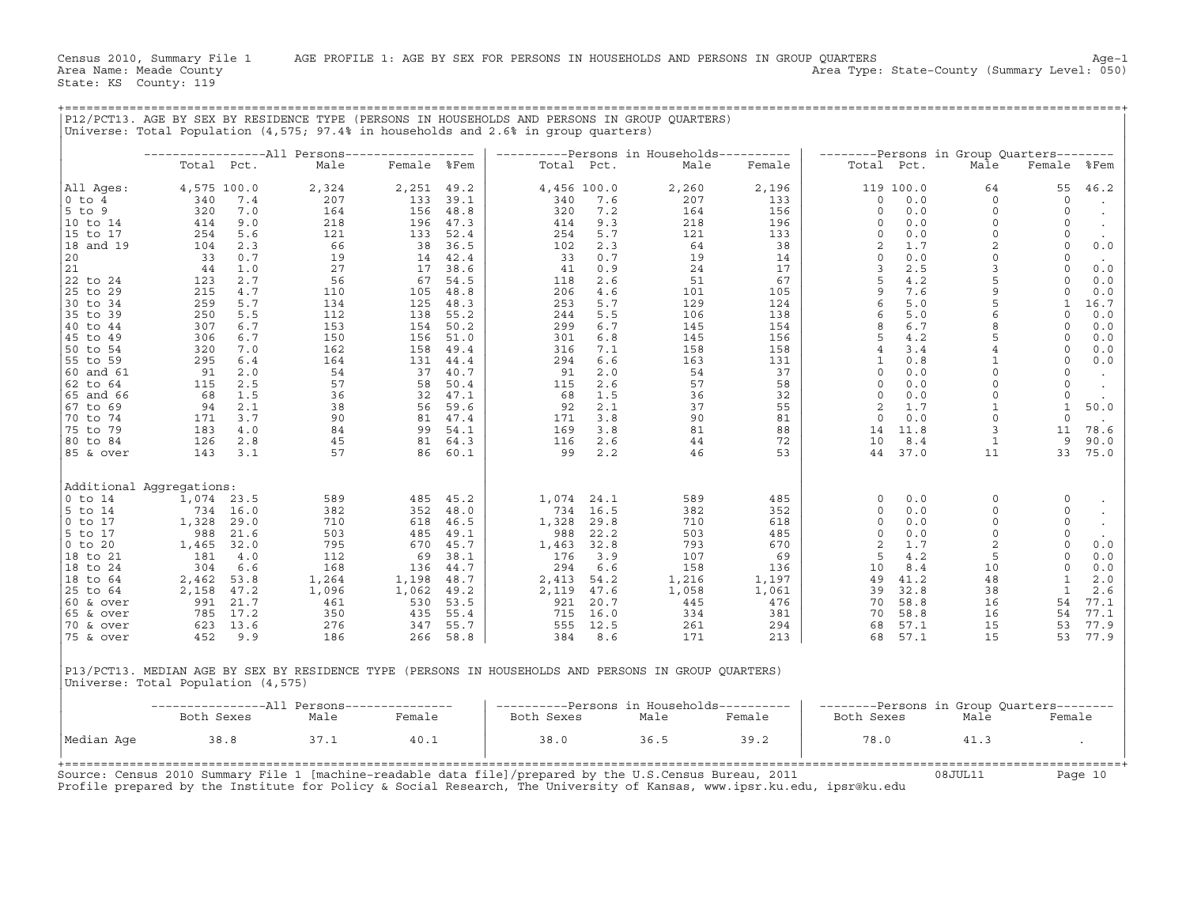Census 2010, Summary File 1 AGE PROFILE 1: AGE BY SEX FOR PERSONS IN HOUSEHOLDS AND PERSONS IN GROUP QUARTERS Age-1
Area Name: Meade County Area Type: State-County (Summary Level: 050)
State: KS County: 119

## P12/PCT13. AGE BY SEX BY RESIDENCE TYPE (PERSONS IN HOUSEHOLDS AND PERSONS IN GROUP QUARTERS)

Universe: Total Population (4,575; 97.4% in households and 2.6% in group quarters)

| | All Persons | | | | | Persons in Households | | | | Persons in Group Quarters | | | | |
|---|---|---|---|---|---|---|---|---|---|---|---|---|---|---|
| | Total | Pct. | Male | Female | %Fem | Total | Pct. | Male | Female | Total | Pct. | Male | Female | %Fem |
| All Ages: | 4,575 | 100.0 | 2,324 | 2,251 | 49.2 | 4,456 | 100.0 | 2,260 | 2,196 | 119 | 100.0 | 64 | 55 | 46.2 |
| 0 to 4 | 340 | 7.4 | 207 | 133 | 39.1 | 340 | 7.6 | 207 | 133 | 0 | 0.0 | 0 | 0 | . |
| 5 to 9 | 320 | 7.0 | 164 | 156 | 48.8 | 320 | 7.2 | 164 | 156 | 0 | 0.0 | 0 | 0 | . |
| 10 to 14 | 414 | 9.0 | 218 | 196 | 47.3 | 414 | 9.3 | 218 | 196 | 0 | 0.0 | 0 | 0 | . |
| 15 to 17 | 254 | 5.6 | 121 | 133 | 52.4 | 254 | 5.7 | 121 | 133 | 0 | 0.0 | 0 | 0 | . |
| 18 and 19 | 104 | 2.3 | 66 | 38 | 36.5 | 102 | 2.3 | 64 | 38 | 2 | 1.7 | 2 | 0 | 0.0 |
| 20 | 33 | 0.7 | 19 | 14 | 42.4 | 33 | 0.7 | 19 | 14 | 0 | 0.0 | 0 | 0 | . |
| 21 | 44 | 1.0 | 27 | 17 | 38.6 | 41 | 0.9 | 24 | 17 | 3 | 2.5 | 3 | 0 | 0.0 |
| 22 to 24 | 123 | 2.7 | 56 | 67 | 54.5 | 118 | 2.6 | 51 | 67 | 5 | 4.2 | 5 | 0 | 0.0 |
| 25 to 29 | 215 | 4.7 | 110 | 105 | 48.8 | 206 | 4.6 | 101 | 105 | 9 | 7.6 | 9 | 0 | 0.0 |
| 30 to 34 | 259 | 5.7 | 134 | 125 | 48.3 | 253 | 5.7 | 129 | 124 | 6 | 5.0 | 5 | 1 | 16.7 |
| 35 to 39 | 250 | 5.5 | 112 | 138 | 55.2 | 244 | 5.5 | 106 | 138 | 6 | 5.0 | 6 | 0 | 0.0 |
| 40 to 44 | 307 | 6.7 | 153 | 154 | 50.2 | 299 | 6.7 | 145 | 154 | 8 | 6.7 | 8 | 0 | 0.0 |
| 45 to 49 | 306 | 6.7 | 150 | 156 | 51.0 | 301 | 6.8 | 145 | 156 | 5 | 4.2 | 5 | 0 | 0.0 |
| 50 to 54 | 320 | 7.0 | 162 | 158 | 49.4 | 316 | 7.1 | 158 | 158 | 4 | 3.4 | 4 | 0 | 0.0 |
| 55 to 59 | 295 | 6.4 | 164 | 131 | 44.4 | 294 | 6.6 | 163 | 131 | 1 | 0.8 | 1 | 0 | 0.0 |
| 60 and 61 | 91 | 2.0 | 54 | 37 | 40.7 | 91 | 2.0 | 54 | 37 | 0 | 0.0 | 0 | 0 | . |
| 62 to 64 | 115 | 2.5 | 57 | 58 | 50.4 | 115 | 2.6 | 57 | 58 | 0 | 0.0 | 0 | 0 | . |
| 65 and 66 | 68 | 1.5 | 36 | 32 | 47.1 | 68 | 1.5 | 36 | 32 | 0 | 0.0 | 0 | 0 | . |
| 67 to 69 | 94 | 2.1 | 38 | 56 | 59.6 | 92 | 2.1 | 37 | 55 | 2 | 1.7 | 1 | 1 | 50.0 |
| 70 to 74 | 171 | 3.7 | 90 | 81 | 47.4 | 171 | 3.8 | 90 | 81 | 0 | 0.0 | 0 | 0 | . |
| 75 to 79 | 183 | 4.0 | 84 | 99 | 54.1 | 169 | 3.8 | 81 | 88 | 14 | 11.8 | 3 | 11 | 78.6 |
| 80 to 84 | 126 | 2.8 | 45 | 81 | 64.3 | 116 | 2.6 | 44 | 72 | 10 | 8.4 | 1 | 9 | 90.0 |
| 85 & over | 143 | 3.1 | 57 | 86 | 60.1 | 99 | 2.2 | 46 | 53 | 44 | 37.0 | 11 | 33 | 75.0 |
| Additional Aggregations: | | | | | | | | | | | | | | |
| 0 to 14 | 1,074 | 23.5 | 589 | 485 | 45.2 | 1,074 | 24.1 | 589 | 485 | 0 | 0.0 | 0 | 0 | . |
| 5 to 14 | 734 | 16.0 | 382 | 352 | 48.0 | 734 | 16.5 | 382 | 352 | 0 | 0.0 | 0 | 0 | . |
| 0 to 17 | 1,328 | 29.0 | 710 | 618 | 46.5 | 1,328 | 29.8 | 710 | 618 | 0 | 0.0 | 0 | 0 | . |
| 5 to 17 | 988 | 21.6 | 503 | 485 | 49.1 | 988 | 22.2 | 503 | 485 | 0 | 0.0 | 0 | 0 | . |
| 0 to 20 | 1,465 | 32.0 | 795 | 670 | 45.7 | 1,463 | 32.8 | 793 | 670 | 2 | 1.7 | 2 | 0 | 0.0 |
| 18 to 21 | 181 | 4.0 | 112 | 69 | 38.1 | 176 | 3.9 | 107 | 69 | 5 | 4.2 | 5 | 0 | 0.0 |
| 18 to 24 | 304 | 6.6 | 168 | 136 | 44.7 | 294 | 6.6 | 158 | 136 | 10 | 8.4 | 10 | 0 | 0.0 |
| 18 to 64 | 2,462 | 53.8 | 1,264 | 1,198 | 48.7 | 2,413 | 54.2 | 1,216 | 1,197 | 49 | 41.2 | 48 | 1 | 2.0 |
| 25 to 64 | 2,158 | 47.2 | 1,096 | 1,062 | 49.2 | 2,119 | 47.6 | 1,058 | 1,061 | 39 | 32.8 | 38 | 1 | 2.6 |
| 60 & over | 991 | 21.7 | 461 | 530 | 53.5 | 921 | 20.7 | 445 | 476 | 70 | 58.8 | 16 | 54 | 77.1 |
| 65 & over | 785 | 17.2 | 350 | 435 | 55.4 | 715 | 16.0 | 334 | 381 | 70 | 58.8 | 16 | 54 | 77.1 |
| 70 & over | 623 | 13.6 | 276 | 347 | 55.7 | 555 | 12.5 | 261 | 294 | 68 | 57.1 | 15 | 53 | 77.9 |
| 75 & over | 452 | 9.9 | 186 | 266 | 58.8 | 384 | 8.6 | 171 | 213 | 68 | 57.1 | 15 | 53 | 77.9 |

## P13/PCT13. MEDIAN AGE BY SEX BY RESIDENCE TYPE (PERSONS IN HOUSEHOLDS AND PERSONS IN GROUP QUARTERS)

Universe: Total Population (4,575)

| | All Persons | | | Persons in Households | | | Persons in Group Quarters | | |
|---|---|---|---|---|---|---|---|---|---|
| | Both Sexes | Male | Female | Both Sexes | Male | Female | Both Sexes | Male | Female |
| Median Age | 38.8 | 37.1 | 40.1 | 38.0 | 36.5 | 39.2 | 78.0 | 41.3 | . |

Source: Census 2010 Summary File 1 [machine-readable data file]/prepared by the U.S.Census Bureau, 2011 08JUL11
Profile prepared by the Institute for Policy & Social Research, The University of Kansas, www.ipsr.ku.edu, ipsr@ku.edu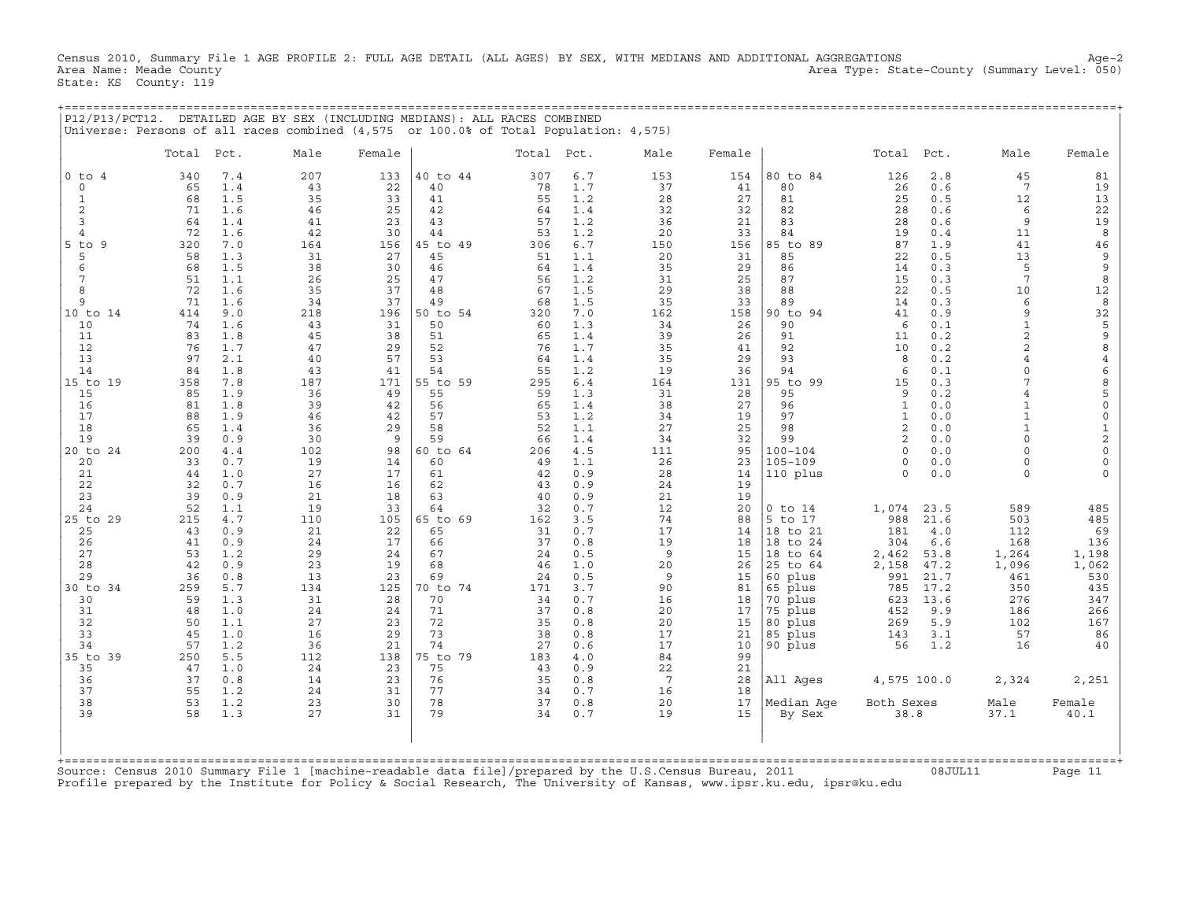Census 2010, Summary File 1 AGE PROFILE 2: FULL AGE DETAIL (ALL AGES) BY SEX, WITH MEDIANS AND ADDITIONAL AGGREGATIONS Age-2
Area Name: Meade County Area Type: State-County (Summary Level: 050)
State: KS County: 119

P12/P13/PCT12. DETAILED AGE BY SEX (INCLUDING MEDIANS): ALL RACES COMBINED
Universe: Persons of all races combined (4,575 or 100.0% of Total Population: 4,575)

| | Total | Pct. | Male | Female | | Total | Pct. | Male | Female | | Total | Pct. | Male | Female |
|---|---|---|---|---|---|---|---|---|---|---|---|---|---|---|
| 0 to 4 | 340 | 7.4 | 207 | 133 | 40 to 44 | 307 | 6.7 | 153 | 154 | 80 to 84 | 126 | 2.8 | 45 | 81 |
| 0 | 65 | 1.4 | 43 | 22 | 40 | 78 | 1.7 | 37 | 41 | 80 | 26 | 0.6 | 7 | 19 |
| 1 | 68 | 1.5 | 35 | 33 | 41 | 55 | 1.2 | 28 | 27 | 81 | 25 | 0.5 | 12 | 13 |
| 2 | 71 | 1.6 | 46 | 25 | 42 | 64 | 1.4 | 32 | 32 | 82 | 28 | 0.6 | 6 | 22 |
| 3 | 64 | 1.4 | 41 | 23 | 43 | 57 | 1.2 | 36 | 21 | 83 | 28 | 0.6 | 9 | 19 |
| 4 | 72 | 1.6 | 42 | 30 | 44 | 53 | 1.2 | 20 | 33 | 84 | 19 | 0.4 | 11 | 8 |
| 5 to 9 | 320 | 7.0 | 164 | 156 | 45 to 49 | 306 | 6.7 | 150 | 156 | 85 to 89 | 87 | 1.9 | 41 | 46 |
| 5 | 58 | 1.3 | 31 | 27 | 45 | 51 | 1.1 | 20 | 31 | 85 | 22 | 0.5 | 13 | 9 |
| 6 | 68 | 1.5 | 38 | 30 | 46 | 64 | 1.4 | 35 | 29 | 86 | 14 | 0.3 | 5 | 9 |
| 7 | 51 | 1.1 | 26 | 25 | 47 | 56 | 1.2 | 31 | 25 | 87 | 15 | 0.3 | 7 | 8 |
| 8 | 72 | 1.6 | 35 | 37 | 48 | 67 | 1.5 | 29 | 38 | 88 | 22 | 0.5 | 10 | 12 |
| 9 | 71 | 1.6 | 34 | 37 | 49 | 68 | 1.5 | 35 | 33 | 89 | 14 | 0.3 | 6 | 8 |
| 10 to 14 | 414 | 9.0 | 218 | 196 | 50 to 54 | 320 | 7.0 | 162 | 158 | 90 to 94 | 41 | 0.9 | 9 | 32 |
| 10 | 74 | 1.6 | 43 | 31 | 50 | 60 | 1.3 | 34 | 26 | 90 | 6 | 0.1 | 1 | 5 |
| 11 | 83 | 1.8 | 45 | 38 | 51 | 65 | 1.4 | 39 | 26 | 91 | 11 | 0.2 | 2 | 9 |
| 12 | 76 | 1.7 | 47 | 29 | 52 | 76 | 1.7 | 35 | 41 | 92 | 10 | 0.2 | 2 | 8 |
| 13 | 97 | 2.1 | 40 | 57 | 53 | 64 | 1.4 | 35 | 29 | 93 | 8 | 0.2 | 4 | 4 |
| 14 | 84 | 1.8 | 43 | 41 | 54 | 55 | 1.2 | 19 | 36 | 94 | 6 | 0.1 | 0 | 6 |
| 15 to 19 | 358 | 7.8 | 187 | 171 | 55 to 59 | 295 | 6.4 | 164 | 131 | 95 to 99 | 15 | 0.3 | 7 | 8 |
| 15 | 85 | 1.9 | 36 | 49 | 55 | 59 | 1.3 | 31 | 28 | 95 | 9 | 0.2 | 4 | 5 |
| 16 | 81 | 1.8 | 39 | 42 | 56 | 65 | 1.4 | 38 | 27 | 96 | 1 | 0.0 | 1 | 0 |
| 17 | 88 | 1.9 | 46 | 42 | 57 | 53 | 1.2 | 34 | 19 | 97 | 1 | 0.0 | 1 | 0 |
| 18 | 65 | 1.4 | 36 | 29 | 58 | 52 | 1.1 | 27 | 25 | 98 | 2 | 0.0 | 1 | 1 |
| 19 | 39 | 0.9 | 30 | 9 | 59 | 66 | 1.4 | 34 | 32 | 99 | 2 | 0.0 | 0 | 2 |
| 20 to 24 | 200 | 4.4 | 102 | 98 | 60 to 64 | 206 | 4.5 | 111 | 95 | 100-104 | 0 | 0.0 | 0 | 0 |
| 20 | 33 | 0.7 | 19 | 14 | 60 | 49 | 1.1 | 26 | 23 | 105-109 | 0 | 0.0 | 0 | 0 |
| 21 | 44 | 1.0 | 27 | 17 | 61 | 42 | 0.9 | 28 | 14 | 110 plus | 0 | 0.0 | 0 | 0 |
| 22 | 32 | 0.7 | 16 | 16 | 62 | 43 | 0.9 | 24 | 19 | | | | | |
| 23 | 39 | 0.9 | 21 | 18 | 63 | 40 | 0.9 | 21 | 19 | | | | | |
| 24 | 52 | 1.1 | 19 | 33 | 64 | 32 | 0.7 | 12 | 20 | 0 to 14 | 1,074 | 23.5 | 589 | 485 |
| 25 to 29 | 215 | 4.7 | 110 | 105 | 65 to 69 | 162 | 3.5 | 74 | 88 | 5 to 17 | 988 | 21.6 | 503 | 485 |
| 25 | 43 | 0.9 | 21 | 22 | 65 | 31 | 0.7 | 17 | 14 | 18 to 21 | 181 | 4.0 | 112 | 69 |
| 26 | 41 | 0.9 | 24 | 17 | 66 | 37 | 0.8 | 19 | 18 | 18 to 24 | 304 | 6.6 | 168 | 136 |
| 27 | 53 | 1.2 | 29 | 24 | 67 | 24 | 0.5 | 9 | 15 | 18 to 64 | 2,462 | 53.8 | 1,264 | 1,198 |
| 28 | 42 | 0.9 | 23 | 19 | 68 | 46 | 1.0 | 20 | 26 | 25 to 64 | 2,158 | 47.2 | 1,096 | 1,062 |
| 29 | 36 | 0.8 | 13 | 23 | 69 | 24 | 0.5 | 9 | 15 | 60 plus | 991 | 21.7 | 461 | 530 |
| 30 to 34 | 259 | 5.7 | 134 | 125 | 70 to 74 | 171 | 3.7 | 90 | 81 | 65 plus | 785 | 17.2 | 350 | 435 |
| 30 | 59 | 1.3 | 31 | 28 | 70 | 34 | 0.7 | 16 | 18 | 70 plus | 623 | 13.6 | 276 | 347 |
| 31 | 48 | 1.0 | 24 | 24 | 71 | 37 | 0.8 | 20 | 17 | 75 plus | 452 | 9.9 | 186 | 266 |
| 32 | 50 | 1.1 | 27 | 23 | 72 | 35 | 0.8 | 20 | 15 | 80 plus | 269 | 5.9 | 102 | 167 |
| 33 | 45 | 1.0 | 16 | 29 | 73 | 38 | 0.8 | 17 | 21 | 85 plus | 143 | 3.1 | 57 | 86 |
| 34 | 57 | 1.2 | 36 | 21 | 74 | 27 | 0.6 | 17 | 10 | 90 plus | 56 | 1.2 | 16 | 40 |
| 35 to 39 | 250 | 5.5 | 112 | 138 | 75 to 79 | 183 | 4.0 | 84 | 99 | | | | | |
| 35 | 47 | 1.0 | 24 | 23 | 75 | 43 | 0.9 | 22 | 21 | | | | | |
| 36 | 37 | 0.8 | 14 | 23 | 76 | 35 | 0.8 | 7 | 28 | All Ages | 4,575 | 100.0 | 2,324 | 2,251 |
| 37 | 55 | 1.2 | 24 | 31 | 77 | 34 | 0.7 | 16 | 18 | | | | | |
| 38 | 53 | 1.2 | 23 | 30 | 78 | 37 | 0.8 | 20 | 17 | Median Age | Both Sexes | | Male | Female |
| 39 | 58 | 1.3 | 27 | 31 | 79 | 34 | 0.7 | 19 | 15 | By Sex | 38.8 | | 37.1 | 40.1 |

Source: Census 2010 Summary File 1 [machine-readable data file]/prepared by the U.S.Census Bureau, 2011 08JUL11
Profile prepared by the Institute for Policy & Social Research, The University of Kansas, www.ipsr.ku.edu, ipsr@ku.edu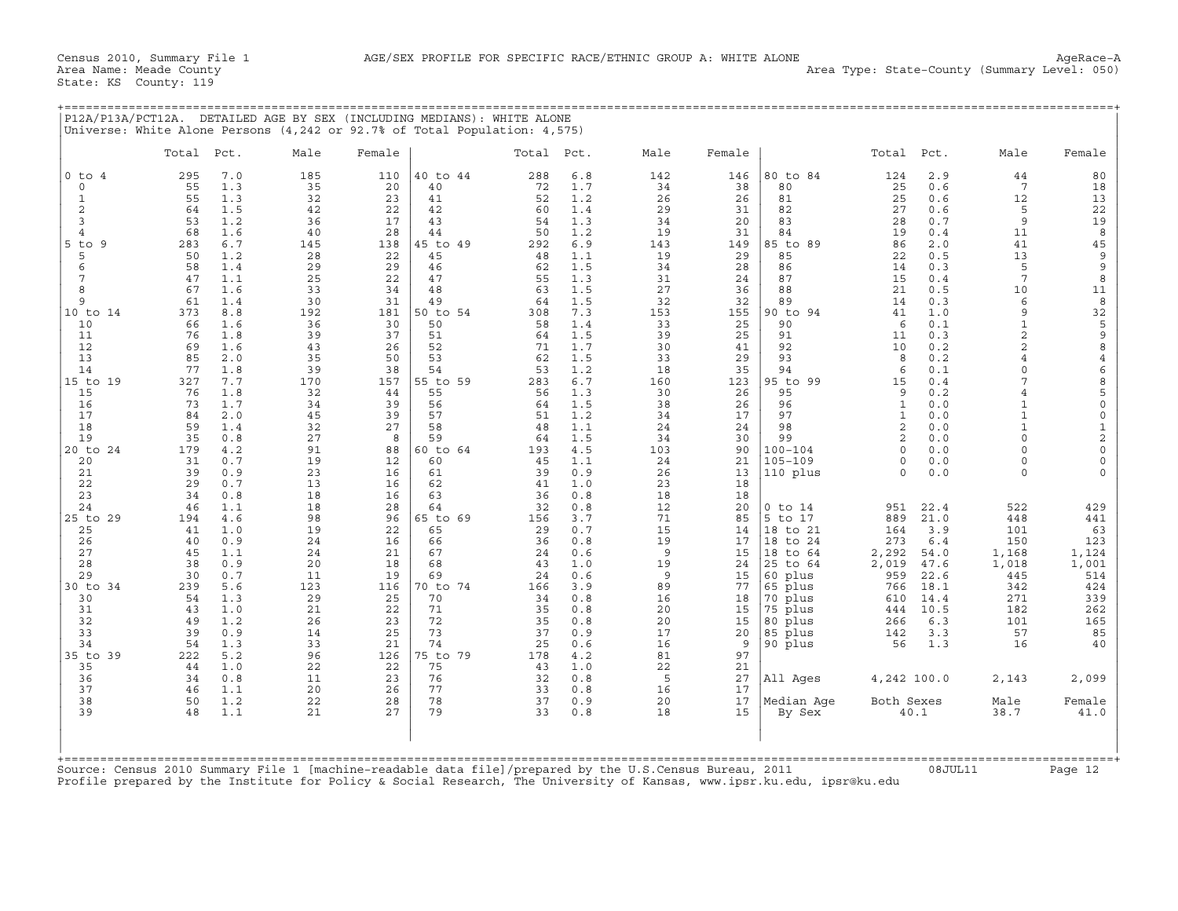Census 2010, Summary File 1 AGE/SEX PROFILE FOR SPECIFIC RACE/ETHNIC GROUP A: WHITE ALONE AgeRace-A
Area Name: Meade County Area Type: State-County (Summary Level: 050)
State: KS County: 119

## P12A/P13A/PCT12A. DETAILED AGE BY SEX (INCLUDING MEDIANS): WHITE ALONE

Universe: White Alone Persons (4,242 or 92.7% of Total Population: 4,575)

| | Total | Pct. | Male | Female | | Total | Pct. | Male | Female | | Total | Pct. | Male | Female |
|---|---|---|---|---|---|---|---|---|---|---|---|---|---|---|
| 0 to 4 | 295 | 7.0 | 185 | 110 | 40 to 44 | 288 | 6.8 | 142 | 146 | 80 to 84 | 124 | 2.9 | 44 | 80 |
| 0 | 55 | 1.3 | 35 | 20 | 40 | 72 | 1.7 | 34 | 38 | 80 | 25 | 0.6 | 7 | 18 |
| 1 | 55 | 1.3 | 32 | 23 | 41 | 52 | 1.2 | 26 | 26 | 81 | 25 | 0.6 | 12 | 13 |
| 2 | 64 | 1.5 | 42 | 22 | 42 | 60 | 1.4 | 29 | 31 | 82 | 27 | 0.6 | 5 | 22 |
| 3 | 53 | 1.2 | 36 | 17 | 43 | 54 | 1.3 | 34 | 20 | 83 | 28 | 0.7 | 9 | 19 |
| 4 | 68 | 1.6 | 40 | 28 | 44 | 50 | 1.2 | 19 | 31 | 84 | 19 | 0.4 | 11 | 8 |
| 5 to 9 | 283 | 6.7 | 145 | 138 | 45 to 49 | 292 | 6.9 | 143 | 149 | 85 to 89 | 86 | 2.0 | 41 | 45 |
| 5 | 50 | 1.2 | 28 | 22 | 45 | 48 | 1.1 | 19 | 29 | 85 | 22 | 0.5 | 13 | 9 |
| 6 | 58 | 1.4 | 29 | 29 | 46 | 62 | 1.5 | 34 | 28 | 86 | 14 | 0.3 | 5 | 9 |
| 7 | 47 | 1.1 | 25 | 22 | 47 | 55 | 1.3 | 31 | 24 | 87 | 15 | 0.4 | 7 | 8 |
| 8 | 67 | 1.6 | 33 | 34 | 48 | 63 | 1.5 | 27 | 36 | 88 | 21 | 0.5 | 10 | 11 |
| 9 | 61 | 1.4 | 30 | 31 | 49 | 64 | 1.5 | 32 | 32 | 89 | 14 | 0.3 | 6 | 8 |
| 10 to 14 | 373 | 8.8 | 192 | 181 | 50 to 54 | 308 | 7.3 | 153 | 155 | 90 to 94 | 41 | 1.0 | 9 | 32 |
| 10 | 66 | 1.6 | 36 | 30 | 50 | 58 | 1.4 | 33 | 25 | 90 | 6 | 0.1 | 1 | 5 |
| 11 | 76 | 1.8 | 39 | 37 | 51 | 64 | 1.5 | 39 | 25 | 91 | 11 | 0.3 | 2 | 9 |
| 12 | 69 | 1.6 | 43 | 26 | 52 | 71 | 1.7 | 30 | 41 | 92 | 10 | 0.2 | 2 | 8 |
| 13 | 85 | 2.0 | 35 | 50 | 53 | 62 | 1.5 | 33 | 29 | 93 | 8 | 0.2 | 4 | 4 |
| 14 | 77 | 1.8 | 39 | 38 | 54 | 53 | 1.2 | 18 | 35 | 94 | 6 | 0.1 | 0 | 6 |
| 15 to 19 | 327 | 7.7 | 170 | 157 | 55 to 59 | 283 | 6.7 | 160 | 123 | 95 to 99 | 15 | 0.4 | 7 | 8 |
| 15 | 76 | 1.8 | 32 | 44 | 55 | 56 | 1.3 | 30 | 26 | 95 | 9 | 0.2 | 4 | 5 |
| 16 | 73 | 1.7 | 34 | 39 | 56 | 64 | 1.5 | 38 | 26 | 96 | 1 | 0.0 | 1 | 0 |
| 17 | 84 | 2.0 | 45 | 39 | 57 | 51 | 1.2 | 34 | 17 | 97 | 1 | 0.0 | 1 | 0 |
| 18 | 59 | 1.4 | 32 | 27 | 58 | 48 | 1.1 | 24 | 24 | 98 | 2 | 0.0 | 1 | 1 |
| 19 | 35 | 0.8 | 27 | 8 | 59 | 64 | 1.5 | 34 | 30 | 99 | 2 | 0.0 | 0 | 2 |
| 20 to 24 | 179 | 4.2 | 91 | 88 | 60 to 64 | 193 | 4.5 | 103 | 90 | 100-104 | 0 | 0.0 | 0 | 0 |
| 20 | 31 | 0.7 | 19 | 12 | 60 | 45 | 1.1 | 24 | 21 | 105-109 | 0 | 0.0 | 0 | 0 |
| 21 | 39 | 0.9 | 23 | 16 | 61 | 39 | 0.9 | 26 | 13 | 110 plus | 0 | 0.0 | 0 | 0 |
| 22 | 29 | 0.7 | 13 | 16 | 62 | 41 | 1.0 | 23 | 18 | | | | | |
| 23 | 34 | 0.8 | 18 | 16 | 63 | 36 | 0.8 | 18 | 18 | | | | | |
| 24 | 46 | 1.1 | 18 | 28 | 64 | 32 | 0.8 | 12 | 20 | 0 to 14 | 951 | 22.4 | 522 | 429 |
| 25 to 29 | 194 | 4.6 | 98 | 96 | 65 to 69 | 156 | 3.7 | 71 | 85 | 5 to 17 | 889 | 21.0 | 448 | 441 |
| 25 | 41 | 1.0 | 19 | 22 | 65 | 29 | 0.7 | 15 | 14 | 18 to 21 | 164 | 3.9 | 101 | 63 |
| 26 | 40 | 0.9 | 24 | 16 | 66 | 36 | 0.8 | 19 | 17 | 18 to 24 | 273 | 6.4 | 150 | 123 |
| 27 | 45 | 1.1 | 24 | 21 | 67 | 24 | 0.6 | 9 | 15 | 18 to 64 | 2,292 | 54.0 | 1,168 | 1,124 |
| 28 | 38 | 0.9 | 20 | 18 | 68 | 43 | 1.0 | 19 | 24 | 25 to 64 | 2,019 | 47.6 | 1,018 | 1,001 |
| 29 | 30 | 0.7 | 11 | 19 | 69 | 24 | 0.6 | 9 | 15 | 60 plus | 959 | 22.6 | 445 | 514 |
| 30 to 34 | 239 | 5.6 | 123 | 116 | 70 to 74 | 166 | 3.9 | 89 | 77 | 65 plus | 766 | 18.1 | 342 | 424 |
| 30 | 54 | 1.3 | 29 | 25 | 70 | 34 | 0.8 | 16 | 18 | 70 plus | 610 | 14.4 | 271 | 339 |
| 31 | 43 | 1.0 | 21 | 22 | 71 | 35 | 0.8 | 20 | 15 | 75 plus | 444 | 10.5 | 182 | 262 |
| 32 | 49 | 1.2 | 26 | 23 | 72 | 35 | 0.8 | 20 | 15 | 80 plus | 266 | 6.3 | 101 | 165 |
| 33 | 39 | 0.9 | 14 | 25 | 73 | 37 | 0.9 | 17 | 20 | 85 plus | 142 | 3.3 | 57 | 85 |
| 34 | 54 | 1.3 | 33 | 21 | 74 | 25 | 0.6 | 16 | 9 | 90 plus | 56 | 1.3 | 16 | 40 |
| 35 to 39 | 222 | 5.2 | 96 | 126 | 75 to 79 | 178 | 4.2 | 81 | 97 | | | | | |
| 35 | 44 | 1.0 | 22 | 22 | 75 | 43 | 1.0 | 22 | 21 | | | | | |
| 36 | 34 | 0.8 | 11 | 23 | 76 | 32 | 0.8 | 5 | 27 | All Ages | 4,242 | 100.0 | 2,143 | 2,099 |
| 37 | 46 | 1.1 | 20 | 26 | 77 | 33 | 0.8 | 16 | 17 | | | | | |
| 38 | 50 | 1.2 | 22 | 28 | 78 | 37 | 0.9 | 20 | 17 | Median Age | Both Sexes | | Male | Female |
| 39 | 48 | 1.1 | 21 | 27 | 79 | 33 | 0.8 | 18 | 15 | By Sex | 40.1 | | 38.7 | 41.0 |

Source: Census 2010 Summary File 1 [machine-readable data file]/prepared by the U.S.Census Bureau, 2011 08JUL11
Profile prepared by the Institute for Policy & Social Research, The University of Kansas, www.ipsr.ku.edu, ipsr@ku.edu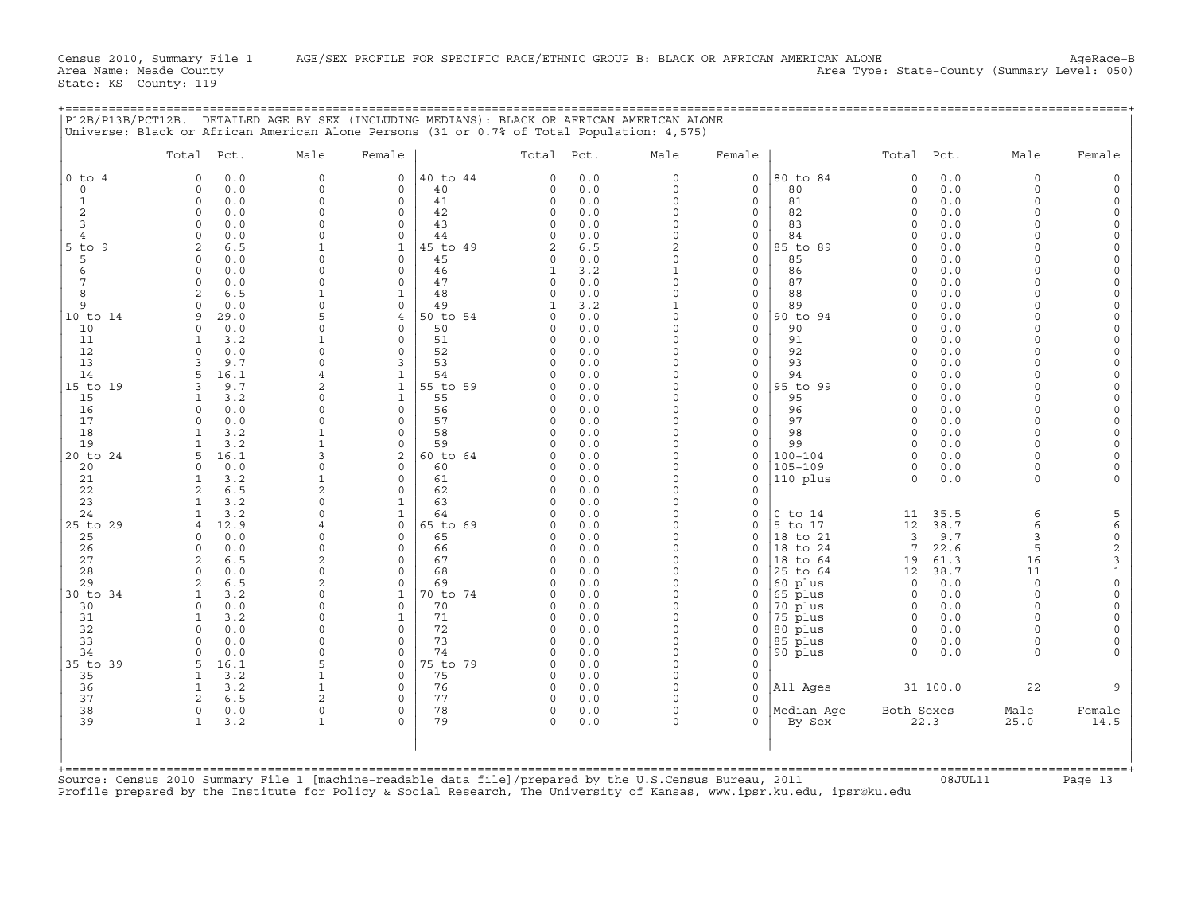Census 2010, Summary File 1 AGE/SEX PROFILE FOR SPECIFIC RACE/ETHNIC GROUP B: BLACK OR AFRICAN AMERICAN ALONE AgeRace-B
Area Name: Meade County Area Type: State-County (Summary Level: 050)
State: KS County: 119

P12B/P13B/PCT12B. DETAILED AGE BY SEX (INCLUDING MEDIANS): BLACK OR AFRICAN AMERICAN ALONE
Universe: Black or African American Alone Persons (31 or 0.7% of Total Population: 4,575)

| | Total | Pct. | Male | Female | | Total | Pct. | Male | Female | | Total | Pct. | Male | Female |
|---|---|---|---|---|---|---|---|---|---|---|---|---|---|---|
| 0 to 4 | 0 | 0.0 | 0 | 0 | 40 to 44 | 0 | 0.0 | 0 | 0 | 80 to 84 | 0 | 0.0 | 0 | 0 |
| 0 | 0 | 0.0 | 0 | 0 | 40 | 0 | 0.0 | 0 | 0 | 80 | 0 | 0.0 | 0 | 0 |
| 1 | 0 | 0.0 | 0 | 0 | 41 | 0 | 0.0 | 0 | 0 | 81 | 0 | 0.0 | 0 | 0 |
| 2 | 0 | 0.0 | 0 | 0 | 42 | 0 | 0.0 | 0 | 0 | 82 | 0 | 0.0 | 0 | 0 |
| 3 | 0 | 0.0 | 0 | 0 | 43 | 0 | 0.0 | 0 | 0 | 83 | 0 | 0.0 | 0 | 0 |
| 4 | 0 | 0.0 | 0 | 0 | 44 | 0 | 0.0 | 0 | 0 | 84 | 0 | 0.0 | 0 | 0 |
| 5 to 9 | 2 | 6.5 | 1 | 1 | 45 to 49 | 2 | 6.5 | 2 | 0 | 85 to 89 | 0 | 0.0 | 0 | 0 |
| 5 | 0 | 0.0 | 0 | 0 | 45 | 0 | 0.0 | 0 | 0 | 85 | 0 | 0.0 | 0 | 0 |
| 6 | 0 | 0.0 | 0 | 0 | 46 | 1 | 3.2 | 1 | 0 | 86 | 0 | 0.0 | 0 | 0 |
| 7 | 0 | 0.0 | 0 | 0 | 47 | 0 | 0.0 | 0 | 0 | 87 | 0 | 0.0 | 0 | 0 |
| 8 | 2 | 6.5 | 1 | 1 | 48 | 0 | 0.0 | 0 | 0 | 88 | 0 | 0.0 | 0 | 0 |
| 9 | 0 | 0.0 | 0 | 0 | 49 | 1 | 3.2 | 1 | 0 | 89 | 0 | 0.0 | 0 | 0 |
| 10 to 14 | 9 | 29.0 | 5 | 4 | 50 to 54 | 0 | 0.0 | 0 | 0 | 90 to 94 | 0 | 0.0 | 0 | 0 |
| 10 | 0 | 0.0 | 0 | 0 | 50 | 0 | 0.0 | 0 | 0 | 90 | 0 | 0.0 | 0 | 0 |
| 11 | 1 | 3.2 | 1 | 0 | 51 | 0 | 0.0 | 0 | 0 | 91 | 0 | 0.0 | 0 | 0 |
| 12 | 0 | 0.0 | 0 | 0 | 52 | 0 | 0.0 | 0 | 0 | 92 | 0 | 0.0 | 0 | 0 |
| 13 | 3 | 9.7 | 0 | 3 | 53 | 0 | 0.0 | 0 | 0 | 93 | 0 | 0.0 | 0 | 0 |
| 14 | 5 | 16.1 | 4 | 1 | 54 | 0 | 0.0 | 0 | 0 | 94 | 0 | 0.0 | 0 | 0 |
| 15 to 19 | 3 | 9.7 | 2 | 1 | 55 to 59 | 0 | 0.0 | 0 | 0 | 95 to 99 | 0 | 0.0 | 0 | 0 |
| 15 | 1 | 3.2 | 0 | 1 | 55 | 0 | 0.0 | 0 | 0 | 95 | 0 | 0.0 | 0 | 0 |
| 16 | 0 | 0.0 | 0 | 0 | 56 | 0 | 0.0 | 0 | 0 | 96 | 0 | 0.0 | 0 | 0 |
| 17 | 0 | 0.0 | 0 | 0 | 57 | 0 | 0.0 | 0 | 0 | 97 | 0 | 0.0 | 0 | 0 |
| 18 | 1 | 3.2 | 1 | 0 | 58 | 0 | 0.0 | 0 | 0 | 98 | 0 | 0.0 | 0 | 0 |
| 19 | 1 | 3.2 | 1 | 0 | 59 | 0 | 0.0 | 0 | 0 | 99 | 0 | 0.0 | 0 | 0 |
| 20 to 24 | 5 | 16.1 | 3 | 2 | 60 to 64 | 0 | 0.0 | 0 | 0 | 100-104 | 0 | 0.0 | 0 | 0 |
| 20 | 0 | 0.0 | 0 | 0 | 60 | 0 | 0.0 | 0 | 0 | 105-109 | 0 | 0.0 | 0 | 0 |
| 21 | 1 | 3.2 | 1 | 0 | 61 | 0 | 0.0 | 0 | 0 | 110 plus | 0 | 0.0 | 0 | 0 |
| 22 | 2 | 6.5 | 2 | 0 | 62 | 0 | 0.0 | 0 | 0 | | | | | |
| 23 | 1 | 3.2 | 0 | 1 | 63 | 0 | 0.0 | 0 | 0 | | | | | |
| 24 | 1 | 3.2 | 0 | 1 | 64 | 0 | 0.0 | 0 | 0 | 0 to 14 | 11 | 35.5 | 6 | 5 |
| 25 to 29 | 4 | 12.9 | 4 | 0 | 65 to 69 | 0 | 0.0 | 0 | 0 | 5 to 17 | 12 | 38.7 | 6 | 6 |
| 25 | 0 | 0.0 | 0 | 0 | 65 | 0 | 0.0 | 0 | 0 | 18 to 21 | 3 | 9.7 | 3 | 0 |
| 26 | 0 | 0.0 | 0 | 0 | 66 | 0 | 0.0 | 0 | 0 | 18 to 24 | 7 | 22.6 | 5 | 2 |
| 27 | 2 | 6.5 | 2 | 0 | 67 | 0 | 0.0 | 0 | 0 | 18 to 64 | 19 | 61.3 | 16 | 3 |
| 28 | 0 | 0.0 | 0 | 0 | 68 | 0 | 0.0 | 0 | 0 | 25 to 64 | 12 | 38.7 | 11 | 1 |
| 29 | 2 | 6.5 | 2 | 0 | 69 | 0 | 0.0 | 0 | 0 | 60 plus | 0 | 0.0 | 0 | 0 |
| 30 to 34 | 1 | 3.2 | 0 | 1 | 70 to 74 | 0 | 0.0 | 0 | 0 | 65 plus | 0 | 0.0 | 0 | 0 |
| 30 | 0 | 0.0 | 0 | 0 | 70 | 0 | 0.0 | 0 | 0 | 70 plus | 0 | 0.0 | 0 | 0 |
| 31 | 1 | 3.2 | 0 | 1 | 71 | 0 | 0.0 | 0 | 0 | 75 plus | 0 | 0.0 | 0 | 0 |
| 32 | 0 | 0.0 | 0 | 0 | 72 | 0 | 0.0 | 0 | 0 | 80 plus | 0 | 0.0 | 0 | 0 |
| 33 | 0 | 0.0 | 0 | 0 | 73 | 0 | 0.0 | 0 | 0 | 85 plus | 0 | 0.0 | 0 | 0 |
| 34 | 0 | 0.0 | 0 | 0 | 74 | 0 | 0.0 | 0 | 0 | 90 plus | 0 | 0.0 | 0 | 0 |
| 35 to 39 | 5 | 16.1 | 5 | 0 | 75 to 79 | 0 | 0.0 | 0 | 0 | | | | | |
| 35 | 1 | 3.2 | 1 | 0 | 75 | 0 | 0.0 | 0 | 0 | | | | | |
| 36 | 1 | 3.2 | 1 | 0 | 76 | 0 | 0.0 | 0 | 0 | All Ages | 31 | 100.0 | 22 | 9 |
| 37 | 2 | 6.5 | 2 | 0 | 77 | 0 | 0.0 | 0 | 0 | | | | | |
| 38 | 0 | 0.0 | 0 | 0 | 78 | 0 | 0.0 | 0 | 0 | Median Age | Both Sexes | | Male | Female |
| 39 | 1 | 3.2 | 1 | 0 | 79 | 0 | 0.0 | 0 | 0 | By Sex | 22.3 | | 25.0 | 14.5 |

Source: Census 2010 Summary File 1 [machine-readable data file]/prepared by the U.S.Census Bureau, 2011 08JUL11
Profile prepared by the Institute for Policy & Social Research, The University of Kansas, www.ipsr.ku.edu, ipsr@ku.edu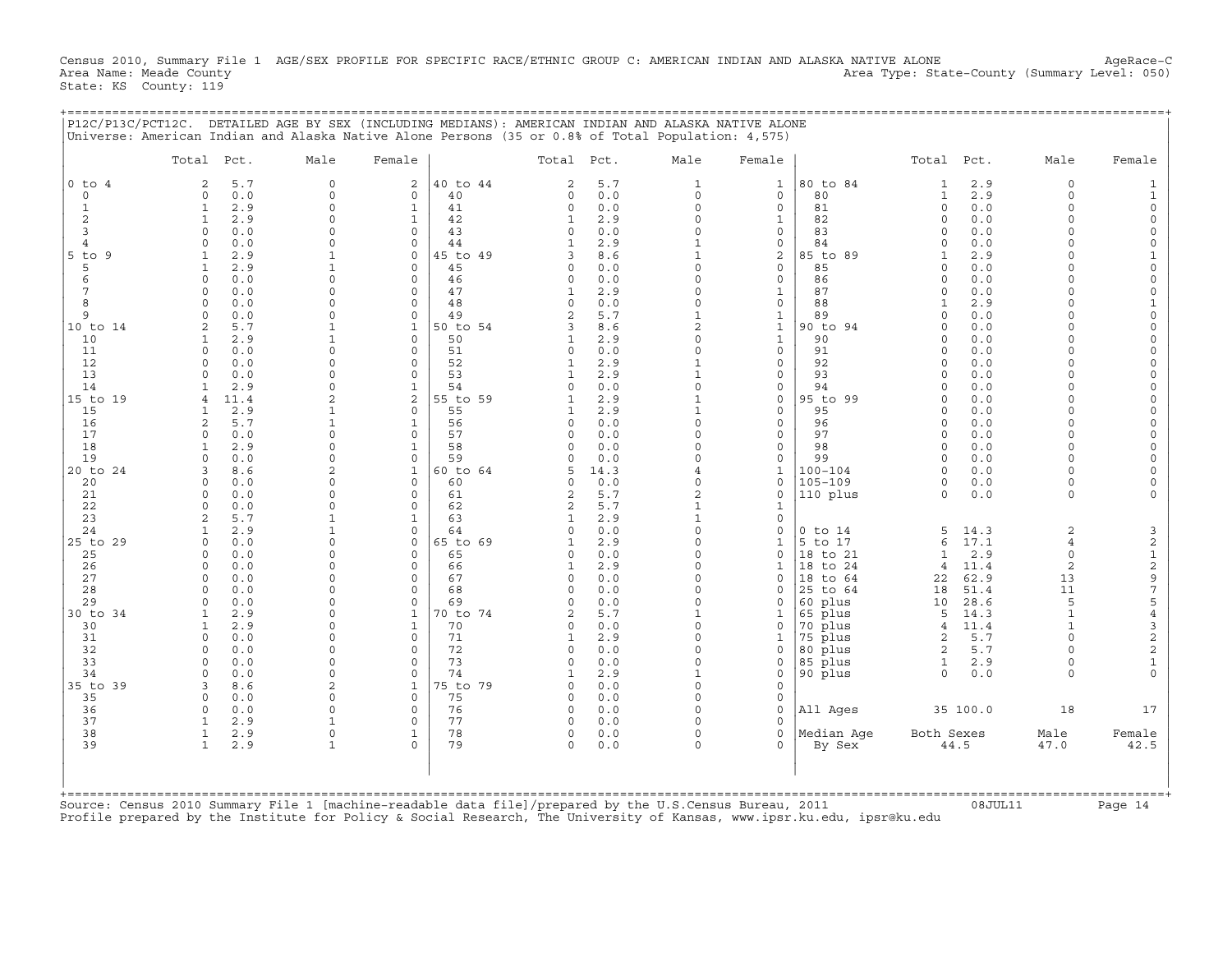Census 2010, Summary File 1 AGE/SEX PROFILE FOR SPECIFIC RACE/ETHNIC GROUP C: AMERICAN INDIAN AND ALASKA NATIVE ALONE AgeRace-C
Area Name: Meade County Area Type: State-County (Summary Level: 050)
State: KS County: 119

## P12C/P13C/PCT12C. DETAILED AGE BY SEX (INCLUDING MEDIANS): AMERICAN INDIAN AND ALASKA NATIVE ALONE

Universe: American Indian and Alaska Native Alone Persons (35 or 0.8% of Total Population: 4,575)

| | Total | Pct. | Male | Female | | Total | Pct. | Male | Female | | Total | Pct. | Male | Female |
|---|---|---|---|---|---|---|---|---|---|---|---|---|---|---|
| 0 to 4 | 2 | 5.7 | 0 | 2 | 40 to 44 | 2 | 5.7 | 1 | 1 | 80 to 84 | 1 | 2.9 | 0 | 1 |
| 0 | 0 | 0.0 | 0 | 0 | 40 | 0 | 0.0 | 0 | 0 | 80 | 1 | 2.9 | 0 | 1 |
| 1 | 1 | 2.9 | 0 | 1 | 41 | 0 | 0.0 | 0 | 0 | 81 | 0 | 0.0 | 0 | 0 |
| 2 | 1 | 2.9 | 0 | 1 | 42 | 1 | 2.9 | 0 | 1 | 82 | 0 | 0.0 | 0 | 0 |
| 3 | 0 | 0.0 | 0 | 0 | 43 | 0 | 0.0 | 0 | 0 | 83 | 0 | 0.0 | 0 | 0 |
| 4 | 0 | 0.0 | 0 | 0 | 44 | 1 | 2.9 | 1 | 0 | 84 | 0 | 0.0 | 0 | 0 |
| 5 to 9 | 1 | 2.9 | 1 | 0 | 45 to 49 | 3 | 8.6 | 1 | 2 | 85 to 89 | 1 | 2.9 | 0 | 1 |
| 5 | 1 | 2.9 | 1 | 0 | 45 | 0 | 0.0 | 0 | 0 | 85 | 0 | 0.0 | 0 | 0 |
| 6 | 0 | 0.0 | 0 | 0 | 46 | 0 | 0.0 | 0 | 0 | 86 | 0 | 0.0 | 0 | 0 |
| 7 | 0 | 0.0 | 0 | 0 | 47 | 1 | 2.9 | 0 | 1 | 87 | 0 | 0.0 | 0 | 0 |
| 8 | 0 | 0.0 | 0 | 0 | 48 | 0 | 0.0 | 0 | 0 | 88 | 1 | 2.9 | 0 | 1 |
| 9 | 0 | 0.0 | 0 | 0 | 49 | 2 | 5.7 | 1 | 1 | 89 | 0 | 0.0 | 0 | 0 |
| 10 to 14 | 2 | 5.7 | 1 | 1 | 50 to 54 | 3 | 8.6 | 2 | 1 | 90 to 94 | 0 | 0.0 | 0 | 0 |
| 10 | 1 | 2.9 | 1 | 0 | 50 | 1 | 2.9 | 0 | 1 | 90 | 0 | 0.0 | 0 | 0 |
| 11 | 0 | 0.0 | 0 | 0 | 51 | 0 | 0.0 | 0 | 0 | 91 | 0 | 0.0 | 0 | 0 |
| 12 | 0 | 0.0 | 0 | 0 | 52 | 1 | 2.9 | 1 | 0 | 92 | 0 | 0.0 | 0 | 0 |
| 13 | 0 | 0.0 | 0 | 0 | 53 | 1 | 2.9 | 1 | 0 | 93 | 0 | 0.0 | 0 | 0 |
| 14 | 1 | 2.9 | 0 | 1 | 54 | 0 | 0.0 | 0 | 0 | 94 | 0 | 0.0 | 0 | 0 |
| 15 to 19 | 4 | 11.4 | 2 | 2 | 55 to 59 | 1 | 2.9 | 1 | 0 | 95 to 99 | 0 | 0.0 | 0 | 0 |
| 15 | 1 | 2.9 | 1 | 0 | 55 | 1 | 2.9 | 1 | 0 | 95 | 0 | 0.0 | 0 | 0 |
| 16 | 2 | 5.7 | 1 | 1 | 56 | 0 | 0.0 | 0 | 0 | 96 | 0 | 0.0 | 0 | 0 |
| 17 | 0 | 0.0 | 0 | 0 | 57 | 0 | 0.0 | 0 | 0 | 97 | 0 | 0.0 | 0 | 0 |
| 18 | 1 | 2.9 | 0 | 1 | 58 | 0 | 0.0 | 0 | 0 | 98 | 0 | 0.0 | 0 | 0 |
| 19 | 0 | 0.0 | 0 | 0 | 59 | 0 | 0.0 | 0 | 0 | 99 | 0 | 0.0 | 0 | 0 |
| 20 to 24 | 3 | 8.6 | 2 | 1 | 60 to 64 | 5 | 14.3 | 4 | 1 | 100-104 | 0 | 0.0 | 0 | 0 |
| 20 | 0 | 0.0 | 0 | 0 | 60 | 0 | 0.0 | 0 | 0 | 105-109 | 0 | 0.0 | 0 | 0 |
| 21 | 0 | 0.0 | 0 | 0 | 61 | 2 | 5.7 | 2 | 0 | 110 plus | 0 | 0.0 | 0 | 0 |
| 22 | 0 | 0.0 | 0 | 0 | 62 | 2 | 5.7 | 1 | 1 | | | | | |
| 23 | 2 | 5.7 | 1 | 1 | 63 | 1 | 2.9 | 1 | 0 | | | | | |
| 24 | 1 | 2.9 | 1 | 0 | 64 | 0 | 0.0 | 0 | 0 | 0 to 14 | 5 | 14.3 | 2 | 3 |
| 25 to 29 | 0 | 0.0 | 0 | 0 | 65 to 69 | 1 | 2.9 | 0 | 1 | 5 to 17 | 6 | 17.1 | 4 | 2 |
| 25 | 0 | 0.0 | 0 | 0 | 65 | 0 | 0.0 | 0 | 0 | 18 to 21 | 1 | 2.9 | 0 | 1 |
| 26 | 0 | 0.0 | 0 | 0 | 66 | 1 | 2.9 | 0 | 1 | 18 to 24 | 4 | 11.4 | 2 | 2 |
| 27 | 0 | 0.0 | 0 | 0 | 67 | 0 | 0.0 | 0 | 0 | 18 to 64 | 22 | 62.9 | 13 | 9 |
| 28 | 0 | 0.0 | 0 | 0 | 68 | 0 | 0.0 | 0 | 0 | 25 to 64 | 18 | 51.4 | 11 | 7 |
| 29 | 0 | 0.0 | 0 | 0 | 69 | 0 | 0.0 | 0 | 0 | 60 plus | 10 | 28.6 | 5 | 5 |
| 30 to 34 | 1 | 2.9 | 0 | 1 | 70 to 74 | 2 | 5.7 | 1 | 1 | 65 plus | 5 | 14.3 | 1 | 4 |
| 30 | 1 | 2.9 | 0 | 1 | 70 | 0 | 0.0 | 0 | 0 | 70 plus | 4 | 11.4 | 1 | 3 |
| 31 | 0 | 0.0 | 0 | 0 | 71 | 1 | 2.9 | 0 | 1 | 75 plus | 2 | 5.7 | 0 | 2 |
| 32 | 0 | 0.0 | 0 | 0 | 72 | 0 | 0.0 | 0 | 0 | 80 plus | 2 | 5.7 | 0 | 2 |
| 33 | 0 | 0.0 | 0 | 0 | 73 | 0 | 0.0 | 0 | 0 | 85 plus | 1 | 2.9 | 0 | 1 |
| 34 | 0 | 0.0 | 0 | 0 | 74 | 1 | 2.9 | 1 | 0 | 90 plus | 0 | 0.0 | 0 | 0 |
| 35 to 39 | 3 | 8.6 | 2 | 1 | 75 to 79 | 0 | 0.0 | 0 | 0 | | | | | |
| 35 | 0 | 0.0 | 0 | 0 | 75 | 0 | 0.0 | 0 | 0 | | | | | |
| 36 | 0 | 0.0 | 0 | 0 | 76 | 0 | 0.0 | 0 | 0 | All Ages | 35 | 100.0 | 18 | 17 |
| 37 | 1 | 2.9 | 1 | 0 | 77 | 0 | 0.0 | 0 | 0 | | | | | |
| 38 | 1 | 2.9 | 0 | 1 | 78 | 0 | 0.0 | 0 | 0 | Median Age | Both Sexes | | Male | Female |
| 39 | 1 | 2.9 | 1 | 0 | 79 | 0 | 0.0 | 0 | 0 | By Sex | 44.5 | | 47.0 | 42.5 |

Source: Census 2010 Summary File 1 [machine-readable data file]/prepared by the U.S.Census Bureau, 2011 08JUL11
Profile prepared by the Institute for Policy & Social Research, The University of Kansas, www.ipsr.ku.edu, ipsr@ku.edu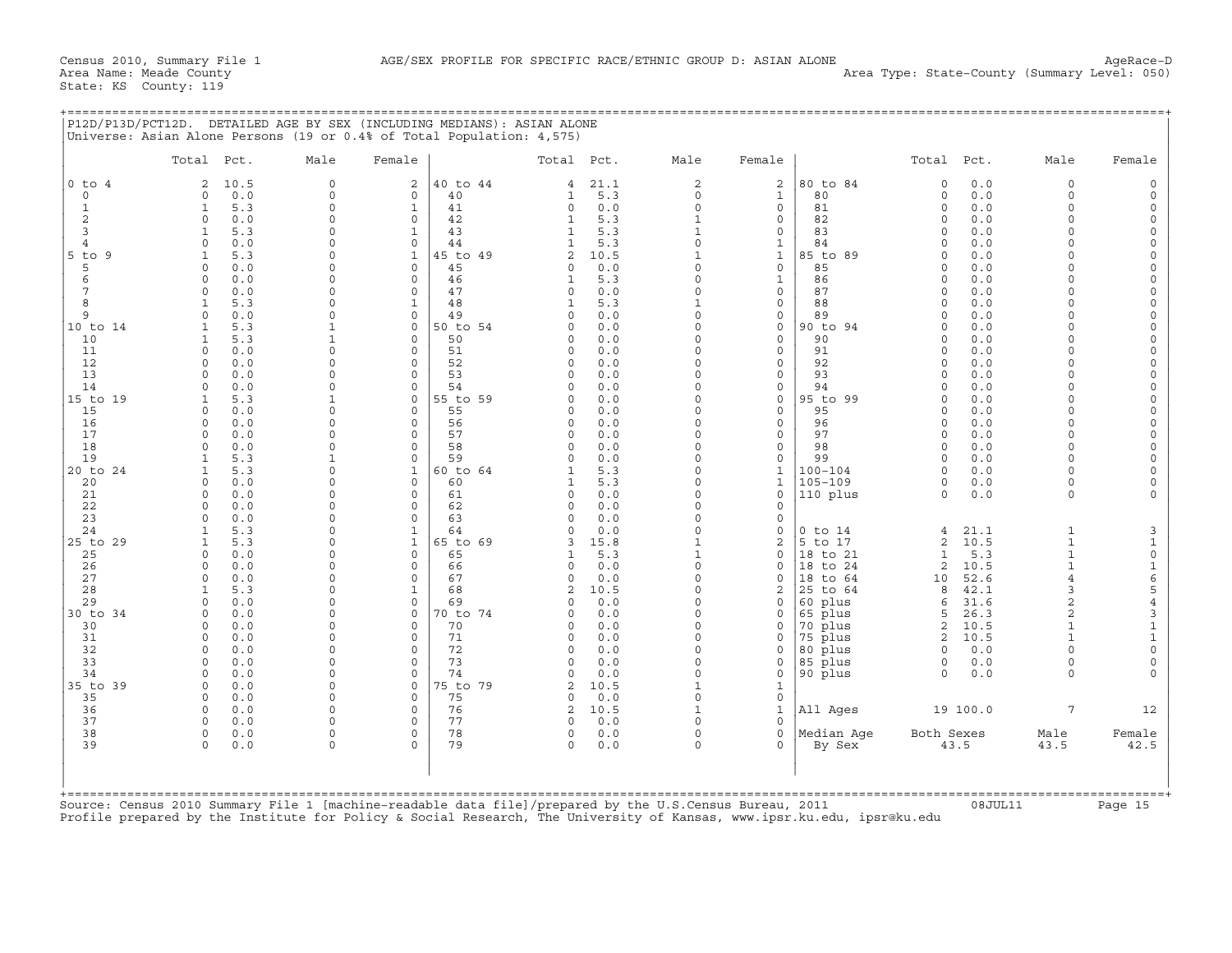Census 2010, Summary File 1 — AGE/SEX PROFILE FOR SPECIFIC RACE/ETHNIC GROUP D: ASIAN ALONE — AgeRace-D

Area Name: Meade County — Area Type: State-County (Summary Level: 050)

State: KS County: 119

## P12D/P13D/PCT12D. DETAILED AGE BY SEX (INCLUDING MEDIANS): ASIAN ALONE

Universe: Asian Alone Persons (19 or 0.4% of Total Population: 4,575)

| | Total | Pct. | Male | Female | | Total | Pct. | Male | Female | | Total | Pct. | Male | Female |
|---|---|---|---|---|---|---|---|---|---|---|---|---|---|---|
| 0 to 4 | 2 | 10.5 | 0 | 2 | 40 to 44 | 4 | 21.1 | 2 | 2 | 80 to 84 | 0 | 0.0 | 0 | 0 |
| 0 | 0 | 0.0 | 0 | 0 | 40 | 1 | 5.3 | 0 | 1 | 80 | 0 | 0.0 | 0 | 0 |
| 1 | 1 | 5.3 | 0 | 1 | 41 | 0 | 0.0 | 0 | 0 | 81 | 0 | 0.0 | 0 | 0 |
| 2 | 0 | 0.0 | 0 | 0 | 42 | 1 | 5.3 | 1 | 0 | 82 | 0 | 0.0 | 0 | 0 |
| 3 | 1 | 5.3 | 0 | 1 | 43 | 1 | 5.3 | 1 | 0 | 83 | 0 | 0.0 | 0 | 0 |
| 4 | 0 | 0.0 | 0 | 0 | 44 | 1 | 5.3 | 0 | 1 | 84 | 0 | 0.0 | 0 | 0 |
| 5 to 9 | 1 | 5.3 | 0 | 1 | 45 to 49 | 2 | 10.5 | 1 | 1 | 85 to 89 | 0 | 0.0 | 0 | 0 |
| 5 | 0 | 0.0 | 0 | 0 | 45 | 0 | 0.0 | 0 | 0 | 85 | 0 | 0.0 | 0 | 0 |
| 6 | 0 | 0.0 | 0 | 0 | 46 | 1 | 5.3 | 0 | 1 | 86 | 0 | 0.0 | 0 | 0 |
| 7 | 0 | 0.0 | 0 | 0 | 47 | 0 | 0.0 | 0 | 0 | 87 | 0 | 0.0 | 0 | 0 |
| 8 | 1 | 5.3 | 0 | 1 | 48 | 1 | 5.3 | 1 | 0 | 88 | 0 | 0.0 | 0 | 0 |
| 9 | 0 | 0.0 | 0 | 0 | 49 | 0 | 0.0 | 0 | 0 | 89 | 0 | 0.0 | 0 | 0 |
| 10 to 14 | 1 | 5.3 | 1 | 0 | 50 to 54 | 0 | 0.0 | 0 | 0 | 90 to 94 | 0 | 0.0 | 0 | 0 |
| 10 | 1 | 5.3 | 1 | 0 | 50 | 0 | 0.0 | 0 | 0 | 90 | 0 | 0.0 | 0 | 0 |
| 11 | 0 | 0.0 | 0 | 0 | 51 | 0 | 0.0 | 0 | 0 | 91 | 0 | 0.0 | 0 | 0 |
| 12 | 0 | 0.0 | 0 | 0 | 52 | 0 | 0.0 | 0 | 0 | 92 | 0 | 0.0 | 0 | 0 |
| 13 | 0 | 0.0 | 0 | 0 | 53 | 0 | 0.0 | 0 | 0 | 93 | 0 | 0.0 | 0 | 0 |
| 14 | 0 | 0.0 | 0 | 0 | 54 | 0 | 0.0 | 0 | 0 | 94 | 0 | 0.0 | 0 | 0 |
| 15 to 19 | 1 | 5.3 | 1 | 0 | 55 to 59 | 0 | 0.0 | 0 | 0 | 95 to 99 | 0 | 0.0 | 0 | 0 |
| 15 | 0 | 0.0 | 0 | 0 | 55 | 0 | 0.0 | 0 | 0 | 95 | 0 | 0.0 | 0 | 0 |
| 16 | 0 | 0.0 | 0 | 0 | 56 | 0 | 0.0 | 0 | 0 | 96 | 0 | 0.0 | 0 | 0 |
| 17 | 0 | 0.0 | 0 | 0 | 57 | 0 | 0.0 | 0 | 0 | 97 | 0 | 0.0 | 0 | 0 |
| 18 | 0 | 0.0 | 0 | 0 | 58 | 0 | 0.0 | 0 | 0 | 98 | 0 | 0.0 | 0 | 0 |
| 19 | 1 | 5.3 | 1 | 0 | 59 | 0 | 0.0 | 0 | 0 | 99 | 0 | 0.0 | 0 | 0 |
| 20 to 24 | 1 | 5.3 | 0 | 1 | 60 to 64 | 1 | 5.3 | 0 | 1 | 100-104 | 0 | 0.0 | 0 | 0 |
| 20 | 0 | 0.0 | 0 | 0 | 60 | 1 | 5.3 | 0 | 1 | 105-109 | 0 | 0.0 | 0 | 0 |
| 21 | 0 | 0.0 | 0 | 0 | 61 | 0 | 0.0 | 0 | 0 | 110 plus | 0 | 0.0 | 0 | 0 |
| 22 | 0 | 0.0 | 0 | 0 | 62 | 0 | 0.0 | 0 | 0 | | | | | |
| 23 | 0 | 0.0 | 0 | 0 | 63 | 0 | 0.0 | 0 | 0 | | | | | |
| 24 | 1 | 5.3 | 0 | 1 | 64 | 0 | 0.0 | 0 | 0 | 0 to 14 | 4 | 21.1 | 1 | 3 |
| 25 to 29 | 1 | 5.3 | 0 | 1 | 65 to 69 | 3 | 15.8 | 1 | 2 | 5 to 17 | 2 | 10.5 | 1 | 1 |
| 25 | 0 | 0.0 | 0 | 0 | 65 | 1 | 5.3 | 1 | 0 | 18 to 21 | 1 | 5.3 | 1 | 0 |
| 26 | 0 | 0.0 | 0 | 0 | 66 | 0 | 0.0 | 0 | 0 | 18 to 24 | 2 | 10.5 | 1 | 1 |
| 27 | 0 | 0.0 | 0 | 0 | 67 | 0 | 0.0 | 0 | 0 | 18 to 64 | 10 | 52.6 | 4 | 6 |
| 28 | 1 | 5.3 | 0 | 1 | 68 | 2 | 10.5 | 0 | 2 | 25 to 64 | 8 | 42.1 | 3 | 5 |
| 29 | 0 | 0.0 | 0 | 0 | 69 | 0 | 0.0 | 0 | 0 | 60 plus | 6 | 31.6 | 2 | 4 |
| 30 to 34 | 0 | 0.0 | 0 | 0 | 70 to 74 | 0 | 0.0 | 0 | 0 | 65 plus | 5 | 26.3 | 2 | 3 |
| 30 | 0 | 0.0 | 0 | 0 | 70 | 0 | 0.0 | 0 | 0 | 70 plus | 2 | 10.5 | 1 | 1 |
| 31 | 0 | 0.0 | 0 | 0 | 71 | 0 | 0.0 | 0 | 0 | 75 plus | 2 | 10.5 | 1 | 1 |
| 32 | 0 | 0.0 | 0 | 0 | 72 | 0 | 0.0 | 0 | 0 | 80 plus | 0 | 0.0 | 0 | 0 |
| 33 | 0 | 0.0 | 0 | 0 | 73 | 0 | 0.0 | 0 | 0 | 85 plus | 0 | 0.0 | 0 | 0 |
| 34 | 0 | 0.0 | 0 | 0 | 74 | 0 | 0.0 | 0 | 0 | 90 plus | 0 | 0.0 | 0 | 0 |
| 35 to 39 | 0 | 0.0 | 0 | 0 | 75 to 79 | 2 | 10.5 | 1 | 1 | | | | | |
| 35 | 0 | 0.0 | 0 | 0 | 75 | 0 | 0.0 | 0 | 0 | | | | | |
| 36 | 0 | 0.0 | 0 | 0 | 76 | 2 | 10.5 | 1 | 1 | All Ages | 19 | 100.0 | 7 | 12 |
| 37 | 0 | 0.0 | 0 | 0 | 77 | 0 | 0.0 | 0 | 0 | | | | | |
| 38 | 0 | 0.0 | 0 | 0 | 78 | 0 | 0.0 | 0 | 0 | Median Age | Both Sexes | | Male | Female |
| 39 | 0 | 0.0 | 0 | 0 | 79 | 0 | 0.0 | 0 | 0 | By Sex | 43.5 | | 43.5 | 42.5 |

Source: Census 2010 Summary File 1 [machine-readable data file]/prepared by the U.S.Census Bureau, 2011 08JUL11

Profile prepared by the Institute for Policy & Social Research, The University of Kansas, www.ipsr.ku.edu, ipsr@ku.edu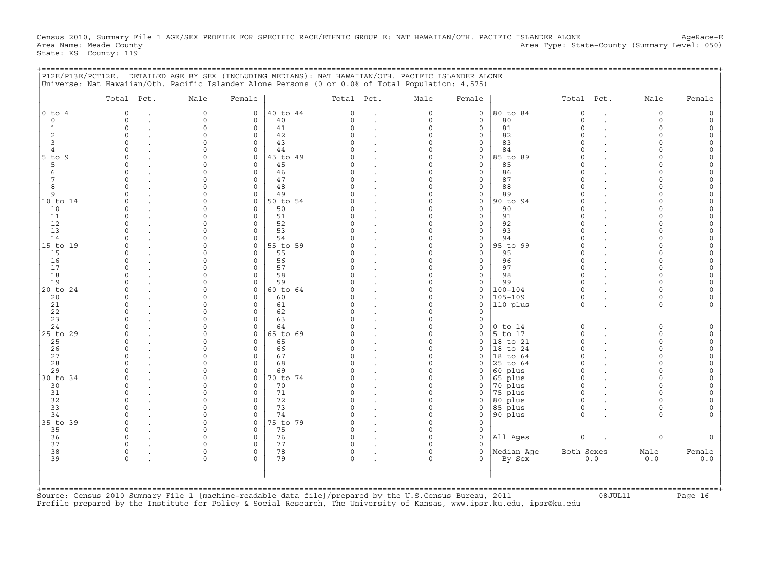Census 2010, Summary File 1 AGE/SEX PROFILE FOR SPECIFIC RACE/ETHNIC GROUP E: NAT HAWAIIAN/OTH. PACIFIC ISLANDER ALONE AgeRace-E
Area Name: Meade County Area Type: State-County (Summary Level: 050)
State: KS County: 119

P12E/P13E/PCT12E. DETAILED AGE BY SEX (INCLUDING MEDIANS): NAT HAWAIIAN/OTH. PACIFIC ISLANDER ALONE
Universe: Nat Hawaiian/Oth. Pacific Islander Alone Persons (0 or 0.0% of Total Population: 4,575)

| | Total | Pct. | Male | Female | | Total | Pct. | Male | Female | | Total | Pct. | Male | Female |
|---|---|---|---|---|---|---|---|---|---|---|---|---|---|---|
| 0 to 4 | 0 | . | 0 | 0 | 40 to 44 | 0 | . | 0 | 0 | 80 to 84 | 0 | . | 0 | 0 |
| 0 | 0 | . | 0 | 0 | 40 | 0 | . | 0 | 0 | 80 | 0 | . | 0 | 0 |
| 1 | 0 | . | 0 | 0 | 41 | 0 | . | 0 | 0 | 81 | 0 | . | 0 | 0 |
| 2 | 0 | . | 0 | 0 | 42 | 0 | . | 0 | 0 | 82 | 0 | . | 0 | 0 |
| 3 | 0 | . | 0 | 0 | 43 | 0 | . | 0 | 0 | 83 | 0 | . | 0 | 0 |
| 4 | 0 | . | 0 | 0 | 44 | 0 | . | 0 | 0 | 84 | 0 | . | 0 | 0 |
| 5 to 9 | 0 | . | 0 | 0 | 45 to 49 | 0 | . | 0 | 0 | 85 to 89 | 0 | . | 0 | 0 |
| 5 | 0 | . | 0 | 0 | 45 | 0 | . | 0 | 0 | 85 | 0 | . | 0 | 0 |
| 6 | 0 | . | 0 | 0 | 46 | 0 | . | 0 | 0 | 86 | 0 | . | 0 | 0 |
| 7 | 0 | . | 0 | 0 | 47 | 0 | . | 0 | 0 | 87 | 0 | . | 0 | 0 |
| 8 | 0 | . | 0 | 0 | 48 | 0 | . | 0 | 0 | 88 | 0 | . | 0 | 0 |
| 9 | 0 | . | 0 | 0 | 49 | 0 | . | 0 | 0 | 89 | 0 | . | 0 | 0 |
| 10 to 14 | 0 | . | 0 | 0 | 50 to 54 | 0 | . | 0 | 0 | 90 to 94 | 0 | . | 0 | 0 |
| 10 | 0 | . | 0 | 0 | 50 | 0 | . | 0 | 0 | 90 | 0 | . | 0 | 0 |
| 11 | 0 | . | 0 | 0 | 51 | 0 | . | 0 | 0 | 91 | 0 | . | 0 | 0 |
| 12 | 0 | . | 0 | 0 | 52 | 0 | . | 0 | 0 | 92 | 0 | . | 0 | 0 |
| 13 | 0 | . | 0 | 0 | 53 | 0 | . | 0 | 0 | 93 | 0 | . | 0 | 0 |
| 14 | 0 | . | 0 | 0 | 54 | 0 | . | 0 | 0 | 94 | 0 | . | 0 | 0 |
| 15 to 19 | 0 | . | 0 | 0 | 55 to 59 | 0 | . | 0 | 0 | 95 to 99 | 0 | . | 0 | 0 |
| 15 | 0 | . | 0 | 0 | 55 | 0 | . | 0 | 0 | 95 | 0 | . | 0 | 0 |
| 16 | 0 | . | 0 | 0 | 56 | 0 | . | 0 | 0 | 96 | 0 | . | 0 | 0 |
| 17 | 0 | . | 0 | 0 | 57 | 0 | . | 0 | 0 | 97 | 0 | . | 0 | 0 |
| 18 | 0 | . | 0 | 0 | 58 | 0 | . | 0 | 0 | 98 | 0 | . | 0 | 0 |
| 19 | 0 | . | 0 | 0 | 59 | 0 | . | 0 | 0 | 99 | 0 | . | 0 | 0 |
| 20 to 24 | 0 | . | 0 | 0 | 60 to 64 | 0 | . | 0 | 0 | 100-104 | 0 | . | 0 | 0 |
| 20 | 0 | . | 0 | 0 | 60 | 0 | . | 0 | 0 | 105-109 | 0 | . | 0 | 0 |
| 21 | 0 | . | 0 | 0 | 61 | 0 | . | 0 | 0 | 110 plus | 0 | . | 0 | 0 |
| 22 | 0 | . | 0 | 0 | 62 | 0 | . | 0 | 0 | | | | | |
| 23 | 0 | . | 0 | 0 | 63 | 0 | . | 0 | 0 | | | | | |
| 24 | 0 | . | 0 | 0 | 64 | 0 | . | 0 | 0 | 0 to 14 | 0 | . | 0 | 0 |
| 25 to 29 | 0 | . | 0 | 0 | 65 to 69 | 0 | . | 0 | 0 | 5 to 17 | 0 | . | 0 | 0 |
| 25 | 0 | . | 0 | 0 | 65 | 0 | . | 0 | 0 | 18 to 21 | 0 | . | 0 | 0 |
| 26 | 0 | . | 0 | 0 | 66 | 0 | . | 0 | 0 | 18 to 24 | 0 | . | 0 | 0 |
| 27 | 0 | . | 0 | 0 | 67 | 0 | . | 0 | 0 | 18 to 64 | 0 | . | 0 | 0 |
| 28 | 0 | . | 0 | 0 | 68 | 0 | . | 0 | 0 | 25 to 64 | 0 | . | 0 | 0 |
| 29 | 0 | . | 0 | 0 | 69 | 0 | . | 0 | 0 | 60 plus | 0 | . | 0 | 0 |
| 30 to 34 | 0 | . | 0 | 0 | 70 to 74 | 0 | . | 0 | 0 | 65 plus | 0 | . | 0 | 0 |
| 30 | 0 | . | 0 | 0 | 70 | 0 | . | 0 | 0 | 70 plus | 0 | . | 0 | 0 |
| 31 | 0 | . | 0 | 0 | 71 | 0 | . | 0 | 0 | 75 plus | 0 | . | 0 | 0 |
| 32 | 0 | . | 0 | 0 | 72 | 0 | . | 0 | 0 | 80 plus | 0 | . | 0 | 0 |
| 33 | 0 | . | 0 | 0 | 73 | 0 | . | 0 | 0 | 85 plus | 0 | . | 0 | 0 |
| 34 | 0 | . | 0 | 0 | 74 | 0 | . | 0 | 0 | 90 plus | 0 | . | 0 | 0 |
| 35 to 39 | 0 | . | 0 | 0 | 75 to 79 | 0 | . | 0 | 0 | | | | | |
| 35 | 0 | . | 0 | 0 | 75 | 0 | . | 0 | 0 | | | | | |
| 36 | 0 | . | 0 | 0 | 76 | 0 | . | 0 | 0 | All Ages | 0 | . | 0 | 0 |
| 37 | 0 | . | 0 | 0 | 77 | 0 | . | 0 | 0 | | | | | |
| 38 | 0 | . | 0 | 0 | 78 | 0 | . | 0 | 0 | Median Age | Both Sexes | | Male | Female |
| 39 | 0 | . | 0 | 0 | 79 | 0 | . | 0 | 0 | By Sex | 0.0 | | 0.0 | 0.0 |

Source: Census 2010 Summary File 1 [machine-readable data file]/prepared by the U.S.Census Bureau, 2011 08JUL11
Profile prepared by the Institute for Policy & Social Research, The University of Kansas, www.ipsr.ku.edu, ipsr@ku.edu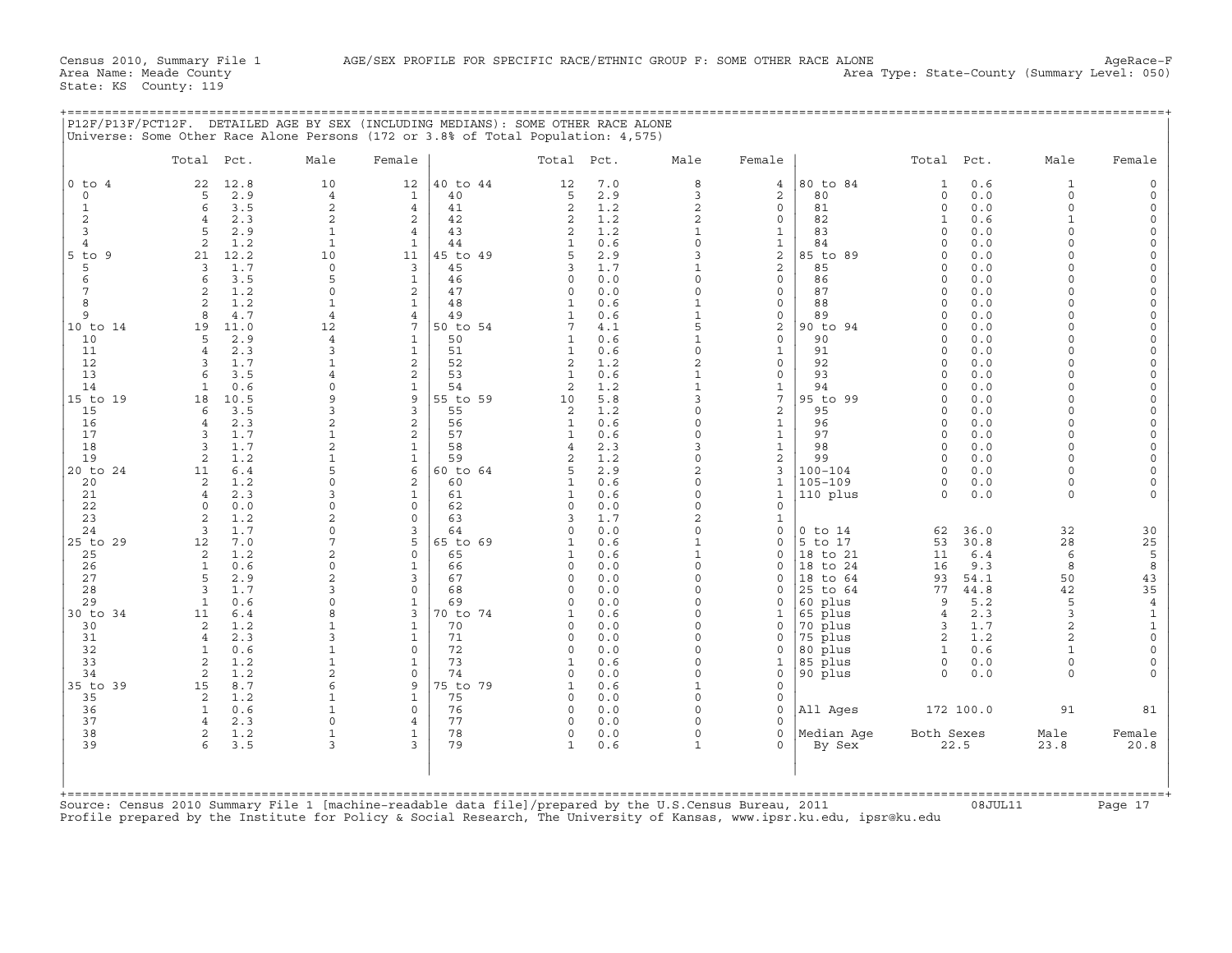Census 2010, Summary File 1 AGE/SEX PROFILE FOR SPECIFIC RACE/ETHNIC GROUP F: SOME OTHER RACE ALONE AgeRace-F
Area Name: Meade County Area Type: State-County (Summary Level: 050)
State: KS County: 119

P12F/P13F/PCT12F. DETAILED AGE BY SEX (INCLUDING MEDIANS): SOME OTHER RACE ALONE
Universe: Some Other Race Alone Persons (172 or 3.8% of Total Population: 4,575)

| | Total | Pct. | Male | Female | | Total | Pct. | Male | Female | | Total | Pct. | Male | Female |
|---|---|---|---|---|---|---|---|---|---|---|---|---|---|---|
| 0 to 4 | 22 | 12.8 | 10 | 12 | 40 to 44 | 12 | 7.0 | 8 | 4 | 80 to 84 | 1 | 0.6 | 1 | 0 |
| 0 | 5 | 2.9 | 4 | 1 | 40 | 5 | 2.9 | 3 | 2 | 80 | 0 | 0.0 | 0 | 0 |
| 1 | 6 | 3.5 | 2 | 4 | 41 | 2 | 1.2 | 2 | 0 | 81 | 0 | 0.0 | 0 | 0 |
| 2 | 4 | 2.3 | 2 | 2 | 42 | 2 | 1.2 | 2 | 0 | 82 | 1 | 0.6 | 1 | 0 |
| 3 | 5 | 2.9 | 1 | 4 | 43 | 2 | 1.2 | 1 | 1 | 83 | 0 | 0.0 | 0 | 0 |
| 4 | 2 | 1.2 | 1 | 1 | 44 | 1 | 0.6 | 0 | 1 | 84 | 0 | 0.0 | 0 | 0 |
| 5 to 9 | 21 | 12.2 | 10 | 11 | 45 to 49 | 5 | 2.9 | 3 | 2 | 85 to 89 | 0 | 0.0 | 0 | 0 |
| 5 | 3 | 1.7 | 0 | 3 | 45 | 3 | 1.7 | 1 | 2 | 85 | 0 | 0.0 | 0 | 0 |
| 6 | 6 | 3.5 | 5 | 1 | 46 | 0 | 0.0 | 0 | 0 | 86 | 0 | 0.0 | 0 | 0 |
| 7 | 2 | 1.2 | 0 | 2 | 47 | 0 | 0.0 | 0 | 0 | 87 | 0 | 0.0 | 0 | 0 |
| 8 | 2 | 1.2 | 1 | 1 | 48 | 1 | 0.6 | 1 | 0 | 88 | 0 | 0.0 | 0 | 0 |
| 9 | 8 | 4.7 | 4 | 4 | 49 | 1 | 0.6 | 1 | 0 | 89 | 0 | 0.0 | 0 | 0 |
| 10 to 14 | 19 | 11.0 | 12 | 7 | 50 to 54 | 7 | 4.1 | 5 | 2 | 90 to 94 | 0 | 0.0 | 0 | 0 |
| 10 | 5 | 2.9 | 4 | 1 | 50 | 1 | 0.6 | 1 | 0 | 90 | 0 | 0.0 | 0 | 0 |
| 11 | 4 | 2.3 | 3 | 1 | 51 | 1 | 0.6 | 0 | 1 | 91 | 0 | 0.0 | 0 | 0 |
| 12 | 3 | 1.7 | 1 | 2 | 52 | 2 | 1.2 | 2 | 0 | 92 | 0 | 0.0 | 0 | 0 |
| 13 | 6 | 3.5 | 4 | 2 | 53 | 1 | 0.6 | 1 | 0 | 93 | 0 | 0.0 | 0 | 0 |
| 14 | 1 | 0.6 | 0 | 1 | 54 | 2 | 1.2 | 1 | 1 | 94 | 0 | 0.0 | 0 | 0 |
| 15 to 19 | 18 | 10.5 | 9 | 9 | 55 to 59 | 10 | 5.8 | 3 | 7 | 95 to 99 | 0 | 0.0 | 0 | 0 |
| 15 | 6 | 3.5 | 3 | 3 | 55 | 2 | 1.2 | 0 | 2 | 95 | 0 | 0.0 | 0 | 0 |
| 16 | 4 | 2.3 | 2 | 2 | 56 | 1 | 0.6 | 0 | 1 | 96 | 0 | 0.0 | 0 | 0 |
| 17 | 3 | 1.7 | 1 | 2 | 57 | 1 | 0.6 | 0 | 1 | 97 | 0 | 0.0 | 0 | 0 |
| 18 | 3 | 1.7 | 2 | 1 | 58 | 4 | 2.3 | 3 | 1 | 98 | 0 | 0.0 | 0 | 0 |
| 19 | 2 | 1.2 | 1 | 1 | 59 | 2 | 1.2 | 0 | 2 | 99 | 0 | 0.0 | 0 | 0 |
| 20 to 24 | 11 | 6.4 | 5 | 6 | 60 to 64 | 5 | 2.9 | 2 | 3 | 100-104 | 0 | 0.0 | 0 | 0 |
| 20 | 2 | 1.2 | 0 | 2 | 60 | 1 | 0.6 | 0 | 1 | 105-109 | 0 | 0.0 | 0 | 0 |
| 21 | 4 | 2.3 | 3 | 1 | 61 | 1 | 0.6 | 0 | 1 | 110 plus | 0 | 0.0 | 0 | 0 |
| 22 | 0 | 0.0 | 0 | 0 | 62 | 0 | 0.0 | 0 | 0 | | | | | |
| 23 | 2 | 1.2 | 2 | 0 | 63 | 3 | 1.7 | 2 | 1 | | | | | |
| 24 | 3 | 1.7 | 0 | 3 | 64 | 0 | 0.0 | 0 | 0 | 0 to 14 | 62 | 36.0 | 32 | 30 |
| 25 to 29 | 12 | 7.0 | 7 | 5 | 65 to 69 | 1 | 0.6 | 1 | 0 | 5 to 17 | 53 | 30.8 | 28 | 25 |
| 25 | 2 | 1.2 | 2 | 0 | 65 | 1 | 0.6 | 1 | 0 | 18 to 21 | 11 | 6.4 | 6 | 5 |
| 26 | 1 | 0.6 | 0 | 1 | 66 | 0 | 0.0 | 0 | 0 | 18 to 24 | 16 | 9.3 | 8 | 8 |
| 27 | 5 | 2.9 | 2 | 3 | 67 | 0 | 0.0 | 0 | 0 | 18 to 64 | 93 | 54.1 | 50 | 43 |
| 28 | 3 | 1.7 | 3 | 0 | 68 | 0 | 0.0 | 0 | 0 | 25 to 64 | 77 | 44.8 | 42 | 35 |
| 29 | 1 | 0.6 | 0 | 1 | 69 | 0 | 0.0 | 0 | 0 | 60 plus | 9 | 5.2 | 5 | 4 |
| 30 to 34 | 11 | 6.4 | 8 | 3 | 70 to 74 | 1 | 0.6 | 0 | 1 | 65 plus | 4 | 2.3 | 3 | 1 |
| 30 | 2 | 1.2 | 1 | 1 | 70 | 0 | 0.0 | 0 | 0 | 70 plus | 3 | 1.7 | 2 | 1 |
| 31 | 4 | 2.3 | 3 | 1 | 71 | 0 | 0.0 | 0 | 0 | 75 plus | 2 | 1.2 | 2 | 0 |
| 32 | 1 | 0.6 | 1 | 0 | 72 | 0 | 0.0 | 0 | 0 | 80 plus | 1 | 0.6 | 1 | 0 |
| 33 | 2 | 1.2 | 1 | 1 | 73 | 1 | 0.6 | 0 | 1 | 85 plus | 0 | 0.0 | 0 | 0 |
| 34 | 2 | 1.2 | 2 | 0 | 74 | 0 | 0.0 | 0 | 0 | 90 plus | 0 | 0.0 | 0 | 0 |
| 35 to 39 | 15 | 8.7 | 6 | 9 | 75 to 79 | 1 | 0.6 | 1 | 0 | | | | | |
| 35 | 2 | 1.2 | 1 | 1 | 75 | 0 | 0.0 | 0 | 0 | | | | | |
| 36 | 1 | 0.6 | 1 | 0 | 76 | 0 | 0.0 | 0 | 0 | All Ages | 172 | 100.0 | 91 | 81 |
| 37 | 4 | 2.3 | 0 | 4 | 77 | 0 | 0.0 | 0 | 0 | | | | | |
| 38 | 2 | 1.2 | 1 | 1 | 78 | 0 | 0.0 | 0 | 0 | Median Age | Both Sexes | | Male | Female |
| 39 | 6 | 3.5 | 3 | 3 | 79 | 1 | 0.6 | 1 | 0 | By Sex | 22.5 | | 23.8 | 20.8 |

Source: Census 2010 Summary File 1 [machine-readable data file]/prepared by the U.S.Census Bureau, 2011 08JUL11
Profile prepared by the Institute for Policy & Social Research, The University of Kansas, www.ipsr.ku.edu, ipsr@ku.edu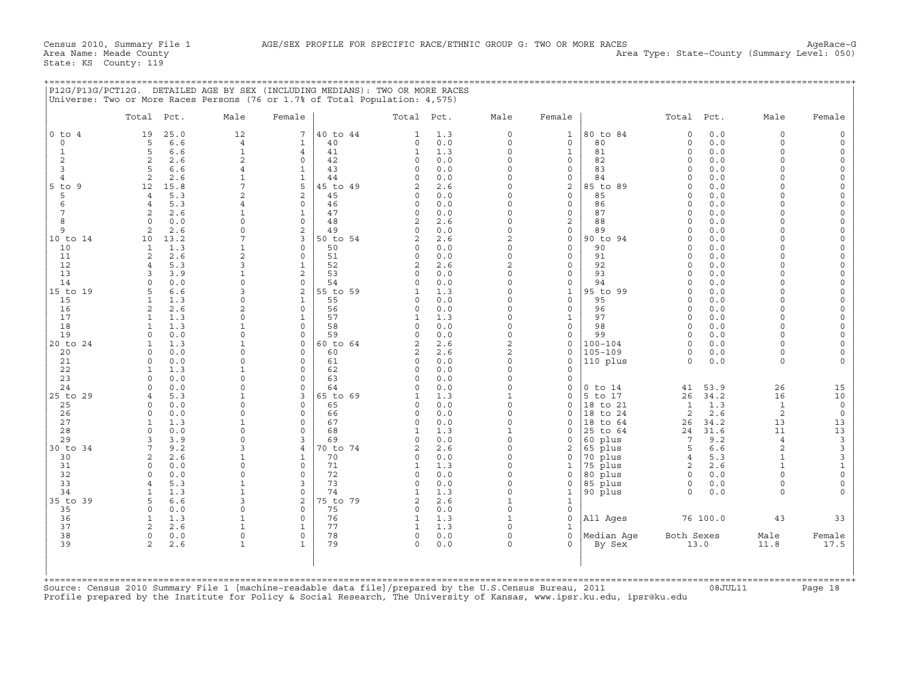Census 2010, Summary File 1 AGE/SEX PROFILE FOR SPECIFIC RACE/ETHNIC GROUP G: TWO OR MORE RACES AgeRace-G
Area Name: Meade County Area Type: State-County (Summary Level: 050)
State: KS County: 119

P12G/P13G/PCT12G. DETAILED AGE BY SEX (INCLUDING MEDIANS): TWO OR MORE RACES
Universe: Two or More Races Persons (76 or 1.7% of Total Population: 4,575)

| | Total | Pct. | Male | Female | | Total | Pct. | Male | Female | | Total | Pct. | Male | Female |
|---|---|---|---|---|---|---|---|---|---|---|---|---|---|---|
| 0 to 4 | 19 | 25.0 | 12 | 7 | 40 to 44 | 1 | 1.3 | 0 | 1 | 80 to 84 | 0 | 0.0 | 0 | 0 |
| 0 | 5 | 6.6 | 4 | 1 | 40 | 0 | 0.0 | 0 | 0 | 80 | 0 | 0.0 | 0 | 0 |
| 1 | 5 | 6.6 | 1 | 4 | 41 | 1 | 1.3 | 0 | 1 | 81 | 0 | 0.0 | 0 | 0 |
| 2 | 2 | 2.6 | 2 | 0 | 42 | 0 | 0.0 | 0 | 0 | 82 | 0 | 0.0 | 0 | 0 |
| 3 | 5 | 6.6 | 4 | 1 | 43 | 0 | 0.0 | 0 | 0 | 83 | 0 | 0.0 | 0 | 0 |
| 4 | 2 | 2.6 | 1 | 1 | 44 | 0 | 0.0 | 0 | 0 | 84 | 0 | 0.0 | 0 | 0 |
| 5 to 9 | 12 | 15.8 | 7 | 5 | 45 to 49 | 2 | 2.6 | 0 | 2 | 85 to 89 | 0 | 0.0 | 0 | 0 |
| 5 | 4 | 5.3 | 2 | 2 | 45 | 0 | 0.0 | 0 | 0 | 85 | 0 | 0.0 | 0 | 0 |
| 6 | 4 | 5.3 | 4 | 0 | 46 | 0 | 0.0 | 0 | 0 | 86 | 0 | 0.0 | 0 | 0 |
| 7 | 2 | 2.6 | 1 | 1 | 47 | 0 | 0.0 | 0 | 0 | 87 | 0 | 0.0 | 0 | 0 |
| 8 | 0 | 0.0 | 0 | 0 | 48 | 2 | 2.6 | 0 | 2 | 88 | 0 | 0.0 | 0 | 0 |
| 9 | 2 | 2.6 | 0 | 2 | 49 | 0 | 0.0 | 0 | 0 | 89 | 0 | 0.0 | 0 | 0 |
| 10 to 14 | 10 | 13.2 | 7 | 3 | 50 to 54 | 2 | 2.6 | 2 | 0 | 90 to 94 | 0 | 0.0 | 0 | 0 |
| 10 | 1 | 1.3 | 1 | 0 | 50 | 0 | 0.0 | 0 | 0 | 90 | 0 | 0.0 | 0 | 0 |
| 11 | 2 | 2.6 | 2 | 0 | 51 | 0 | 0.0 | 0 | 0 | 91 | 0 | 0.0 | 0 | 0 |
| 12 | 4 | 5.3 | 3 | 1 | 52 | 2 | 2.6 | 2 | 0 | 92 | 0 | 0.0 | 0 | 0 |
| 13 | 3 | 3.9 | 1 | 2 | 53 | 0 | 0.0 | 0 | 0 | 93 | 0 | 0.0 | 0 | 0 |
| 14 | 0 | 0.0 | 0 | 0 | 54 | 0 | 0.0 | 0 | 0 | 94 | 0 | 0.0 | 0 | 0 |
| 15 to 19 | 5 | 6.6 | 3 | 2 | 55 to 59 | 1 | 1.3 | 0 | 1 | 95 to 99 | 0 | 0.0 | 0 | 0 |
| 15 | 1 | 1.3 | 0 | 1 | 55 | 0 | 0.0 | 0 | 0 | 95 | 0 | 0.0 | 0 | 0 |
| 16 | 2 | 2.6 | 2 | 0 | 56 | 0 | 0.0 | 0 | 0 | 96 | 0 | 0.0 | 0 | 0 |
| 17 | 1 | 1.3 | 0 | 1 | 57 | 1 | 1.3 | 0 | 1 | 97 | 0 | 0.0 | 0 | 0 |
| 18 | 1 | 1.3 | 1 | 0 | 58 | 0 | 0.0 | 0 | 0 | 98 | 0 | 0.0 | 0 | 0 |
| 19 | 0 | 0.0 | 0 | 0 | 59 | 0 | 0.0 | 0 | 0 | 99 | 0 | 0.0 | 0 | 0 |
| 20 to 24 | 1 | 1.3 | 1 | 0 | 60 to 64 | 2 | 2.6 | 2 | 0 | 100-104 | 0 | 0.0 | 0 | 0 |
| 20 | 0 | 0.0 | 0 | 0 | 60 | 2 | 2.6 | 2 | 0 | 105-109 | 0 | 0.0 | 0 | 0 |
| 21 | 0 | 0.0 | 0 | 0 | 61 | 0 | 0.0 | 0 | 0 | 110 plus | 0 | 0.0 | 0 | 0 |
| 22 | 1 | 1.3 | 1 | 0 | 62 | 0 | 0.0 | 0 | 0 | | | | | |
| 23 | 0 | 0.0 | 0 | 0 | 63 | 0 | 0.0 | 0 | 0 | | | | | |
| 24 | 0 | 0.0 | 0 | 0 | 64 | 0 | 0.0 | 0 | 0 | 0 to 14 | 41 | 53.9 | 26 | 15 |
| 25 to 29 | 4 | 5.3 | 1 | 3 | 65 to 69 | 1 | 1.3 | 1 | 0 | 5 to 17 | 26 | 34.2 | 16 | 10 |
| 25 | 0 | 0.0 | 0 | 0 | 65 | 0 | 0.0 | 0 | 0 | 18 to 21 | 1 | 1.3 | 1 | 0 |
| 26 | 0 | 0.0 | 0 | 0 | 66 | 0 | 0.0 | 0 | 0 | 18 to 24 | 2 | 2.6 | 2 | 0 |
| 27 | 1 | 1.3 | 1 | 0 | 67 | 0 | 0.0 | 0 | 0 | 18 to 64 | 26 | 34.2 | 13 | 13 |
| 28 | 0 | 0.0 | 0 | 0 | 68 | 1 | 1.3 | 1 | 0 | 25 to 64 | 24 | 31.6 | 11 | 13 |
| 29 | 3 | 3.9 | 0 | 3 | 69 | 0 | 0.0 | 0 | 0 | 60 plus | 7 | 9.2 | 4 | 3 |
| 30 to 34 | 7 | 9.2 | 3 | 4 | 70 to 74 | 2 | 2.6 | 0 | 2 | 65 plus | 5 | 6.6 | 2 | 3 |
| 30 | 2 | 2.6 | 1 | 1 | 70 | 0 | 0.0 | 0 | 0 | 70 plus | 4 | 5.3 | 1 | 3 |
| 31 | 0 | 0.0 | 0 | 0 | 71 | 1 | 1.3 | 0 | 1 | 75 plus | 2 | 2.6 | 1 | 1 |
| 32 | 0 | 0.0 | 0 | 0 | 72 | 0 | 0.0 | 0 | 0 | 80 plus | 0 | 0.0 | 0 | 0 |
| 33 | 4 | 5.3 | 1 | 3 | 73 | 0 | 0.0 | 0 | 0 | 85 plus | 0 | 0.0 | 0 | 0 |
| 34 | 1 | 1.3 | 1 | 0 | 74 | 1 | 1.3 | 0 | 1 | 90 plus | 0 | 0.0 | 0 | 0 |
| 35 to 39 | 5 | 6.6 | 3 | 2 | 75 to 79 | 2 | 2.6 | 1 | 1 | | | | | |
| 35 | 0 | 0.0 | 0 | 0 | 75 | 0 | 0.0 | 0 | 0 | | | | | |
| 36 | 1 | 1.3 | 1 | 0 | 76 | 1 | 1.3 | 1 | 0 | All Ages | 76 | 100.0 | 43 | 33 |
| 37 | 2 | 2.6 | 1 | 1 | 77 | 1 | 1.3 | 0 | 1 | | | | | |
| 38 | 0 | 0.0 | 0 | 0 | 78 | 0 | 0.0 | 0 | 0 | Median Age | Both Sexes | | Male | Female |
| 39 | 2 | 2.6 | 1 | 1 | 79 | 0 | 0.0 | 0 | 0 | By Sex | 13.0 | | 11.8 | 17.5 |

Source: Census 2010 Summary File 1 [machine-readable data file]/prepared by the U.S.Census Bureau, 2011 08JUL11
Profile prepared by the Institute for Policy & Social Research, The University of Kansas, www.ipsr.ku.edu, ipsr@ku.edu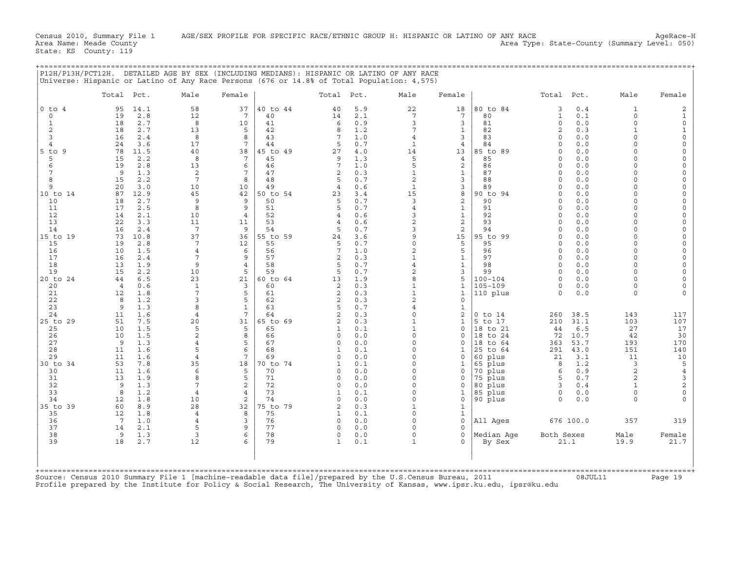Census 2010, Summary File 1 AGE/SEX PROFILE FOR SPECIFIC RACE/ETHNIC GROUP H: HISPANIC OR LATINO OF ANY RACE AgeRace-H
Area Name: Meade County Area Type: State-County (Summary Level: 050)
State: KS County: 119

P12H/P13H/PCT12H. DETAILED AGE BY SEX (INCLUDING MEDIANS): HISPANIC OR LATINO OF ANY RACE
Universe: Hispanic or Latino of Any Race Persons (676 or 14.8% of Total Population: 4,575)

| | Total | Pct. | Male | Female | | Total | Pct. | Male | Female | | Total | Pct. | Male | Female |
|---|---|---|---|---|---|---|---|---|---|---|---|---|---|---|
| 0 to 4 | 95 | 14.1 | 58 | 37 | 40 to 44 | 40 | 5.9 | 22 | 18 | 80 to 84 | 3 | 0.4 | 1 | 2 |
| 0 | 19 | 2.8 | 12 | 7 | 40 | 14 | 2.1 | 7 | 7 | 80 | 1 | 0.1 | 0 | 1 |
| 1 | 18 | 2.7 | 8 | 10 | 41 | 6 | 0.9 | 3 | 3 | 81 | 0 | 0.0 | 0 | 0 |
| 2 | 18 | 2.7 | 13 | 5 | 42 | 8 | 1.2 | 7 | 1 | 82 | 2 | 0.3 | 1 | 1 |
| 3 | 16 | 2.4 | 8 | 8 | 43 | 7 | 1.0 | 4 | 3 | 83 | 0 | 0.0 | 0 | 0 |
| 4 | 24 | 3.6 | 17 | 7 | 44 | 5 | 0.7 | 1 | 4 | 84 | 0 | 0.0 | 0 | 0 |
| 5 to 9 | 78 | 11.5 | 40 | 38 | 45 to 49 | 27 | 4.0 | 14 | 13 | 85 to 89 | 0 | 0.0 | 0 | 0 |
| 5 | 15 | 2.2 | 8 | 7 | 45 | 9 | 1.3 | 5 | 4 | 85 | 0 | 0.0 | 0 | 0 |
| 6 | 19 | 2.8 | 13 | 6 | 46 | 7 | 1.0 | 5 | 2 | 86 | 0 | 0.0 | 0 | 0 |
| 7 | 9 | 1.3 | 2 | 7 | 47 | 2 | 0.3 | 1 | 1 | 87 | 0 | 0.0 | 0 | 0 |
| 8 | 15 | 2.2 | 7 | 8 | 48 | 5 | 0.7 | 2 | 3 | 88 | 0 | 0.0 | 0 | 0 |
| 9 | 20 | 3.0 | 10 | 10 | 49 | 4 | 0.6 | 1 | 3 | 89 | 0 | 0.0 | 0 | 0 |
| 10 to 14 | 87 | 12.9 | 45 | 42 | 50 to 54 | 23 | 3.4 | 15 | 8 | 90 to 94 | 0 | 0.0 | 0 | 0 |
| 10 | 18 | 2.7 | 9 | 9 | 50 | 5 | 0.7 | 3 | 2 | 90 | 0 | 0.0 | 0 | 0 |
| 11 | 17 | 2.5 | 8 | 9 | 51 | 5 | 0.7 | 4 | 1 | 91 | 0 | 0.0 | 0 | 0 |
| 12 | 14 | 2.1 | 10 | 4 | 52 | 4 | 0.6 | 3 | 1 | 92 | 0 | 0.0 | 0 | 0 |
| 13 | 22 | 3.3 | 11 | 11 | 53 | 4 | 0.6 | 2 | 2 | 93 | 0 | 0.0 | 0 | 0 |
| 14 | 16 | 2.4 | 7 | 9 | 54 | 5 | 0.7 | 3 | 2 | 94 | 0 | 0.0 | 0 | 0 |
| 15 to 19 | 73 | 10.8 | 37 | 36 | 55 to 59 | 24 | 3.6 | 9 | 15 | 95 to 99 | 0 | 0.0 | 0 | 0 |
| 15 | 19 | 2.8 | 7 | 12 | 55 | 5 | 0.7 | 0 | 5 | 95 | 0 | 0.0 | 0 | 0 |
| 16 | 10 | 1.5 | 4 | 6 | 56 | 7 | 1.0 | 2 | 5 | 96 | 0 | 0.0 | 0 | 0 |
| 17 | 16 | 2.4 | 7 | 9 | 57 | 2 | 0.3 | 1 | 1 | 97 | 0 | 0.0 | 0 | 0 |
| 18 | 13 | 1.9 | 9 | 4 | 58 | 5 | 0.7 | 4 | 1 | 98 | 0 | 0.0 | 0 | 0 |
| 19 | 15 | 2.2 | 10 | 5 | 59 | 5 | 0.7 | 2 | 3 | 99 | 0 | 0.0 | 0 | 0 |
| 20 to 24 | 44 | 6.5 | 23 | 21 | 60 to 64 | 13 | 1.9 | 8 | 5 | 100-104 | 0 | 0.0 | 0 | 0 |
| 20 | 4 | 0.6 | 1 | 3 | 60 | 2 | 0.3 | 1 | 1 | 105-109 | 0 | 0.0 | 0 | 0 |
| 21 | 12 | 1.8 | 7 | 5 | 61 | 2 | 0.3 | 1 | 1 | 110 plus | 0 | 0.0 | 0 | 0 |
| 22 | 8 | 1.2 | 3 | 5 | 62 | 2 | 0.3 | 2 | 0 | | | | | |
| 23 | 9 | 1.3 | 8 | 1 | 63 | 5 | 0.7 | 4 | 1 | | | | | |
| 24 | 11 | 1.6 | 4 | 7 | 64 | 2 | 0.3 | 0 | 2 | 0 to 14 | 260 | 38.5 | 143 | 117 |
| 25 to 29 | 51 | 7.5 | 20 | 31 | 65 to 69 | 2 | 0.3 | 1 | 1 | 5 to 17 | 210 | 31.1 | 103 | 107 |
| 25 | 10 | 1.5 | 5 | 5 | 65 | 1 | 0.1 | 1 | 0 | 18 to 21 | 44 | 6.5 | 27 | 17 |
| 26 | 10 | 1.5 | 2 | 8 | 66 | 0 | 0.0 | 0 | 0 | 18 to 24 | 72 | 10.7 | 42 | 30 |
| 27 | 9 | 1.3 | 4 | 5 | 67 | 0 | 0.0 | 0 | 0 | 18 to 64 | 363 | 53.7 | 193 | 170 |
| 28 | 11 | 1.6 | 5 | 6 | 68 | 1 | 0.1 | 0 | 1 | 25 to 64 | 291 | 43.0 | 151 | 140 |
| 29 | 11 | 1.6 | 4 | 7 | 69 | 0 | 0.0 | 0 | 0 | 60 plus | 21 | 3.1 | 11 | 10 |
| 30 to 34 | 53 | 7.8 | 35 | 18 | 70 to 74 | 1 | 0.1 | 0 | 1 | 65 plus | 8 | 1.2 | 3 | 5 |
| 30 | 11 | 1.6 | 6 | 5 | 70 | 0 | 0.0 | 0 | 0 | 70 plus | 6 | 0.9 | 2 | 4 |
| 31 | 13 | 1.9 | 8 | 5 | 71 | 0 | 0.0 | 0 | 0 | 75 plus | 5 | 0.7 | 2 | 3 |
| 32 | 9 | 1.3 | 7 | 2 | 72 | 0 | 0.0 | 0 | 0 | 80 plus | 3 | 0.4 | 1 | 2 |
| 33 | 8 | 1.2 | 4 | 4 | 73 | 1 | 0.1 | 0 | 1 | 85 plus | 0 | 0.0 | 0 | 0 |
| 34 | 12 | 1.8 | 10 | 2 | 74 | 0 | 0.0 | 0 | 0 | 90 plus | 0 | 0.0 | 0 | 0 |
| 35 to 39 | 60 | 8.9 | 28 | 32 | 75 to 79 | 2 | 0.3 | 1 | 1 | | | | | |
| 35 | 12 | 1.8 | 4 | 8 | 75 | 1 | 0.1 | 0 | 1 | | | | | |
| 36 | 7 | 1.0 | 4 | 3 | 76 | 0 | 0.0 | 0 | 0 | All Ages | 676 | 100.0 | 357 | 319 |
| 37 | 14 | 2.1 | 5 | 9 | 77 | 0 | 0.0 | 0 | 0 | | | | | |
| 38 | 9 | 1.3 | 3 | 6 | 78 | 0 | 0.0 | 0 | 0 | Median Age | Both Sexes | | Male | Female |
| 39 | 18 | 2.7 | 12 | 6 | 79 | 1 | 0.1 | 1 | 0 | By Sex | 21.1 | | 19.9 | 21.7 |

Source: Census 2010 Summary File 1 [machine-readable data file]/prepared by the U.S.Census Bureau, 2011 08JUL11
Profile prepared by the Institute for Policy & Social Research, The University of Kansas, www.ipsr.ku.edu, ipsr@ku.edu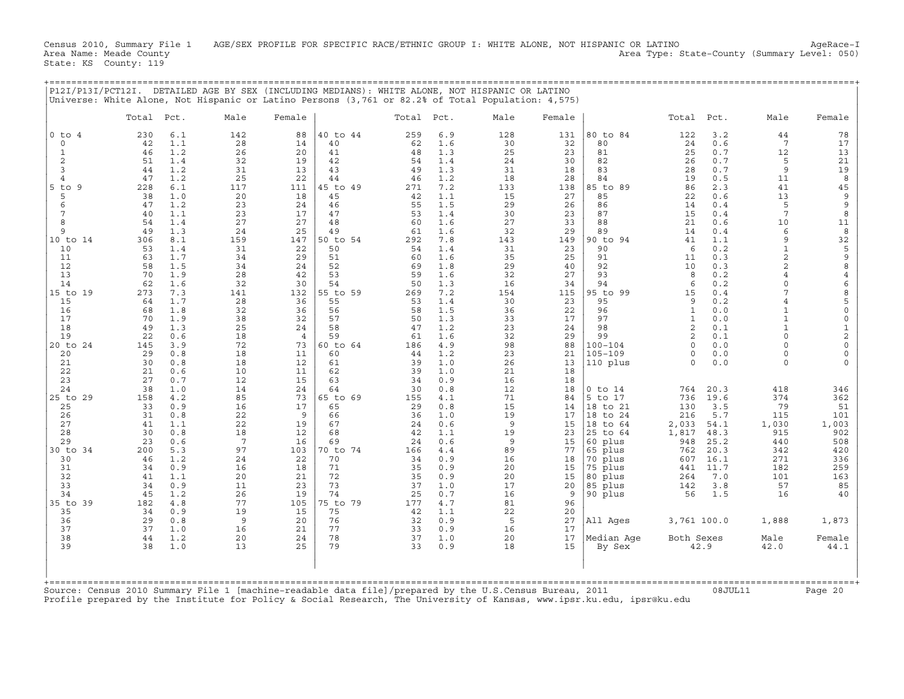Census 2010, Summary File 1 AGE/SEX PROFILE FOR SPECIFIC RACE/ETHNIC GROUP I: WHITE ALONE, NOT HISPANIC OR LATINO AgeRace-I
Area Name: Meade County Area Type: State-County (Summary Level: 050)
State: KS County: 119

## P12I/P13I/PCT12I. DETAILED AGE BY SEX (INCLUDING MEDIANS): WHITE ALONE, NOT HISPANIC OR LATINO

Universe: White Alone, Not Hispanic or Latino Persons (3,761 or 82.2% of Total Population: 4,575)

| | Total | Pct. | Male | Female | | Total | Pct. | Male | Female | | Total | Pct. | Male | Female |
|---|---|---|---|---|---|---|---|---|---|---|---|---|---|---|
| 0 to 4 | 230 | 6.1 | 142 | 88 | 40 to 44 | 259 | 6.9 | 128 | 131 | 80 to 84 | 122 | 3.2 | 44 | 78 |
| 0 | 42 | 1.1 | 28 | 14 | 40 | 62 | 1.6 | 30 | 32 | 80 | 24 | 0.6 | 7 | 17 |
| 1 | 46 | 1.2 | 26 | 20 | 41 | 48 | 1.3 | 25 | 23 | 81 | 25 | 0.7 | 12 | 13 |
| 2 | 51 | 1.4 | 32 | 19 | 42 | 54 | 1.4 | 24 | 30 | 82 | 26 | 0.7 | 5 | 21 |
| 3 | 44 | 1.2 | 31 | 13 | 43 | 49 | 1.3 | 31 | 18 | 83 | 28 | 0.7 | 9 | 19 |
| 4 | 47 | 1.2 | 25 | 22 | 44 | 46 | 1.2 | 18 | 28 | 84 | 19 | 0.5 | 11 | 8 |
| 5 to 9 | 228 | 6.1 | 117 | 111 | 45 to 49 | 271 | 7.2 | 133 | 138 | 85 to 89 | 86 | 2.3 | 41 | 45 |
| 5 | 38 | 1.0 | 20 | 18 | 45 | 42 | 1.1 | 15 | 27 | 85 | 22 | 0.6 | 13 | 9 |
| 6 | 47 | 1.2 | 23 | 24 | 46 | 55 | 1.5 | 29 | 26 | 86 | 14 | 0.4 | 5 | 9 |
| 7 | 40 | 1.1 | 23 | 17 | 47 | 53 | 1.4 | 30 | 23 | 87 | 15 | 0.4 | 7 | 8 |
| 8 | 54 | 1.4 | 27 | 27 | 48 | 60 | 1.6 | 27 | 33 | 88 | 21 | 0.6 | 10 | 11 |
| 9 | 49 | 1.3 | 24 | 25 | 49 | 61 | 1.6 | 32 | 29 | 89 | 14 | 0.4 | 6 | 8 |
| 10 to 14 | 306 | 8.1 | 159 | 147 | 50 to 54 | 292 | 7.8 | 143 | 149 | 90 to 94 | 41 | 1.1 | 9 | 32 |
| 10 | 53 | 1.4 | 31 | 22 | 50 | 54 | 1.4 | 31 | 23 | 90 | 6 | 0.2 | 1 | 5 |
| 11 | 63 | 1.7 | 34 | 29 | 51 | 60 | 1.6 | 35 | 25 | 91 | 11 | 0.3 | 2 | 9 |
| 12 | 58 | 1.5 | 34 | 24 | 52 | 69 | 1.8 | 29 | 40 | 92 | 10 | 0.3 | 2 | 8 |
| 13 | 70 | 1.9 | 28 | 42 | 53 | 59 | 1.6 | 32 | 27 | 93 | 8 | 0.2 | 4 | 4 |
| 14 | 62 | 1.6 | 32 | 30 | 54 | 50 | 1.3 | 16 | 34 | 94 | 6 | 0.2 | 0 | 6 |
| 15 to 19 | 273 | 7.3 | 141 | 132 | 55 to 59 | 269 | 7.2 | 154 | 115 | 95 to 99 | 15 | 0.4 | 7 | 8 |
| 15 | 64 | 1.7 | 28 | 36 | 55 | 53 | 1.4 | 30 | 23 | 95 | 9 | 0.2 | 4 | 5 |
| 16 | 68 | 1.8 | 32 | 36 | 56 | 58 | 1.5 | 36 | 22 | 96 | 1 | 0.0 | 1 | 0 |
| 17 | 70 | 1.9 | 38 | 32 | 57 | 50 | 1.3 | 33 | 17 | 97 | 1 | 0.0 | 1 | 0 |
| 18 | 49 | 1.3 | 25 | 24 | 58 | 47 | 1.2 | 23 | 24 | 98 | 2 | 0.1 | 1 | 1 |
| 19 | 22 | 0.6 | 18 | 4 | 59 | 61 | 1.6 | 32 | 29 | 99 | 2 | 0.1 | 0 | 2 |
| 20 to 24 | 145 | 3.9 | 72 | 73 | 60 to 64 | 186 | 4.9 | 98 | 88 | 100-104 | 0 | 0.0 | 0 | 0 |
| 20 | 29 | 0.8 | 18 | 11 | 60 | 44 | 1.2 | 23 | 21 | 105-109 | 0 | 0.0 | 0 | 0 |
| 21 | 30 | 0.8 | 18 | 12 | 61 | 39 | 1.0 | 26 | 13 | 110 plus | 0 | 0.0 | 0 | 0 |
| 22 | 21 | 0.6 | 10 | 11 | 62 | 39 | 1.0 | 21 | 18 | | | | | |
| 23 | 27 | 0.7 | 12 | 15 | 63 | 34 | 0.9 | 16 | 18 | | | | | |
| 24 | 38 | 1.0 | 14 | 24 | 64 | 30 | 0.8 | 12 | 18 | 0 to 14 | 764 | 20.3 | 418 | 346 |
| 25 to 29 | 158 | 4.2 | 85 | 73 | 65 to 69 | 155 | 4.1 | 71 | 84 | 5 to 17 | 736 | 19.6 | 374 | 362 |
| 25 | 33 | 0.9 | 16 | 17 | 65 | 29 | 0.8 | 15 | 14 | 18 to 21 | 130 | 3.5 | 79 | 51 |
| 26 | 31 | 0.8 | 22 | 9 | 66 | 36 | 1.0 | 19 | 17 | 18 to 24 | 216 | 5.7 | 115 | 101 |
| 27 | 41 | 1.1 | 22 | 19 | 67 | 24 | 0.6 | 9 | 15 | 18 to 64 | 2,033 | 54.1 | 1,030 | 1,003 |
| 28 | 30 | 0.8 | 18 | 12 | 68 | 42 | 1.1 | 19 | 23 | 25 to 64 | 1,817 | 48.3 | 915 | 902 |
| 29 | 23 | 0.6 | 7 | 16 | 69 | 24 | 0.6 | 9 | 15 | 60 plus | 948 | 25.2 | 440 | 508 |
| 30 to 34 | 200 | 5.3 | 97 | 103 | 70 to 74 | 166 | 4.4 | 89 | 77 | 65 plus | 762 | 20.3 | 342 | 420 |
| 30 | 46 | 1.2 | 24 | 22 | 70 | 34 | 0.9 | 16 | 18 | 70 plus | 607 | 16.1 | 271 | 336 |
| 31 | 34 | 0.9 | 16 | 18 | 71 | 35 | 0.9 | 20 | 15 | 75 plus | 441 | 11.7 | 182 | 259 |
| 32 | 41 | 1.1 | 20 | 21 | 72 | 35 | 0.9 | 20 | 15 | 80 plus | 264 | 7.0 | 101 | 163 |
| 33 | 34 | 0.9 | 11 | 23 | 73 | 37 | 1.0 | 17 | 20 | 85 plus | 142 | 3.8 | 57 | 85 |
| 34 | 45 | 1.2 | 26 | 19 | 74 | 25 | 0.7 | 16 | 9 | 90 plus | 56 | 1.5 | 16 | 40 |
| 35 to 39 | 182 | 4.8 | 77 | 105 | 75 to 79 | 177 | 4.7 | 81 | 96 | | | | | |
| 35 | 34 | 0.9 | 19 | 15 | 75 | 42 | 1.1 | 22 | 20 | | | | | |
| 36 | 29 | 0.8 | 9 | 20 | 76 | 32 | 0.9 | 5 | 27 | All Ages | 3,761 | 100.0 | 1,888 | 1,873 |
| 37 | 37 | 1.0 | 16 | 21 | 77 | 33 | 0.9 | 16 | 17 | | | | | |
| 38 | 44 | 1.2 | 20 | 24 | 78 | 37 | 1.0 | 20 | 17 | Median Age | Both Sexes | | Male | Female |
| 39 | 38 | 1.0 | 13 | 25 | 79 | 33 | 0.9 | 18 | 15 | By Sex | 42.9 | | 42.0 | 44.1 |

Source: Census 2010 Summary File 1 [machine-readable data file]/prepared by the U.S.Census Bureau, 2011 08JUL11
Profile prepared by the Institute for Policy & Social Research, The University of Kansas, www.ipsr.ku.edu, ipsr@ku.edu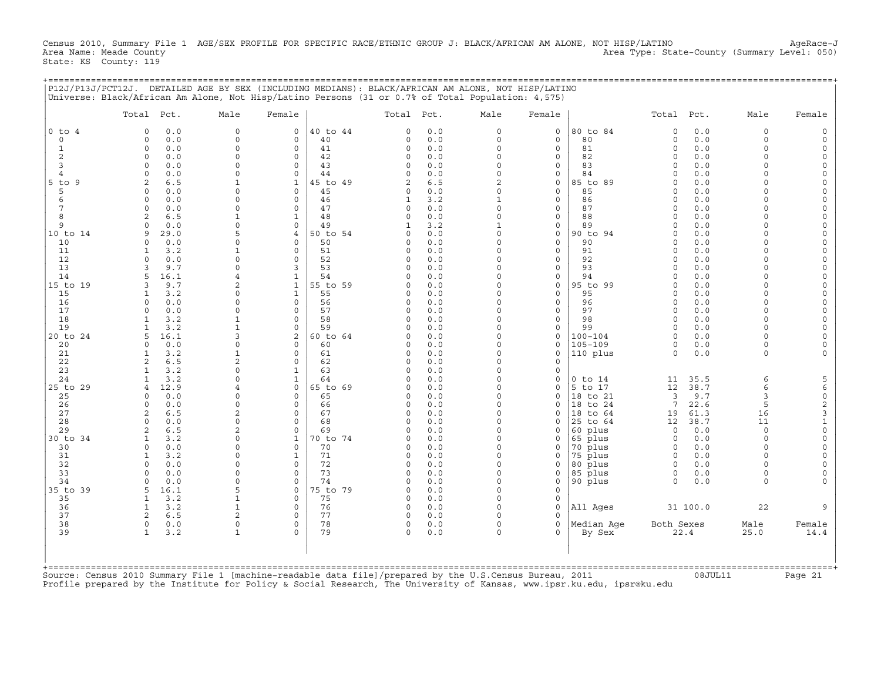Census 2010, Summary File 1 AGE/SEX PROFILE FOR SPECIFIC RACE/ETHNIC GROUP J: BLACK/AFRICAN AM ALONE, NOT HISP/LATINO AgeRace-J
Area Name: Meade County Area Type: State-County (Summary Level: 050)
State: KS County: 119

## P12J/P13J/PCT12J. DETAILED AGE BY SEX (INCLUDING MEDIANS): BLACK/AFRICAN AM ALONE, NOT HISP/LATINO

Universe: Black/African Am Alone, Not Hisp/Latino Persons (31 or 0.7% of Total Population: 4,575)

| | Total | Pct. | Male | Female | | Total | Pct. | Male | Female | | Total | Pct. | Male | Female |
|---|---|---|---|---|---|---|---|---|---|---|---|---|---|---|
| 0 to 4 | 0 | 0.0 | 0 | 0 | 40 to 44 | 0 | 0.0 | 0 | 0 | 80 to 84 | 0 | 0.0 | 0 | 0 |
| 0 | 0 | 0.0 | 0 | 0 | 40 | 0 | 0.0 | 0 | 0 | 80 | 0 | 0.0 | 0 | 0 |
| 1 | 0 | 0.0 | 0 | 0 | 41 | 0 | 0.0 | 0 | 0 | 81 | 0 | 0.0 | 0 | 0 |
| 2 | 0 | 0.0 | 0 | 0 | 42 | 0 | 0.0 | 0 | 0 | 82 | 0 | 0.0 | 0 | 0 |
| 3 | 0 | 0.0 | 0 | 0 | 43 | 0 | 0.0 | 0 | 0 | 83 | 0 | 0.0 | 0 | 0 |
| 4 | 0 | 0.0 | 0 | 0 | 44 | 0 | 0.0 | 0 | 0 | 84 | 0 | 0.0 | 0 | 0 |
| 5 to 9 | 2 | 6.5 | 1 | 1 | 45 to 49 | 2 | 6.5 | 2 | 0 | 85 to 89 | 0 | 0.0 | 0 | 0 |
| 5 | 0 | 0.0 | 0 | 0 | 45 | 0 | 0.0 | 0 | 0 | 85 | 0 | 0.0 | 0 | 0 |
| 6 | 0 | 0.0 | 0 | 0 | 46 | 1 | 3.2 | 1 | 0 | 86 | 0 | 0.0 | 0 | 0 |
| 7 | 0 | 0.0 | 0 | 0 | 47 | 0 | 0.0 | 0 | 0 | 87 | 0 | 0.0 | 0 | 0 |
| 8 | 2 | 6.5 | 1 | 1 | 48 | 0 | 0.0 | 0 | 0 | 88 | 0 | 0.0 | 0 | 0 |
| 9 | 0 | 0.0 | 0 | 0 | 49 | 1 | 3.2 | 1 | 0 | 89 | 0 | 0.0 | 0 | 0 |
| 10 to 14 | 9 | 29.0 | 5 | 4 | 50 to 54 | 0 | 0.0 | 0 | 0 | 90 to 94 | 0 | 0.0 | 0 | 0 |
| 10 | 0 | 0.0 | 0 | 0 | 50 | 0 | 0.0 | 0 | 0 | 90 | 0 | 0.0 | 0 | 0 |
| 11 | 1 | 3.2 | 1 | 0 | 51 | 0 | 0.0 | 0 | 0 | 91 | 0 | 0.0 | 0 | 0 |
| 12 | 0 | 0.0 | 0 | 0 | 52 | 0 | 0.0 | 0 | 0 | 92 | 0 | 0.0 | 0 | 0 |
| 13 | 3 | 9.7 | 0 | 3 | 53 | 0 | 0.0 | 0 | 0 | 93 | 0 | 0.0 | 0 | 0 |
| 14 | 5 | 16.1 | 4 | 1 | 54 | 0 | 0.0 | 0 | 0 | 94 | 0 | 0.0 | 0 | 0 |
| 15 to 19 | 3 | 9.7 | 2 | 1 | 55 to 59 | 0 | 0.0 | 0 | 0 | 95 to 99 | 0 | 0.0 | 0 | 0 |
| 15 | 1 | 3.2 | 0 | 1 | 55 | 0 | 0.0 | 0 | 0 | 95 | 0 | 0.0 | 0 | 0 |
| 16 | 0 | 0.0 | 0 | 0 | 56 | 0 | 0.0 | 0 | 0 | 96 | 0 | 0.0 | 0 | 0 |
| 17 | 0 | 0.0 | 0 | 0 | 57 | 0 | 0.0 | 0 | 0 | 97 | 0 | 0.0 | 0 | 0 |
| 18 | 1 | 3.2 | 1 | 0 | 58 | 0 | 0.0 | 0 | 0 | 98 | 0 | 0.0 | 0 | 0 |
| 19 | 1 | 3.2 | 1 | 0 | 59 | 0 | 0.0 | 0 | 0 | 99 | 0 | 0.0 | 0 | 0 |
| 20 to 24 | 5 | 16.1 | 3 | 2 | 60 to 64 | 0 | 0.0 | 0 | 0 | 100-104 | 0 | 0.0 | 0 | 0 |
| 20 | 0 | 0.0 | 0 | 0 | 60 | 0 | 0.0 | 0 | 0 | 105-109 | 0 | 0.0 | 0 | 0 |
| 21 | 1 | 3.2 | 1 | 0 | 61 | 0 | 0.0 | 0 | 0 | 110 plus | 0 | 0.0 | 0 | 0 |
| 22 | 2 | 6.5 | 2 | 0 | 62 | 0 | 0.0 | 0 | 0 | | | | | |
| 23 | 1 | 3.2 | 0 | 1 | 63 | 0 | 0.0 | 0 | 0 | | | | | |
| 24 | 1 | 3.2 | 0 | 1 | 64 | 0 | 0.0 | 0 | 0 | 0 to 14 | 11 | 35.5 | 6 | 5 |
| 25 to 29 | 4 | 12.9 | 4 | 0 | 65 to 69 | 0 | 0.0 | 0 | 0 | 5 to 17 | 12 | 38.7 | 6 | 6 |
| 25 | 0 | 0.0 | 0 | 0 | 65 | 0 | 0.0 | 0 | 0 | 18 to 21 | 3 | 9.7 | 3 | 0 |
| 26 | 0 | 0.0 | 0 | 0 | 66 | 0 | 0.0 | 0 | 0 | 18 to 24 | 7 | 22.6 | 5 | 2 |
| 27 | 2 | 6.5 | 2 | 0 | 67 | 0 | 0.0 | 0 | 0 | 18 to 64 | 19 | 61.3 | 16 | 3 |
| 28 | 0 | 0.0 | 0 | 0 | 68 | 0 | 0.0 | 0 | 0 | 25 to 64 | 12 | 38.7 | 11 | 1 |
| 29 | 2 | 6.5 | 2 | 0 | 69 | 0 | 0.0 | 0 | 0 | 60 plus | 0 | 0.0 | 0 | 0 |
| 30 to 34 | 1 | 3.2 | 0 | 1 | 70 to 74 | 0 | 0.0 | 0 | 0 | 65 plus | 0 | 0.0 | 0 | 0 |
| 30 | 0 | 0.0 | 0 | 0 | 70 | 0 | 0.0 | 0 | 0 | 70 plus | 0 | 0.0 | 0 | 0 |
| 31 | 1 | 3.2 | 0 | 1 | 71 | 0 | 0.0 | 0 | 0 | 75 plus | 0 | 0.0 | 0 | 0 |
| 32 | 0 | 0.0 | 0 | 0 | 72 | 0 | 0.0 | 0 | 0 | 80 plus | 0 | 0.0 | 0 | 0 |
| 33 | 0 | 0.0 | 0 | 0 | 73 | 0 | 0.0 | 0 | 0 | 85 plus | 0 | 0.0 | 0 | 0 |
| 34 | 0 | 0.0 | 0 | 0 | 74 | 0 | 0.0 | 0 | 0 | 90 plus | 0 | 0.0 | 0 | 0 |
| 35 to 39 | 5 | 16.1 | 5 | 0 | 75 to 79 | 0 | 0.0 | 0 | 0 | | | | | |
| 35 | 1 | 3.2 | 1 | 0 | 75 | 0 | 0.0 | 0 | 0 | | | | | |
| 36 | 1 | 3.2 | 1 | 0 | 76 | 0 | 0.0 | 0 | 0 | All Ages | 31 | 100.0 | 22 | 9 |
| 37 | 2 | 6.5 | 2 | 0 | 77 | 0 | 0.0 | 0 | 0 | | | | | |
| 38 | 0 | 0.0 | 0 | 0 | 78 | 0 | 0.0 | 0 | 0 | Median Age | Both Sexes | | Male | Female |
| 39 | 1 | 3.2 | 1 | 0 | 79 | 0 | 0.0 | 0 | 0 | By Sex | 22.4 | | 25.0 | 14.4 |

Source: Census 2010 Summary File 1 [machine-readable data file]/prepared by the U.S.Census Bureau, 2011 08JUL11
Profile prepared by the Institute for Policy & Social Research, The University of Kansas, www.ipsr.ku.edu, ipsr@ku.edu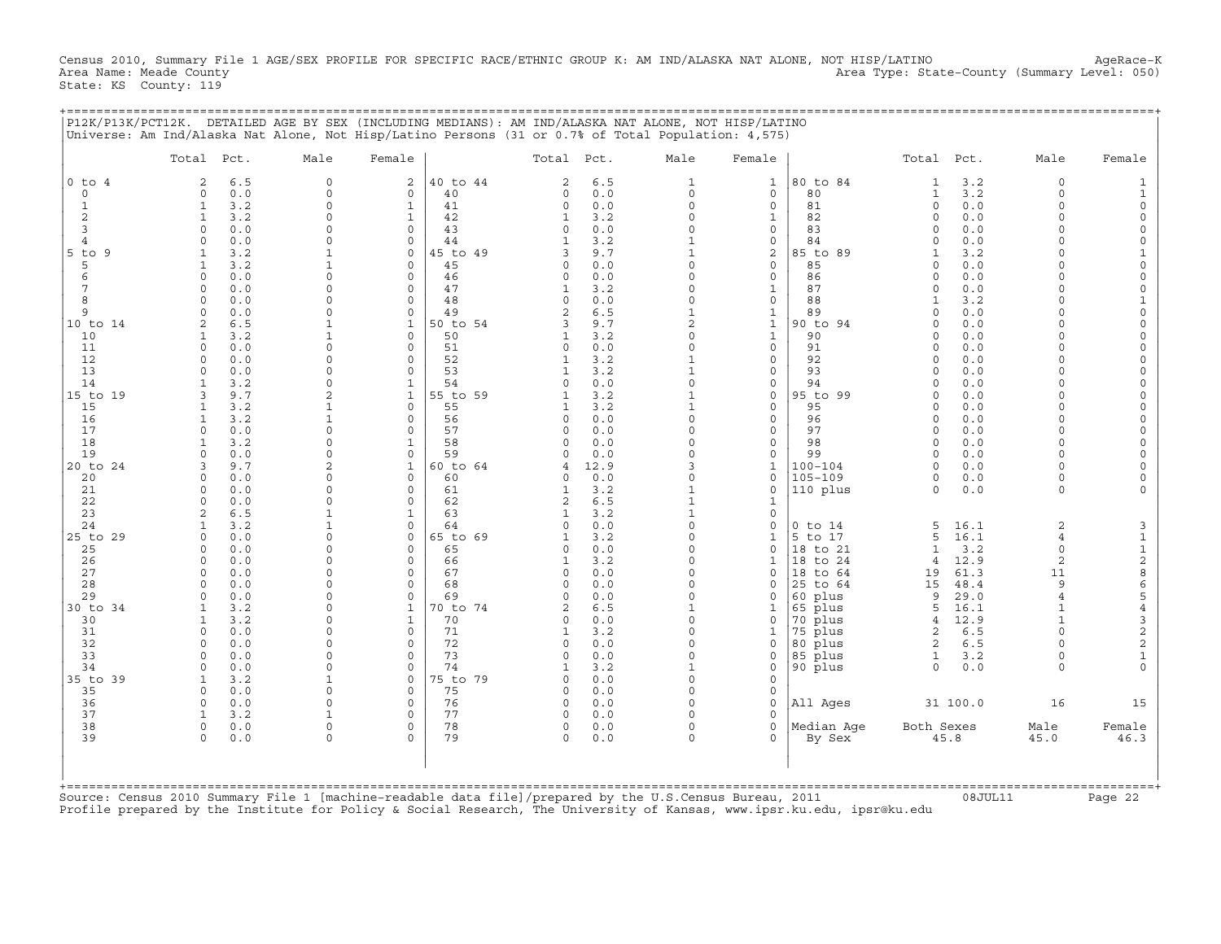Census 2010, Summary File 1 AGE/SEX PROFILE FOR SPECIFIC RACE/ETHNIC GROUP K: AM IND/ALASKA NAT ALONE, NOT HISP/LATINO AgeRace-K
Area Name: Meade County Area Type: State-County (Summary Level: 050)
State: KS County: 119

P12K/P13K/PCT12K. DETAILED AGE BY SEX (INCLUDING MEDIANS): AM IND/ALASKA NAT ALONE, NOT HISP/LATINO
Universe: Am Ind/Alaska Nat Alone, Not Hisp/Latino Persons (31 or 0.7% of Total Population: 4,575)

| | Total | Pct. | Male | Female | | Total | Pct. | Male | Female | | Total | Pct. | Male | Female |
|---|---|---|---|---|---|---|---|---|---|---|---|---|---|---|
| 0 to 4 | 2 | 6.5 | 0 | 2 | 40 to 44 | 2 | 6.5 | 1 | 1 | 80 to 84 | 1 | 3.2 | 0 | 1 |
| 0 | 0 | 0.0 | 0 | 0 | 40 | 0 | 0.0 | 0 | 0 | 80 | 1 | 3.2 | 0 | 1 |
| 1 | 1 | 3.2 | 0 | 1 | 41 | 0 | 0.0 | 0 | 0 | 81 | 0 | 0.0 | 0 | 0 |
| 2 | 1 | 3.2 | 0 | 1 | 42 | 1 | 3.2 | 0 | 1 | 82 | 0 | 0.0 | 0 | 0 |
| 3 | 0 | 0.0 | 0 | 0 | 43 | 0 | 0.0 | 0 | 0 | 83 | 0 | 0.0 | 0 | 0 |
| 4 | 0 | 0.0 | 0 | 0 | 44 | 1 | 3.2 | 1 | 0 | 84 | 0 | 0.0 | 0 | 0 |
| 5 to 9 | 1 | 3.2 | 1 | 0 | 45 to 49 | 3 | 9.7 | 1 | 2 | 85 to 89 | 1 | 3.2 | 0 | 1 |
| 5 | 1 | 3.2 | 1 | 0 | 45 | 0 | 0.0 | 0 | 0 | 85 | 0 | 0.0 | 0 | 0 |
| 6 | 0 | 0.0 | 0 | 0 | 46 | 0 | 0.0 | 0 | 0 | 86 | 0 | 0.0 | 0 | 0 |
| 7 | 0 | 0.0 | 0 | 0 | 47 | 1 | 3.2 | 0 | 1 | 87 | 0 | 0.0 | 0 | 0 |
| 8 | 0 | 0.0 | 0 | 0 | 48 | 0 | 0.0 | 0 | 0 | 88 | 1 | 3.2 | 0 | 1 |
| 9 | 0 | 0.0 | 0 | 0 | 49 | 2 | 6.5 | 1 | 1 | 89 | 0 | 0.0 | 0 | 0 |
| 10 to 14 | 2 | 6.5 | 1 | 1 | 50 to 54 | 3 | 9.7 | 2 | 1 | 90 to 94 | 0 | 0.0 | 0 | 0 |
| 10 | 1 | 3.2 | 1 | 0 | 50 | 1 | 3.2 | 0 | 1 | 90 | 0 | 0.0 | 0 | 0 |
| 11 | 0 | 0.0 | 0 | 0 | 51 | 0 | 0.0 | 0 | 0 | 91 | 0 | 0.0 | 0 | 0 |
| 12 | 0 | 0.0 | 0 | 0 | 52 | 1 | 3.2 | 1 | 0 | 92 | 0 | 0.0 | 0 | 0 |
| 13 | 0 | 0.0 | 0 | 0 | 53 | 1 | 3.2 | 1 | 0 | 93 | 0 | 0.0 | 0 | 0 |
| 14 | 1 | 3.2 | 0 | 1 | 54 | 0 | 0.0 | 0 | 0 | 94 | 0 | 0.0 | 0 | 0 |
| 15 to 19 | 3 | 9.7 | 2 | 1 | 55 to 59 | 1 | 3.2 | 1 | 0 | 95 to 99 | 0 | 0.0 | 0 | 0 |
| 15 | 1 | 3.2 | 1 | 0 | 55 | 1 | 3.2 | 1 | 0 | 95 | 0 | 0.0 | 0 | 0 |
| 16 | 1 | 3.2 | 1 | 0 | 56 | 0 | 0.0 | 0 | 0 | 96 | 0 | 0.0 | 0 | 0 |
| 17 | 0 | 0.0 | 0 | 0 | 57 | 0 | 0.0 | 0 | 0 | 97 | 0 | 0.0 | 0 | 0 |
| 18 | 1 | 3.2 | 0 | 1 | 58 | 0 | 0.0 | 0 | 0 | 98 | 0 | 0.0 | 0 | 0 |
| 19 | 0 | 0.0 | 0 | 0 | 59 | 0 | 0.0 | 0 | 0 | 99 | 0 | 0.0 | 0 | 0 |
| 20 to 24 | 3 | 9.7 | 2 | 1 | 60 to 64 | 4 | 12.9 | 3 | 1 | 100-104 | 0 | 0.0 | 0 | 0 |
| 20 | 0 | 0.0 | 0 | 0 | 60 | 0 | 0.0 | 0 | 0 | 105-109 | 0 | 0.0 | 0 | 0 |
| 21 | 0 | 0.0 | 0 | 0 | 61 | 1 | 3.2 | 1 | 0 | 110 plus | 0 | 0.0 | 0 | 0 |
| 22 | 0 | 0.0 | 0 | 0 | 62 | 2 | 6.5 | 1 | 1 | | | | | |
| 23 | 2 | 6.5 | 1 | 1 | 63 | 1 | 3.2 | 1 | 0 | | | | | |
| 24 | 1 | 3.2 | 1 | 0 | 64 | 0 | 0.0 | 0 | 0 | 0 to 14 | 5 | 16.1 | 2 | 3 |
| 25 to 29 | 0 | 0.0 | 0 | 0 | 65 to 69 | 1 | 3.2 | 0 | 1 | 5 to 17 | 5 | 16.1 | 4 | 1 |
| 25 | 0 | 0.0 | 0 | 0 | 65 | 0 | 0.0 | 0 | 0 | 18 to 21 | 1 | 3.2 | 0 | 1 |
| 26 | 0 | 0.0 | 0 | 0 | 66 | 1 | 3.2 | 0 | 1 | 18 to 24 | 4 | 12.9 | 2 | 2 |
| 27 | 0 | 0.0 | 0 | 0 | 67 | 0 | 0.0 | 0 | 0 | 18 to 64 | 19 | 61.3 | 11 | 8 |
| 28 | 0 | 0.0 | 0 | 0 | 68 | 0 | 0.0 | 0 | 0 | 25 to 64 | 15 | 48.4 | 9 | 6 |
| 29 | 0 | 0.0 | 0 | 0 | 69 | 0 | 0.0 | 0 | 0 | 60 plus | 9 | 29.0 | 4 | 5 |
| 30 to 34 | 1 | 3.2 | 0 | 1 | 70 to 74 | 2 | 6.5 | 1 | 1 | 65 plus | 5 | 16.1 | 1 | 4 |
| 30 | 1 | 3.2 | 0 | 1 | 70 | 0 | 0.0 | 0 | 0 | 70 plus | 4 | 12.9 | 1 | 3 |
| 31 | 0 | 0.0 | 0 | 0 | 71 | 1 | 3.2 | 0 | 1 | 75 plus | 2 | 6.5 | 0 | 2 |
| 32 | 0 | 0.0 | 0 | 0 | 72 | 0 | 0.0 | 0 | 0 | 80 plus | 2 | 6.5 | 0 | 2 |
| 33 | 0 | 0.0 | 0 | 0 | 73 | 0 | 0.0 | 0 | 0 | 85 plus | 1 | 3.2 | 0 | 1 |
| 34 | 0 | 0.0 | 0 | 0 | 74 | 1 | 3.2 | 1 | 0 | 90 plus | 0 | 0.0 | 0 | 0 |
| 35 to 39 | 1 | 3.2 | 1 | 0 | 75 to 79 | 0 | 0.0 | 0 | 0 | | | | | |
| 35 | 0 | 0.0 | 0 | 0 | 75 | 0 | 0.0 | 0 | 0 | | | | | |
| 36 | 0 | 0.0 | 0 | 0 | 76 | 0 | 0.0 | 0 | 0 | All Ages | 31 | 100.0 | 16 | 15 |
| 37 | 1 | 3.2 | 1 | 0 | 77 | 0 | 0.0 | 0 | 0 | | | | | |
| 38 | 0 | 0.0 | 0 | 0 | 78 | 0 | 0.0 | 0 | 0 | Median Age | Both Sexes | | Male | Female |
| 39 | 0 | 0.0 | 0 | 0 | 79 | 0 | 0.0 | 0 | 0 | By Sex | 45.8 | | 45.0 | 46.3 |

Source: Census 2010 Summary File 1 [machine-readable data file]/prepared by the U.S.Census Bureau, 2011 08JUL11
Profile prepared by the Institute for Policy & Social Research, The University of Kansas, www.ipsr.ku.edu, ipsr@ku.edu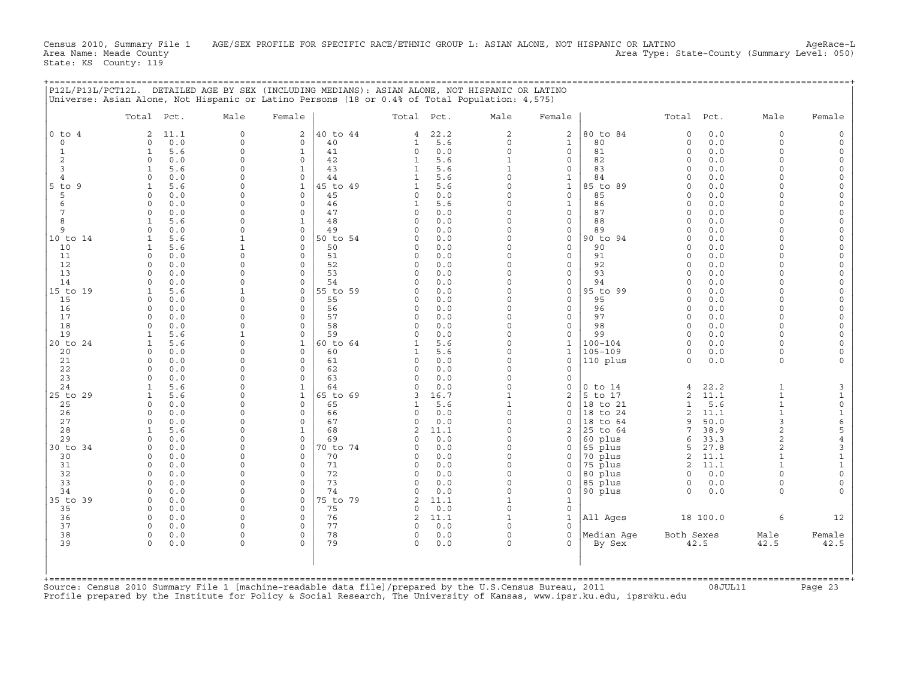Census 2010, Summary File 1 AGE/SEX PROFILE FOR SPECIFIC RACE/ETHNIC GROUP L: ASIAN ALONE, NOT HISPANIC OR LATINO AgeRace-L
Area Name: Meade County Area Type: State-County (Summary Level: 050)
State: KS County: 119

P12L/P13L/PCT12L. DETAILED AGE BY SEX (INCLUDING MEDIANS): ASIAN ALONE, NOT HISPANIC OR LATINO
Universe: Asian Alone, Not Hispanic or Latino Persons (18 or 0.4% of Total Population: 4,575)

| Age | Total | Pct. | Male | Female | Age | Total | Pct. | Male | Female | Age | Total | Pct. | Male | Female |
|---|---|---|---|---|---|---|---|---|---|---|---|---|---|---|
| 0 to 4 | 2 | 11.1 | 0 | 2 | 40 to 44 | 4 | 22.2 | 2 | 2 | 80 to 84 | 0 | 0.0 | 0 | 0 |
| 0 | 0 | 0.0 | 0 | 0 | 40 | 1 | 5.6 | 0 | 1 | 80 | 0 | 0.0 | 0 | 0 |
| 1 | 1 | 5.6 | 0 | 1 | 41 | 0 | 0.0 | 0 | 0 | 81 | 0 | 0.0 | 0 | 0 |
| 2 | 0 | 0.0 | 0 | 0 | 42 | 1 | 5.6 | 1 | 0 | 82 | 0 | 0.0 | 0 | 0 |
| 3 | 1 | 5.6 | 0 | 1 | 43 | 1 | 5.6 | 1 | 0 | 83 | 0 | 0.0 | 0 | 0 |
| 4 | 0 | 0.0 | 0 | 0 | 44 | 1 | 5.6 | 0 | 1 | 84 | 0 | 0.0 | 0 | 0 |
| 5 to 9 | 1 | 5.6 | 0 | 1 | 45 to 49 | 1 | 5.6 | 0 | 1 | 85 to 89 | 0 | 0.0 | 0 | 0 |
| 5 | 0 | 0.0 | 0 | 0 | 45 | 0 | 0.0 | 0 | 0 | 85 | 0 | 0.0 | 0 | 0 |
| 6 | 0 | 0.0 | 0 | 0 | 46 | 1 | 5.6 | 0 | 1 | 86 | 0 | 0.0 | 0 | 0 |
| 7 | 0 | 0.0 | 0 | 0 | 47 | 0 | 0.0 | 0 | 0 | 87 | 0 | 0.0 | 0 | 0 |
| 8 | 1 | 5.6 | 0 | 1 | 48 | 0 | 0.0 | 0 | 0 | 88 | 0 | 0.0 | 0 | 0 |
| 9 | 0 | 0.0 | 0 | 0 | 49 | 0 | 0.0 | 0 | 0 | 89 | 0 | 0.0 | 0 | 0 |
| 10 to 14 | 1 | 5.6 | 1 | 0 | 50 to 54 | 0 | 0.0 | 0 | 0 | 90 to 94 | 0 | 0.0 | 0 | 0 |
| 10 | 1 | 5.6 | 1 | 0 | 50 | 0 | 0.0 | 0 | 0 | 90 | 0 | 0.0 | 0 | 0 |
| 11 | 0 | 0.0 | 0 | 0 | 51 | 0 | 0.0 | 0 | 0 | 91 | 0 | 0.0 | 0 | 0 |
| 12 | 0 | 0.0 | 0 | 0 | 52 | 0 | 0.0 | 0 | 0 | 92 | 0 | 0.0 | 0 | 0 |
| 13 | 0 | 0.0 | 0 | 0 | 53 | 0 | 0.0 | 0 | 0 | 93 | 0 | 0.0 | 0 | 0 |
| 14 | 0 | 0.0 | 0 | 0 | 54 | 0 | 0.0 | 0 | 0 | 94 | 0 | 0.0 | 0 | 0 |
| 15 to 19 | 1 | 5.6 | 1 | 0 | 55 to 59 | 0 | 0.0 | 0 | 0 | 95 to 99 | 0 | 0.0 | 0 | 0 |
| 15 | 0 | 0.0 | 0 | 0 | 55 | 0 | 0.0 | 0 | 0 | 95 | 0 | 0.0 | 0 | 0 |
| 16 | 0 | 0.0 | 0 | 0 | 56 | 0 | 0.0 | 0 | 0 | 96 | 0 | 0.0 | 0 | 0 |
| 17 | 0 | 0.0 | 0 | 0 | 57 | 0 | 0.0 | 0 | 0 | 97 | 0 | 0.0 | 0 | 0 |
| 18 | 0 | 0.0 | 0 | 0 | 58 | 0 | 0.0 | 0 | 0 | 98 | 0 | 0.0 | 0 | 0 |
| 19 | 1 | 5.6 | 1 | 0 | 59 | 0 | 0.0 | 0 | 0 | 99 | 0 | 0.0 | 0 | 0 |
| 20 to 24 | 1 | 5.6 | 0 | 1 | 60 to 64 | 1 | 5.6 | 0 | 1 | 100-104 | 0 | 0.0 | 0 | 0 |
| 20 | 0 | 0.0 | 0 | 0 | 60 | 1 | 5.6 | 0 | 1 | 105-109 | 0 | 0.0 | 0 | 0 |
| 21 | 0 | 0.0 | 0 | 0 | 61 | 0 | 0.0 | 0 | 0 | 110 plus | 0 | 0.0 | 0 | 0 |
| 22 | 0 | 0.0 | 0 | 0 | 62 | 0 | 0.0 | 0 | 0 | | | | | |
| 23 | 0 | 0.0 | 0 | 0 | 63 | 0 | 0.0 | 0 | 0 | | | | | |
| 24 | 1 | 5.6 | 0 | 1 | 64 | 0 | 0.0 | 0 | 0 | 0 to 14 | 4 | 22.2 | 1 | 3 |
| 25 to 29 | 1 | 5.6 | 0 | 1 | 65 to 69 | 3 | 16.7 | 1 | 2 | 5 to 17 | 2 | 11.1 | 1 | 1 |
| 25 | 0 | 0.0 | 0 | 0 | 65 | 1 | 5.6 | 1 | 0 | 18 to 21 | 1 | 5.6 | 1 | 0 |
| 26 | 0 | 0.0 | 0 | 0 | 66 | 0 | 0.0 | 0 | 0 | 18 to 24 | 2 | 11.1 | 1 | 1 |
| 27 | 0 | 0.0 | 0 | 0 | 67 | 0 | 0.0 | 0 | 0 | 18 to 64 | 9 | 50.0 | 3 | 6 |
| 28 | 1 | 5.6 | 0 | 1 | 68 | 2 | 11.1 | 0 | 2 | 25 to 64 | 7 | 38.9 | 2 | 5 |
| 29 | 0 | 0.0 | 0 | 0 | 69 | 0 | 0.0 | 0 | 0 | 60 plus | 6 | 33.3 | 2 | 4 |
| 30 to 34 | 0 | 0.0 | 0 | 0 | 70 to 74 | 0 | 0.0 | 0 | 0 | 65 plus | 5 | 27.8 | 2 | 3 |
| 30 | 0 | 0.0 | 0 | 0 | 70 | 0 | 0.0 | 0 | 0 | 70 plus | 2 | 11.1 | 1 | 1 |
| 31 | 0 | 0.0 | 0 | 0 | 71 | 0 | 0.0 | 0 | 0 | 75 plus | 2 | 11.1 | 1 | 1 |
| 32 | 0 | 0.0 | 0 | 0 | 72 | 0 | 0.0 | 0 | 0 | 80 plus | 0 | 0.0 | 0 | 0 |
| 33 | 0 | 0.0 | 0 | 0 | 73 | 0 | 0.0 | 0 | 0 | 85 plus | 0 | 0.0 | 0 | 0 |
| 34 | 0 | 0.0 | 0 | 0 | 74 | 0 | 0.0 | 0 | 0 | 90 plus | 0 | 0.0 | 0 | 0 |
| 35 to 39 | 0 | 0.0 | 0 | 0 | 75 to 79 | 2 | 11.1 | 1 | 1 | | | | | |
| 35 | 0 | 0.0 | 0 | 0 | 75 | 0 | 0.0 | 0 | 0 | | | | | |
| 36 | 0 | 0.0 | 0 | 0 | 76 | 2 | 11.1 | 1 | 1 | All Ages | 18 | 100.0 | 6 | 12 |
| 37 | 0 | 0.0 | 0 | 0 | 77 | 0 | 0.0 | 0 | 0 | | | | | |
| 38 | 0 | 0.0 | 0 | 0 | 78 | 0 | 0.0 | 0 | 0 | Median Age | Both Sexes | | Male | Female |
| 39 | 0 | 0.0 | 0 | 0 | 79 | 0 | 0.0 | 0 | 0 | By Sex | 42.5 | | 42.5 | 42.5 |

Source: Census 2010 Summary File 1 [machine-readable data file]/prepared by the U.S.Census Bureau, 2011 08JUL11
Profile prepared by the Institute for Policy & Social Research, The University of Kansas, www.ipsr.ku.edu, ipsr@ku.edu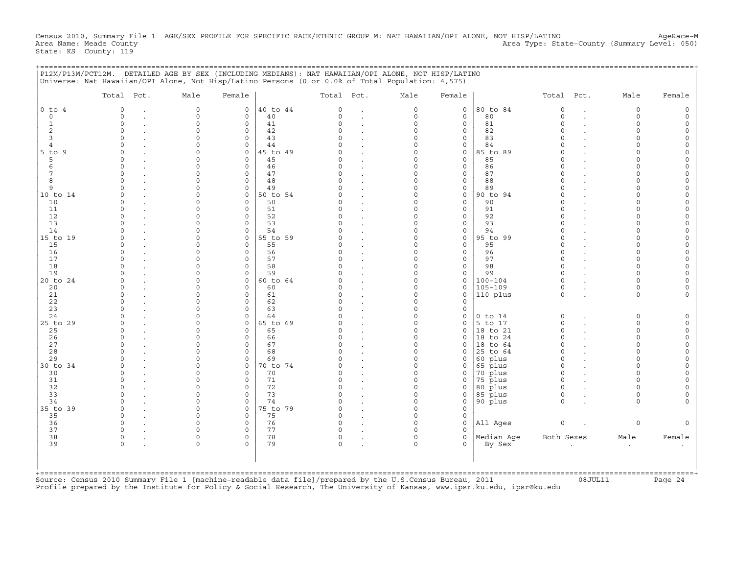Census 2010, Summary File 1 AGE/SEX PROFILE FOR SPECIFIC RACE/ETHNIC GROUP M: NAT HAWAIIAN/OPI ALONE, NOT HISP/LATINO AgeRace-M
Area Name: Meade County Area Type: State-County (Summary Level: 050)
State: KS County: 119

P12M/P13M/PCT12M. DETAILED AGE BY SEX (INCLUDING MEDIANS): NAT HAWAIIAN/OPI ALONE, NOT HISP/LATINO
Universe: Nat Hawaiian/OPI Alone, Not Hisp/Latino Persons (0 or 0.0% of Total Population: 4,575)

| | Total | Pct. | Male | Female | | Total | Pct. | Male | Female | | Total | Pct. | Male | Female |
|---|---|---|---|---|---|---|---|---|---|---|---|---|---|---|
| 0 to 4 | 0 | . | 0 | 0 | 40 to 44 | 0 | . | 0 | 0 | 80 to 84 | 0 | . | 0 | 0 |
| 0 | 0 | . | 0 | 0 | 40 | 0 | . | 0 | 0 | 80 | 0 | . | 0 | 0 |
| 1 | 0 | . | 0 | 0 | 41 | 0 | . | 0 | 0 | 81 | 0 | . | 0 | 0 |
| 2 | 0 | . | 0 | 0 | 42 | 0 | . | 0 | 0 | 82 | 0 | . | 0 | 0 |
| 3 | 0 | . | 0 | 0 | 43 | 0 | . | 0 | 0 | 83 | 0 | . | 0 | 0 |
| 4 | 0 | . | 0 | 0 | 44 | 0 | . | 0 | 0 | 84 | 0 | . | 0 | 0 |
| 5 to 9 | 0 | . | 0 | 0 | 45 to 49 | 0 | . | 0 | 0 | 85 to 89 | 0 | . | 0 | 0 |
| 5 | 0 | . | 0 | 0 | 45 | 0 | . | 0 | 0 | 85 | 0 | . | 0 | 0 |
| 6 | 0 | . | 0 | 0 | 46 | 0 | . | 0 | 0 | 86 | 0 | . | 0 | 0 |
| 7 | 0 | . | 0 | 0 | 47 | 0 | . | 0 | 0 | 87 | 0 | . | 0 | 0 |
| 8 | 0 | . | 0 | 0 | 48 | 0 | . | 0 | 0 | 88 | 0 | . | 0 | 0 |
| 9 | 0 | . | 0 | 0 | 49 | 0 | . | 0 | 0 | 89 | 0 | . | 0 | 0 |
| 10 to 14 | 0 | . | 0 | 0 | 50 to 54 | 0 | . | 0 | 0 | 90 to 94 | 0 | . | 0 | 0 |
| 10 | 0 | . | 0 | 0 | 50 | 0 | . | 0 | 0 | 90 | 0 | . | 0 | 0 |
| 11 | 0 | . | 0 | 0 | 51 | 0 | . | 0 | 0 | 91 | 0 | . | 0 | 0 |
| 12 | 0 | . | 0 | 0 | 52 | 0 | . | 0 | 0 | 92 | 0 | . | 0 | 0 |
| 13 | 0 | . | 0 | 0 | 53 | 0 | . | 0 | 0 | 93 | 0 | . | 0 | 0 |
| 14 | 0 | . | 0 | 0 | 54 | 0 | . | 0 | 0 | 94 | 0 | . | 0 | 0 |
| 15 to 19 | 0 | . | 0 | 0 | 55 to 59 | 0 | . | 0 | 0 | 95 to 99 | 0 | . | 0 | 0 |
| 15 | 0 | . | 0 | 0 | 55 | 0 | . | 0 | 0 | 95 | 0 | . | 0 | 0 |
| 16 | 0 | . | 0 | 0 | 56 | 0 | . | 0 | 0 | 96 | 0 | . | 0 | 0 |
| 17 | 0 | . | 0 | 0 | 57 | 0 | . | 0 | 0 | 97 | 0 | . | 0 | 0 |
| 18 | 0 | . | 0 | 0 | 58 | 0 | . | 0 | 0 | 98 | 0 | . | 0 | 0 |
| 19 | 0 | . | 0 | 0 | 59 | 0 | . | 0 | 0 | 99 | 0 | . | 0 | 0 |
| 20 to 24 | 0 | . | 0 | 0 | 60 to 64 | 0 | . | 0 | 0 | 100-104 | 0 | . | 0 | 0 |
| 20 | 0 | . | 0 | 0 | 60 | 0 | . | 0 | 0 | 105-109 | 0 | . | 0 | 0 |
| 21 | 0 | . | 0 | 0 | 61 | 0 | . | 0 | 0 | 110 plus | 0 | . | 0 | 0 |
| 22 | 0 | . | 0 | 0 | 62 | 0 | . | 0 | 0 | | | | | |
| 23 | 0 | . | 0 | 0 | 63 | 0 | . | 0 | 0 | | | | | |
| 24 | 0 | . | 0 | 0 | 64 | 0 | . | 0 | 0 | 0 to 14 | 0 | . | 0 | 0 |
| 25 to 29 | 0 | . | 0 | 0 | 65 to 69 | 0 | . | 0 | 0 | 5 to 17 | 0 | . | 0 | 0 |
| 25 | 0 | . | 0 | 0 | 65 | 0 | . | 0 | 0 | 18 to 21 | 0 | . | 0 | 0 |
| 26 | 0 | . | 0 | 0 | 66 | 0 | . | 0 | 0 | 18 to 24 | 0 | . | 0 | 0 |
| 27 | 0 | . | 0 | 0 | 67 | 0 | . | 0 | 0 | 18 to 64 | 0 | . | 0 | 0 |
| 28 | 0 | . | 0 | 0 | 68 | 0 | . | 0 | 0 | 25 to 64 | 0 | . | 0 | 0 |
| 29 | 0 | . | 0 | 0 | 69 | 0 | . | 0 | 0 | 60 plus | 0 | . | 0 | 0 |
| 30 to 34 | 0 | . | 0 | 0 | 70 to 74 | 0 | . | 0 | 0 | 65 plus | 0 | . | 0 | 0 |
| 30 | 0 | . | 0 | 0 | 70 | 0 | . | 0 | 0 | 70 plus | 0 | . | 0 | 0 |
| 31 | 0 | . | 0 | 0 | 71 | 0 | . | 0 | 0 | 75 plus | 0 | . | 0 | 0 |
| 32 | 0 | . | 0 | 0 | 72 | 0 | . | 0 | 0 | 80 plus | 0 | . | 0 | 0 |
| 33 | 0 | . | 0 | 0 | 73 | 0 | . | 0 | 0 | 85 plus | 0 | . | 0 | 0 |
| 34 | 0 | . | 0 | 0 | 74 | 0 | . | 0 | 0 | 90 plus | 0 | . | 0 | 0 |
| 35 to 39 | 0 | . | 0 | 0 | 75 to 79 | 0 | . | 0 | 0 | | | | | |
| 35 | 0 | . | 0 | 0 | 75 | 0 | . | 0 | 0 | | | | | |
| 36 | 0 | . | 0 | 0 | 76 | 0 | . | 0 | 0 | All Ages | 0 | . | 0 | 0 |
| 37 | 0 | . | 0 | 0 | 77 | 0 | . | 0 | 0 | | | | | |
| 38 | 0 | . | 0 | 0 | 78 | 0 | . | 0 | 0 | Median Age | Both Sexes | | Male | Female |
| 39 | 0 | . | 0 | 0 | 79 | 0 | . | 0 | 0 | By Sex | . | | . | . |

Source: Census 2010 Summary File 1 [machine-readable data file]/prepared by the U.S.Census Bureau, 2011 08JUL11
Profile prepared by the Institute for Policy & Social Research, The University of Kansas, www.ipsr.ku.edu, ipsr@ku.edu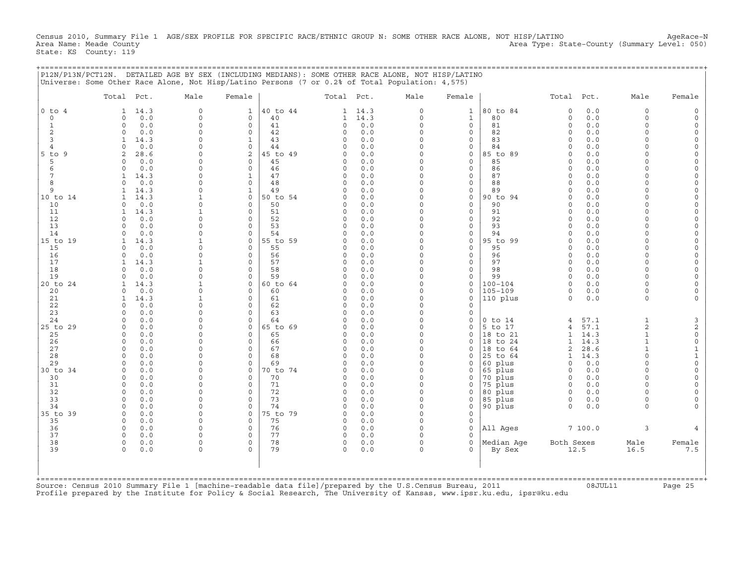Census 2010, Summary File 1 AGE/SEX PROFILE FOR SPECIFIC RACE/ETHNIC GROUP N: SOME OTHER RACE ALONE, NOT HISP/LATINO AgeRace-N
Area Name: Meade County Area Type: State-County (Summary Level: 050)
State: KS County: 119

P12N/P13N/PCT12N. DETAILED AGE BY SEX (INCLUDING MEDIANS): SOME OTHER RACE ALONE, NOT HISP/LATINO
Universe: Some Other Race Alone, Not Hisp/Latino Persons (7 or 0.2% of Total Population: 4,575)

| | Total | Pct. | Male | Female | | Total | Pct. | Male | Female | | Total | Pct. | Male | Female |
|---|---|---|---|---|---|---|---|---|---|---|---|---|---|---|
| 0 to 4 | 1 | 14.3 | 0 | 1 | 40 to 44 | 1 | 14.3 | 0 | 1 | 80 to 84 | 0 | 0.0 | 0 | 0 |
| 0 | 0 | 0.0 | 0 | 0 | 40 | 1 | 14.3 | 0 | 1 | 80 | 0 | 0.0 | 0 | 0 |
| 1 | 0 | 0.0 | 0 | 0 | 41 | 0 | 0.0 | 0 | 0 | 81 | 0 | 0.0 | 0 | 0 |
| 2 | 0 | 0.0 | 0 | 0 | 42 | 0 | 0.0 | 0 | 0 | 82 | 0 | 0.0 | 0 | 0 |
| 3 | 1 | 14.3 | 0 | 1 | 43 | 0 | 0.0 | 0 | 0 | 83 | 0 | 0.0 | 0 | 0 |
| 4 | 0 | 0.0 | 0 | 0 | 44 | 0 | 0.0 | 0 | 0 | 84 | 0 | 0.0 | 0 | 0 |
| 5 to 9 | 2 | 28.6 | 0 | 2 | 45 to 49 | 0 | 0.0 | 0 | 0 | 85 to 89 | 0 | 0.0 | 0 | 0 |
| 5 | 0 | 0.0 | 0 | 0 | 45 | 0 | 0.0 | 0 | 0 | 85 | 0 | 0.0 | 0 | 0 |
| 6 | 0 | 0.0 | 0 | 0 | 46 | 0 | 0.0 | 0 | 0 | 86 | 0 | 0.0 | 0 | 0 |
| 7 | 1 | 14.3 | 0 | 1 | 47 | 0 | 0.0 | 0 | 0 | 87 | 0 | 0.0 | 0 | 0 |
| 8 | 0 | 0.0 | 0 | 0 | 48 | 0 | 0.0 | 0 | 0 | 88 | 0 | 0.0 | 0 | 0 |
| 9 | 1 | 14.3 | 0 | 1 | 49 | 0 | 0.0 | 0 | 0 | 89 | 0 | 0.0 | 0 | 0 |
| 10 to 14 | 1 | 14.3 | 1 | 0 | 50 to 54 | 0 | 0.0 | 0 | 0 | 90 to 94 | 0 | 0.0 | 0 | 0 |
| 10 | 0 | 0.0 | 0 | 0 | 50 | 0 | 0.0 | 0 | 0 | 90 | 0 | 0.0 | 0 | 0 |
| 11 | 1 | 14.3 | 1 | 0 | 51 | 0 | 0.0 | 0 | 0 | 91 | 0 | 0.0 | 0 | 0 |
| 12 | 0 | 0.0 | 0 | 0 | 52 | 0 | 0.0 | 0 | 0 | 92 | 0 | 0.0 | 0 | 0 |
| 13 | 0 | 0.0 | 0 | 0 | 53 | 0 | 0.0 | 0 | 0 | 93 | 0 | 0.0 | 0 | 0 |
| 14 | 0 | 0.0 | 0 | 0 | 54 | 0 | 0.0 | 0 | 0 | 94 | 0 | 0.0 | 0 | 0 |
| 15 to 19 | 1 | 14.3 | 1 | 0 | 55 to 59 | 0 | 0.0 | 0 | 0 | 95 to 99 | 0 | 0.0 | 0 | 0 |
| 15 | 0 | 0.0 | 0 | 0 | 55 | 0 | 0.0 | 0 | 0 | 95 | 0 | 0.0 | 0 | 0 |
| 16 | 0 | 0.0 | 0 | 0 | 56 | 0 | 0.0 | 0 | 0 | 96 | 0 | 0.0 | 0 | 0 |
| 17 | 1 | 14.3 | 1 | 0 | 57 | 0 | 0.0 | 0 | 0 | 97 | 0 | 0.0 | 0 | 0 |
| 18 | 0 | 0.0 | 0 | 0 | 58 | 0 | 0.0 | 0 | 0 | 98 | 0 | 0.0 | 0 | 0 |
| 19 | 0 | 0.0 | 0 | 0 | 59 | 0 | 0.0 | 0 | 0 | 99 | 0 | 0.0 | 0 | 0 |
| 20 to 24 | 1 | 14.3 | 1 | 0 | 60 to 64 | 0 | 0.0 | 0 | 0 | 100-104 | 0 | 0.0 | 0 | 0 |
| 20 | 0 | 0.0 | 0 | 0 | 60 | 0 | 0.0 | 0 | 0 | 105-109 | 0 | 0.0 | 0 | 0 |
| 21 | 1 | 14.3 | 1 | 0 | 61 | 0 | 0.0 | 0 | 0 | 110 plus | 0 | 0.0 | 0 | 0 |
| 22 | 0 | 0.0 | 0 | 0 | 62 | 0 | 0.0 | 0 | 0 | | | | | |
| 23 | 0 | 0.0 | 0 | 0 | 63 | 0 | 0.0 | 0 | 0 | | | | | |
| 24 | 0 | 0.0 | 0 | 0 | 64 | 0 | 0.0 | 0 | 0 | 0 to 14 | 4 | 57.1 | 1 | 3 |
| 25 to 29 | 0 | 0.0 | 0 | 0 | 65 to 69 | 0 | 0.0 | 0 | 0 | 5 to 17 | 4 | 57.1 | 2 | 2 |
| 25 | 0 | 0.0 | 0 | 0 | 65 | 0 | 0.0 | 0 | 0 | 18 to 21 | 1 | 14.3 | 1 | 0 |
| 26 | 0 | 0.0 | 0 | 0 | 66 | 0 | 0.0 | 0 | 0 | 18 to 24 | 1 | 14.3 | 1 | 0 |
| 27 | 0 | 0.0 | 0 | 0 | 67 | 0 | 0.0 | 0 | 0 | 18 to 64 | 2 | 28.6 | 1 | 1 |
| 28 | 0 | 0.0 | 0 | 0 | 68 | 0 | 0.0 | 0 | 0 | 25 to 64 | 1 | 14.3 | 0 | 1 |
| 29 | 0 | 0.0 | 0 | 0 | 69 | 0 | 0.0 | 0 | 0 | 60 plus | 0 | 0.0 | 0 | 0 |
| 30 to 34 | 0 | 0.0 | 0 | 0 | 70 to 74 | 0 | 0.0 | 0 | 0 | 65 plus | 0 | 0.0 | 0 | 0 |
| 30 | 0 | 0.0 | 0 | 0 | 70 | 0 | 0.0 | 0 | 0 | 70 plus | 0 | 0.0 | 0 | 0 |
| 31 | 0 | 0.0 | 0 | 0 | 71 | 0 | 0.0 | 0 | 0 | 75 plus | 0 | 0.0 | 0 | 0 |
| 32 | 0 | 0.0 | 0 | 0 | 72 | 0 | 0.0 | 0 | 0 | 80 plus | 0 | 0.0 | 0 | 0 |
| 33 | 0 | 0.0 | 0 | 0 | 73 | 0 | 0.0 | 0 | 0 | 85 plus | 0 | 0.0 | 0 | 0 |
| 34 | 0 | 0.0 | 0 | 0 | 74 | 0 | 0.0 | 0 | 0 | 90 plus | 0 | 0.0 | 0 | 0 |
| 35 to 39 | 0 | 0.0 | 0 | 0 | 75 to 79 | 0 | 0.0 | 0 | 0 | | | | | |
| 35 | 0 | 0.0 | 0 | 0 | 75 | 0 | 0.0 | 0 | 0 | | | | | |
| 36 | 0 | 0.0 | 0 | 0 | 76 | 0 | 0.0 | 0 | 0 | All Ages | 7 | 100.0 | 3 | 4 |
| 37 | 0 | 0.0 | 0 | 0 | 77 | 0 | 0.0 | 0 | 0 | | | | | |
| 38 | 0 | 0.0 | 0 | 0 | 78 | 0 | 0.0 | 0 | 0 | Median Age | Both Sexes | | Male | Female |
| 39 | 0 | 0.0 | 0 | 0 | 79 | 0 | 0.0 | 0 | 0 | By Sex | 12.5 | | 16.5 | 7.5 |

Source: Census 2010 Summary File 1 [machine-readable data file]/prepared by the U.S.Census Bureau, 2011 08JUL11
Profile prepared by the Institute for Policy & Social Research, The University of Kansas, www.ipsr.ku.edu, ipsr@ku.edu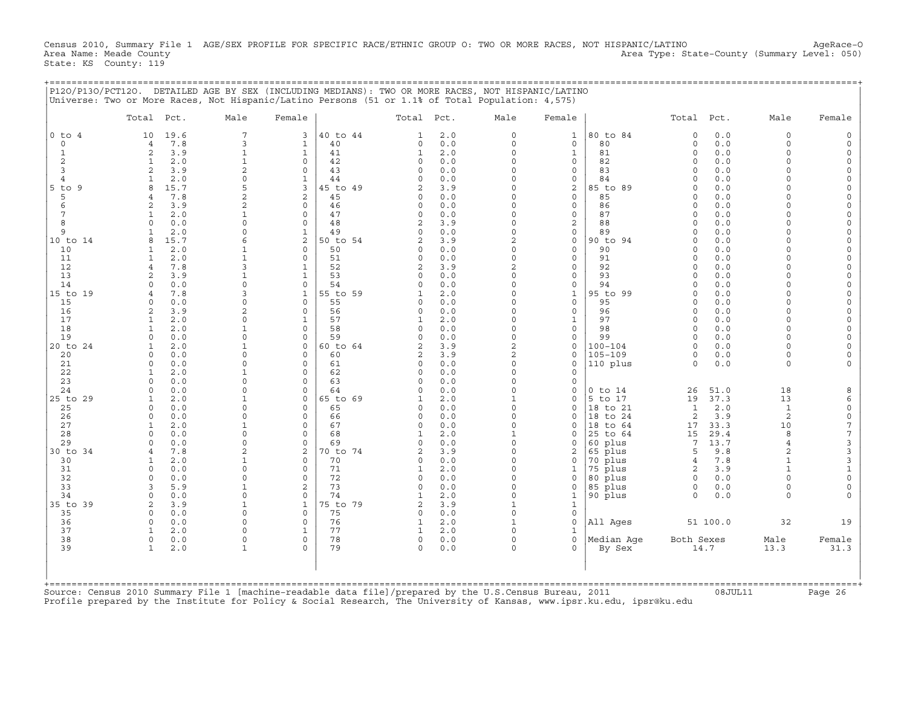Census 2010, Summary File 1 AGE/SEX PROFILE FOR SPECIFIC RACE/ETHNIC GROUP O: TWO OR MORE RACES, NOT HISPANIC/LATINO AgeRace-O
Area Name: Meade County Area Type: State-County (Summary Level: 050)
State: KS County: 119

P12O/P13O/PCT12O. DETAILED AGE BY SEX (INCLUDING MEDIANS): TWO OR MORE RACES, NOT HISPANIC/LATINO
Universe: Two or More Races, Not Hispanic/Latino Persons (51 or 1.1% of Total Population: 4,575)

| | Total | Pct. | Male | Female | | Total | Pct. | Male | Female | | Total | Pct. | Male | Female |
|---|---|---|---|---|---|---|---|---|---|---|---|---|---|---|
| 0 to 4 | 10 | 19.6 | 7 | 3 | 40 to 44 | 1 | 2.0 | 0 | 1 | 80 to 84 | 0 | 0.0 | 0 | 0 |
| 0 | 4 | 7.8 | 3 | 1 | 40 | 0 | 0.0 | 0 | 0 | 80 | 0 | 0.0 | 0 | 0 |
| 1 | 2 | 3.9 | 1 | 1 | 41 | 1 | 2.0 | 0 | 1 | 81 | 0 | 0.0 | 0 | 0 |
| 2 | 1 | 2.0 | 1 | 0 | 42 | 0 | 0.0 | 0 | 0 | 82 | 0 | 0.0 | 0 | 0 |
| 3 | 2 | 3.9 | 2 | 0 | 43 | 0 | 0.0 | 0 | 0 | 83 | 0 | 0.0 | 0 | 0 |
| 4 | 1 | 2.0 | 0 | 1 | 44 | 0 | 0.0 | 0 | 0 | 84 | 0 | 0.0 | 0 | 0 |
| 5 to 9 | 8 | 15.7 | 5 | 3 | 45 to 49 | 2 | 3.9 | 0 | 2 | 85 to 89 | 0 | 0.0 | 0 | 0 |
| 5 | 4 | 7.8 | 2 | 2 | 45 | 0 | 0.0 | 0 | 0 | 85 | 0 | 0.0 | 0 | 0 |
| 6 | 2 | 3.9 | 2 | 0 | 46 | 0 | 0.0 | 0 | 0 | 86 | 0 | 0.0 | 0 | 0 |
| 7 | 1 | 2.0 | 1 | 0 | 47 | 0 | 0.0 | 0 | 0 | 87 | 0 | 0.0 | 0 | 0 |
| 8 | 0 | 0.0 | 0 | 0 | 48 | 2 | 3.9 | 0 | 2 | 88 | 0 | 0.0 | 0 | 0 |
| 9 | 1 | 2.0 | 0 | 1 | 49 | 0 | 0.0 | 0 | 0 | 89 | 0 | 0.0 | 0 | 0 |
| 10 to 14 | 8 | 15.7 | 6 | 2 | 50 to 54 | 2 | 3.9 | 2 | 0 | 90 to 94 | 0 | 0.0 | 0 | 0 |
| 10 | 1 | 2.0 | 1 | 0 | 50 | 0 | 0.0 | 0 | 0 | 90 | 0 | 0.0 | 0 | 0 |
| 11 | 1 | 2.0 | 1 | 0 | 51 | 0 | 0.0 | 0 | 0 | 91 | 0 | 0.0 | 0 | 0 |
| 12 | 4 | 7.8 | 3 | 1 | 52 | 2 | 3.9 | 2 | 0 | 92 | 0 | 0.0 | 0 | 0 |
| 13 | 2 | 3.9 | 1 | 1 | 53 | 0 | 0.0 | 0 | 0 | 93 | 0 | 0.0 | 0 | 0 |
| 14 | 0 | 0.0 | 0 | 0 | 54 | 0 | 0.0 | 0 | 0 | 94 | 0 | 0.0 | 0 | 0 |
| 15 to 19 | 4 | 7.8 | 3 | 1 | 55 to 59 | 1 | 2.0 | 0 | 1 | 95 to 99 | 0 | 0.0 | 0 | 0 |
| 15 | 0 | 0.0 | 0 | 0 | 55 | 0 | 0.0 | 0 | 0 | 95 | 0 | 0.0 | 0 | 0 |
| 16 | 2 | 3.9 | 2 | 0 | 56 | 0 | 0.0 | 0 | 0 | 96 | 0 | 0.0 | 0 | 0 |
| 17 | 1 | 2.0 | 0 | 1 | 57 | 1 | 2.0 | 0 | 1 | 97 | 0 | 0.0 | 0 | 0 |
| 18 | 1 | 2.0 | 1 | 0 | 58 | 0 | 0.0 | 0 | 0 | 98 | 0 | 0.0 | 0 | 0 |
| 19 | 0 | 0.0 | 0 | 0 | 59 | 0 | 0.0 | 0 | 0 | 99 | 0 | 0.0 | 0 | 0 |
| 20 to 24 | 1 | 2.0 | 1 | 0 | 60 to 64 | 2 | 3.9 | 2 | 0 | 100-104 | 0 | 0.0 | 0 | 0 |
| 20 | 0 | 0.0 | 0 | 0 | 60 | 2 | 3.9 | 2 | 0 | 105-109 | 0 | 0.0 | 0 | 0 |
| 21 | 0 | 0.0 | 0 | 0 | 61 | 0 | 0.0 | 0 | 0 | 110 plus | 0 | 0.0 | 0 | 0 |
| 22 | 1 | 2.0 | 1 | 0 | 62 | 0 | 0.0 | 0 | 0 | | | | | |
| 23 | 0 | 0.0 | 0 | 0 | 63 | 0 | 0.0 | 0 | 0 | | | | | |
| 24 | 0 | 0.0 | 0 | 0 | 64 | 0 | 0.0 | 0 | 0 | 0 to 14 | 26 | 51.0 | 18 | 8 |
| 25 to 29 | 1 | 2.0 | 1 | 0 | 65 to 69 | 1 | 2.0 | 1 | 0 | 5 to 17 | 19 | 37.3 | 13 | 6 |
| 25 | 0 | 0.0 | 0 | 0 | 65 | 0 | 0.0 | 0 | 0 | 18 to 21 | 1 | 2.0 | 1 | 0 |
| 26 | 0 | 0.0 | 0 | 0 | 66 | 0 | 0.0 | 0 | 0 | 18 to 24 | 2 | 3.9 | 2 | 0 |
| 27 | 1 | 2.0 | 1 | 0 | 67 | 0 | 0.0 | 0 | 0 | 18 to 64 | 17 | 33.3 | 10 | 7 |
| 28 | 0 | 0.0 | 0 | 0 | 68 | 1 | 2.0 | 1 | 0 | 25 to 64 | 15 | 29.4 | 8 | 7 |
| 29 | 0 | 0.0 | 0 | 0 | 69 | 0 | 0.0 | 0 | 0 | 60 plus | 7 | 13.7 | 4 | 3 |
| 30 to 34 | 4 | 7.8 | 2 | 2 | 70 to 74 | 2 | 3.9 | 0 | 2 | 65 plus | 5 | 9.8 | 2 | 3 |
| 30 | 1 | 2.0 | 1 | 0 | 70 | 0 | 0.0 | 0 | 0 | 70 plus | 4 | 7.8 | 1 | 3 |
| 31 | 0 | 0.0 | 0 | 0 | 71 | 1 | 2.0 | 0 | 1 | 75 plus | 2 | 3.9 | 1 | 1 |
| 32 | 0 | 0.0 | 0 | 0 | 72 | 0 | 0.0 | 0 | 0 | 80 plus | 0 | 0.0 | 0 | 0 |
| 33 | 3 | 5.9 | 1 | 2 | 73 | 0 | 0.0 | 0 | 0 | 85 plus | 0 | 0.0 | 0 | 0 |
| 34 | 0 | 0.0 | 0 | 0 | 74 | 1 | 2.0 | 0 | 1 | 90 plus | 0 | 0.0 | 0 | 0 |
| 35 to 39 | 2 | 3.9 | 1 | 1 | 75 to 79 | 2 | 3.9 | 1 | 1 | | | | | |
| 35 | 0 | 0.0 | 0 | 0 | 75 | 0 | 0.0 | 0 | 0 | | | | | |
| 36 | 0 | 0.0 | 0 | 0 | 76 | 1 | 2.0 | 1 | 0 | All Ages | 51 | 100.0 | 32 | 19 |
| 37 | 1 | 2.0 | 0 | 1 | 77 | 1 | 2.0 | 0 | 1 | | | | | |
| 38 | 0 | 0.0 | 0 | 0 | 78 | 0 | 0.0 | 0 | 0 | Median Age | Both Sexes | | Male | Female |
| 39 | 1 | 2.0 | 1 | 0 | 79 | 0 | 0.0 | 0 | 0 | By Sex | 14.7 | | 13.3 | 31.3 |

Source: Census 2010 Summary File 1 [machine-readable data file]/prepared by the U.S.Census Bureau, 2011 08JUL11
Profile prepared by the Institute for Policy & Social Research, The University of Kansas, www.ipsr.ku.edu, ipsr@ku.edu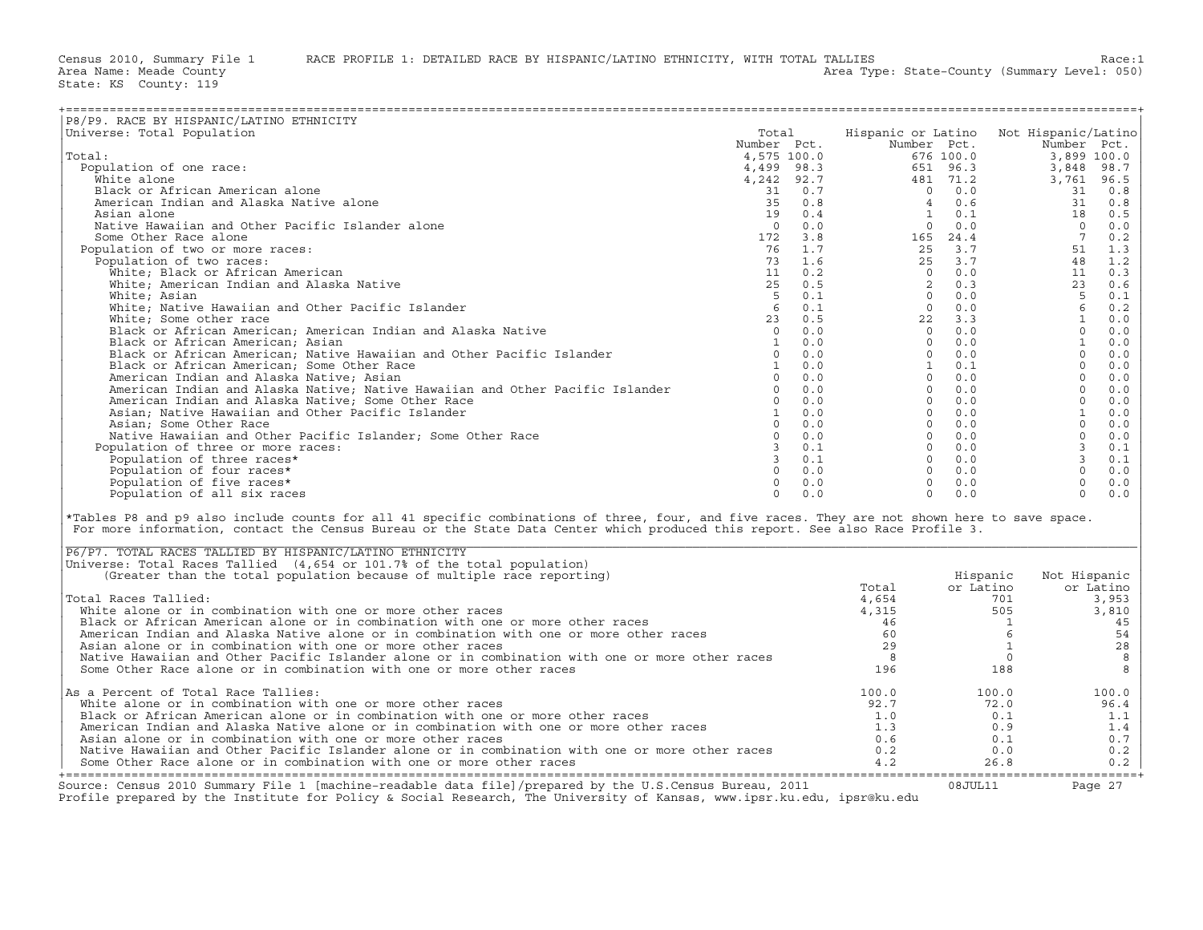Census 2010, Summary File 1 RACE PROFILE 1: DETAILED RACE BY HISPANIC/LATINO ETHNICITY, WITH TOTAL TALLIES Race:1
Area Name: Meade County Area Type: State-County (Summary Level: 050)
State: KS County: 119

## P8/P9. RACE BY HISPANIC/LATINO ETHNICITY

Universe: Total Population

| | Total Number | Total Pct. | Hispanic or Latino Number | Hispanic or Latino Pct. | Not Hispanic/Latino Number | Not Hispanic/Latino Pct. |
|---|---|---|---|---|---|---|
| Total: | 4,575 | 100.0 | 676 | 100.0 | 3,899 | 100.0 |
| Population of one race: | 4,499 | 98.3 | 651 | 96.3 | 3,848 | 98.7 |
| White alone | 4,242 | 92.7 | 481 | 71.2 | 3,761 | 96.5 |
| Black or African American alone | 31 | 0.7 | 0 | 0.0 | 31 | 0.8 |
| American Indian and Alaska Native alone | 35 | 0.8 | 4 | 0.6 | 31 | 0.8 |
| Asian alone | 19 | 0.4 | 1 | 0.1 | 18 | 0.5 |
| Native Hawaiian and Other Pacific Islander alone | 0 | 0.0 | 0 | 0.0 | 0 | 0.0 |
| Some Other Race alone | 172 | 3.8 | 165 | 24.4 | 7 | 0.2 |
| Population of two or more races: | 76 | 1.7 | 25 | 3.7 | 51 | 1.3 |
| Population of two races: | 73 | 1.6 | 25 | 3.7 | 48 | 1.2 |
| White; Black or African American | 11 | 0.2 | 0 | 0.0 | 11 | 0.3 |
| White; American Indian and Alaska Native | 25 | 0.5 | 2 | 0.3 | 23 | 0.6 |
| White; Asian | 5 | 0.1 | 0 | 0.0 | 5 | 0.1 |
| White; Native Hawaiian and Other Pacific Islander | 6 | 0.1 | 0 | 0.0 | 6 | 0.2 |
| White; Some other race | 23 | 0.5 | 22 | 3.3 | 1 | 0.0 |
| Black or African American; American Indian and Alaska Native | 0 | 0.0 | 0 | 0.0 | 0 | 0.0 |
| Black or African American; Asian | 1 | 0.0 | 0 | 0.0 | 1 | 0.0 |
| Black or African American; Native Hawaiian and Other Pacific Islander | 0 | 0.0 | 0 | 0.0 | 0 | 0.0 |
| Black or African American; Some Other Race | 1 | 0.0 | 1 | 0.1 | 0 | 0.0 |
| American Indian and Alaska Native; Asian | 0 | 0.0 | 0 | 0.0 | 0 | 0.0 |
| American Indian and Alaska Native; Native Hawaiian and Other Pacific Islander | 0 | 0.0 | 0 | 0.0 | 0 | 0.0 |
| American Indian and Alaska Native; Some Other Race | 0 | 0.0 | 0 | 0.0 | 0 | 0.0 |
| Asian; Native Hawaiian and Other Pacific Islander | 1 | 0.0 | 0 | 0.0 | 1 | 0.0 |
| Asian; Some Other Race | 0 | 0.0 | 0 | 0.0 | 0 | 0.0 |
| Native Hawaiian and Other Pacific Islander; Some Other Race | 0 | 0.0 | 0 | 0.0 | 0 | 0.0 |
| Population of three or more races: | 3 | 0.1 | 0 | 0.0 | 3 | 0.1 |
| Population of three races* | 3 | 0.1 | 0 | 0.0 | 3 | 0.1 |
| Population of four races* | 0 | 0.0 | 0 | 0.0 | 0 | 0.0 |
| Population of five races* | 0 | 0.0 | 0 | 0.0 | 0 | 0.0 |
| Population of all six races | 0 | 0.0 | 0 | 0.0 | 0 | 0.0 |

*Tables P8 and p9 also include counts for all 41 specific combinations of three, four, and five races. They are not shown here to save space. For more information, contact the Census Bureau or the State Data Center which produced this report. See also Race Profile 3.

## P6/P7. TOTAL RACES TALLIED BY HISPANIC/LATINO ETHNICITY

Universe: Total Races Tallied (4,654 or 101.7% of the total population)
(Greater than the total population because of multiple race reporting)

| | Total | Hispanic or Latino | Not Hispanic or Latino |
|---|---|---|---|
| Total Races Tallied: | 4,654 | 701 | 3,953 |
| White alone or in combination with one or more other races | 4,315 | 505 | 3,810 |
| Black or African American alone or in combination with one or more other races | 46 | 1 | 45 |
| American Indian and Alaska Native alone or in combination with one or more other races | 60 | 6 | 54 |
| Asian alone or in combination with one or more other races | 29 | 1 | 28 |
| Native Hawaiian and Other Pacific Islander alone or in combination with one or more other races | 8 | 0 | 8 |
| Some Other Race alone or in combination with one or more other races | 196 | 188 | 8 |
| As a Percent of Total Race Tallies: | 100.0 | 100.0 | 100.0 |
| White alone or in combination with one or more other races | 92.7 | 72.0 | 96.4 |
| Black or African American alone or in combination with one or more other races | 1.0 | 0.1 | 1.1 |
| American Indian and Alaska Native alone or in combination with one or more other races | 1.3 | 0.9 | 1.4 |
| Asian alone or in combination with one or more other races | 0.6 | 0.1 | 0.7 |
| Native Hawaiian and Other Pacific Islander alone or in combination with one or more other races | 0.2 | 0.0 | 0.2 |
| Some Other Race alone or in combination with one or more other races | 4.2 | 26.8 | 0.2 |

Source: Census 2010 Summary File 1 [machine-readable data file]/prepared by the U.S.Census Bureau, 2011 08JUL11
Profile prepared by the Institute for Policy & Social Research, The University of Kansas, www.ipsr.ku.edu, ipsr@ku.edu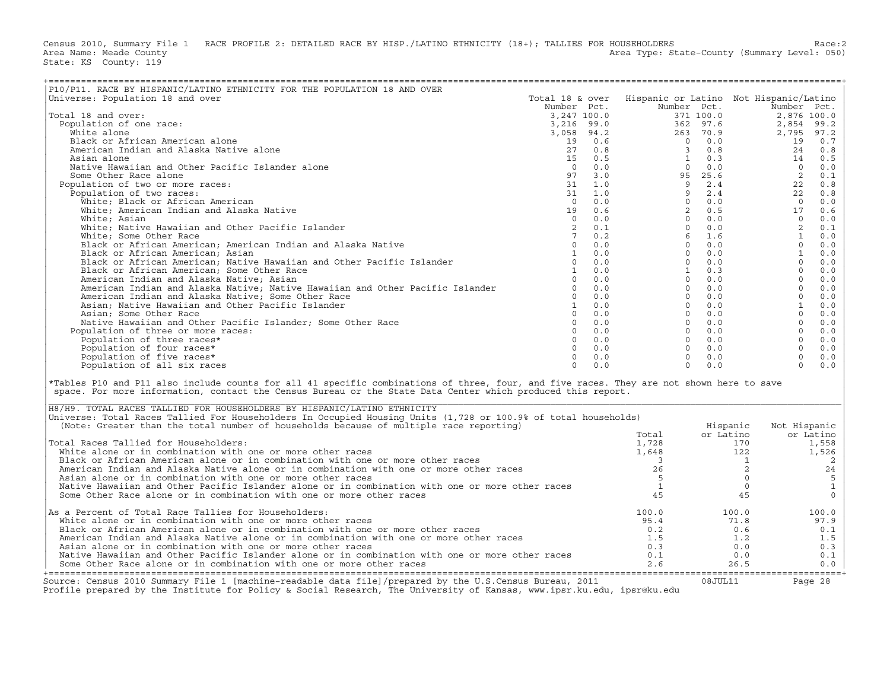Census 2010, Summary File 1 RACE PROFILE 2: DETAILED RACE BY HISP./LATINO ETHNICITY (18+); TALLIES FOR HOUSEHOLDERS Race:2
Area Name: Meade County Area Type: State-County (Summary Level: 050)
State: KS County: 119

## P10/P11. RACE BY HISPANIC/LATINO ETHNICITY FOR THE POPULATION 18 AND OVER

Universe: Population 18 and over

| | Total 18 & over Number | Pct. | Hispanic or Latino Number | Pct. | Not Hispanic/Latino Number | Pct. |
|---|---|---|---|---|---|---|
| Total 18 and over: | 3,247 | 100.0 | 371 | 100.0 | 2,876 | 100.0 |
| Population of one race: | 3,216 | 99.0 | 362 | 97.6 | 2,854 | 99.2 |
| White alone | 3,058 | 94.2 | 263 | 70.9 | 2,795 | 97.2 |
| Black or African American alone | 19 | 0.6 | 0 | 0.0 | 19 | 0.7 |
| American Indian and Alaska Native alone | 27 | 0.8 | 3 | 0.8 | 24 | 0.8 |
| Asian alone | 15 | 0.5 | 1 | 0.3 | 14 | 0.5 |
| Native Hawaiian and Other Pacific Islander alone | 0 | 0.0 | 0 | 0.0 | 0 | 0.0 |
| Some Other Race alone | 97 | 3.0 | 95 | 25.6 | 2 | 0.1 |
| Population of two or more races: | 31 | 1.0 | 9 | 2.4 | 22 | 0.8 |
| Population of two races: | 31 | 1.0 | 9 | 2.4 | 22 | 0.8 |
| White; Black or African American | 0 | 0.0 | 0 | 0.0 | 0 | 0.0 |
| White; American Indian and Alaska Native | 19 | 0.6 | 2 | 0.5 | 17 | 0.6 |
| White; Asian | 0 | 0.0 | 0 | 0.0 | 0 | 0.0 |
| White; Native Hawaiian and Other Pacific Islander | 2 | 0.1 | 0 | 0.0 | 2 | 0.1 |
| White; Some Other Race | 7 | 0.2 | 6 | 1.6 | 1 | 0.0 |
| Black or African American; American Indian and Alaska Native | 0 | 0.0 | 0 | 0.0 | 0 | 0.0 |
| Black or African American; Asian | 1 | 0.0 | 0 | 0.0 | 1 | 0.0 |
| Black or African American; Native Hawaiian and Other Pacific Islander | 0 | 0.0 | 0 | 0.0 | 0 | 0.0 |
| Black or African American; Some Other Race | 1 | 0.0 | 1 | 0.3 | 0 | 0.0 |
| American Indian and Alaska Native; Asian | 0 | 0.0 | 0 | 0.0 | 0 | 0.0 |
| American Indian and Alaska Native; Native Hawaiian and Other Pacific Islander | 0 | 0.0 | 0 | 0.0 | 0 | 0.0 |
| American Indian and Alaska Native; Some Other Race | 0 | 0.0 | 0 | 0.0 | 0 | 0.0 |
| Asian; Native Hawaiian and Other Pacific Islander | 1 | 0.0 | 0 | 0.0 | 1 | 0.0 |
| Asian; Some Other Race | 0 | 0.0 | 0 | 0.0 | 0 | 0.0 |
| Native Hawaiian and Other Pacific Islander; Some Other Race | 0 | 0.0 | 0 | 0.0 | 0 | 0.0 |
| Population of three or more races: | 0 | 0.0 | 0 | 0.0 | 0 | 0.0 |
| Population of three races* | 0 | 0.0 | 0 | 0.0 | 0 | 0.0 |
| Population of four races* | 0 | 0.0 | 0 | 0.0 | 0 | 0.0 |
| Population of five races* | 0 | 0.0 | 0 | 0.0 | 0 | 0.0 |
| Population of all six races | 0 | 0.0 | 0 | 0.0 | 0 | 0.0 |

*Tables P10 and P11 also include counts for all 41 specific combinations of three, four, and five races. They are not shown here to save space. For more information, contact the Census Bureau or the State Data Center which produced this report.

## H8/H9. TOTAL RACES TALLIED FOR HOUSEHOLDERS BY HISPANIC/LATINO ETHNICITY

Universe: Total Races Tallied For Householders In Occupied Housing Units (1,728 or 100.9% of total households)
(Note: Greater than the total number of households because of multiple race reporting)

| | Total | Hispanic or Latino | Not Hispanic or Latino |
|---|---|---|---|
| Total Races Tallied for Householders: | 1,728 | 170 | 1,558 |
| White alone or in combination with one or more other races | 1,648 | 122 | 1,526 |
| Black or African American alone or in combination with one or more other races | 3 | 1 | 2 |
| American Indian and Alaska Native alone or in combination with one or more other races | 26 | 2 | 24 |
| Asian alone or in combination with one or more other races | 5 | 0 | 5 |
| Native Hawaiian and Other Pacific Islander alone or in combination with one or more other races | 1 | 0 | 1 |
| Some Other Race alone or in combination with one or more other races | 45 | 45 | 0 |
| As a Percent of Total Race Tallies for Householders: | 100.0 | 100.0 | 100.0 |
| White alone or in combination with one or more other races | 95.4 | 71.8 | 97.9 |
| Black or African American alone or in combination with one or more other races | 0.2 | 0.6 | 0.1 |
| American Indian and Alaska Native alone or in combination with one or more other races | 1.5 | 1.2 | 1.5 |
| Asian alone or in combination with one or more other races | 0.3 | 0.0 | 0.3 |
| Native Hawaiian and Other Pacific Islander alone or in combination with one or more other races | 0.1 | 0.0 | 0.1 |
| Some Other Race alone or in combination with one or more other races | 2.6 | 26.5 | 0.0 |

Source: Census 2010 Summary File 1 [machine-readable data file]/prepared by the U.S.Census Bureau, 2011 08JUL11
Profile prepared by the Institute for Policy & Social Research, The University of Kansas, www.ipsr.ku.edu, ipsr@ku.edu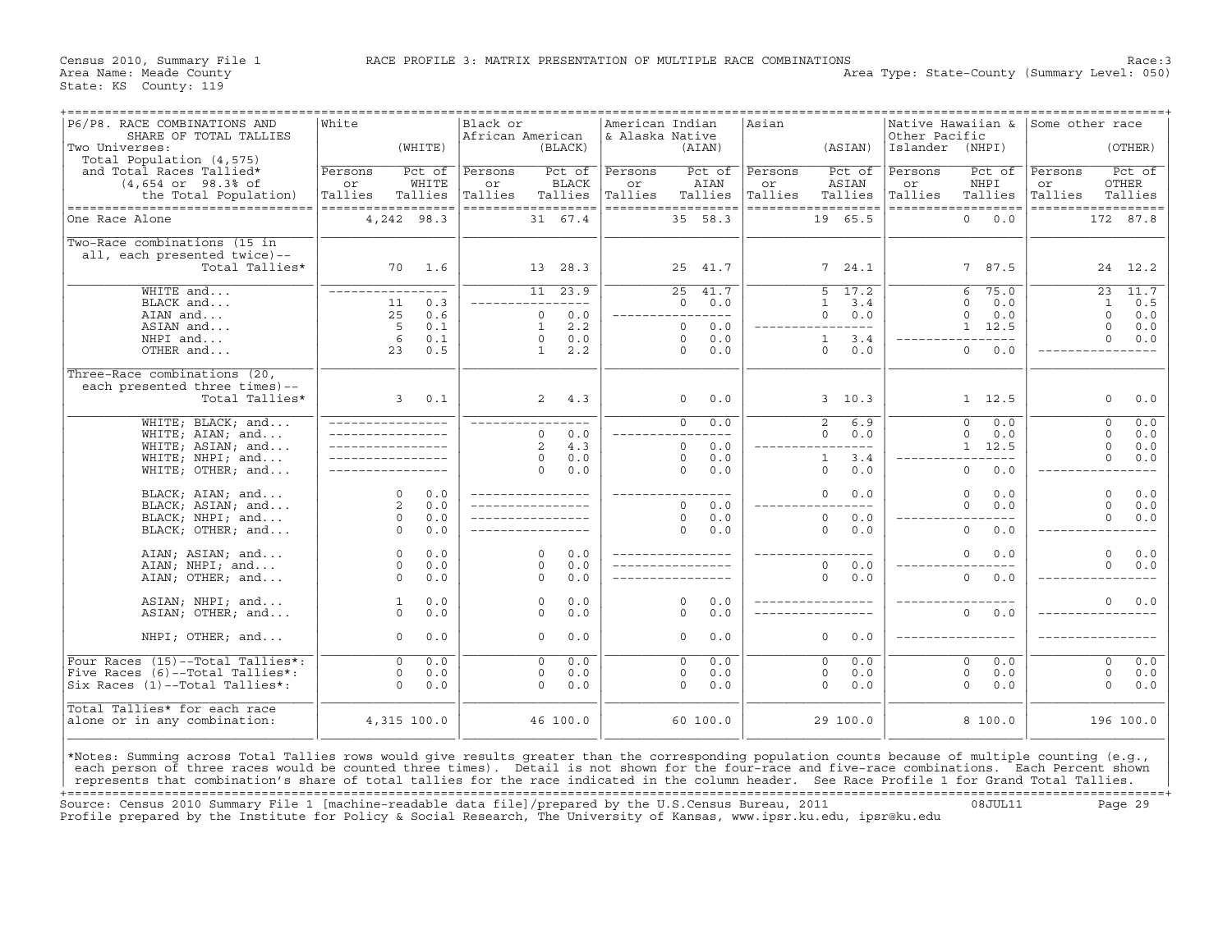Census 2010, Summary File 1    RACE PROFILE 3: MATRIX PRESENTATION OF MULTIPLE RACE COMBINATIONS    Race:3
Area Name: Meade County    Area Type: State-County (Summary Level: 050)
State: KS  County: 119

| P6/P8. RACE COMBINATIONS AND SHARE OF TOTAL TALLIES<br>Two Universes:<br>Total Population (4,575) and Total Races Tallied* (4,654 or 98.3% of the Total Population) | White (WHITE) Persons or Tallies | Pct of WHITE Tallies | Black or African American (BLACK) Persons or Tallies | Pct of BLACK Tallies | American Indian & Alaska Native (AIAN) Persons or Tallies | Pct of AIAN Tallies | Asian (ASIAN) Persons or Tallies | Pct of ASIAN Tallies | Native Hawaiian & Other Pacific Islander (NHPI) Persons or Tallies | Pct of NHPI Tallies | Some other race (OTHER) Persons or Tallies | Pct of OTHER Tallies |
|---|---|---|---|---|---|---|---|---|---|---|---|---|
| One Race Alone | 4,242 | 98.3 | 31 | 67.4 | 35 | 58.3 | 19 | 65.5 | 0 | 0.0 | 172 | 87.8 |
| Two-Race combinations (15 in all, each presented twice)-- Total Tallies* | 70 | 1.6 | 13 | 28.3 | 25 | 41.7 | 7 | 24.1 | 7 | 87.5 | 24 | 12.2 |
| WHITE and... | --- | --- | 11 | 23.9 | 25 | 41.7 | 5 | 17.2 | 6 | 75.0 | 23 | 11.7 |
| BLACK and... | 11 | 0.3 | --- | --- | 0 | 0.0 | 1 | 3.4 | 0 | 0.0 | 1 | 0.5 |
| AIAN and... | 25 | 0.6 | 0 | 0.0 | --- | --- | 0 | 0.0 | 0 | 0.0 | 0 | 0.0 |
| ASIAN and... | 5 | 0.1 | 1 | 2.2 | 0 | 0.0 | --- | --- | 1 | 12.5 | 0 | 0.0 |
| NHPI and... | 6 | 0.1 | 0 | 0.0 | 0 | 0.0 | 1 | 3.4 | --- | --- | 0 | 0.0 |
| OTHER and... | 23 | 0.5 | 1 | 2.2 | 0 | 0.0 | 0 | 0.0 | 0 | 0.0 | --- | --- |
| Three-Race combinations (20, each presented three times)-- Total Tallies* | 3 | 0.1 | 2 | 4.3 | 0 | 0.0 | 3 | 10.3 | 1 | 12.5 | 0 | 0.0 |
| WHITE; BLACK; and... | --- | --- | --- | --- | 0 | 0.0 | 2 | 6.9 | 0 | 0.0 | 0 | 0.0 |
| WHITE; AIAN; and... | --- | --- | 0 | 0.0 | --- | --- | 0 | 0.0 | 0 | 0.0 | 0 | 0.0 |
| WHITE; ASIAN; and... | --- | --- | 2 | 4.3 | 0 | 0.0 | --- | --- | 1 | 12.5 | 0 | 0.0 |
| WHITE; NHPI; and... | --- | --- | 0 | 0.0 | 0 | 0.0 | 1 | 3.4 | --- | --- | 0 | 0.0 |
| WHITE; OTHER; and... | --- | --- | 0 | 0.0 | 0 | 0.0 | 0 | 0.0 | 0 | 0.0 | --- | --- |
| BLACK; AIAN; and... | 0 | 0.0 | --- | --- | --- | --- | 0 | 0.0 | 0 | 0.0 | 0 | 0.0 |
| BLACK; ASIAN; and... | 2 | 0.0 | --- | --- | 0 | 0.0 | --- | --- | 0 | 0.0 | 0 | 0.0 |
| BLACK; NHPI; and... | 0 | 0.0 | --- | --- | 0 | 0.0 | 0 | 0.0 | --- | --- | 0 | 0.0 |
| BLACK; OTHER; and... | 0 | 0.0 | --- | --- | 0 | 0.0 | 0 | 0.0 | 0 | 0.0 | --- | --- |
| AIAN; ASIAN; and... | 0 | 0.0 | 0 | 0.0 | --- | --- | --- | --- | 0 | 0.0 | 0 | 0.0 |
| AIAN; NHPI; and... | 0 | 0.0 | 0 | 0.0 | --- | --- | 0 | 0.0 | --- | --- | 0 | 0.0 |
| AIAN; OTHER; and... | 0 | 0.0 | 0 | 0.0 | --- | --- | 0 | 0.0 | 0 | 0.0 | --- | --- |
| ASIAN; NHPI; and... | 1 | 0.0 | 0 | 0.0 | 0 | 0.0 | --- | --- | --- | --- | 0 | 0.0 |
| ASIAN; OTHER; and... | 0 | 0.0 | 0 | 0.0 | 0 | 0.0 | --- | --- | 0 | 0.0 | --- | --- |
| NHPI; OTHER; and... | 0 | 0.0 | 0 | 0.0 | 0 | 0.0 | 0 | 0.0 | --- | --- | --- | --- |
| Four Races (15)--Total Tallies*: | 0 | 0.0 | 0 | 0.0 | 0 | 0.0 | 0 | 0.0 | 0 | 0.0 | 0 | 0.0 |
| Five Races (6)--Total Tallies*: | 0 | 0.0 | 0 | 0.0 | 0 | 0.0 | 0 | 0.0 | 0 | 0.0 | 0 | 0.0 |
| Six Races (1)--Total Tallies*: | 0 | 0.0 | 0 | 0.0 | 0 | 0.0 | 0 | 0.0 | 0 | 0.0 | 0 | 0.0 |
| Total Tallies* for each race alone or in any combination: | 4,315 | 100.0 | 46 | 100.0 | 60 | 100.0 | 29 | 100.0 | 8 | 100.0 | 196 | 100.0 |

*Notes: Summing across Total Tallies rows would give results greater than the corresponding population counts because of multiple counting (e.g., each person of three races would be counted three times). Detail is not shown for the four-race and five-race combinations. Each Percent shown represents that combination's share of total tallies for the race indicated in the column header. See Race Profile 1 for Grand Total Tallies.

Source: Census 2010 Summary File 1 [machine-readable data file]/prepared by the U.S.Census Bureau, 2011    08JUL11
Profile prepared by the Institute for Policy & Social Research, The University of Kansas, www.ipsr.ku.edu, ipsr@ku.edu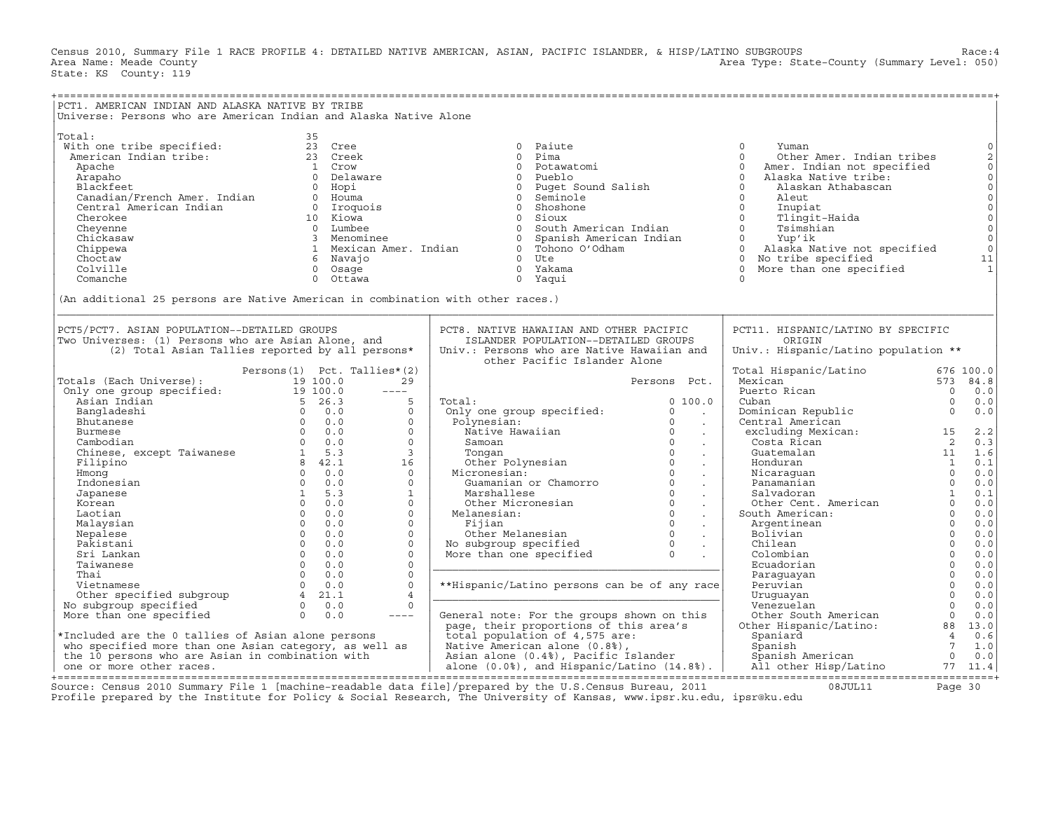Census 2010, Summary File 1 RACE PROFILE 4: DETAILED NATIVE AMERICAN, ASIAN, PACIFIC ISLANDER, & HISP/LATINO SUBGROUPS Race:4
Area Name: Meade County Area Type: State-County (Summary Level: 050)
State: KS County: 119

## PCT1. AMERICAN INDIAN AND ALASKA NATIVE BY TRIBE

Universe: Persons who are American Indian and Alaska Native Alone

| | | | | | | | |
|---|---|---|---|---|---|---|---|
| Total: | 35 | | | | | | |
| With one tribe specified: | 23 | Cree | 0 | Paiute | 0 | Yuman | 0 |
| American Indian tribe: | 23 | Creek | 0 | Pima | 0 | Other Amer. Indian tribes | 2 |
| Apache | 1 | Crow | 0 | Potawatomi | 0 | Amer. Indian not specified | 0 |
| Arapaho | 0 | Delaware | 0 | Pueblo | 0 | Alaska Native tribe: | 0 |
| Blackfeet | 0 | Hopi | 0 | Puget Sound Salish | 0 | Alaskan Athabascan | 0 |
| Canadian/French Amer. Indian | 0 | Houma | 0 | Seminole | 0 | Aleut | 0 |
| Central American Indian | 0 | Iroquois | 0 | Shoshone | 0 | Inupiat | 0 |
| Cherokee | 10 | Kiowa | 0 | Sioux | 0 | Tlingit-Haida | 0 |
| Cheyenne | 0 | Lumbee | 0 | South American Indian | 0 | Tsimshian | 0 |
| Chickasaw | 3 | Menominee | 0 | Spanish American Indian | 0 | Yup'ik | 0 |
| Chippewa | 1 | Mexican Amer. Indian | 0 | Tohono O'Odham | 0 | Alaska Native not specified | 0 |
| Choctaw | 6 | Navajo | 0 | Ute | 0 | No tribe specified | 11 |
| Colville | 0 | Osage | 0 | Yakama | 0 | More than one specified | 1 |
| Comanche | 0 | Ottawa | 0 | Yaqui | 0 | | |

(An additional 25 persons are Native American in combination with other races.)

## PCT5/PCT7. ASIAN POPULATION--DETAILED GROUPS

Two Universes: (1) Persons who are Asian Alone, and (2) Total Asian Tallies reported by all persons*

| | Persons(1) | Pct. | Tallies*(2) |
|---|---|---|---|
| Totals (Each Universe): | 19 | 100.0 | 29 |
| Only one group specified: | 19 | 100.0 | ---- |
| Asian Indian | 5 | 26.3 | 5 |
| Bangladeshi | 0 | 0.0 | 0 |
| Bhutanese | 0 | 0.0 | 0 |
| Burmese | 0 | 0.0 | 0 |
| Cambodian | 0 | 0.0 | 0 |
| Chinese, except Taiwanese | 1 | 5.3 | 3 |
| Filipino | 8 | 42.1 | 16 |
| Hmong | 0 | 0.0 | 0 |
| Indonesian | 0 | 0.0 | 0 |
| Japanese | 1 | 5.3 | 1 |
| Korean | 0 | 0.0 | 0 |
| Laotian | 0 | 0.0 | 0 |
| Malaysian | 0 | 0.0 | 0 |
| Nepalese | 0 | 0.0 | 0 |
| Pakistani | 0 | 0.0 | 0 |
| Sri Lankan | 0 | 0.0 | 0 |
| Taiwanese | 0 | 0.0 | 0 |
| Thai | 0 | 0.0 | 0 |
| Vietnamese | 0 | 0.0 | 0 |
| Other specified subgroup | 4 | 21.1 | 4 |
| No subgroup specified | 0 | 0.0 | 0 |
| More than one specified | 0 | 0.0 | ---- |

*Included are the 0 tallies of Asian alone persons who specified more than one Asian category, as well as the 10 persons who are Asian in combination with one or more other races.

## PCT8. NATIVE HAWAIIAN AND OTHER PACIFIC ISLANDER POPULATION--DETAILED GROUPS

Univ.: Persons who are Native Hawaiian and other Pacific Islander Alone

| | Persons | Pct. |
|---|---|---|
| Total: | 0 | 100.0 |
| Only one group specified: | 0 | . |
| Polynesian: | 0 | . |
| Native Hawaiian | 0 | . |
| Samoan | 0 | . |
| Tongan | 0 | . |
| Other Polynesian | 0 | . |
| Micronesian: | 0 | . |
| Guamanian or Chamorro | 0 | . |
| Marshallese | 0 | . |
| Other Micronesian | 0 | . |
| Melanesian: | 0 | . |
| Fijian | 0 | . |
| Other Melanesian | 0 | . |
| No subgroup specified | 0 | . |
| More than one specified | 0 | . |

**Hispanic/Latino persons can be of any race

General note: For the groups shown on this page, their proportions of this area's total population of 4,575 are: Native American alone (0.8%), Asian alone (0.4%), Pacific Islander alone (0.0%), and Hispanic/Latino (14.8%).

## PCT11. HISPANIC/LATINO BY SPECIFIC ORIGIN

Univ.: Hispanic/Latino population **

| | | |
|---|---|---|
| Total Hispanic/Latino | 676 | 100.0 |
| Mexican | 573 | 84.8 |
| Puerto Rican | 0 | 0.0 |
| Cuban | 0 | 0.0 |
| Dominican Republic | 0 | 0.0 |
| Central American excluding Mexican: | 15 | 2.2 |
| Costa Rican | 2 | 0.3 |
| Guatemalan | 11 | 1.6 |
| Honduran | 1 | 0.1 |
| Nicaraguan | 0 | 0.0 |
| Panamanian | 0 | 0.0 |
| Salvadoran | 1 | 0.1 |
| Other Cent. American | 0 | 0.0 |
| South American: | 0 | 0.0 |
| Argentinean | 0 | 0.0 |
| Bolivian | 0 | 0.0 |
| Chilean | 0 | 0.0 |
| Colombian | 0 | 0.0 |
| Ecuadorian | 0 | 0.0 |
| Paraguayan | 0 | 0.0 |
| Peruvian | 0 | 0.0 |
| Uruguayan | 0 | 0.0 |
| Venezuelan | 0 | 0.0 |
| Other South American | 0 | 0.0 |
| Other Hispanic/Latino: | 88 | 13.0 |
| Spaniard | 4 | 0.6 |
| Spanish | 7 | 1.0 |
| Spanish American | 0 | 0.0 |
| All other Hisp/Latino | 77 | 11.4 |

Source: Census 2010 Summary File 1 [machine-readable data file]/prepared by the U.S.Census Bureau, 2011 08JUL11
Profile prepared by the Institute for Policy & Social Research, The University of Kansas, www.ipsr.ku.edu, ipsr@ku.edu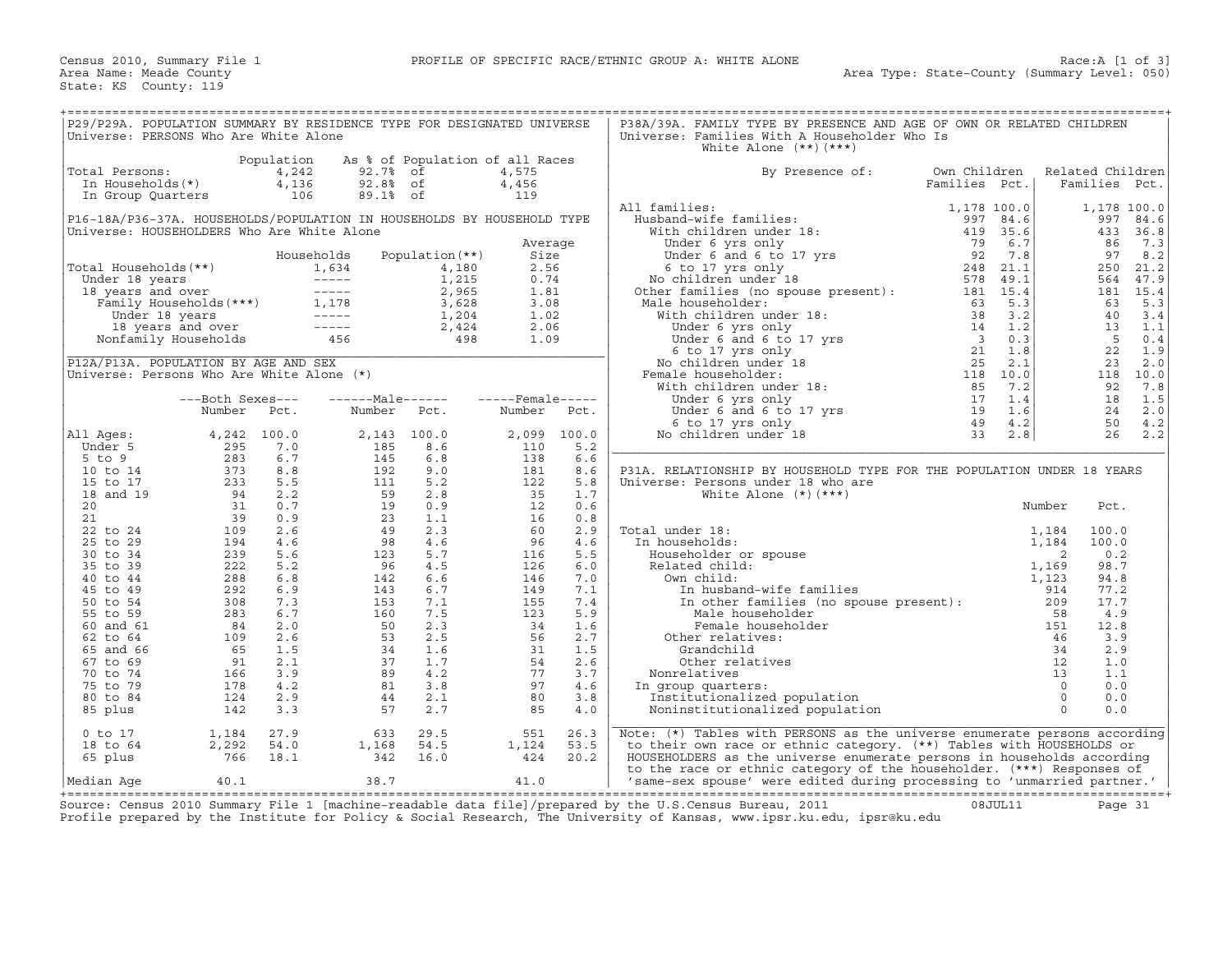Census 2010, Summary File 1 — PROFILE OF SPECIFIC RACE/ETHNIC GROUP A: WHITE ALONE — Race:A [1 of 3]

Area Name: Meade County — Area Type: State-County (Summary Level: 050)

State: KS County: 119

## P29/P29A. POPULATION SUMMARY BY RESIDENCE TYPE FOR DESIGNATED UNIVERSE

Universe: PERSONS Who Are White Alone

| | Population | As % of Population of all Races | |
|---|---|---|---|
| Total Persons: | 4,242 | 92.7% of | 4,575 |
| In Households(*) | 4,136 | 92.8% of | 4,456 |
| In Group Quarters | 106 | 89.1% of | 119 |

## P16-18A/P36-37A. HOUSEHOLDS/POPULATION IN HOUSEHOLDS BY HOUSEHOLD TYPE

Universe: HOUSEHOLDERS Who Are White Alone

| | Households | Population(**) | Average Size |
|---|---|---|---|
| Total Households(**) | 1,634 | 4,180 | 2.56 |
| Under 18 years | ----- | 1,215 | 0.74 |
| 18 years and over | ----- | 2,965 | 1.81 |
| Family Households(***) | 1,178 | 3,628 | 3.08 |
| Under 18 years | ----- | 1,204 | 1.02 |
| 18 years and over | ----- | 2,424 | 2.06 |
| Nonfamily Households | 456 | 498 | 1.09 |

## P12A/P13A. POPULATION BY AGE AND SEX

Universe: Persons Who Are White Alone (*)

| | Both Sexes Number | Both Sexes Pct. | Male Number | Male Pct. | Female Number | Female Pct. |
|---|---|---|---|---|---|---|
| All Ages: | 4,242 | 100.0 | 2,143 | 100.0 | 2,099 | 100.0 |
| Under 5 | 295 | 7.0 | 185 | 8.6 | 110 | 5.2 |
| 5 to 9 | 283 | 6.7 | 145 | 6.8 | 138 | 6.6 |
| 10 to 14 | 373 | 8.8 | 192 | 9.0 | 181 | 8.6 |
| 15 to 17 | 233 | 5.5 | 111 | 5.2 | 122 | 5.8 |
| 18 and 19 | 94 | 2.2 | 59 | 2.8 | 35 | 1.7 |
| 20 | 31 | 0.7 | 19 | 0.9 | 12 | 0.6 |
| 21 | 39 | 0.9 | 23 | 1.1 | 16 | 0.8 |
| 22 to 24 | 109 | 2.6 | 49 | 2.3 | 60 | 2.9 |
| 25 to 29 | 194 | 4.6 | 98 | 4.6 | 96 | 4.6 |
| 30 to 34 | 239 | 5.6 | 123 | 5.7 | 116 | 5.5 |
| 35 to 39 | 222 | 5.2 | 96 | 4.5 | 126 | 6.0 |
| 40 to 44 | 288 | 6.8 | 142 | 6.6 | 146 | 7.0 |
| 45 to 49 | 292 | 6.9 | 143 | 6.7 | 149 | 7.1 |
| 50 to 54 | 308 | 7.3 | 153 | 7.1 | 155 | 7.4 |
| 55 to 59 | 283 | 6.7 | 160 | 7.5 | 123 | 5.9 |
| 60 and 61 | 84 | 2.0 | 50 | 2.3 | 34 | 1.6 |
| 62 to 64 | 109 | 2.6 | 53 | 2.5 | 56 | 2.7 |
| 65 and 66 | 65 | 1.5 | 34 | 1.6 | 31 | 1.5 |
| 67 to 69 | 91 | 2.1 | 37 | 1.7 | 54 | 2.6 |
| 70 to 74 | 166 | 3.9 | 89 | 4.2 | 77 | 3.7 |
| 75 to 79 | 178 | 4.2 | 81 | 3.8 | 97 | 4.6 |
| 80 to 84 | 124 | 2.9 | 44 | 2.1 | 80 | 3.8 |
| 85 plus | 142 | 3.3 | 57 | 2.7 | 85 | 4.0 |
| 0 to 17 | 1,184 | 27.9 | 633 | 29.5 | 551 | 26.3 |
| 18 to 64 | 2,292 | 54.0 | 1,168 | 54.5 | 1,124 | 53.5 |
| 65 plus | 766 | 18.1 | 342 | 16.0 | 424 | 20.2 |
| Median Age | 40.1 | | 38.7 | | 41.0 | |

## P38A/39A. FAMILY TYPE BY PRESENCE AND AGE OF OWN OR RELATED CHILDREN

Universe: Families With A Householder Who Is White Alone (**)(***)

| By Presence of: | Own Children Families | Own Children Pct. | Related Children Families | Related Children Pct. |
|---|---|---|---|---|
| All families: | 1,178 | 100.0 | 1,178 | 100.0 |
| Husband-wife families: | 997 | 84.6 | 997 | 84.6 |
| With children under 18: | 419 | 35.6 | 433 | 36.8 |
| Under 6 yrs only | 79 | 6.7 | 86 | 7.3 |
| Under 6 and 6 to 17 yrs | 92 | 7.8 | 97 | 8.2 |
| 6 to 17 yrs only | 248 | 21.1 | 250 | 21.2 |
| No children under 18 | 578 | 49.1 | 564 | 47.9 |
| Other families (no spouse present): | 181 | 15.4 | 181 | 15.4 |
| Male householder: | 63 | 5.3 | 63 | 5.3 |
| With children under 18: | 38 | 3.2 | 40 | 3.4 |
| Under 6 yrs only | 14 | 1.2 | 13 | 1.1 |
| Under 6 and 6 to 17 yrs | 3 | 0.3 | 5 | 0.4 |
| 6 to 17 yrs only | 21 | 1.8 | 22 | 1.9 |
| No children under 18 | 25 | 2.1 | 23 | 2.0 |
| Female householder: | 118 | 10.0 | 118 | 10.0 |
| With children under 18: | 85 | 7.2 | 92 | 7.8 |
| Under 6 yrs only | 17 | 1.4 | 18 | 1.5 |
| Under 6 and 6 to 17 yrs | 19 | 1.6 | 24 | 2.0 |
| 6 to 17 yrs only | 49 | 4.2 | 50 | 4.2 |
| No children under 18 | 33 | 2.8 | 26 | 2.2 |

## P31A. RELATIONSHIP BY HOUSEHOLD TYPE FOR THE POPULATION UNDER 18 YEARS

Universe: Persons under 18 who are White Alone (*)(***)

| | Number | Pct. |
|---|---|---|
| Total under 18: | 1,184 | 100.0 |
| In households: | 1,184 | 100.0 |
| Householder or spouse | 2 | 0.2 |
| Related child: | 1,169 | 98.7 |
| Own child: | 1,123 | 94.8 |
| In husband-wife families | 914 | 77.2 |
| In other families (no spouse present): | 209 | 17.7 |
| Male householder | 58 | 4.9 |
| Female householder | 151 | 12.8 |
| Other relatives: | 46 | 3.9 |
| Grandchild | 34 | 2.9 |
| Other relatives | 12 | 1.0 |
| Nonrelatives | 13 | 1.1 |
| In group quarters: | 0 | 0.0 |
| Institutionalized population | 0 | 0.0 |
| Noninstitutionalized population | 0 | 0.0 |

Note: (*) Tables with PERSONS as the universe enumerate persons according to their own race or ethnic category. (**) Tables with HOUSEHOLDS or HOUSEHOLDERS as the universe enumerate persons in households according to the race or ethnic category of the householder. (***) Responses of 'same-sex spouse' were edited during processing to 'unmarried partner.'

Source: Census 2010 Summary File 1 [machine-readable data file]/prepared by the U.S.Census Bureau, 2011 08JUL11

Profile prepared by the Institute for Policy & Social Research, The University of Kansas, www.ipsr.ku.edu, ipsr@ku.edu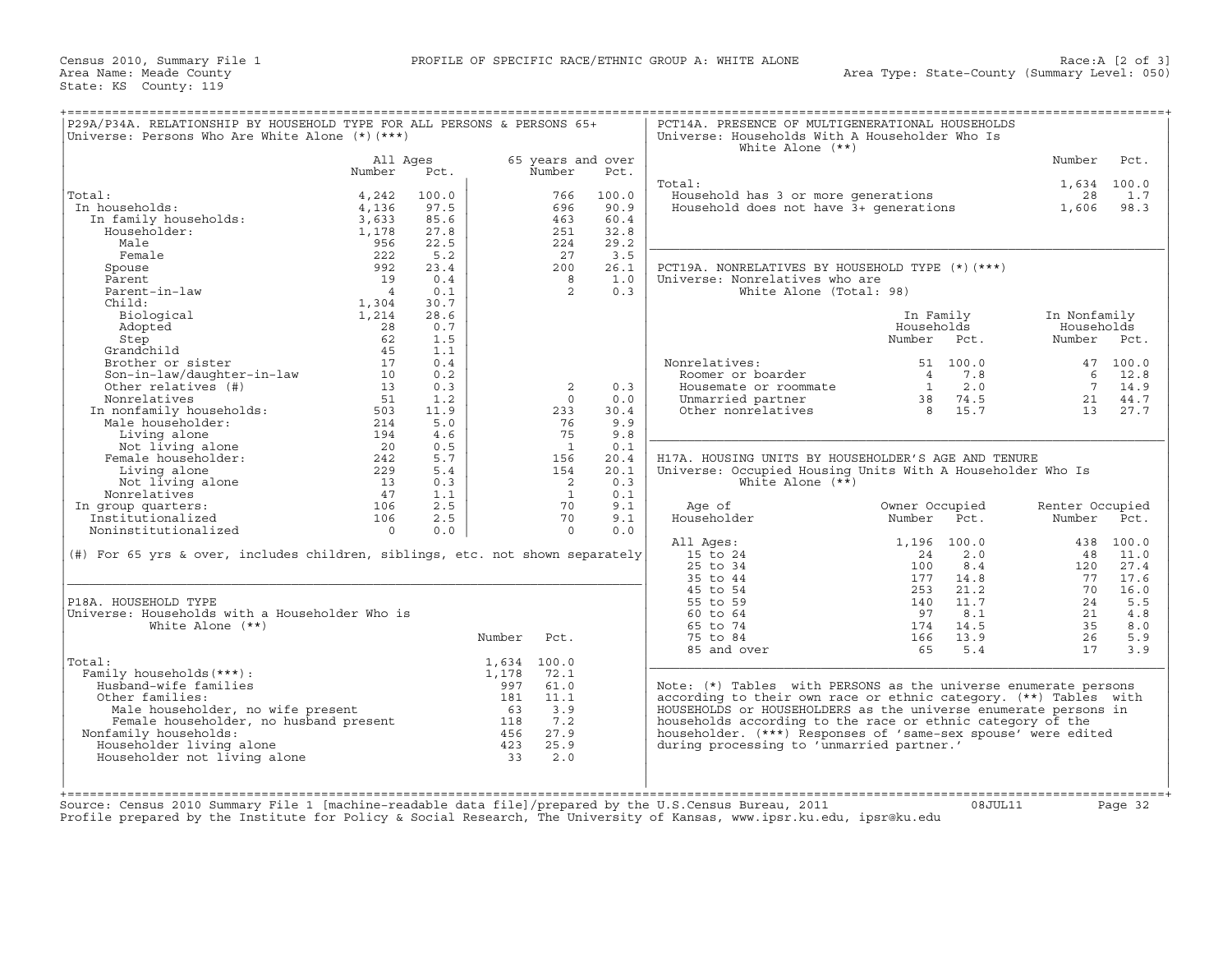Census 2010, Summary File 1 — PROFILE OF SPECIFIC RACE/ETHNIC GROUP A: WHITE ALONE — Race:A [2 of 3]
Area Name: Meade County — Area Type: State-County (Summary Level: 050)
State: KS County: 119

## P29A/P34A. RELATIONSHIP BY HOUSEHOLD TYPE FOR ALL PERSONS & PERSONS 65+

Universe: Persons Who Are White Alone (*)(***)

| | All Ages Number | All Ages Pct. | 65 years and over Number | 65 years and over Pct. |
|---|---|---|---|---|
| Total: | 4,242 | 100.0 | 766 | 100.0 |
| In households: | 4,136 | 97.5 | 696 | 90.9 |
| In family households: | 3,633 | 85.6 | 463 | 60.4 |
| Householder: | 1,178 | 27.8 | 251 | 32.8 |
| Male | 956 | 22.5 | 224 | 29.2 |
| Female | 222 | 5.2 | 27 | 3.5 |
| Spouse | 992 | 23.4 | 200 | 26.1 |
| Parent | 19 | 0.4 | 8 | 1.0 |
| Parent-in-law | 4 | 0.1 | 2 | 0.3 |
| Child: | 1,304 | 30.7 | | |
| Biological | 1,214 | 28.6 | | |
| Adopted | 28 | 0.7 | | |
| Step | 62 | 1.5 | | |
| Grandchild | 45 | 1.1 | | |
| Brother or sister | 17 | 0.4 | | |
| Son-in-law/daughter-in-law | 10 | 0.2 | | |
| Other relatives (#) | 13 | 0.3 | 2 | 0.3 |
| Nonrelatives | 51 | 1.2 | 0 | 0.0 |
| In nonfamily households: | 503 | 11.9 | 233 | 30.4 |
| Male householder: | 214 | 5.0 | 76 | 9.9 |
| Living alone | 194 | 4.6 | 75 | 9.8 |
| Not living alone | 20 | 0.5 | 1 | 0.1 |
| Female householder: | 242 | 5.7 | 156 | 20.4 |
| Living alone | 229 | 5.4 | 154 | 20.1 |
| Not living alone | 13 | 0.3 | 2 | 0.3 |
| Nonrelatives | 47 | 1.1 | 1 | 0.1 |
| In group quarters: | 106 | 2.5 | 70 | 9.1 |
| Institutionalized | 106 | 2.5 | 70 | 9.1 |
| Noninstitutionalized | 0 | 0.0 | 0 | 0.0 |

(#) For 65 yrs & over, includes children, siblings, etc. not shown separately

## P18A. HOUSEHOLD TYPE

Universe: Households with a Householder Who is White Alone (**)

| | Number | Pct. |
|---|---|---|
| Total: | 1,634 | 100.0 |
| Family households(***): | 1,178 | 72.1 |
| Husband-wife families | 997 | 61.0 |
| Other families: | 181 | 11.1 |
| Male householder, no wife present | 63 | 3.9 |
| Female householder, no husband present | 118 | 7.2 |
| Nonfamily households: | 456 | 27.9 |
| Householder living alone | 423 | 25.9 |
| Householder not living alone | 33 | 2.0 |

## PCT14A. PRESENCE OF MULTIGENERATIONAL HOUSEHOLDS

Universe: Households With A Householder Who Is White Alone (**)

| | Number | Pct. |
|---|---|---|
| Total: | 1,634 | 100.0 |
| Household has 3 or more generations | 28 | 1.7 |
| Household does not have 3+ generations | 1,606 | 98.3 |

## PCT19A. NONRELATIVES BY HOUSEHOLD TYPE (*)(***)

Universe: Nonrelatives who are White Alone (Total: 98)

| | In Family Households Number | In Family Households Pct. | In Nonfamily Households Number | In Nonfamily Households Pct. |
|---|---|---|---|---|
| Nonrelatives: | 51 | 100.0 | 47 | 100.0 |
| Roomer or boarder | 4 | 7.8 | 6 | 12.8 |
| Housemate or roommate | 1 | 2.0 | 7 | 14.9 |
| Unmarried partner | 38 | 74.5 | 21 | 44.7 |
| Other nonrelatives | 8 | 15.7 | 13 | 27.7 |

## H17A. HOUSING UNITS BY HOUSEHOLDER'S AGE AND TENURE

Universe: Occupied Housing Units With A Householder Who Is White Alone (**)

| Age of Householder | Owner Occupied Number | Owner Occupied Pct. | Renter Occupied Number | Renter Occupied Pct. |
|---|---|---|---|---|
| All Ages: | 1,196 | 100.0 | 438 | 100.0 |
| 15 to 24 | 24 | 2.0 | 48 | 11.0 |
| 25 to 34 | 100 | 8.4 | 120 | 27.4 |
| 35 to 44 | 177 | 14.8 | 77 | 17.6 |
| 45 to 54 | 253 | 21.2 | 70 | 16.0 |
| 55 to 59 | 140 | 11.7 | 24 | 5.5 |
| 60 to 64 | 97 | 8.1 | 21 | 4.8 |
| 65 to 74 | 174 | 14.5 | 35 | 8.0 |
| 75 to 84 | 166 | 13.9 | 26 | 5.9 |
| 85 and over | 65 | 5.4 | 17 | 3.9 |

Note: (*) Tables with PERSONS as the universe enumerate persons according to their own race or ethnic category. (**) Tables with HOUSEHOLDS or HOUSEHOLDERS as the universe enumerate persons in households according to the race or ethnic category of the householder. (***) Responses of 'same-sex spouse' were edited during processing to 'unmarried partner.'

Source: Census 2010 Summary File 1 [machine-readable data file]/prepared by the U.S.Census Bureau, 2011 08JUL11
Profile prepared by the Institute for Policy & Social Research, The University of Kansas, www.ipsr.ku.edu, ipsr@ku.edu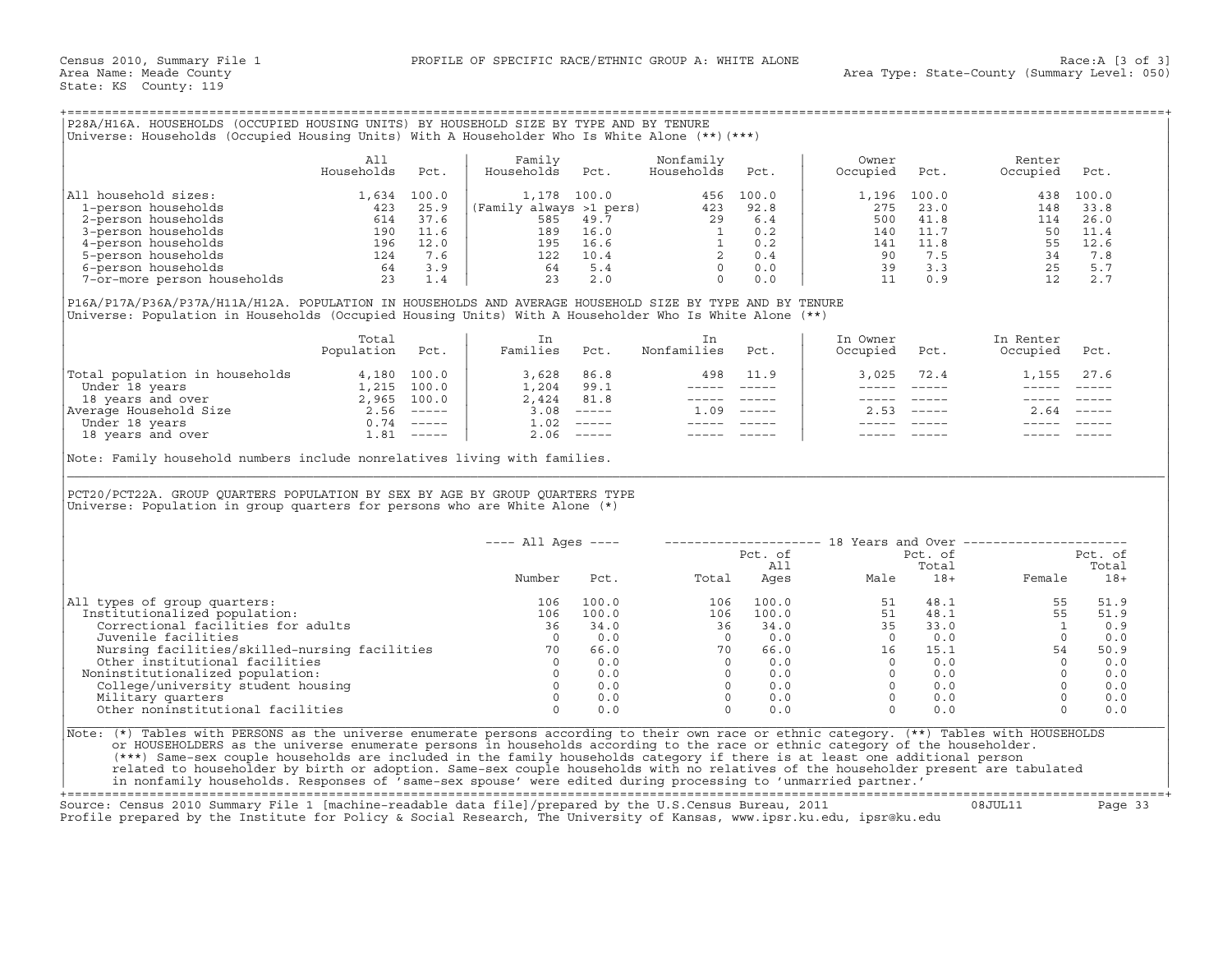Census 2010, Summary File 1 — PROFILE OF SPECIFIC RACE/ETHNIC GROUP A: WHITE ALONE — Race:A [3 of 3]
Area Name: Meade County — Area Type: State-County (Summary Level: 050)
State: KS County: 119

## P28A/H16A. HOUSEHOLDS (OCCUPIED HOUSING UNITS) BY HOUSEHOLD SIZE BY TYPE AND BY TENURE

Universe: Households (Occupied Housing Units) With A Householder Who Is White Alone (**)(***)

| | All Households | Pct. | Family Households | Pct. | Nonfamily Households | Pct. | Owner Occupied | Pct. | Renter Occupied | Pct. |
|---|---|---|---|---|---|---|---|---|---|---|
| All household sizes: | 1,634 | 100.0 | 1,178 | 100.0 | 456 | 100.0 | 1,196 | 100.0 | 438 | 100.0 |
| 1-person households | 423 | 25.9 | (Family always >1 pers) | | 423 | 92.8 | 275 | 23.0 | 148 | 33.8 |
| 2-person households | 614 | 37.6 | 585 | 49.7 | 29 | 6.4 | 500 | 41.8 | 114 | 26.0 |
| 3-person households | 190 | 11.6 | 189 | 16.0 | 1 | 0.2 | 140 | 11.7 | 50 | 11.4 |
| 4-person households | 196 | 12.0 | 195 | 16.6 | 1 | 0.2 | 141 | 11.8 | 55 | 12.6 |
| 5-person households | 124 | 7.6 | 122 | 10.4 | 2 | 0.4 | 90 | 7.5 | 34 | 7.8 |
| 6-person households | 64 | 3.9 | 64 | 5.4 | 0 | 0.0 | 39 | 3.3 | 25 | 5.7 |
| 7-or-more person households | 23 | 1.4 | 23 | 2.0 | 0 | 0.0 | 11 | 0.9 | 12 | 2.7 |

## P16A/P17A/P36A/P37A/H11A/H12A. POPULATION IN HOUSEHOLDS AND AVERAGE HOUSEHOLD SIZE BY TYPE AND BY TENURE

Universe: Population in Households (Occupied Housing Units) With A Householder Who Is White Alone (**)

| | Total Population | Pct. | In Families | Pct. | In Nonfamilies | Pct. | In Owner Occupied | Pct. | In Renter Occupied | Pct. |
|---|---|---|---|---|---|---|---|---|---|---|
| Total population in households | 4,180 | 100.0 | 3,628 | 86.8 | 498 | 11.9 | 3,025 | 72.4 | 1,155 | 27.6 |
| Under 18 years | 1,215 | 100.0 | 1,204 | 99.1 | ----- | ----- | ----- | ----- | ----- | ----- |
| 18 years and over | 2,965 | 100.0 | 2,424 | 81.8 | ----- | ----- | ----- | ----- | ----- | ----- |
| Average Household Size | 2.56 | ----- | 3.08 | ----- | 1.09 | ----- | 2.53 | ----- | 2.64 | ----- |
| Under 18 years | 0.74 | ----- | 1.02 | ----- | ----- | ----- | ----- | ----- | ----- | ----- |
| 18 years and over | 1.81 | ----- | 2.06 | ----- | ----- | ----- | ----- | ----- | ----- | ----- |

Note: Family household numbers include nonrelatives living with families.

## PCT20/PCT22A. GROUP QUARTERS POPULATION BY SEX BY AGE BY GROUP QUARTERS TYPE

Universe: Population in group quarters for persons who are White Alone (*)

| | All Ages | | 18 Years and Over | | | | | |
|---|---|---|---|---|---|---|---|---|
| | Number | Pct. | Total | Pct. of All Ages | Male | Pct. of Total 18+ | Female | Pct. of Total 18+ |
| All types of group quarters: | 106 | 100.0 | 106 | 100.0 | 51 | 48.1 | 55 | 51.9 |
| Institutionalized population: | 106 | 100.0 | 106 | 100.0 | 51 | 48.1 | 55 | 51.9 |
| Correctional facilities for adults | 36 | 34.0 | 36 | 34.0 | 35 | 33.0 | 1 | 0.9 |
| Juvenile facilities | 0 | 0.0 | 0 | 0.0 | 0 | 0.0 | 0 | 0.0 |
| Nursing facilities/skilled-nursing facilities | 70 | 66.0 | 70 | 66.0 | 16 | 15.1 | 54 | 50.9 |
| Other institutional facilities | 0 | 0.0 | 0 | 0.0 | 0 | 0.0 | 0 | 0.0 |
| Noninstitutionalized population: | 0 | 0.0 | 0 | 0.0 | 0 | 0.0 | 0 | 0.0 |
| College/university student housing | 0 | 0.0 | 0 | 0.0 | 0 | 0.0 | 0 | 0.0 |
| Military quarters | 0 | 0.0 | 0 | 0.0 | 0 | 0.0 | 0 | 0.0 |
| Other noninstitutional facilities | 0 | 0.0 | 0 | 0.0 | 0 | 0.0 | 0 | 0.0 |

Note: (*) Tables with PERSONS as the universe enumerate persons according to their own race or ethnic category. (**) Tables with HOUSEHOLDS or HOUSEHOLDERS as the universe enumerate persons in households according to the race or ethnic category of the householder. (***) Same-sex couple households are included in the family households category if there is at least one additional person related to householder by birth or adoption. Same-sex couple households with no relatives of the householder present are tabulated in nonfamily households. Responses of 'same-sex spouse' were edited during processing to 'unmarried partner.'

Source: Census 2010 Summary File 1 [machine-readable data file]/prepared by the U.S.Census Bureau, 2011 — 08JUL11
Profile prepared by the Institute for Policy & Social Research, The University of Kansas, www.ipsr.ku.edu, ipsr@ku.edu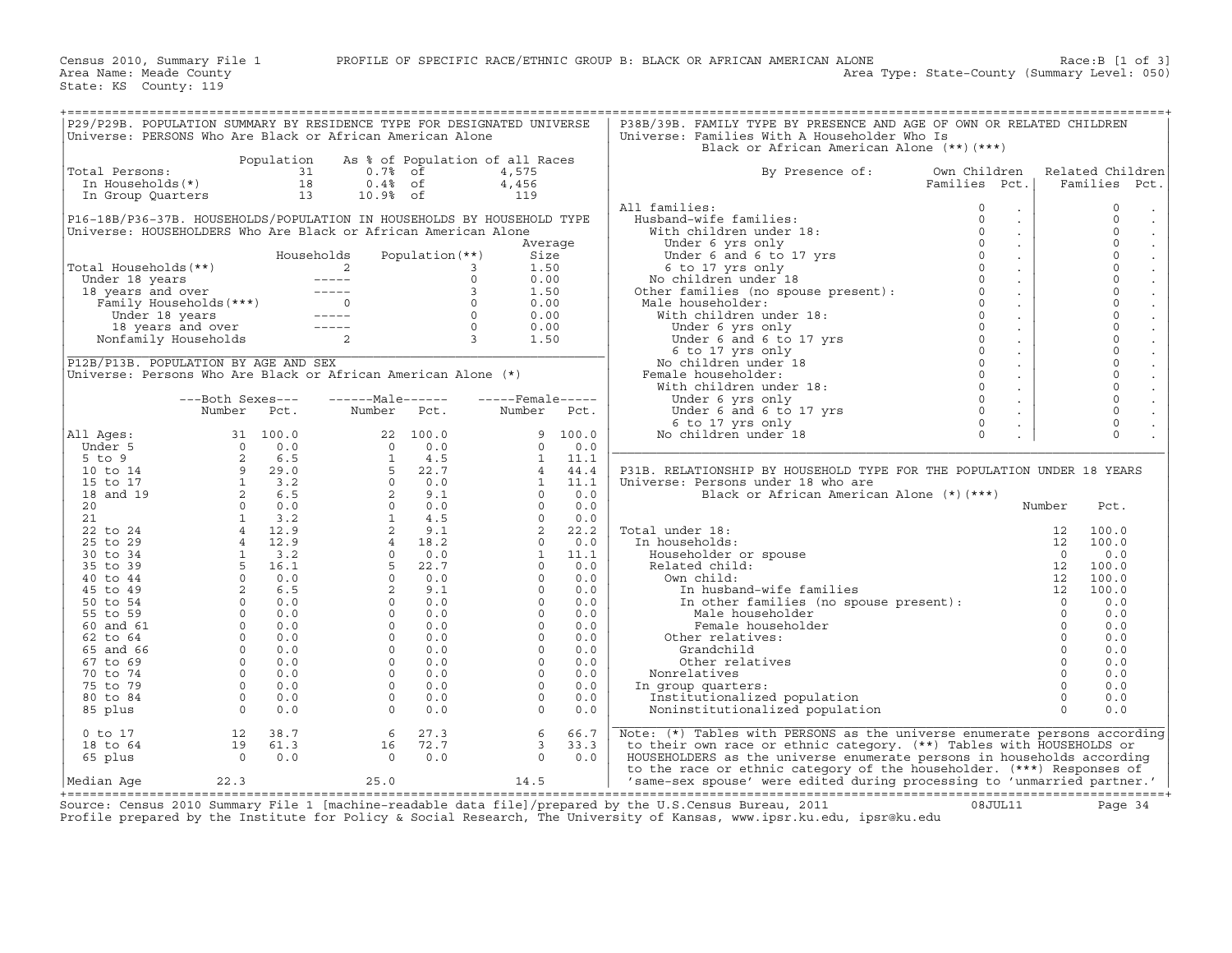Census 2010, Summary File 1 PROFILE OF SPECIFIC RACE/ETHNIC GROUP B: BLACK OR AFRICAN AMERICAN ALONE Race:B [1 of 3]
Area Name: Meade County Area Type: State-County (Summary Level: 050)
State: KS County: 119

## P29/P29B. POPULATION SUMMARY BY RESIDENCE TYPE FOR DESIGNATED UNIVERSE

Universe: PERSONS Who Are Black or African American Alone

| | Population | As % of Population of all Races | |
|---|---|---|---|
| Total Persons: | 31 | 0.7% of | 4,575 |
| In Households(*) | 18 | 0.4% of | 4,456 |
| In Group Quarters | 13 | 10.9% of | 119 |

## P16-18B/P36-37B. HOUSEHOLDS/POPULATION IN HOUSEHOLDS BY HOUSEHOLD TYPE

Universe: HOUSEHOLDERS Who Are Black or African American Alone

| | Households | Population(**) | Average Size |
|---|---|---|---|
| Total Households(**) | 2 | 3 | 1.50 |
| Under 18 years | ----- | 0 | 0.00 |
| 18 years and over | ----- | 3 | 1.50 |
| Family Households(***) | 0 | 0 | 0.00 |
| Under 18 years | ----- | 0 | 0.00 |
| 18 years and over | ----- | 0 | 0.00 |
| Nonfamily Households | 2 | 3 | 1.50 |

## P12B/P13B. POPULATION BY AGE AND SEX

Universe: Persons Who Are Black or African American Alone (*)

| | Both Sexes Number | Both Sexes Pct. | Male Number | Male Pct. | Female Number | Female Pct. |
|---|---|---|---|---|---|---|
| All Ages: | 31 | 100.0 | 22 | 100.0 | 9 | 100.0 |
| Under 5 | 0 | 0.0 | 0 | 0.0 | 0 | 0.0 |
| 5 to 9 | 2 | 6.5 | 1 | 4.5 | 1 | 11.1 |
| 10 to 14 | 9 | 29.0 | 5 | 22.7 | 4 | 44.4 |
| 15 to 17 | 1 | 3.2 | 0 | 0.0 | 1 | 11.1 |
| 18 and 19 | 2 | 6.5 | 2 | 9.1 | 0 | 0.0 |
| 20 | 0 | 0.0 | 0 | 0.0 | 0 | 0.0 |
| 21 | 1 | 3.2 | 1 | 4.5 | 0 | 0.0 |
| 22 to 24 | 4 | 12.9 | 2 | 9.1 | 2 | 22.2 |
| 25 to 29 | 4 | 12.9 | 4 | 18.2 | 0 | 0.0 |
| 30 to 34 | 1 | 3.2 | 0 | 0.0 | 1 | 11.1 |
| 35 to 39 | 5 | 16.1 | 5 | 22.7 | 0 | 0.0 |
| 40 to 44 | 0 | 0.0 | 0 | 0.0 | 0 | 0.0 |
| 45 to 49 | 2 | 6.5 | 2 | 9.1 | 0 | 0.0 |
| 50 to 54 | 0 | 0.0 | 0 | 0.0 | 0 | 0.0 |
| 55 to 59 | 0 | 0.0 | 0 | 0.0 | 0 | 0.0 |
| 60 and 61 | 0 | 0.0 | 0 | 0.0 | 0 | 0.0 |
| 62 to 64 | 0 | 0.0 | 0 | 0.0 | 0 | 0.0 |
| 65 and 66 | 0 | 0.0 | 0 | 0.0 | 0 | 0.0 |
| 67 to 69 | 0 | 0.0 | 0 | 0.0 | 0 | 0.0 |
| 70 to 74 | 0 | 0.0 | 0 | 0.0 | 0 | 0.0 |
| 75 to 79 | 0 | 0.0 | 0 | 0.0 | 0 | 0.0 |
| 80 to 84 | 0 | 0.0 | 0 | 0.0 | 0 | 0.0 |
| 85 plus | 0 | 0.0 | 0 | 0.0 | 0 | 0.0 |
| 0 to 17 | 12 | 38.7 | 6 | 27.3 | 6 | 66.7 |
| 18 to 64 | 19 | 61.3 | 16 | 72.7 | 3 | 33.3 |
| 65 plus | 0 | 0.0 | 0 | 0.0 | 0 | 0.0 |
| Median Age | 22.3 | | 25.0 | | 14.5 | |

## P38B/39B. FAMILY TYPE BY PRESENCE AND AGE OF OWN OR RELATED CHILDREN

Universe: Families With A Householder Who Is Black or African American Alone (**)(***)

| By Presence of: | Own Children Families | Own Children Pct. | Related Children Families | Related Children Pct. |
|---|---|---|---|---|
| All families: | 0 | . | 0 | . |
| Husband-wife families: | 0 | . | 0 | . |
| With children under 18: | 0 | . | 0 | . |
| Under 6 yrs only | 0 | . | 0 | . |
| Under 6 and 6 to 17 yrs | 0 | . | 0 | . |
| 6 to 17 yrs only | 0 | . | 0 | . |
| No children under 18 | 0 | . | 0 | . |
| Other families (no spouse present): | 0 | . | 0 | . |
| Male householder: | 0 | . | 0 | . |
| With children under 18: | 0 | . | 0 | . |
| Under 6 yrs only | 0 | . | 0 | . |
| Under 6 and 6 to 17 yrs | 0 | . | 0 | . |
| 6 to 17 yrs only | 0 | . | 0 | . |
| No children under 18 | 0 | . | 0 | . |
| Female householder: | 0 | . | 0 | . |
| With children under 18: | 0 | . | 0 | . |
| Under 6 yrs only | 0 | . | 0 | . |
| Under 6 and 6 to 17 yrs | 0 | . | 0 | . |
| 6 to 17 yrs only | 0 | . | 0 | . |
| No children under 18 | 0 | . | 0 | . |

## P31B. RELATIONSHIP BY HOUSEHOLD TYPE FOR THE POPULATION UNDER 18 YEARS

Universe: Persons under 18 who are Black or African American Alone (*)(***)

| | Number | Pct. |
|---|---|---|
| Total under 18: | 12 | 100.0 |
| In households: | 12 | 100.0 |
| Householder or spouse | 0 | 0.0 |
| Related child: | 12 | 100.0 |
| Own child: | 12 | 100.0 |
| In husband-wife families | 12 | 100.0 |
| In other families (no spouse present): | 0 | 0.0 |
| Male householder | 0 | 0.0 |
| Female householder | 0 | 0.0 |
| Other relatives: | 0 | 0.0 |
| Grandchild | 0 | 0.0 |
| Other relatives | 0 | 0.0 |
| Nonrelatives | 0 | 0.0 |
| In group quarters: | 0 | 0.0 |
| Institutionalized population | 0 | 0.0 |
| Noninstitutionalized population | 0 | 0.0 |

Note: (*) Tables with PERSONS as the universe enumerate persons according to their own race or ethnic category. (**) Tables with HOUSEHOLDS or HOUSEHOLDERS as the universe enumerate persons in households according to the race or ethnic category of the householder. (***) Responses of 'same-sex spouse' were edited during processing to 'unmarried partner.'

Source: Census 2010 Summary File 1 [machine-readable data file]/prepared by the U.S.Census Bureau, 2011 08JUL11
Profile prepared by the Institute for Policy & Social Research, The University of Kansas, www.ipsr.ku.edu, ipsr@ku.edu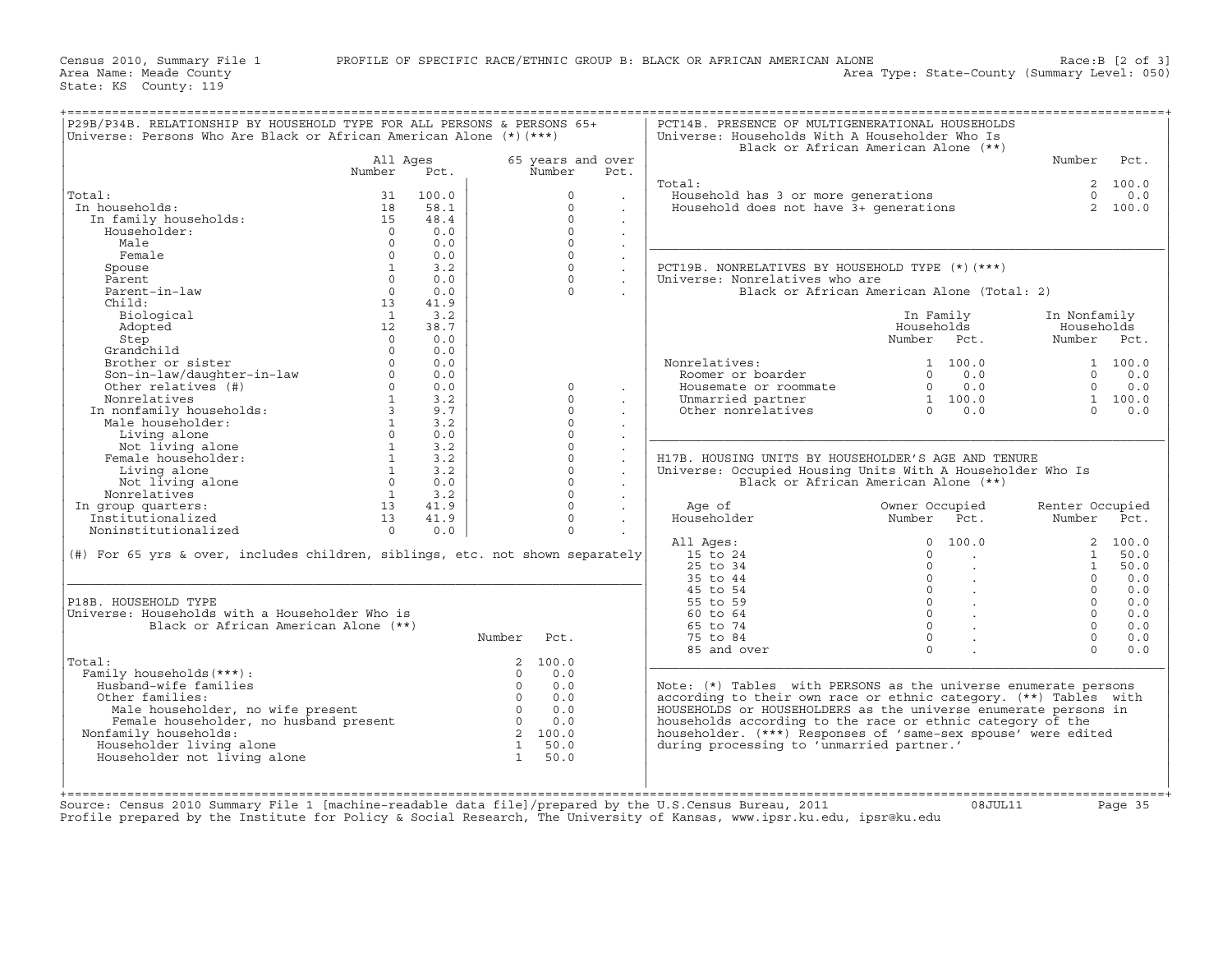Census 2010, Summary File 1 PROFILE OF SPECIFIC RACE/ETHNIC GROUP B: BLACK OR AFRICAN AMERICAN ALONE Race:B [2 of 3]
Area Name: Meade County Area Type: State-County (Summary Level: 050)
State: KS County: 119

## P29B/P34B. RELATIONSHIP BY HOUSEHOLD TYPE FOR ALL PERSONS & PERSONS 65+

Universe: Persons Who Are Black or African American Alone (*)(***)

| | All Ages Number | All Ages Pct. | 65 years and over Number | 65 years and over Pct. |
|---|---|---|---|---|
| Total: | 31 | 100.0 | 0 | . |
| In households: | 18 | 58.1 | 0 | . |
| In family households: | 15 | 48.4 | 0 | . |
| Householder: | 0 | 0.0 | 0 | . |
| Male | 0 | 0.0 | 0 | . |
| Female | 0 | 0.0 | 0 | . |
| Spouse | 1 | 3.2 | 0 | . |
| Parent | 0 | 0.0 | 0 | . |
| Parent-in-law | 0 | 0.0 | 0 | . |
| Child: | 13 | 41.9 | | |
| Biological | 1 | 3.2 | | |
| Adopted | 12 | 38.7 | | |
| Step | 0 | 0.0 | | |
| Grandchild | 0 | 0.0 | | |
| Brother or sister | 0 | 0.0 | | |
| Son-in-law/daughter-in-law | 0 | 0.0 | | |
| Other relatives (#) | 0 | 0.0 | 0 | . |
| Nonrelatives | 1 | 3.2 | 0 | . |
| In nonfamily households: | 3 | 9.7 | 0 | . |
| Male householder: | 1 | 3.2 | 0 | . |
| Living alone | 0 | 0.0 | 0 | . |
| Not living alone | 1 | 3.2 | 0 | . |
| Female householder: | 1 | 3.2 | 0 | . |
| Living alone | 1 | 3.2 | 0 | . |
| Not living alone | 0 | 0.0 | 0 | . |
| Nonrelatives | 1 | 3.2 | 0 | . |
| In group quarters: | 13 | 41.9 | 0 | . |
| Institutionalized | 13 | 41.9 | 0 | . |
| Noninstitutionalized | 0 | 0.0 | 0 | . |

(#) For 65 yrs & over, includes children, siblings, etc. not shown separately

## P18B. HOUSEHOLD TYPE

Universe: Households with a Householder Who is Black or African American Alone (**)

| | Number | Pct. |
|---|---|---|
| Total: | 2 | 100.0 |
| Family households(***): | 0 | 0.0 |
| Husband-wife families | 0 | 0.0 |
| Other families: | 0 | 0.0 |
| Male householder, no wife present | 0 | 0.0 |
| Female householder, no husband present | 0 | 0.0 |
| Nonfamily households: | 2 | 100.0 |
| Householder living alone | 1 | 50.0 |
| Householder not living alone | 1 | 50.0 |

## PCT14B. PRESENCE OF MULTIGENERATIONAL HOUSEHOLDS

Universe: Households With A Householder Who Is Black or African American Alone (**)

| | Number | Pct. |
|---|---|---|
| Total: | 2 | 100.0 |
| Household has 3 or more generations | 0 | 0.0 |
| Household does not have 3+ generations | 2 | 100.0 |

## PCT19B. NONRELATIVES BY HOUSEHOLD TYPE (*)(***)

Universe: Nonrelatives who are Black or African American Alone (Total: 2)

| | In Family Households Number | In Family Households Pct. | In Nonfamily Households Number | In Nonfamily Households Pct. |
|---|---|---|---|---|
| Nonrelatives: | 1 | 100.0 | 1 | 100.0 |
| Roomer or boarder | 0 | 0.0 | 0 | 0.0 |
| Housemate or roommate | 0 | 0.0 | 0 | 0.0 |
| Unmarried partner | 1 | 100.0 | 1 | 100.0 |
| Other nonrelatives | 0 | 0.0 | 0 | 0.0 |

## H17B. HOUSING UNITS BY HOUSEHOLDER'S AGE AND TENURE

Universe: Occupied Housing Units With A Householder Who Is Black or African American Alone (**)

| Age of Householder | Owner Occupied Number | Owner Occupied Pct. | Renter Occupied Number | Renter Occupied Pct. |
|---|---|---|---|---|
| All Ages: | 0 | 100.0 | 2 | 100.0 |
| 15 to 24 | 0 | . | 1 | 50.0 |
| 25 to 34 | 0 | . | 1 | 50.0 |
| 35 to 44 | 0 | . | 0 | 0.0 |
| 45 to 54 | 0 | . | 0 | 0.0 |
| 55 to 59 | 0 | . | 0 | 0.0 |
| 60 to 64 | 0 | . | 0 | 0.0 |
| 65 to 74 | 0 | . | 0 | 0.0 |
| 75 to 84 | 0 | . | 0 | 0.0 |
| 85 and over | 0 | . | 0 | 0.0 |

Note: (*) Tables with PERSONS as the universe enumerate persons according to their own race or ethnic category. (**) Tables with HOUSEHOLDS or HOUSEHOLDERS as the universe enumerate persons in households according to the race or ethnic category of the householder. (***) Responses of 'same-sex spouse' were edited during processing to 'unmarried partner.'

Source: Census 2010 Summary File 1 [machine-readable data file]/prepared by the U.S.Census Bureau, 2011 08JUL11
Profile prepared by the Institute for Policy & Social Research, The University of Kansas, www.ipsr.ku.edu, ipsr@ku.edu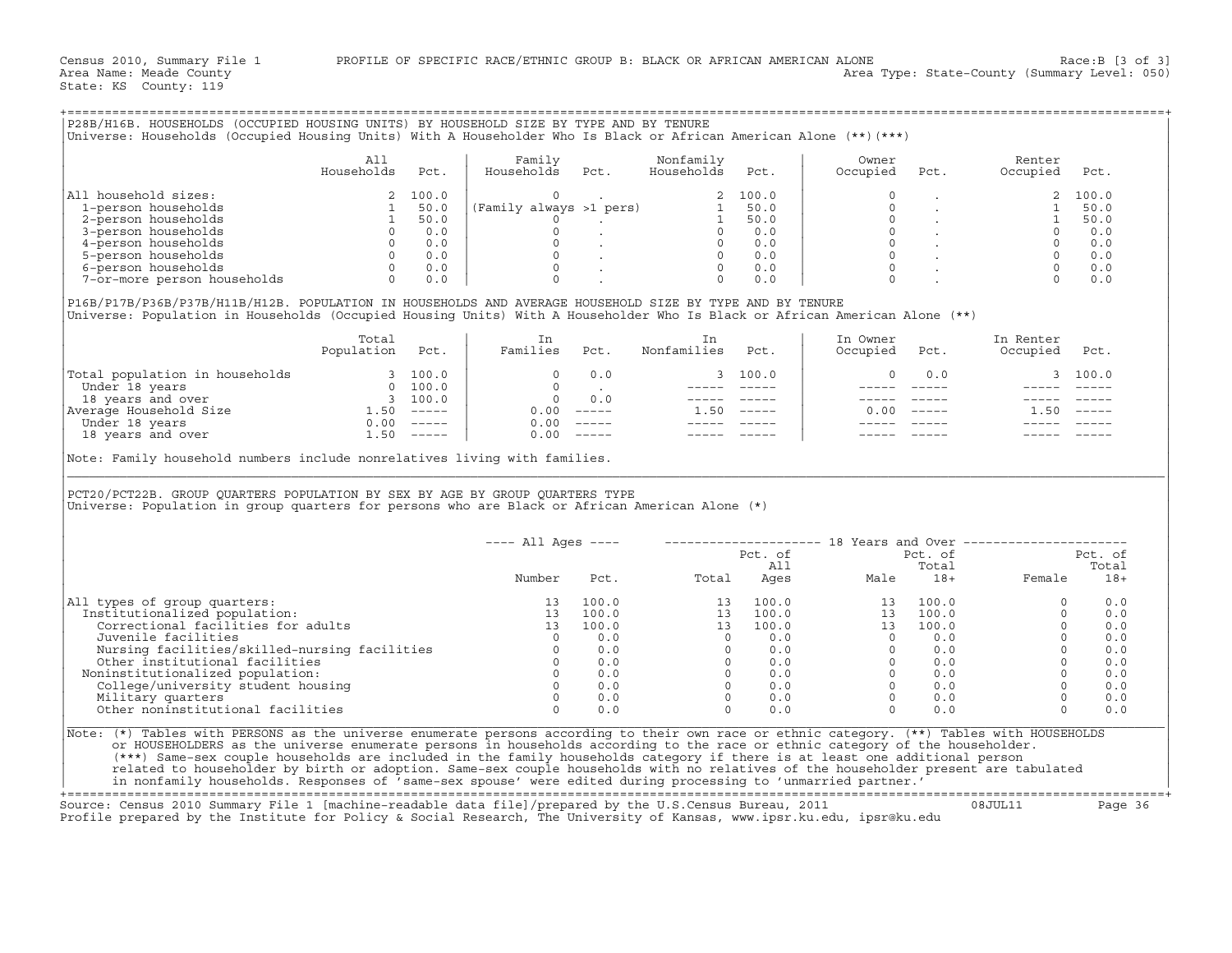Census 2010, Summary File 1 PROFILE OF SPECIFIC RACE/ETHNIC GROUP B: BLACK OR AFRICAN AMERICAN ALONE Race:B [3 of 3]
Area Name: Meade County Area Type: State-County (Summary Level: 050)
State: KS County: 119

## P28B/H16B. HOUSEHOLDS (OCCUPIED HOUSING UNITS) BY HOUSEHOLD SIZE BY TYPE AND BY TENURE

Universe: Households (Occupied Housing Units) With A Householder Who Is Black or African American Alone (**)(***)

| | All Households | Pct. | Family Households | Pct. | Nonfamily Households | Pct. | Owner Occupied | Pct. | Renter Occupied | Pct. |
|---|---|---|---|---|---|---|---|---|---|---|
| All household sizes: | 2 | 100.0 | 0 | . | 2 | 100.0 | 0 | . | 2 | 100.0 |
| 1-person households | 1 | 50.0 | (Family always >1 pers) | | 1 | 50.0 | 0 | . | 1 | 50.0 |
| 2-person households | 1 | 50.0 | 0 | . | 1 | 50.0 | 0 | . | 1 | 50.0 |
| 3-person households | 0 | 0.0 | 0 | . | 0 | 0.0 | 0 | . | 0 | 0.0 |
| 4-person households | 0 | 0.0 | 0 | . | 0 | 0.0 | 0 | . | 0 | 0.0 |
| 5-person households | 0 | 0.0 | 0 | . | 0 | 0.0 | 0 | . | 0 | 0.0 |
| 6-person households | 0 | 0.0 | 0 | . | 0 | 0.0 | 0 | . | 0 | 0.0 |
| 7-or-more person households | 0 | 0.0 | 0 | . | 0 | 0.0 | 0 | . | 0 | 0.0 |

## P16B/P17B/P36B/P37B/H11B/H12B. POPULATION IN HOUSEHOLDS AND AVERAGE HOUSEHOLD SIZE BY TYPE AND BY TENURE

Universe: Population in Households (Occupied Housing Units) With A Householder Who Is Black or African American Alone (**)

| | Total Population | Pct. | In Families | Pct. | In Nonfamilies | Pct. | In Owner Occupied | Pct. | In Renter Occupied | Pct. |
|---|---|---|---|---|---|---|---|---|---|---|
| Total population in households | 3 | 100.0 | 0 | 0.0 | 3 | 100.0 | 0 | 0.0 | 3 | 100.0 |
| Under 18 years | 0 | 100.0 | 0 | . | ----- | ----- | ----- | ----- | ----- | ----- |
| 18 years and over | 3 | 100.0 | 0 | 0.0 | ----- | ----- | ----- | ----- | ----- | ----- |
| Average Household Size | 1.50 | ----- | 0.00 | ----- | 1.50 | ----- | 0.00 | ----- | 1.50 | ----- |
| Under 18 years | 0.00 | ----- | 0.00 | ----- | ----- | ----- | ----- | ----- | ----- | ----- |
| 18 years and over | 1.50 | ----- | 0.00 | ----- | ----- | ----- | ----- | ----- | ----- | ----- |

Note: Family household numbers include nonrelatives living with families.

## PCT20/PCT22B. GROUP QUARTERS POPULATION BY SEX BY AGE BY GROUP QUARTERS TYPE

Universe: Population in group quarters for persons who are Black or African American Alone (*)

| | All Ages | | 18 Years and Over | | | | | |
|---|---|---|---|---|---|---|---|---|
| | Number | Pct. | Total | Pct. of All Ages | Male | Pct. of Total 18+ | Female | Pct. of Total 18+ |
| All types of group quarters: | 13 | 100.0 | 13 | 100.0 | 13 | 100.0 | 0 | 0.0 |
| Institutionalized population: | 13 | 100.0 | 13 | 100.0 | 13 | 100.0 | 0 | 0.0 |
| Correctional facilities for adults | 13 | 100.0 | 13 | 100.0 | 13 | 100.0 | 0 | 0.0 |
| Juvenile facilities | 0 | 0.0 | 0 | 0.0 | 0 | 0.0 | 0 | 0.0 |
| Nursing facilities/skilled-nursing facilities | 0 | 0.0 | 0 | 0.0 | 0 | 0.0 | 0 | 0.0 |
| Other institutional facilities | 0 | 0.0 | 0 | 0.0 | 0 | 0.0 | 0 | 0.0 |
| Noninstitutionalized population: | 0 | 0.0 | 0 | 0.0 | 0 | 0.0 | 0 | 0.0 |
| College/university student housing | 0 | 0.0 | 0 | 0.0 | 0 | 0.0 | 0 | 0.0 |
| Military quarters | 0 | 0.0 | 0 | 0.0 | 0 | 0.0 | 0 | 0.0 |
| Other noninstitutional facilities | 0 | 0.0 | 0 | 0.0 | 0 | 0.0 | 0 | 0.0 |

Note: (*) Tables with PERSONS as the universe enumerate persons according to their own race or ethnic category. (**) Tables with HOUSEHOLDS or HOUSEHOLDERS as the universe enumerate persons in households according to the race or ethnic category of the householder. (***) Same-sex couple households are included in the family households category if there is at least one additional person related to householder by birth or adoption. Same-sex couple households with no relatives of the householder present are tabulated in nonfamily households. Responses of 'same-sex spouse' were edited during processing to 'unmarried partner.'

Source: Census 2010 Summary File 1 [machine-readable data file]/prepared by the U.S.Census Bureau, 2011 08JUL11
Profile prepared by the Institute for Policy & Social Research, The University of Kansas, www.ipsr.ku.edu, ipsr@ku.edu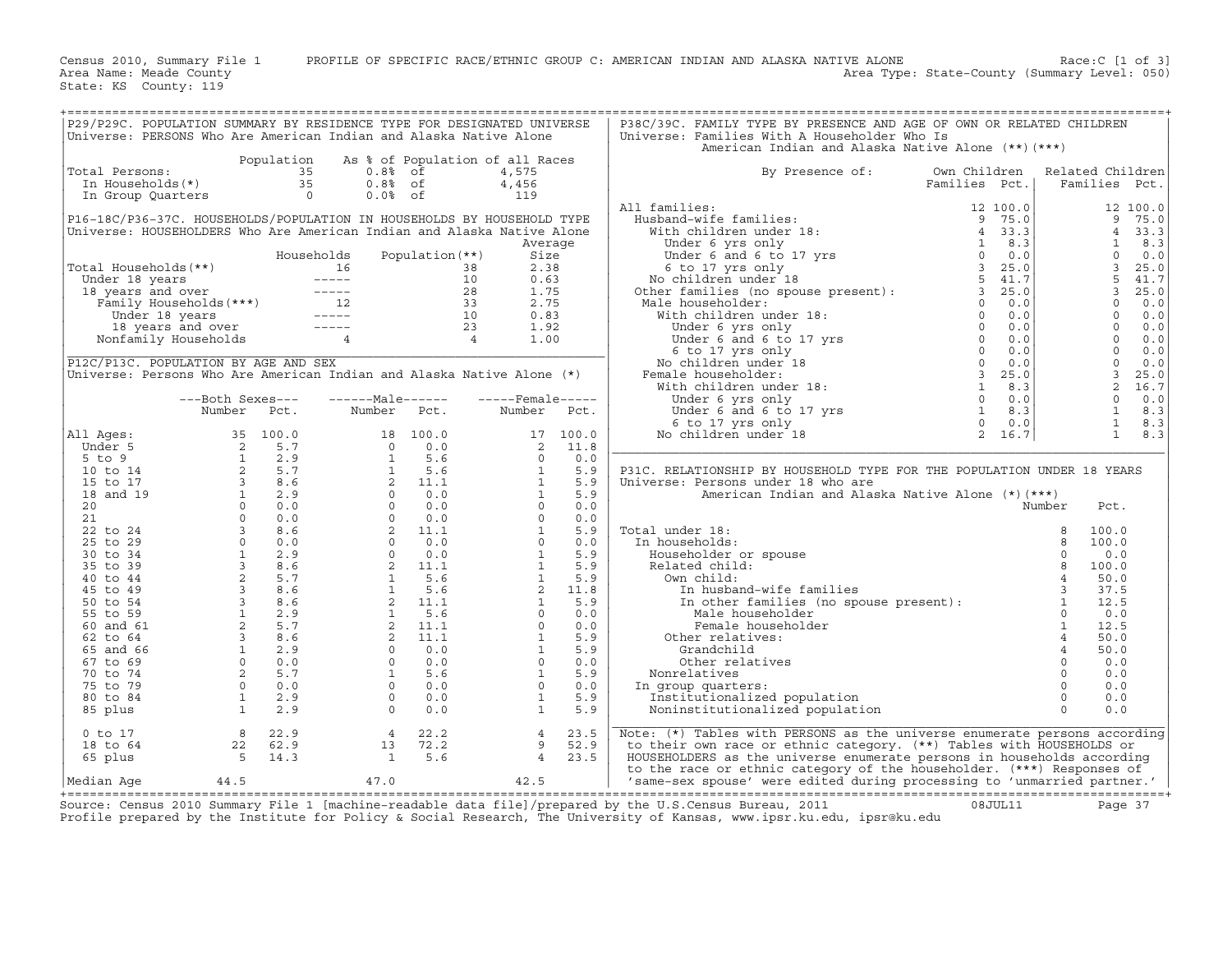Census 2010, Summary File 1 PROFILE OF SPECIFIC RACE/ETHNIC GROUP C: AMERICAN INDIAN AND ALASKA NATIVE ALONE Race:C [1 of 3]
Area Name: Meade County Area Type: State-County (Summary Level: 050)
State: KS County: 119

## P29/P29C. POPULATION SUMMARY BY RESIDENCE TYPE FOR DESIGNATED UNIVERSE

Universe: PERSONS Who Are American Indian and Alaska Native Alone

| | Population | As % of Population of all Races | |
|---|---|---|---|
| Total Persons: | 35 | 0.8% of | 4,575 |
| In Households(*) | 35 | 0.8% of | 4,456 |
| In Group Quarters | 0 | 0.0% of | 119 |

## P16-18C/P36-37C. HOUSEHOLDS/POPULATION IN HOUSEHOLDS BY HOUSEHOLD TYPE

Universe: HOUSEHOLDERS Who Are American Indian and Alaska Native Alone

| | Households | Population(**) | Average Size |
|---|---|---|---|
| Total Households(**) | 16 | 38 | 2.38 |
| Under 18 years | ----- | 10 | 0.63 |
| 18 years and over | ----- | 28 | 1.75 |
| Family Households(***) | 12 | 33 | 2.75 |
| Under 18 years | ----- | 10 | 0.83 |
| 18 years and over | ----- | 23 | 1.92 |
| Nonfamily Households | 4 | 4 | 1.00 |

## P12C/P13C. POPULATION BY AGE AND SEX

Universe: Persons Who Are American Indian and Alaska Native Alone (*)

| | Both Sexes Number | Both Sexes Pct. | Male Number | Male Pct. | Female Number | Female Pct. |
|---|---|---|---|---|---|---|
| All Ages: | 35 | 100.0 | 18 | 100.0 | 17 | 100.0 |
| Under 5 | 2 | 5.7 | 0 | 0.0 | 2 | 11.8 |
| 5 to 9 | 1 | 2.9 | 1 | 5.6 | 0 | 0.0 |
| 10 to 14 | 2 | 5.7 | 1 | 5.6 | 1 | 5.9 |
| 15 to 17 | 3 | 8.6 | 2 | 11.1 | 1 | 5.9 |
| 18 and 19 | 1 | 2.9 | 0 | 0.0 | 1 | 5.9 |
| 20 | 0 | 0.0 | 0 | 0.0 | 0 | 0.0 |
| 21 | 0 | 0.0 | 0 | 0.0 | 0 | 0.0 |
| 22 to 24 | 3 | 8.6 | 2 | 11.1 | 1 | 5.9 |
| 25 to 29 | 0 | 0.0 | 0 | 0.0 | 0 | 0.0 |
| 30 to 34 | 1 | 2.9 | 0 | 0.0 | 1 | 5.9 |
| 35 to 39 | 3 | 8.6 | 2 | 11.1 | 1 | 5.9 |
| 40 to 44 | 2 | 5.7 | 1 | 5.6 | 1 | 5.9 |
| 45 to 49 | 3 | 8.6 | 1 | 5.6 | 2 | 11.8 |
| 50 to 54 | 3 | 8.6 | 2 | 11.1 | 1 | 5.9 |
| 55 to 59 | 1 | 2.9 | 1 | 5.6 | 0 | 0.0 |
| 60 and 61 | 2 | 5.7 | 2 | 11.1 | 0 | 0.0 |
| 62 to 64 | 3 | 8.6 | 2 | 11.1 | 1 | 5.9 |
| 65 and 66 | 1 | 2.9 | 0 | 0.0 | 1 | 5.9 |
| 67 to 69 | 0 | 0.0 | 0 | 0.0 | 0 | 0.0 |
| 70 to 74 | 2 | 5.7 | 1 | 5.6 | 1 | 5.9 |
| 75 to 79 | 0 | 0.0 | 0 | 0.0 | 0 | 0.0 |
| 80 to 84 | 1 | 2.9 | 0 | 0.0 | 1 | 5.9 |
| 85 plus | 1 | 2.9 | 0 | 0.0 | 1 | 5.9 |
| 0 to 17 | 8 | 22.9 | 4 | 22.2 | 4 | 23.5 |
| 18 to 64 | 22 | 62.9 | 13 | 72.2 | 9 | 52.9 |
| 65 plus | 5 | 14.3 | 1 | 5.6 | 4 | 23.5 |
| Median Age | 44.5 | | 47.0 | | 42.5 | |

## P38C/39C. FAMILY TYPE BY PRESENCE AND AGE OF OWN OR RELATED CHILDREN

Universe: Families With A Householder Who Is American Indian and Alaska Native Alone (**)(***)

| By Presence of: | Own Children Families | Own Children Pct. | Related Children Families | Related Children Pct. |
|---|---|---|---|---|
| All families: | 12 | 100.0 | 12 | 100.0 |
| Husband-wife families: | 9 | 75.0 | 9 | 75.0 |
| With children under 18: | 4 | 33.3 | 4 | 33.3 |
| Under 6 yrs only | 1 | 8.3 | 1 | 8.3 |
| Under 6 and 6 to 17 yrs | 0 | 0.0 | 0 | 0.0 |
| 6 to 17 yrs only | 3 | 25.0 | 3 | 25.0 |
| No children under 18 | 5 | 41.7 | 5 | 41.7 |
| Other families (no spouse present): | 3 | 25.0 | 3 | 25.0 |
| Male householder: | 0 | 0.0 | 0 | 0.0 |
| With children under 18: | 0 | 0.0 | 0 | 0.0 |
| Under 6 yrs only | 0 | 0.0 | 0 | 0.0 |
| Under 6 and 6 to 17 yrs | 0 | 0.0 | 0 | 0.0 |
| 6 to 17 yrs only | 0 | 0.0 | 0 | 0.0 |
| No children under 18 | 0 | 0.0 | 0 | 0.0 |
| Female householder: | 3 | 25.0 | 3 | 25.0 |
| With children under 18: | 1 | 8.3 | 2 | 16.7 |
| Under 6 yrs only | 0 | 0.0 | 0 | 0.0 |
| Under 6 and 6 to 17 yrs | 1 | 8.3 | 1 | 8.3 |
| 6 to 17 yrs only | 0 | 0.0 | 1 | 8.3 |
| No children under 18 | 2 | 16.7 | 1 | 8.3 |

## P31C. RELATIONSHIP BY HOUSEHOLD TYPE FOR THE POPULATION UNDER 18 YEARS

Universe: Persons under 18 who are American Indian and Alaska Native Alone (*)(***)

| | Number | Pct. |
|---|---|---|
| Total under 18: | 8 | 100.0 |
| In households: | 8 | 100.0 |
| Householder or spouse | 0 | 0.0 |
| Related child: | 8 | 100.0 |
| Own child: | 4 | 50.0 |
| In husband-wife families | 3 | 37.5 |
| In other families (no spouse present): | 1 | 12.5 |
| Male householder | 0 | 0.0 |
| Female householder | 1 | 12.5 |
| Other relatives: | 4 | 50.0 |
| Grandchild | 4 | 50.0 |
| Other relatives | 0 | 0.0 |
| Nonrelatives | 0 | 0.0 |
| In group quarters: | 0 | 0.0 |
| Institutionalized population | 0 | 0.0 |
| Noninstitutionalized population | 0 | 0.0 |

Note: (*) Tables with PERSONS as the universe enumerate persons according to their own race or ethnic category. (**) Tables with HOUSEHOLDS or HOUSEHOLDERS as the universe enumerate persons in households according to the race or ethnic category of the householder. (***) Responses of 'same-sex spouse' were edited during processing to 'unmarried partner.'

Source: Census 2010 Summary File 1 [machine-readable data file]/prepared by the U.S.Census Bureau, 2011 08JUL11
Profile prepared by the Institute for Policy & Social Research, The University of Kansas, www.ipsr.ku.edu, ipsr@ku.edu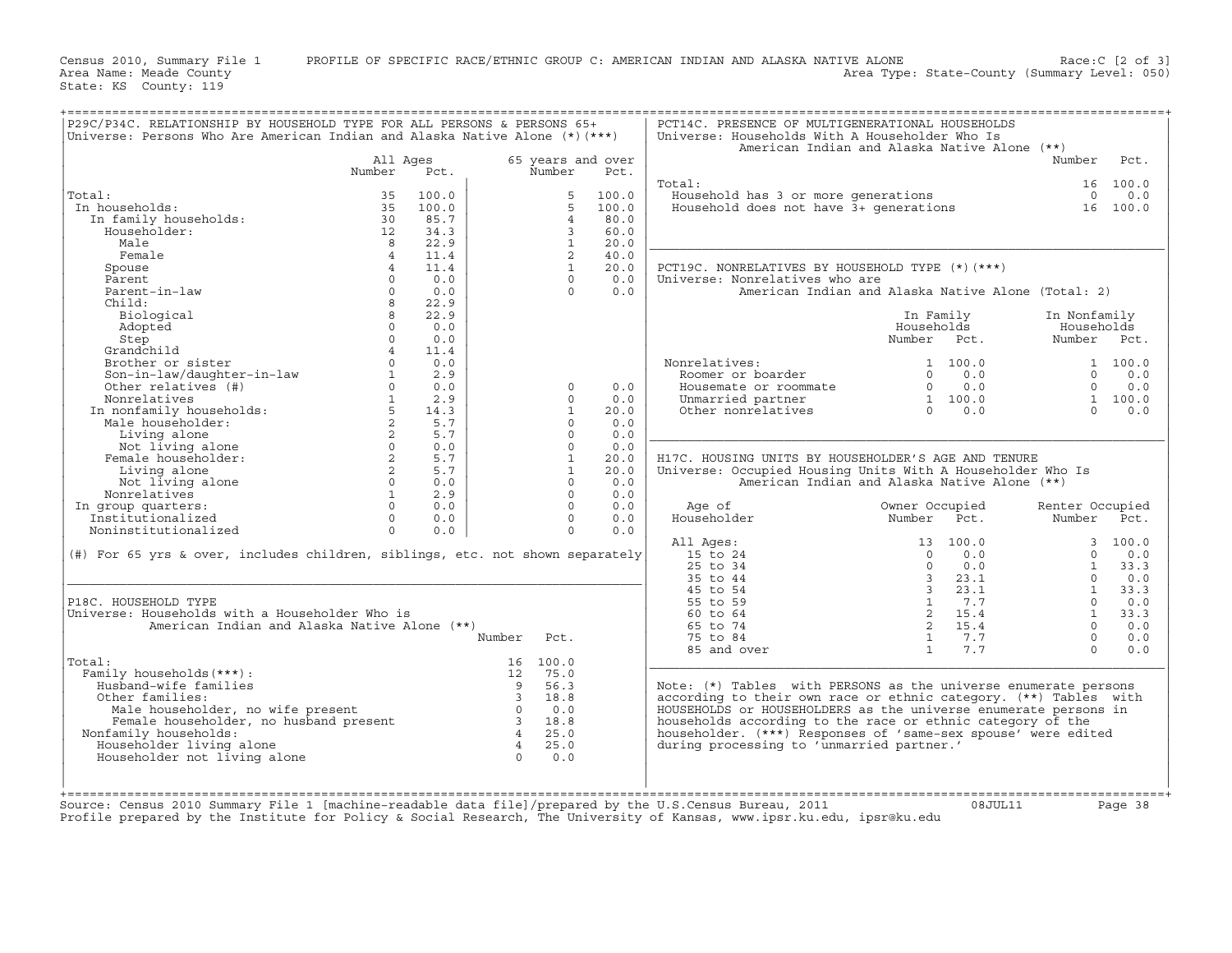Census 2010, Summary File 1 PROFILE OF SPECIFIC RACE/ETHNIC GROUP C: AMERICAN INDIAN AND ALASKA NATIVE ALONE Race:C [2 of 3]
Area Name: Meade County Area Type: State-County (Summary Level: 050)
State: KS County: 119

## P29C/P34C. RELATIONSHIP BY HOUSEHOLD TYPE FOR ALL PERSONS & PERSONS 65+

Universe: Persons Who Are American Indian and Alaska Native Alone (*)(***)

| | All Ages Number | All Ages Pct. | 65 years and over Number | 65 years and over Pct. |
|---|---|---|---|---|
| Total: | 35 | 100.0 | 5 | 100.0 |
| In households: | 35 | 100.0 | 5 | 100.0 |
| In family households: | 30 | 85.7 | 4 | 80.0 |
| Householder: | 12 | 34.3 | 3 | 60.0 |
| Male | 8 | 22.9 | 1 | 20.0 |
| Female | 4 | 11.4 | 2 | 40.0 |
| Spouse | 4 | 11.4 | 1 | 20.0 |
| Parent | 0 | 0.0 | 0 | 0.0 |
| Parent-in-law | 0 | 0.0 | 0 | 0.0 |
| Child: | 8 | 22.9 | | |
| Biological | 8 | 22.9 | | |
| Adopted | 0 | 0.0 | | |
| Step | 0 | 0.0 | | |
| Grandchild | 4 | 11.4 | | |
| Brother or sister | 0 | 0.0 | | |
| Son-in-law/daughter-in-law | 1 | 2.9 | | |
| Other relatives (#) | 0 | 0.0 | 0 | 0.0 |
| Nonrelatives | 1 | 2.9 | 0 | 0.0 |
| In nonfamily households: | 5 | 14.3 | 1 | 20.0 |
| Male householder: | 2 | 5.7 | 0 | 0.0 |
| Living alone | 2 | 5.7 | 0 | 0.0 |
| Not living alone | 0 | 0.0 | 0 | 0.0 |
| Female householder: | 2 | 5.7 | 1 | 20.0 |
| Living alone | 2 | 5.7 | 1 | 20.0 |
| Not living alone | 0 | 0.0 | 0 | 0.0 |
| Nonrelatives | 1 | 2.9 | 0 | 0.0 |
| In group quarters: | 0 | 0.0 | 0 | 0.0 |
| Institutionalized | 0 | 0.0 | 0 | 0.0 |
| Noninstitutionalized | 0 | 0.0 | 0 | 0.0 |

(#) For 65 yrs & over, includes children, siblings, etc. not shown separately

## P18C. HOUSEHOLD TYPE

Universe: Households with a Householder Who is American Indian and Alaska Native Alone (**)

| | Number | Pct. |
|---|---|---|
| Total: | 16 | 100.0 |
| Family households(***): | 12 | 75.0 |
| Husband-wife families | 9 | 56.3 |
| Other families: | 3 | 18.8 |
| Male householder, no wife present | 0 | 0.0 |
| Female householder, no husband present | 3 | 18.8 |
| Nonfamily households: | 4 | 25.0 |
| Householder living alone | 4 | 25.0 |
| Householder not living alone | 0 | 0.0 |

## PCT14C. PRESENCE OF MULTIGENERATIONAL HOUSEHOLDS

Universe: Households With A Householder Who Is American Indian and Alaska Native Alone (**)

| | Number | Pct. |
|---|---|---|
| Total: | 16 | 100.0 |
| Household has 3 or more generations | 0 | 0.0 |
| Household does not have 3+ generations | 16 | 100.0 |

## PCT19C. NONRELATIVES BY HOUSEHOLD TYPE (*)(***)

Universe: Nonrelatives who are American Indian and Alaska Native Alone (Total: 2)

| | In Family Households Number | In Family Households Pct. | In Nonfamily Households Number | In Nonfamily Households Pct. |
|---|---|---|---|---|
| Nonrelatives: | 1 | 100.0 | 1 | 100.0 |
| Roomer or boarder | 0 | 0.0 | 0 | 0.0 |
| Housemate or roommate | 0 | 0.0 | 0 | 0.0 |
| Unmarried partner | 1 | 100.0 | 1 | 100.0 |
| Other nonrelatives | 0 | 0.0 | 0 | 0.0 |

## H17C. HOUSING UNITS BY HOUSEHOLDER'S AGE AND TENURE

Universe: Occupied Housing Units With A Householder Who Is American Indian and Alaska Native Alone (**)

| Age of Householder | Owner Occupied Number | Owner Occupied Pct. | Renter Occupied Number | Renter Occupied Pct. |
|---|---|---|---|---|
| All Ages: | 13 | 100.0 | 3 | 100.0 |
| 15 to 24 | 0 | 0.0 | 0 | 0.0 |
| 25 to 34 | 0 | 0.0 | 1 | 33.3 |
| 35 to 44 | 3 | 23.1 | 0 | 0.0 |
| 45 to 54 | 3 | 23.1 | 1 | 33.3 |
| 55 to 59 | 1 | 7.7 | 0 | 0.0 |
| 60 to 64 | 2 | 15.4 | 1 | 33.3 |
| 65 to 74 | 2 | 15.4 | 0 | 0.0 |
| 75 to 84 | 1 | 7.7 | 0 | 0.0 |
| 85 and over | 1 | 7.7 | 0 | 0.0 |

Note: (*) Tables with PERSONS as the universe enumerate persons according to their own race or ethnic category. (**) Tables with HOUSEHOLDS or HOUSEHOLDERS as the universe enumerate persons in households according to the race or ethnic category of the householder. (***) Responses of 'same-sex spouse' were edited during processing to 'unmarried partner.'

Source: Census 2010 Summary File 1 [machine-readable data file]/prepared by the U.S.Census Bureau, 2011 08JUL11
Profile prepared by the Institute for Policy & Social Research, The University of Kansas, www.ipsr.ku.edu, ipsr@ku.edu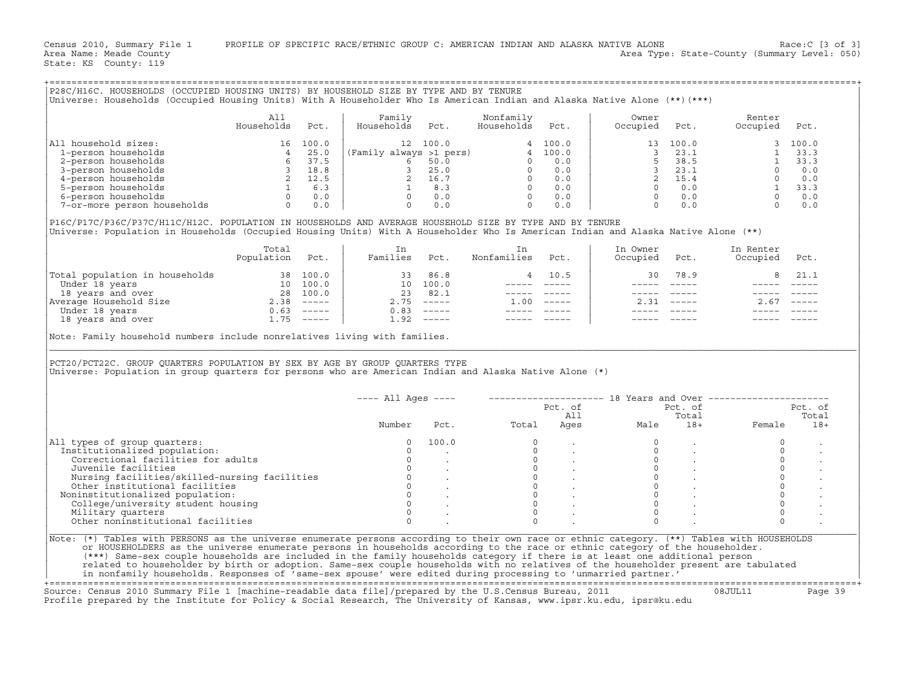Census 2010, Summary File 1 PROFILE OF SPECIFIC RACE/ETHNIC GROUP C: AMERICAN INDIAN AND ALASKA NATIVE ALONE Race:C [3 of 3]
Area Name: Meade County Area Type: State-County (Summary Level: 050)
State: KS County: 119

## P28C/H16C. HOUSEHOLDS (OCCUPIED HOUSING UNITS) BY HOUSEHOLD SIZE BY TYPE AND BY TENURE

Universe: Households (Occupied Housing Units) With A Householder Who Is American Indian and Alaska Native Alone (**)(***)

| | All Households | Pct. | Family Households | Pct. | Nonfamily Households | Pct. | Owner Occupied | Pct. | Renter Occupied | Pct. |
|---|---|---|---|---|---|---|---|---|---|---|
| All household sizes: | 16 | 100.0 | 12 | 100.0 | 4 | 100.0 | 13 | 100.0 | 3 | 100.0 |
| 1-person households | 4 | 25.0 | (Family always >1 pers) | | 4 | 100.0 | 3 | 23.1 | 1 | 33.3 |
| 2-person households | 6 | 37.5 | 6 | 50.0 | 0 | 0.0 | 5 | 38.5 | 1 | 33.3 |
| 3-person households | 3 | 18.8 | 3 | 25.0 | 0 | 0.0 | 3 | 23.1 | 0 | 0.0 |
| 4-person households | 2 | 12.5 | 2 | 16.7 | 0 | 0.0 | 2 | 15.4 | 0 | 0.0 |
| 5-person households | 1 | 6.3 | 1 | 8.3 | 0 | 0.0 | 0 | 0.0 | 1 | 33.3 |
| 6-person households | 0 | 0.0 | 0 | 0.0 | 0 | 0.0 | 0 | 0.0 | 0 | 0.0 |
| 7-or-more person households | 0 | 0.0 | 0 | 0.0 | 0 | 0.0 | 0 | 0.0 | 0 | 0.0 |

## P16C/P17C/P36C/P37C/H11C/H12C. POPULATION IN HOUSEHOLDS AND AVERAGE HOUSEHOLD SIZE BY TYPE AND BY TENURE

Universe: Population in Households (Occupied Housing Units) With A Householder Who Is American Indian and Alaska Native Alone (**)

| | Total Population | Pct. | In Families | Pct. | In Nonfamilies | Pct. | In Owner Occupied | Pct. | In Renter Occupied | Pct. |
|---|---|---|---|---|---|---|---|---|---|---|
| Total population in households | 38 | 100.0 | 33 | 86.8 | 4 | 10.5 | 30 | 78.9 | 8 | 21.1 |
| Under 18 years | 10 | 100.0 | 10 | 100.0 | ----- | ----- | ----- | ----- | ----- | ----- |
| 18 years and over | 28 | 100.0 | 23 | 82.1 | ----- | ----- | ----- | ----- | ----- | ----- |
| Average Household Size | 2.38 | ----- | 2.75 | ----- | 1.00 | ----- | 2.31 | ----- | 2.67 | ----- |
| Under 18 years | 0.63 | ----- | 0.83 | ----- | ----- | ----- | ----- | ----- | ----- | ----- |
| 18 years and over | 1.75 | ----- | 1.92 | ----- | ----- | ----- | ----- | ----- | ----- | ----- |

Note: Family household numbers include nonrelatives living with families.

## PCT20/PCT22C. GROUP QUARTERS POPULATION BY SEX BY AGE BY GROUP QUARTERS TYPE

Universe: Population in group quarters for persons who are American Indian and Alaska Native Alone (*)

| | All Ages Number | All Ages Pct. | 18+ Total | Pct. of All Ages | Male | Pct. of Total 18+ | Female | Pct. of Total 18+ |
|---|---|---|---|---|---|---|---|---|
| All types of group quarters: | 0 | 100.0 | 0 | . | 0 | . | 0 | . |
| Institutionalized population: | 0 | . | 0 | . | 0 | . | 0 | . |
| Correctional facilities for adults | 0 | . | 0 | . | 0 | . | 0 | . |
| Juvenile facilities | 0 | . | 0 | . | 0 | . | 0 | . |
| Nursing facilities/skilled-nursing facilities | 0 | . | 0 | . | 0 | . | 0 | . |
| Other institutional facilities | 0 | . | 0 | . | 0 | . | 0 | . |
| Noninstitutionalized population: | 0 | . | 0 | . | 0 | . | 0 | . |
| College/university student housing | 0 | . | 0 | . | 0 | . | 0 | . |
| Military quarters | 0 | . | 0 | . | 0 | . | 0 | . |
| Other noninstitutional facilities | 0 | . | 0 | . | 0 | . | 0 | . |

Note: (*) Tables with PERSONS as the universe enumerate persons according to their own race or ethnic category. (**) Tables with HOUSEHOLDS or HOUSEHOLDERS as the universe enumerate persons in households according to the race or ethnic category of the householder. (***) Same-sex couple households are included in the family households category if there is at least one additional person related to householder by birth or adoption. Same-sex couple households with no relatives of the householder present are tabulated in nonfamily households. Responses of 'same-sex spouse' were edited during processing to 'unmarried partner.'

Source: Census 2010 Summary File 1 [machine-readable data file]/prepared by the U.S.Census Bureau, 2011 08JUL11
Profile prepared by the Institute for Policy & Social Research, The University of Kansas, www.ipsr.ku.edu, ipsr@ku.edu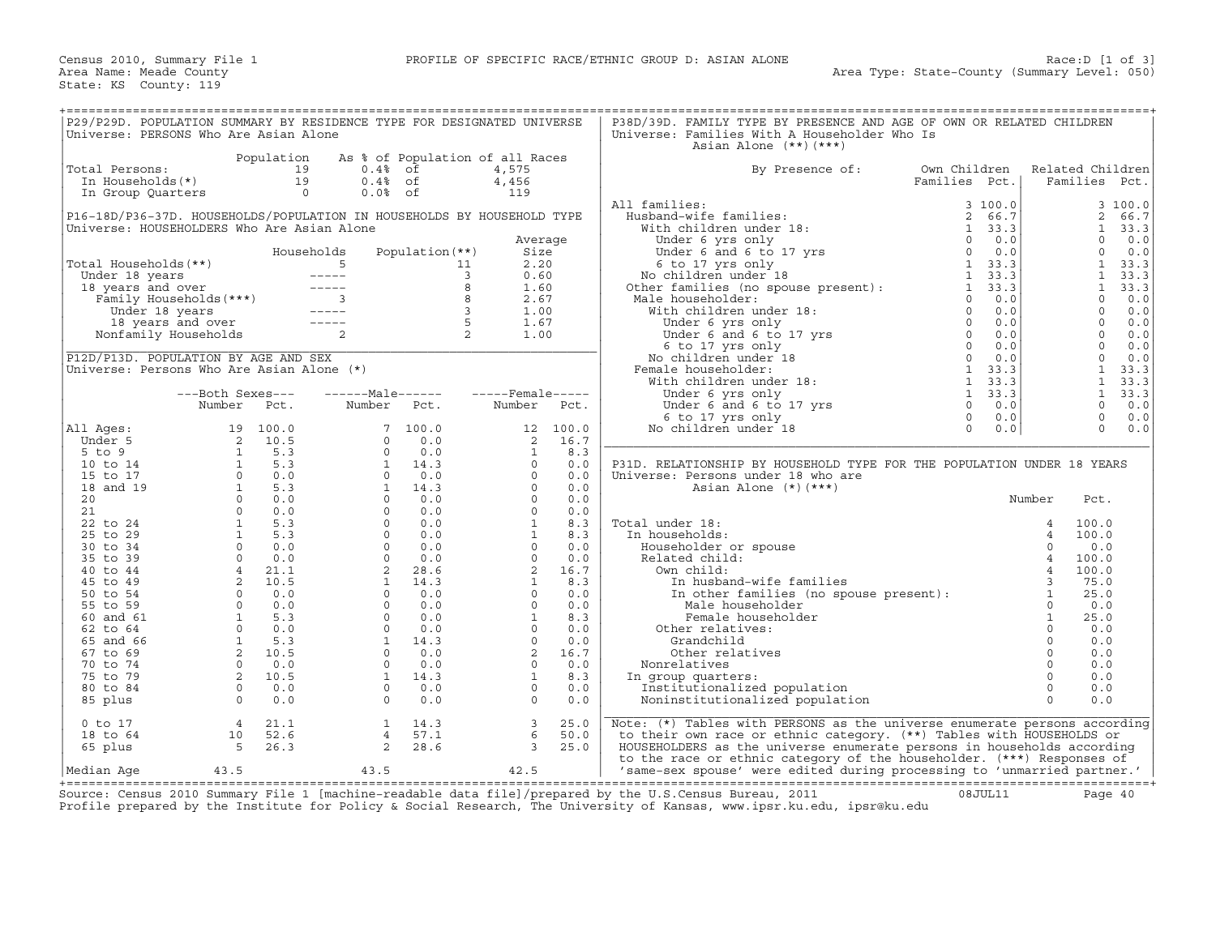Census 2010, Summary File 1 PROFILE OF SPECIFIC RACE/ETHNIC GROUP D: ASIAN ALONE Race:D [1 of 3]
Area Name: Meade County Area Type: State-County (Summary Level: 050)
State: KS County: 119

## P29/P29D. POPULATION SUMMARY BY RESIDENCE TYPE FOR DESIGNATED UNIVERSE
Universe: PERSONS Who Are Asian Alone

| | Population | As % of Population of all Races | |
|---|---|---|---|
| Total Persons: | 19 | 0.4% of | 4,575 |
| In Households(*) | 19 | 0.4% of | 4,456 |
| In Group Quarters | 0 | 0.0% of | 119 |

## P16-18D/P36-37D. HOUSEHOLDS/POPULATION IN HOUSEHOLDS BY HOUSEHOLD TYPE
Universe: HOUSEHOLDERS Who Are Asian Alone

| | Households | Population(**) | Average Size |
|---|---|---|---|
| Total Households(**) | 5 | 11 | 2.20 |
| Under 18 years | ----- | 3 | 0.60 |
| 18 years and over | ----- | 8 | 1.60 |
| Family Households(***) | 3 | 8 | 2.67 |
| Under 18 years | ----- | 3 | 1.00 |
| 18 years and over | ----- | 5 | 1.67 |
| Nonfamily Households | 2 | 2 | 1.00 |

## P12D/P13D. POPULATION BY AGE AND SEX
Universe: Persons Who Are Asian Alone (*)

| | Both Sexes Number | Both Sexes Pct. | Male Number | Male Pct. | Female Number | Female Pct. |
|---|---|---|---|---|---|---|
| All Ages: | 19 | 100.0 | 7 | 100.0 | 12 | 100.0 |
| Under 5 | 2 | 10.5 | 0 | 0.0 | 2 | 16.7 |
| 5 to 9 | 1 | 5.3 | 0 | 0.0 | 1 | 8.3 |
| 10 to 14 | 1 | 5.3 | 1 | 14.3 | 0 | 0.0 |
| 15 to 17 | 0 | 0.0 | 0 | 0.0 | 0 | 0.0 |
| 18 and 19 | 1 | 5.3 | 1 | 14.3 | 0 | 0.0 |
| 20 | 0 | 0.0 | 0 | 0.0 | 0 | 0.0 |
| 21 | 0 | 0.0 | 0 | 0.0 | 0 | 0.0 |
| 22 to 24 | 1 | 5.3 | 0 | 0.0 | 1 | 8.3 |
| 25 to 29 | 1 | 5.3 | 0 | 0.0 | 1 | 8.3 |
| 30 to 34 | 0 | 0.0 | 0 | 0.0 | 0 | 0.0 |
| 35 to 39 | 0 | 0.0 | 0 | 0.0 | 0 | 0.0 |
| 40 to 44 | 4 | 21.1 | 2 | 28.6 | 2 | 16.7 |
| 45 to 49 | 2 | 10.5 | 1 | 14.3 | 1 | 8.3 |
| 50 to 54 | 0 | 0.0 | 0 | 0.0 | 0 | 0.0 |
| 55 to 59 | 0 | 0.0 | 0 | 0.0 | 0 | 0.0 |
| 60 and 61 | 1 | 5.3 | 0 | 0.0 | 1 | 8.3 |
| 62 to 64 | 0 | 0.0 | 0 | 0.0 | 0 | 0.0 |
| 65 and 66 | 1 | 5.3 | 1 | 14.3 | 0 | 0.0 |
| 67 to 69 | 2 | 10.5 | 0 | 0.0 | 2 | 16.7 |
| 70 to 74 | 0 | 0.0 | 0 | 0.0 | 0 | 0.0 |
| 75 to 79 | 2 | 10.5 | 1 | 14.3 | 1 | 8.3 |
| 80 to 84 | 0 | 0.0 | 0 | 0.0 | 0 | 0.0 |
| 85 plus | 0 | 0.0 | 0 | 0.0 | 0 | 0.0 |
| 0 to 17 | 4 | 21.1 | 1 | 14.3 | 3 | 25.0 |
| 18 to 64 | 10 | 52.6 | 4 | 57.1 | 6 | 50.0 |
| 65 plus | 5 | 26.3 | 2 | 28.6 | 3 | 25.0 |
| Median Age | 43.5 | | 43.5 | | 42.5 | |

## P38D/39D. FAMILY TYPE BY PRESENCE AND AGE OF OWN OR RELATED CHILDREN
Universe: Families With A Householder Who Is Asian Alone (**)(***)

| By Presence of: | Own Children Families | Own Children Pct. | Related Children Families | Related Children Pct. |
|---|---|---|---|---|
| All families: | 3 | 100.0 | 3 | 100.0 |
| Husband-wife families: | 2 | 66.7 | 2 | 66.7 |
| With children under 18: | 1 | 33.3 | 1 | 33.3 |
| Under 6 yrs only | 0 | 0.0 | 0 | 0.0 |
| Under 6 and 6 to 17 yrs | 0 | 0.0 | 0 | 0.0 |
| 6 to 17 yrs only | 1 | 33.3 | 1 | 33.3 |
| No children under 18 | 1 | 33.3 | 1 | 33.3 |
| Other families (no spouse present): | 1 | 33.3 | 1 | 33.3 |
| Male householder: | 0 | 0.0 | 0 | 0.0 |
| With children under 18: | 0 | 0.0 | 0 | 0.0 |
| Under 6 yrs only | 0 | 0.0 | 0 | 0.0 |
| Under 6 and 6 to 17 yrs | 0 | 0.0 | 0 | 0.0 |
| 6 to 17 yrs only | 0 | 0.0 | 0 | 0.0 |
| No children under 18 | 0 | 0.0 | 0 | 0.0 |
| Female householder: | 1 | 33.3 | 1 | 33.3 |
| With children under 18: | 1 | 33.3 | 1 | 33.3 |
| Under 6 yrs only | 1 | 33.3 | 1 | 33.3 |
| Under 6 and 6 to 17 yrs | 0 | 0.0 | 0 | 0.0 |
| 6 to 17 yrs only | 0 | 0.0 | 0 | 0.0 |
| No children under 18 | 0 | 0.0 | 0 | 0.0 |

## P31D. RELATIONSHIP BY HOUSEHOLD TYPE FOR THE POPULATION UNDER 18 YEARS
Universe: Persons under 18 who are Asian Alone (*)(***)

| | Number | Pct. |
|---|---|---|
| Total under 18: | 4 | 100.0 |
| In households: | 4 | 100.0 |
| Householder or spouse | 0 | 0.0 |
| Related child: | 4 | 100.0 |
| Own child: | 4 | 100.0 |
| In husband-wife families | 3 | 75.0 |
| In other families (no spouse present): | 1 | 25.0 |
| Male householder | 0 | 0.0 |
| Female householder | 1 | 25.0 |
| Other relatives: | 0 | 0.0 |
| Grandchild | 0 | 0.0 |
| Other relatives | 0 | 0.0 |
| Nonrelatives | 0 | 0.0 |
| In group quarters: | 0 | 0.0 |
| Institutionalized population | 0 | 0.0 |
| Noninstitutionalized population | 0 | 0.0 |

Note: (*) Tables with PERSONS as the universe enumerate persons according to their own race or ethnic category. (**) Tables with HOUSEHOLDS or HOUSEHOLDERS as the universe enumerate persons in households according to the race or ethnic category of the householder. (***) Responses of 'same-sex spouse' were edited during processing to 'unmarried partner.'

Source: Census 2010 Summary File 1 [machine-readable data file]/prepared by the U.S.Census Bureau, 2011 08JUL11
Profile prepared by the Institute for Policy & Social Research, The University of Kansas, www.ipsr.ku.edu, ipsr@ku.edu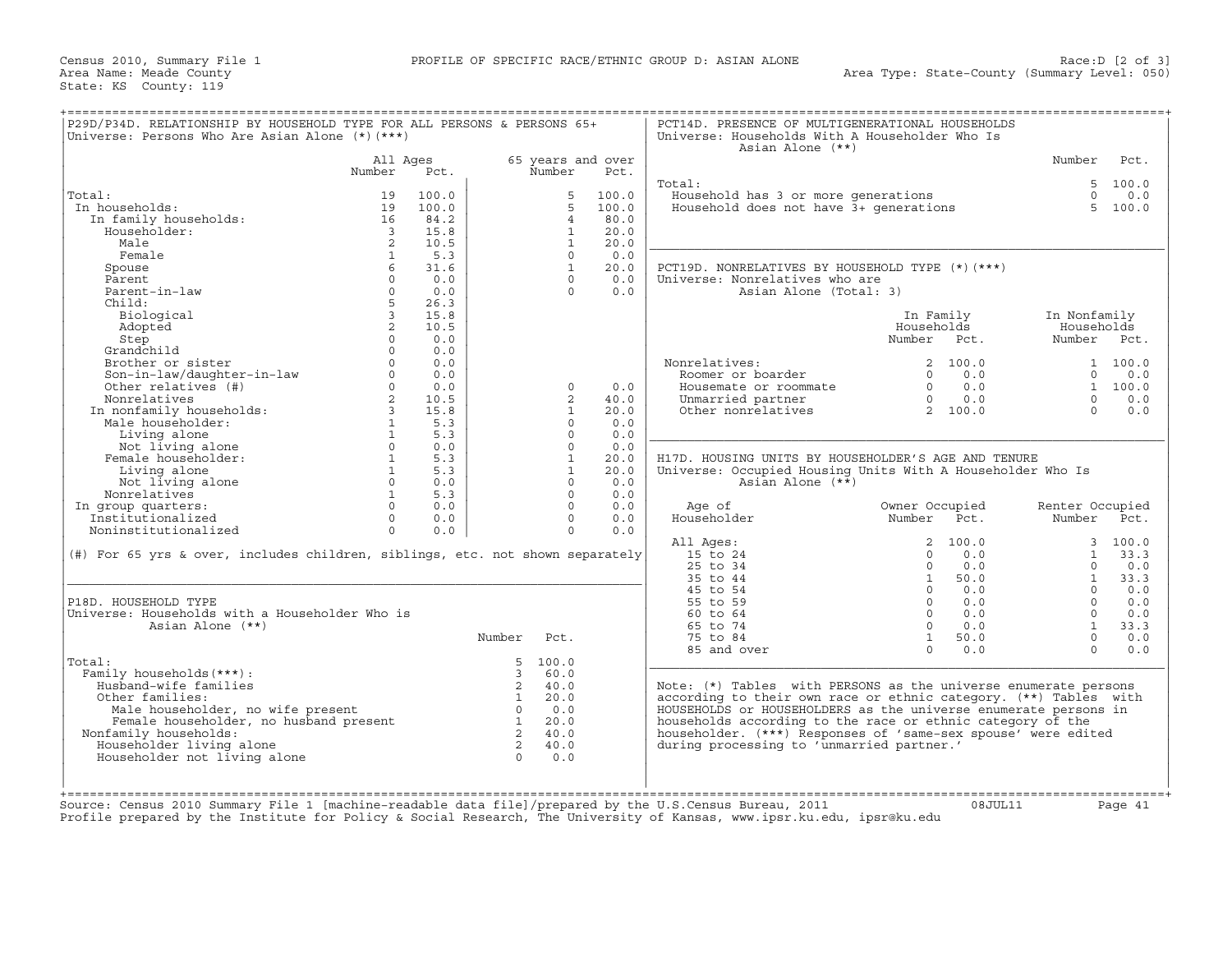Census 2010, Summary File 1 — PROFILE OF SPECIFIC RACE/ETHNIC GROUP D: ASIAN ALONE — Race:D [2 of 3]
Area Name: Meade County — Area Type: State-County (Summary Level: 050)
State: KS County: 119

## P29D/P34D. RELATIONSHIP BY HOUSEHOLD TYPE FOR ALL PERSONS & PERSONS 65+

Universe: Persons Who Are Asian Alone (*)(***)

| | All Ages Number | All Ages Pct. | 65 years and over Number | 65 years and over Pct. |
|---|---|---|---|---|
| Total: | 19 | 100.0 | 5 | 100.0 |
| In households: | 19 | 100.0 | 5 | 100.0 |
| In family households: | 16 | 84.2 | 4 | 80.0 |
| Householder: | 3 | 15.8 | 1 | 20.0 |
| Male | 2 | 10.5 | 1 | 20.0 |
| Female | 1 | 5.3 | 0 | 0.0 |
| Spouse | 6 | 31.6 | 1 | 20.0 |
| Parent | 0 | 0.0 | 0 | 0.0 |
| Parent-in-law | 0 | 0.0 | 0 | 0.0 |
| Child: | 5 | 26.3 | | |
| Biological | 3 | 15.8 | | |
| Adopted | 2 | 10.5 | | |
| Step | 0 | 0.0 | | |
| Grandchild | 0 | 0.0 | | |
| Brother or sister | 0 | 0.0 | | |
| Son-in-law/daughter-in-law | 0 | 0.0 | | |
| Other relatives (#) | 0 | 0.0 | 0 | 0.0 |
| Nonrelatives | 2 | 10.5 | 2 | 40.0 |
| In nonfamily households: | 3 | 15.8 | 1 | 20.0 |
| Male householder: | 1 | 5.3 | 0 | 0.0 |
| Living alone | 1 | 5.3 | 0 | 0.0 |
| Not living alone | 0 | 0.0 | 0 | 0.0 |
| Female householder: | 1 | 5.3 | 1 | 20.0 |
| Living alone | 1 | 5.3 | 1 | 20.0 |
| Not living alone | 0 | 0.0 | 0 | 0.0 |
| Nonrelatives | 1 | 5.3 | 0 | 0.0 |
| In group quarters: | 0 | 0.0 | 0 | 0.0 |
| Institutionalized | 0 | 0.0 | 0 | 0.0 |
| Noninstitutionalized | 0 | 0.0 | 0 | 0.0 |

(#) For 65 yrs & over, includes children, siblings, etc. not shown separately

## P18D. HOUSEHOLD TYPE

Universe: Households with a Householder Who is Asian Alone (**)

| | Number | Pct. |
|---|---|---|
| Total: | 5 | 100.0 |
| Family households(***): | 3 | 60.0 |
| Husband-wife families | 2 | 40.0 |
| Other families: | 1 | 20.0 |
| Male householder, no wife present | 0 | 0.0 |
| Female householder, no husband present | 1 | 20.0 |
| Nonfamily households: | 2 | 40.0 |
| Householder living alone | 2 | 40.0 |
| Householder not living alone | 0 | 0.0 |

## PCT14D. PRESENCE OF MULTIGENERATIONAL HOUSEHOLDS

Universe: Households With A Householder Who Is Asian Alone (**)

| | Number | Pct. |
|---|---|---|
| Total: | 5 | 100.0 |
| Household has 3 or more generations | 0 | 0.0 |
| Household does not have 3+ generations | 5 | 100.0 |

## PCT19D. NONRELATIVES BY HOUSEHOLD TYPE (*)(***)

Universe: Nonrelatives who are Asian Alone (Total: 3)

| | In Family Households Number | In Family Households Pct. | In Nonfamily Households Number | In Nonfamily Households Pct. |
|---|---|---|---|---|
| Nonrelatives: | 2 | 100.0 | 1 | 100.0 |
| Roomer or boarder | 0 | 0.0 | 0 | 0.0 |
| Housemate or roommate | 0 | 0.0 | 1 | 100.0 |
| Unmarried partner | 0 | 0.0 | 0 | 0.0 |
| Other nonrelatives | 2 | 100.0 | 0 | 0.0 |

## H17D. HOUSING UNITS BY HOUSEHOLDER'S AGE AND TENURE

Universe: Occupied Housing Units With A Householder Who Is Asian Alone (**)

| Age of Householder | Owner Occupied Number | Owner Occupied Pct. | Renter Occupied Number | Renter Occupied Pct. |
|---|---|---|---|---|
| All Ages: | 2 | 100.0 | 3 | 100.0 |
| 15 to 24 | 0 | 0.0 | 1 | 33.3 |
| 25 to 34 | 0 | 0.0 | 0 | 0.0 |
| 35 to 44 | 1 | 50.0 | 1 | 33.3 |
| 45 to 54 | 0 | 0.0 | 0 | 0.0 |
| 55 to 59 | 0 | 0.0 | 0 | 0.0 |
| 60 to 64 | 0 | 0.0 | 0 | 0.0 |
| 65 to 74 | 0 | 0.0 | 1 | 33.3 |
| 75 to 84 | 1 | 50.0 | 0 | 0.0 |
| 85 and over | 0 | 0.0 | 0 | 0.0 |

Note: (*) Tables with PERSONS as the universe enumerate persons according to their own race or ethnic category. (**) Tables with HOUSEHOLDS or HOUSEHOLDERS as the universe enumerate persons in households according to the race or ethnic category of the householder. (***) Responses of 'same-sex spouse' were edited during processing to 'unmarried partner.'

Source: Census 2010 Summary File 1 [machine-readable data file]/prepared by the U.S.Census Bureau, 2011 08JUL11
Profile prepared by the Institute for Policy & Social Research, The University of Kansas, www.ipsr.ku.edu, ipsr@ku.edu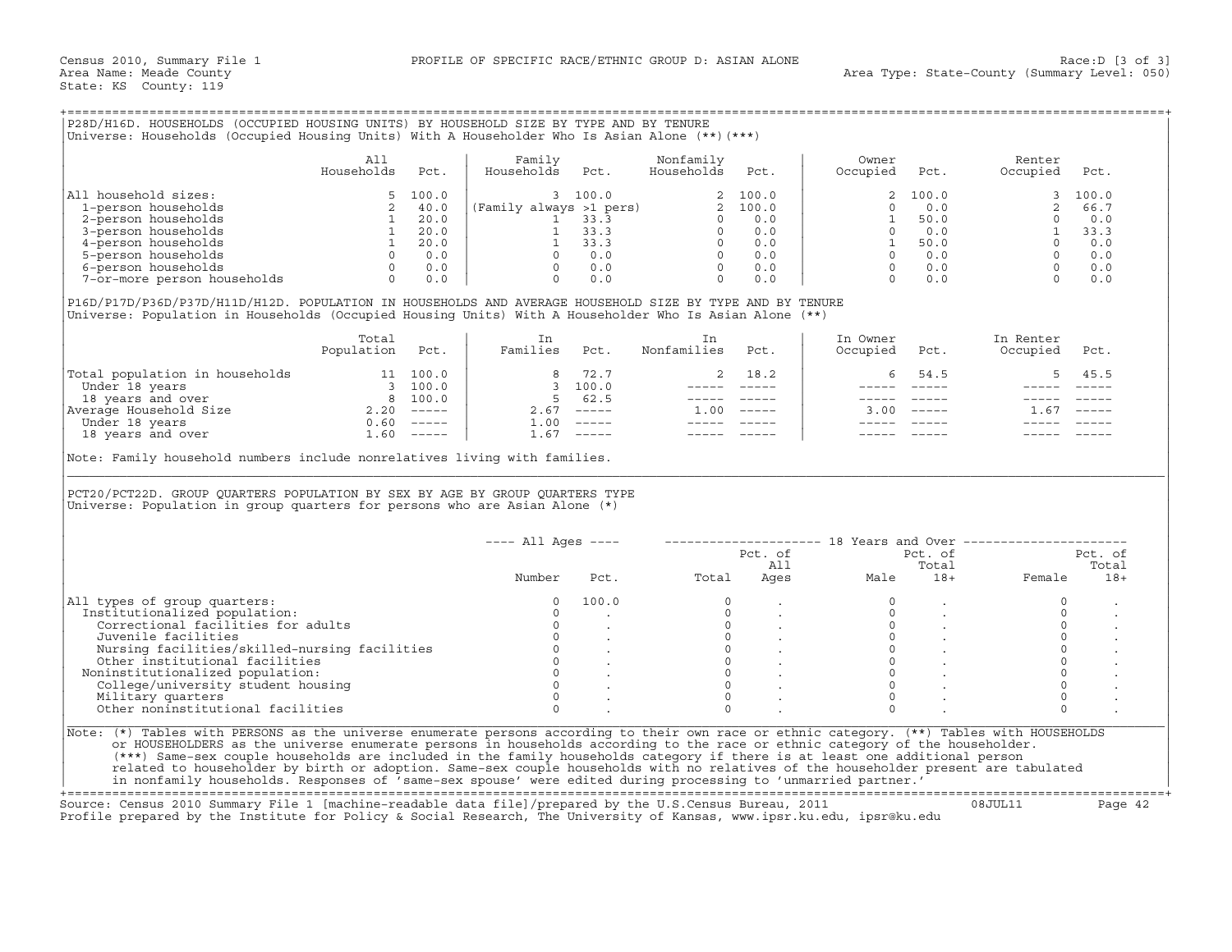Census 2010, Summary File 1 — PROFILE OF SPECIFIC RACE/ETHNIC GROUP D: ASIAN ALONE — Race:D [3 of 3]
Area Name: Meade County — Area Type: State-County (Summary Level: 050)
State: KS County: 119

## P28D/H16D. HOUSEHOLDS (OCCUPIED HOUSING UNITS) BY HOUSEHOLD SIZE BY TYPE AND BY TENURE

Universe: Households (Occupied Housing Units) With A Householder Who Is Asian Alone (**)(***)

| | All Households | Pct. | Family Households | Pct. | Nonfamily Households | Pct. | Owner Occupied | Pct. | Renter Occupied | Pct. |
|---|---|---|---|---|---|---|---|---|---|---|
| All household sizes: | 5 | 100.0 | 3 | 100.0 | 2 | 100.0 | 2 | 100.0 | 3 | 100.0 |
| 1-person households | 2 | 40.0 | (Family always >1 pers) | | 2 | 100.0 | 0 | 0.0 | 2 | 66.7 |
| 2-person households | 1 | 20.0 | 1 | 33.3 | 0 | 0.0 | 1 | 50.0 | 0 | 0.0 |
| 3-person households | 1 | 20.0 | 1 | 33.3 | 0 | 0.0 | 0 | 0.0 | 1 | 33.3 |
| 4-person households | 1 | 20.0 | 1 | 33.3 | 0 | 0.0 | 1 | 50.0 | 0 | 0.0 |
| 5-person households | 0 | 0.0 | 0 | 0.0 | 0 | 0.0 | 0 | 0.0 | 0 | 0.0 |
| 6-person households | 0 | 0.0 | 0 | 0.0 | 0 | 0.0 | 0 | 0.0 | 0 | 0.0 |
| 7-or-more person households | 0 | 0.0 | 0 | 0.0 | 0 | 0.0 | 0 | 0.0 | 0 | 0.0 |

## P16D/P17D/P36D/P37D/H11D/H12D. POPULATION IN HOUSEHOLDS AND AVERAGE HOUSEHOLD SIZE BY TYPE AND BY TENURE

Universe: Population in Households (Occupied Housing Units) With A Householder Who Is Asian Alone (**)

| | Total Population | Pct. | In Families | Pct. | In Nonfamilies | Pct. | In Owner Occupied | Pct. | In Renter Occupied | Pct. |
|---|---|---|---|---|---|---|---|---|---|---|
| Total population in households | 11 | 100.0 | 8 | 72.7 | 2 | 18.2 | 6 | 54.5 | 5 | 45.5 |
| Under 18 years | 3 | 100.0 | 3 | 100.0 | ----- | ----- | ----- | ----- | ----- | ----- |
| 18 years and over | 8 | 100.0 | 5 | 62.5 | ----- | ----- | ----- | ----- | ----- | ----- |
| Average Household Size | 2.20 | ----- | 2.67 | ----- | 1.00 | ----- | 3.00 | ----- | 1.67 | ----- |
| Under 18 years | 0.60 | ----- | 1.00 | ----- | ----- | ----- | ----- | ----- | ----- | ----- |
| 18 years and over | 1.60 | ----- | 1.67 | ----- | ----- | ----- | ----- | ----- | ----- | ----- |

Note: Family household numbers include nonrelatives living with families.

## PCT20/PCT22D. GROUP QUARTERS POPULATION BY SEX BY AGE BY GROUP QUARTERS TYPE

Universe: Population in group quarters for persons who are Asian Alone (*)

| | All Ages | | 18 Years and Over | | | | | |
|---|---|---|---|---|---|---|---|---|
| | Number | Pct. | Total | Pct. of All Ages | Male | Pct. of Total 18+ | Female | Pct. of Total 18+ |
| All types of group quarters: | 0 | 100.0 | 0 | . | 0 | . | 0 | . |
| Institutionalized population: | 0 | . | 0 | . | 0 | . | 0 | . |
| Correctional facilities for adults | 0 | . | 0 | . | 0 | . | 0 | . |
| Juvenile facilities | 0 | . | 0 | . | 0 | . | 0 | . |
| Nursing facilities/skilled-nursing facilities | 0 | . | 0 | . | 0 | . | 0 | . |
| Other institutional facilities | 0 | . | 0 | . | 0 | . | 0 | . |
| Noninstitutionalized population: | 0 | . | 0 | . | 0 | . | 0 | . |
| College/university student housing | 0 | . | 0 | . | 0 | . | 0 | . |
| Military quarters | 0 | . | 0 | . | 0 | . | 0 | . |
| Other noninstitutional facilities | 0 | . | 0 | . | 0 | . | 0 | . |

Note: (*) Tables with PERSONS as the universe enumerate persons according to their own race or ethnic category. (**) Tables with HOUSEHOLDS or HOUSEHOLDERS as the universe enumerate persons in households according to the race or ethnic category of the householder. (***) Same-sex couple households are included in the family households category if there is at least one additional person related to householder by birth or adoption. Same-sex couple households with no relatives of the householder present are tabulated in nonfamily households. Responses of 'same-sex spouse' were edited during processing to 'unmarried partner.'

Source: Census 2010 Summary File 1 [machine-readable data file]/prepared by the U.S.Census Bureau, 2011 08JUL11
Profile prepared by the Institute for Policy & Social Research, The University of Kansas, www.ipsr.ku.edu, ipsr@ku.edu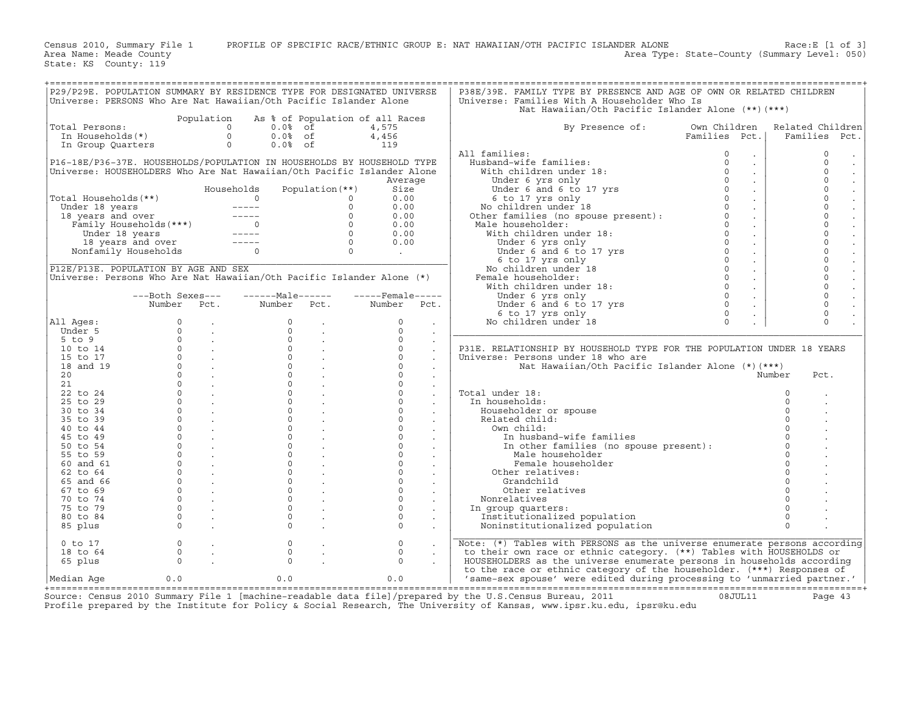Census 2010, Summary File 1 PROFILE OF SPECIFIC RACE/ETHNIC GROUP E: NAT HAWAIIAN/OTH PACIFIC ISLANDER ALONE Race:E [1 of 3]
Area Name: Meade County Area Type: State-County (Summary Level: 050)
State: KS County: 119

## P29/P29E. POPULATION SUMMARY BY RESIDENCE TYPE FOR DESIGNATED UNIVERSE

Universe: PERSONS Who Are Nat Hawaiian/Oth Pacific Islander Alone

| | Population | As % of Population of all Races | |
|---|---|---|---|
| Total Persons: | 0 | 0.0% of | 4,575 |
| In Households(*) | 0 | 0.0% of | 4,456 |
| In Group Quarters | 0 | 0.0% of | 119 |

## P16-18E/P36-37E. HOUSEHOLDS/POPULATION IN HOUSEHOLDS BY HOUSEHOLD TYPE

Universe: HOUSEHOLDERS Who Are Nat Hawaiian/Oth Pacific Islander Alone

| | Households | Population(**) | Average Size |
|---|---|---|---|
| Total Households(**) | 0 | 0 | 0.00 |
| Under 18 years | ----- | 0 | 0.00 |
| 18 years and over | ----- | 0 | 0.00 |
| Family Households(***) | 0 | 0 | 0.00 |
| Under 18 years | ----- | 0 | 0.00 |
| 18 years and over | ----- | 0 | 0.00 |
| Nonfamily Households | 0 | 0 | . |

## P12E/P13E. POPULATION BY AGE AND SEX

Universe: Persons Who Are Nat Hawaiian/Oth Pacific Islander Alone (*)

| | Both Sexes Number | Both Sexes Pct. | Male Number | Male Pct. | Female Number | Female Pct. |
|---|---|---|---|---|---|---|
| All Ages: | 0 | . | 0 | . | 0 | . |
| Under 5 | 0 | . | 0 | . | 0 | . |
| 5 to 9 | 0 | . | 0 | . | 0 | . |
| 10 to 14 | 0 | . | 0 | . | 0 | . |
| 15 to 17 | 0 | . | 0 | . | 0 | . |
| 18 and 19 | 0 | . | 0 | . | 0 | . |
| 20 | 0 | . | 0 | . | 0 | . |
| 21 | 0 | . | 0 | . | 0 | . |
| 22 to 24 | 0 | . | 0 | . | 0 | . |
| 25 to 29 | 0 | . | 0 | . | 0 | . |
| 30 to 34 | 0 | . | 0 | . | 0 | . |
| 35 to 39 | 0 | . | 0 | . | 0 | . |
| 40 to 44 | 0 | . | 0 | . | 0 | . |
| 45 to 49 | 0 | . | 0 | . | 0 | . |
| 50 to 54 | 0 | . | 0 | . | 0 | . |
| 55 to 59 | 0 | . | 0 | . | 0 | . |
| 60 and 61 | 0 | . | 0 | . | 0 | . |
| 62 to 64 | 0 | . | 0 | . | 0 | . |
| 65 and 66 | 0 | . | 0 | . | 0 | . |
| 67 to 69 | 0 | . | 0 | . | 0 | . |
| 70 to 74 | 0 | . | 0 | . | 0 | . |
| 75 to 79 | 0 | . | 0 | . | 0 | . |
| 80 to 84 | 0 | . | 0 | . | 0 | . |
| 85 plus | 0 | . | 0 | . | 0 | . |
| 0 to 17 | 0 | . | 0 | . | 0 | . |
| 18 to 64 | 0 | . | 0 | . | 0 | . |
| 65 plus | 0 | . | 0 | . | 0 | . |
| Median Age | 0.0 | | 0.0 | | 0.0 | |

## P38E/39E. FAMILY TYPE BY PRESENCE AND AGE OF OWN OR RELATED CHILDREN

Universe: Families With A Householder Who Is Nat Hawaiian/Oth Pacific Islander Alone (**)(***)

| By Presence of: | Own Children Families | Own Children Pct. | Related Children Families | Related Children Pct. |
|---|---|---|---|---|
| All families: | 0 | . | 0 | . |
| Husband-wife families: | 0 | . | 0 | . |
| With children under 18: | 0 | . | 0 | . |
| Under 6 yrs only | 0 | . | 0 | . |
| Under 6 and 6 to 17 yrs | 0 | . | 0 | . |
| 6 to 17 yrs only | 0 | . | 0 | . |
| No children under 18 | 0 | . | 0 | . |
| Other families (no spouse present): | 0 | . | 0 | . |
| Male householder: | 0 | . | 0 | . |
| With children under 18: | 0 | . | 0 | . |
| Under 6 yrs only | 0 | . | 0 | . |
| Under 6 and 6 to 17 yrs | 0 | . | 0 | . |
| 6 to 17 yrs only | 0 | . | 0 | . |
| No children under 18 | 0 | . | 0 | . |
| Female householder: | 0 | . | 0 | . |
| With children under 18: | 0 | . | 0 | . |
| Under 6 yrs only | 0 | . | 0 | . |
| Under 6 and 6 to 17 yrs | 0 | . | 0 | . |
| 6 to 17 yrs only | 0 | . | 0 | . |
| No children under 18 | 0 | . | 0 | . |

## P31E. RELATIONSHIP BY HOUSEHOLD TYPE FOR THE POPULATION UNDER 18 YEARS

Universe: Persons under 18 who are Nat Hawaiian/Oth Pacific Islander Alone (*)(***)

| | Number | Pct. |
|---|---|---|
| Total under 18: | 0 | . |
| In households: | 0 | . |
| Householder or spouse | 0 | . |
| Related child: | 0 | . |
| Own child: | 0 | . |
| In husband-wife families | 0 | . |
| In other families (no spouse present): | 0 | . |
| Male householder | 0 | . |
| Female householder | 0 | . |
| Other relatives: | 0 | . |
| Grandchild | 0 | . |
| Other relatives | 0 | . |
| Nonrelatives | 0 | . |
| In group quarters: | 0 | . |
| Institutionalized population | 0 | . |
| Noninstitutionalized population | 0 | . |

Note: (*) Tables with PERSONS as the universe enumerate persons according to their own race or ethnic category. (**) Tables with HOUSEHOLDS or HOUSEHOLDERS as the universe enumerate persons in households according to the race or ethnic category of the householder. (***) Responses of 'same-sex spouse' were edited during processing to 'unmarried partner.'

Source: Census 2010 Summary File 1 [machine-readable data file]/prepared by the U.S.Census Bureau, 2011 08JUL11
Profile prepared by the Institute for Policy & Social Research, The University of Kansas, www.ipsr.ku.edu, ipsr@ku.edu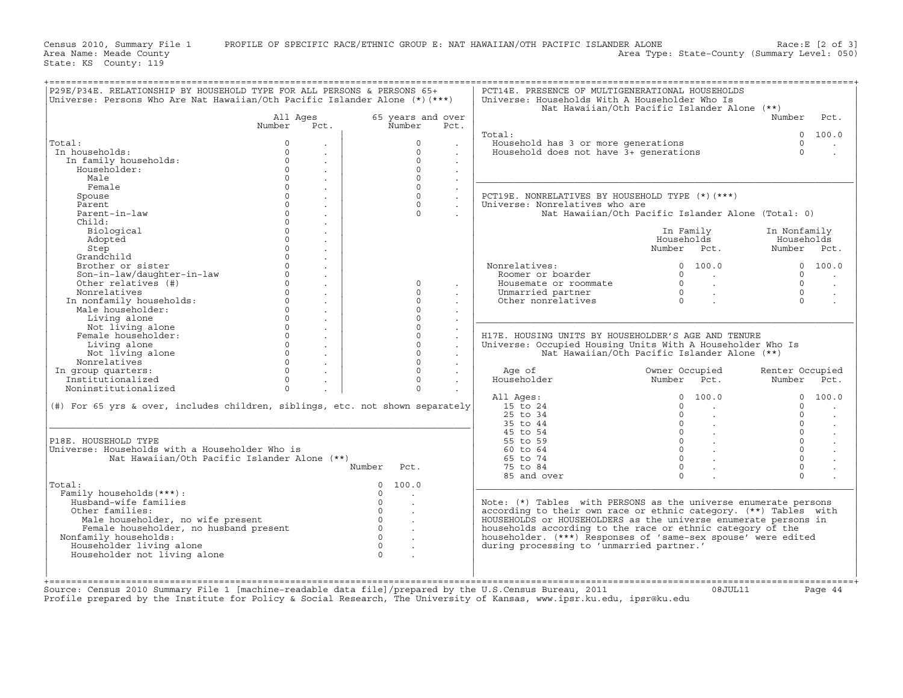Census 2010, Summary File 1 PROFILE OF SPECIFIC RACE/ETHNIC GROUP E: NAT HAWAIIAN/OTH PACIFIC ISLANDER ALONE Race:E [2 of 3]
Area Name: Meade County Area Type: State-County (Summary Level: 050)
State: KS County: 119

### P29E/P34E. RELATIONSHIP BY HOUSEHOLD TYPE FOR ALL PERSONS & PERSONS 65+

Universe: Persons Who Are Nat Hawaiian/Oth Pacific Islander Alone (*)(***)

| | All Ages Number | All Ages Pct. | 65 years and over Number | 65 years and over Pct. |
|---|---|---|---|---|
| Total: | 0 | . | 0 | . |
| In households: | 0 | . | 0 | . |
| In family households: | 0 | . | 0 | . |
| Householder: | 0 | . | 0 | . |
| Male | 0 | . | 0 | . |
| Female | 0 | . | 0 | . |
| Spouse | 0 | . | 0 | . |
| Parent | 0 | . | 0 | . |
| Parent-in-law | 0 | . | 0 | . |
| Child: | 0 | . | | |
| Biological | 0 | . | | |
| Adopted | 0 | . | | |
| Step | 0 | . | | |
| Grandchild | 0 | . | | |
| Brother or sister | 0 | . | | |
| Son-in-law/daughter-in-law | 0 | . | | |
| Other relatives (#) | 0 | . | 0 | . |
| Nonrelatives | 0 | . | 0 | . |
| In nonfamily households: | 0 | . | 0 | . |
| Male householder: | 0 | . | 0 | . |
| Living alone | 0 | . | 0 | . |
| Not living alone | 0 | . | 0 | . |
| Female householder: | 0 | . | 0 | . |
| Living alone | 0 | . | 0 | . |
| Not living alone | 0 | . | 0 | . |
| Nonrelatives | 0 | . | 0 | . |
| In group quarters: | 0 | . | 0 | . |
| Institutionalized | 0 | . | 0 | . |
| Noninstitutionalized | 0 | . | 0 | . |

(#) For 65 yrs & over, includes children, siblings, etc. not shown separately

### P18E. HOUSEHOLD TYPE

Universe: Households with a Householder Who is Nat Hawaiian/Oth Pacific Islander Alone (**)

| | Number | Pct. |
|---|---|---|
| Total: | 0 | 100.0 |
| Family households(***): | 0 | . |
| Husband-wife families | 0 | . |
| Other families: | 0 | . |
| Male householder, no wife present | 0 | . |
| Female householder, no husband present | 0 | . |
| Nonfamily households: | 0 | . |
| Householder living alone | 0 | . |
| Householder not living alone | 0 | . |

### PCT14E. PRESENCE OF MULTIGENERATIONAL HOUSEHOLDS

Universe: Households With A Householder Who Is Nat Hawaiian/Oth Pacific Islander Alone (**)

| | Number | Pct. |
|---|---|---|
| Total: | 0 | 100.0 |
| Household has 3 or more generations | 0 | . |
| Household does not have 3+ generations | 0 | . |

### PCT19E. NONRELATIVES BY HOUSEHOLD TYPE (*)(***)

Universe: Nonrelatives who are Nat Hawaiian/Oth Pacific Islander Alone (Total: 0)

| | In Family Households Number | In Family Households Pct. | In Nonfamily Households Number | In Nonfamily Households Pct. |
|---|---|---|---|---|
| Nonrelatives: | 0 | 100.0 | 0 | 100.0 |
| Roomer or boarder | 0 | . | 0 | . |
| Housemate or roommate | 0 | . | 0 | . |
| Unmarried partner | 0 | . | 0 | . |
| Other nonrelatives | 0 | . | 0 | . |

### H17E. HOUSING UNITS BY HOUSEHOLDER'S AGE AND TENURE

Universe: Occupied Housing Units With A Householder Who Is Nat Hawaiian/Oth Pacific Islander Alone (**)

| Age of Householder | Owner Occupied Number | Owner Occupied Pct. | Renter Occupied Number | Renter Occupied Pct. |
|---|---|---|---|---|
| All Ages: | 0 | 100.0 | 0 | 100.0 |
| 15 to 24 | 0 | . | 0 | . |
| 25 to 34 | 0 | . | 0 | . |
| 35 to 44 | 0 | . | 0 | . |
| 45 to 54 | 0 | . | 0 | . |
| 55 to 59 | 0 | . | 0 | . |
| 60 to 64 | 0 | . | 0 | . |
| 65 to 74 | 0 | . | 0 | . |
| 75 to 84 | 0 | . | 0 | . |
| 85 and over | 0 | . | 0 | . |

Note: (*) Tables with PERSONS as the universe enumerate persons according to their own race or ethnic category. (**) Tables with HOUSEHOLDS or HOUSEHOLDERS as the universe enumerate persons in households according to the race or ethnic category of the householder. (***) Responses of 'same-sex spouse' were edited during processing to 'unmarried partner.'

Source: Census 2010 Summary File 1 [machine-readable data file]/prepared by the U.S.Census Bureau, 2011 08JUL11
Profile prepared by the Institute for Policy & Social Research, The University of Kansas, www.ipsr.ku.edu, ipsr@ku.edu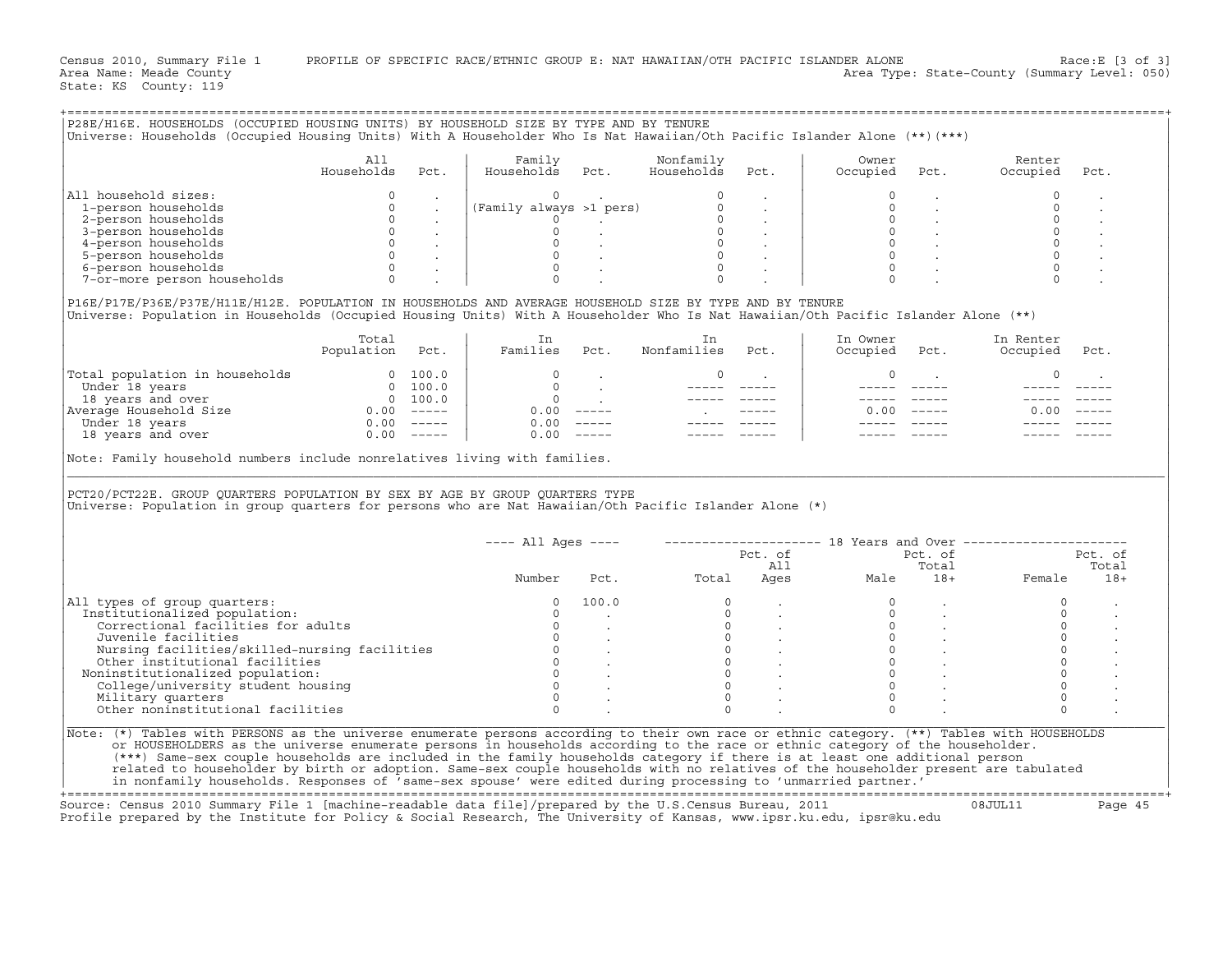Census 2010, Summary File 1 PROFILE OF SPECIFIC RACE/ETHNIC GROUP E: NAT HAWAIIAN/OTH PACIFIC ISLANDER ALONE Race:E [3 of 3]
Area Name: Meade County Area Type: State-County (Summary Level: 050)
State: KS County: 119

## P28E/H16E. HOUSEHOLDS (OCCUPIED HOUSING UNITS) BY HOUSEHOLD SIZE BY TYPE AND BY TENURE

Universe: Households (Occupied Housing Units) With A Householder Who Is Nat Hawaiian/Oth Pacific Islander Alone (**)(***)

| | All Households | Pct. | Family Households | Pct. | Nonfamily Households | Pct. | Owner Occupied | Pct. | Renter Occupied | Pct. |
|---|---|---|---|---|---|---|---|---|---|---|
| All household sizes: | 0 | . | 0 | . | 0 | . | 0 | . | 0 | . |
| 1-person households | 0 | . | (Family always >1 pers) | | 0 | . | 0 | . | 0 | . |
| 2-person households | 0 | . | 0 | . | 0 | . | 0 | . | 0 | . |
| 3-person households | 0 | . | 0 | . | 0 | . | 0 | . | 0 | . |
| 4-person households | 0 | . | 0 | . | 0 | . | 0 | . | 0 | . |
| 5-person households | 0 | . | 0 | . | 0 | . | 0 | . | 0 | . |
| 6-person households | 0 | . | 0 | . | 0 | . | 0 | . | 0 | . |
| 7-or-more person households | 0 | . | 0 | . | 0 | . | 0 | . | 0 | . |

## P16E/P17E/P36E/P37E/H11E/H12E. POPULATION IN HOUSEHOLDS AND AVERAGE HOUSEHOLD SIZE BY TYPE AND BY TENURE

Universe: Population in Households (Occupied Housing Units) With A Householder Who Is Nat Hawaiian/Oth Pacific Islander Alone (**)

| | Total Population | Pct. | In Families | Pct. | In Nonfamilies | Pct. | In Owner Occupied | Pct. | In Renter Occupied | Pct. |
|---|---|---|---|---|---|---|---|---|---|---|
| Total population in households | 0 | 100.0 | 0 | . | 0 | . | 0 | . | 0 | . |
| Under 18 years | 0 | 100.0 | 0 | . | ----- | ----- | ----- | ----- | ----- | ----- |
| 18 years and over | 0 | 100.0 | 0 | . | ----- | ----- | ----- | ----- | ----- | ----- |
| Average Household Size | 0.00 | ----- | 0.00 | ----- | . | ----- | 0.00 | ----- | 0.00 | ----- |
| Under 18 years | 0.00 | ----- | 0.00 | ----- | ----- | ----- | ----- | ----- | ----- | ----- |
| 18 years and over | 0.00 | ----- | 0.00 | ----- | ----- | ----- | ----- | ----- | ----- | ----- |

Note: Family household numbers include nonrelatives living with families.

## PCT20/PCT22E. GROUP QUARTERS POPULATION BY SEX BY AGE BY GROUP QUARTERS TYPE

Universe: Population in group quarters for persons who are Nat Hawaiian/Oth Pacific Islander Alone (*)

| | All Ages | | 18 Years and Over | | | | | |
|---|---|---|---|---|---|---|---|---|
| | Number | Pct. | Total | Pct. of All Ages | Male | Pct. of Total 18+ | Female | Pct. of Total 18+ |
| All types of group quarters: | 0 | 100.0 | 0 | . | 0 | . | 0 | . |
| Institutionalized population: | 0 | . | 0 | . | 0 | . | 0 | . |
| Correctional facilities for adults | 0 | . | 0 | . | 0 | . | 0 | . |
| Juvenile facilities | 0 | . | 0 | . | 0 | . | 0 | . |
| Nursing facilities/skilled-nursing facilities | 0 | . | 0 | . | 0 | . | 0 | . |
| Other institutional facilities | 0 | . | 0 | . | 0 | . | 0 | . |
| Noninstitutionalized population: | 0 | . | 0 | . | 0 | . | 0 | . |
| College/university student housing | 0 | . | 0 | . | 0 | . | 0 | . |
| Military quarters | 0 | . | 0 | . | 0 | . | 0 | . |
| Other noninstitutional facilities | 0 | . | 0 | . | 0 | . | 0 | . |

Note: (*) Tables with PERSONS as the universe enumerate persons according to their own race or ethnic category. (**) Tables with HOUSEHOLDS or HOUSEHOLDERS as the universe enumerate persons in households according to the race or ethnic category of the householder. (***) Same-sex couple households are included in the family households category if there is at least one additional person related to householder by birth or adoption. Same-sex couple households with no relatives of the householder present are tabulated in nonfamily households. Responses of 'same-sex spouse' were edited during processing to 'unmarried partner.'

Source: Census 2010 Summary File 1 [machine-readable data file]/prepared by the U.S.Census Bureau, 2011 08JUL11
Profile prepared by the Institute for Policy & Social Research, The University of Kansas, www.ipsr.ku.edu, ipsr@ku.edu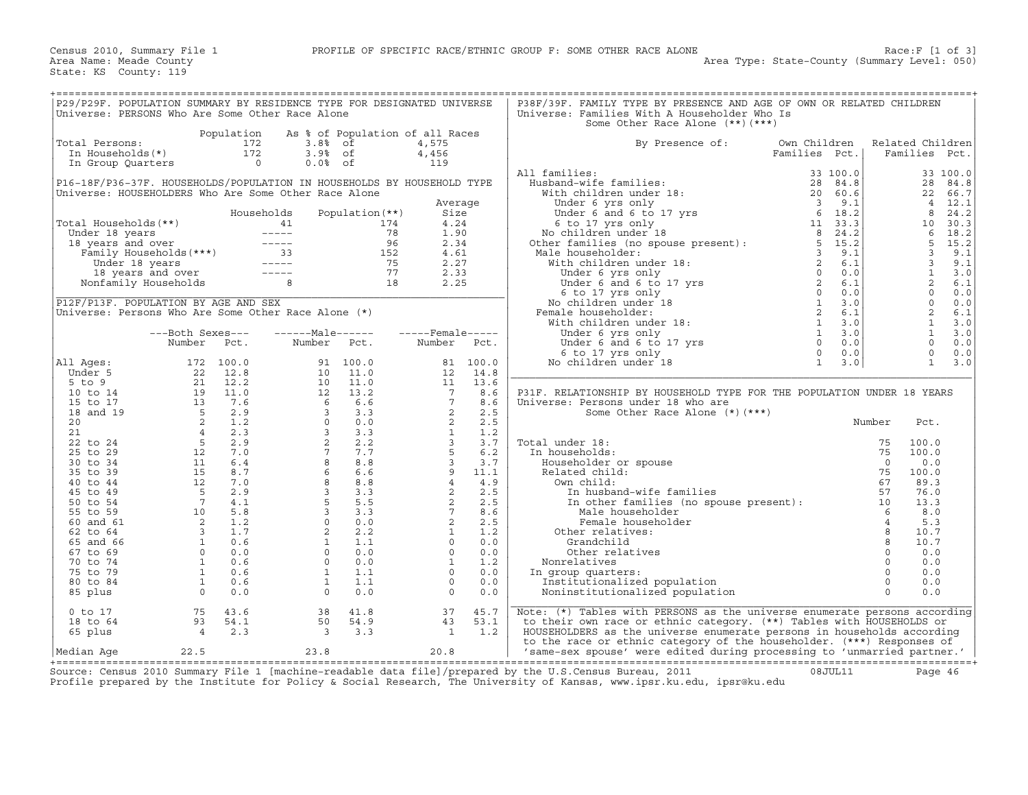Census 2010, Summary File 1 — PROFILE OF SPECIFIC RACE/ETHNIC GROUP F: SOME OTHER RACE ALONE — Race:F [1 of 3]

Area Name: Meade County — Area Type: State-County (Summary Level: 050)

State: KS County: 119

## P29/P29F. POPULATION SUMMARY BY RESIDENCE TYPE FOR DESIGNATED UNIVERSE

Universe: PERSONS Who Are Some Other Race Alone

| | Population | As % of Population of all Races | |
|---|---|---|---|
| Total Persons: | 172 | 3.8% of | 4,575 |
| In Households(*) | 172 | 3.9% of | 4,456 |
| In Group Quarters | 0 | 0.0% of | 119 |

## P16-18F/P36-37F. HOUSEHOLDS/POPULATION IN HOUSEHOLDS BY HOUSEHOLD TYPE

Universe: HOUSEHOLDERS Who Are Some Other Race Alone

| | Households | Population(**) | Average Size |
|---|---|---|---|
| Total Households(**) | 41 | 174 | 4.24 |
| Under 18 years | ----- | 78 | 1.90 |
| 18 years and over | ----- | 96 | 2.34 |
| Family Households(***) | 33 | 152 | 4.61 |
| Under 18 years | ----- | 75 | 2.27 |
| 18 years and over | ----- | 77 | 2.33 |
| Nonfamily Households | 8 | 18 | 2.25 |

## P12F/P13F. POPULATION BY AGE AND SEX

Universe: Persons Who Are Some Other Race Alone (*)

| | Both Sexes Number | Both Sexes Pct. | Male Number | Male Pct. | Female Number | Female Pct. |
|---|---|---|---|---|---|---|
| All Ages: | 172 | 100.0 | 91 | 100.0 | 81 | 100.0 |
| Under 5 | 22 | 12.8 | 10 | 11.0 | 12 | 14.8 |
| 5 to 9 | 21 | 12.2 | 10 | 11.0 | 11 | 13.6 |
| 10 to 14 | 19 | 11.0 | 12 | 13.2 | 7 | 8.6 |
| 15 to 17 | 13 | 7.6 | 6 | 6.6 | 7 | 8.6 |
| 18 and 19 | 5 | 2.9 | 3 | 3.3 | 2 | 2.5 |
| 20 | 2 | 1.2 | 0 | 0.0 | 2 | 2.5 |
| 21 | 4 | 2.3 | 3 | 3.3 | 1 | 1.2 |
| 22 to 24 | 5 | 2.9 | 2 | 2.2 | 3 | 3.7 |
| 25 to 29 | 12 | 7.0 | 7 | 7.7 | 5 | 6.2 |
| 30 to 34 | 11 | 6.4 | 8 | 8.8 | 3 | 3.7 |
| 35 to 39 | 15 | 8.7 | 6 | 6.6 | 9 | 11.1 |
| 40 to 44 | 12 | 7.0 | 8 | 8.8 | 4 | 4.9 |
| 45 to 49 | 5 | 2.9 | 3 | 3.3 | 2 | 2.5 |
| 50 to 54 | 7 | 4.1 | 5 | 5.5 | 2 | 2.5 |
| 55 to 59 | 10 | 5.8 | 3 | 3.3 | 7 | 8.6 |
| 60 and 61 | 2 | 1.2 | 0 | 0.0 | 2 | 2.5 |
| 62 to 64 | 3 | 1.7 | 2 | 2.2 | 1 | 1.2 |
| 65 and 66 | 1 | 0.6 | 1 | 1.1 | 0 | 0.0 |
| 67 to 69 | 0 | 0.0 | 0 | 0.0 | 0 | 0.0 |
| 70 to 74 | 1 | 0.6 | 0 | 0.0 | 1 | 1.2 |
| 75 to 79 | 1 | 0.6 | 1 | 1.1 | 0 | 0.0 |
| 80 to 84 | 1 | 0.6 | 1 | 1.1 | 0 | 0.0 |
| 85 plus | 0 | 0.0 | 0 | 0.0 | 0 | 0.0 |
| 0 to 17 | 75 | 43.6 | 38 | 41.8 | 37 | 45.7 |
| 18 to 64 | 93 | 54.1 | 50 | 54.9 | 43 | 53.1 |
| 65 plus | 4 | 2.3 | 3 | 3.3 | 1 | 1.2 |
| Median Age | 22.5 | | 23.8 | | 20.8 | |

## P38F/39F. FAMILY TYPE BY PRESENCE AND AGE OF OWN OR RELATED CHILDREN

Universe: Families With A Householder Who Is Some Other Race Alone (**)(***)

| By Presence of: | Own Children Families | Own Children Pct. | Related Children Families | Related Children Pct. |
|---|---|---|---|---|
| All families: | 33 | 100.0 | 33 | 100.0 |
| Husband-wife families: | 28 | 84.8 | 28 | 84.8 |
| With children under 18: | 20 | 60.6 | 22 | 66.7 |
| Under 6 yrs only | 3 | 9.1 | 4 | 12.1 |
| Under 6 and 6 to 17 yrs | 6 | 18.2 | 8 | 24.2 |
| 6 to 17 yrs only | 11 | 33.3 | 10 | 30.3 |
| No children under 18 | 8 | 24.2 | 6 | 18.2 |
| Other families (no spouse present): | 5 | 15.2 | 5 | 15.2 |
| Male householder: | 3 | 9.1 | 3 | 9.1 |
| With children under 18: | 2 | 6.1 | 3 | 9.1 |
| Under 6 yrs only | 0 | 0.0 | 1 | 3.0 |
| Under 6 and 6 to 17 yrs | 2 | 6.1 | 2 | 6.1 |
| 6 to 17 yrs only | 0 | 0.0 | 0 | 0.0 |
| No children under 18 | 1 | 3.0 | 0 | 0.0 |
| Female householder: | 2 | 6.1 | 2 | 6.1 |
| With children under 18: | 1 | 3.0 | 1 | 3.0 |
| Under 6 yrs only | 1 | 3.0 | 1 | 3.0 |
| Under 6 and 6 to 17 yrs | 0 | 0.0 | 0 | 0.0 |
| 6 to 17 yrs only | 0 | 0.0 | 0 | 0.0 |
| No children under 18 | 1 | 3.0 | 1 | 3.0 |

## P31F. RELATIONSHIP BY HOUSEHOLD TYPE FOR THE POPULATION UNDER 18 YEARS

Universe: Persons under 18 who are Some Other Race Alone (*)(***)

| | Number | Pct. |
|---|---|---|
| Total under 18: | 75 | 100.0 |
| In households: | 75 | 100.0 |
| Householder or spouse | 0 | 0.0 |
| Related child: | 75 | 100.0 |
| Own child: | 67 | 89.3 |
| In husband-wife families | 57 | 76.0 |
| In other families (no spouse present): | 10 | 13.3 |
| Male householder | 6 | 8.0 |
| Female householder | 4 | 5.3 |
| Other relatives: | 8 | 10.7 |
| Grandchild | 8 | 10.7 |
| Other relatives | 0 | 0.0 |
| Nonrelatives | 0 | 0.0 |
| In group quarters: | 0 | 0.0 |
| Institutionalized population | 0 | 0.0 |
| Noninstitutionalized population | 0 | 0.0 |

Note: (*) Tables with PERSONS as the universe enumerate persons according to their own race or ethnic category. (**) Tables with HOUSEHOLDS or HOUSEHOLDERS as the universe enumerate persons in households according to the race or ethnic category of the householder. (***) Responses of 'same-sex spouse' were edited during processing to 'unmarried partner.'

Source: Census 2010 Summary File 1 [machine-readable data file]/prepared by the U.S.Census Bureau, 2011 08JUL11

Profile prepared by the Institute for Policy & Social Research, The University of Kansas, www.ipsr.ku.edu, ipsr@ku.edu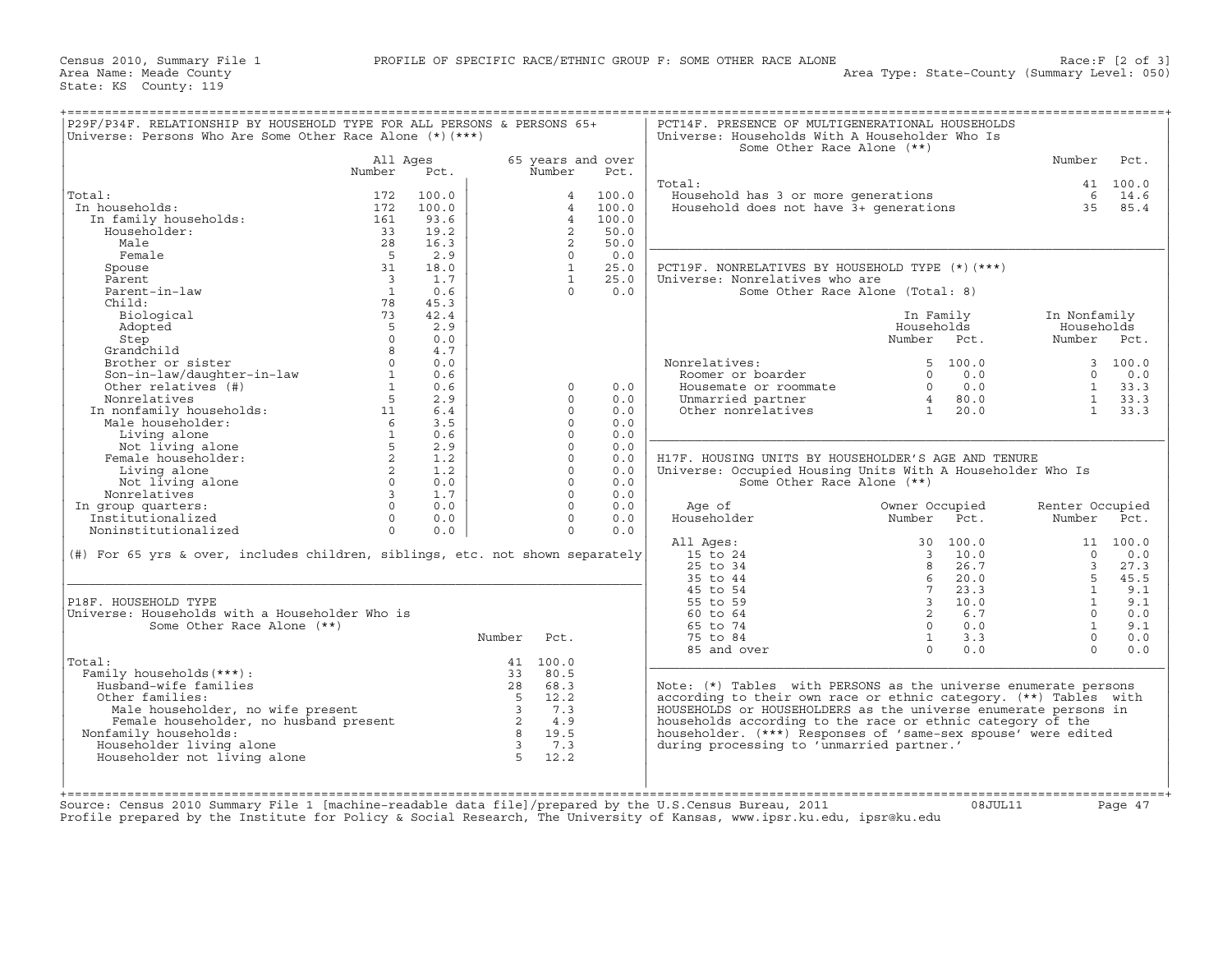Census 2010, Summary File 1 PROFILE OF SPECIFIC RACE/ETHNIC GROUP F: SOME OTHER RACE ALONE Race:F [2 of 3]
Area Name: Meade County Area Type: State-County (Summary Level: 050)
State: KS County: 119

## P29F/P34F. RELATIONSHIP BY HOUSEHOLD TYPE FOR ALL PERSONS & PERSONS 65+

Universe: Persons Who Are Some Other Race Alone (*)(***)

| | All Ages Number | All Ages Pct. | 65 years and over Number | 65 years and over Pct. |
|---|---|---|---|---|
| Total: | 172 | 100.0 | 4 | 100.0 |
| In households: | 172 | 100.0 | 4 | 100.0 |
| In family households: | 161 | 93.6 | 4 | 100.0 |
| Householder: | 33 | 19.2 | 2 | 50.0 |
| Male | 28 | 16.3 | 2 | 50.0 |
| Female | 5 | 2.9 | 0 | 0.0 |
| Spouse | 31 | 18.0 | 1 | 25.0 |
| Parent | 3 | 1.7 | 1 | 25.0 |
| Parent-in-law | 1 | 0.6 | 0 | 0.0 |
| Child: | 78 | 45.3 | | |
| Biological | 73 | 42.4 | | |
| Adopted | 5 | 2.9 | | |
| Step | 0 | 0.0 | | |
| Grandchild | 8 | 4.7 | | |
| Brother or sister | 0 | 0.0 | | |
| Son-in-law/daughter-in-law | 1 | 0.6 | | |
| Other relatives (#) | 1 | 0.6 | 0 | 0.0 |
| Nonrelatives | 5 | 2.9 | 0 | 0.0 |
| In nonfamily households: | 11 | 6.4 | 0 | 0.0 |
| Male householder: | 6 | 3.5 | 0 | 0.0 |
| Living alone | 1 | 0.6 | 0 | 0.0 |
| Not living alone | 5 | 2.9 | 0 | 0.0 |
| Female householder: | 2 | 1.2 | 0 | 0.0 |
| Living alone | 2 | 1.2 | 0 | 0.0 |
| Not living alone | 0 | 0.0 | 0 | 0.0 |
| Nonrelatives | 3 | 1.7 | 0 | 0.0 |
| In group quarters: | 0 | 0.0 | 0 | 0.0 |
| Institutionalized | 0 | 0.0 | 0 | 0.0 |
| Noninstitutionalized | 0 | 0.0 | 0 | 0.0 |

(#) For 65 yrs & over, includes children, siblings, etc. not shown separately

## P18F. HOUSEHOLD TYPE

Universe: Households with a Householder Who is Some Other Race Alone (**)

| | Number | Pct. |
|---|---|---|
| Total: | 41 | 100.0 |
| Family households(***): | 33 | 80.5 |
| Husband-wife families | 28 | 68.3 |
| Other families: | 5 | 12.2 |
| Male householder, no wife present | 3 | 7.3 |
| Female householder, no husband present | 2 | 4.9 |
| Nonfamily households: | 8 | 19.5 |
| Householder living alone | 3 | 7.3 |
| Householder not living alone | 5 | 12.2 |

## PCT14F. PRESENCE OF MULTIGENERATIONAL HOUSEHOLDS

Universe: Households With A Householder Who Is Some Other Race Alone (**)

| | Number | Pct. |
|---|---|---|
| Total: | 41 | 100.0 |
| Household has 3 or more generations | 6 | 14.6 |
| Household does not have 3+ generations | 35 | 85.4 |

## PCT19F. NONRELATIVES BY HOUSEHOLD TYPE (*)(***)

Universe: Nonrelatives who are Some Other Race Alone (Total: 8)

| | In Family Households Number | In Family Households Pct. | In Nonfamily Households Number | In Nonfamily Households Pct. |
|---|---|---|---|---|
| Nonrelatives: | 5 | 100.0 | 3 | 100.0 |
| Roomer or boarder | 0 | 0.0 | 0 | 0.0 |
| Housemate or roommate | 0 | 0.0 | 1 | 33.3 |
| Unmarried partner | 4 | 80.0 | 1 | 33.3 |
| Other nonrelatives | 1 | 20.0 | 1 | 33.3 |

## H17F. HOUSING UNITS BY HOUSEHOLDER'S AGE AND TENURE

Universe: Occupied Housing Units With A Householder Who Is Some Other Race Alone (**)

| Age of Householder | Owner Occupied Number | Owner Occupied Pct. | Renter Occupied Number | Renter Occupied Pct. |
|---|---|---|---|---|
| All Ages: | 30 | 100.0 | 11 | 100.0 |
| 15 to 24 | 3 | 10.0 | 0 | 0.0 |
| 25 to 34 | 8 | 26.7 | 3 | 27.3 |
| 35 to 44 | 6 | 20.0 | 5 | 45.5 |
| 45 to 54 | 7 | 23.3 | 1 | 9.1 |
| 55 to 59 | 3 | 10.0 | 1 | 9.1 |
| 60 to 64 | 2 | 6.7 | 0 | 0.0 |
| 65 to 74 | 0 | 0.0 | 1 | 9.1 |
| 75 to 84 | 1 | 3.3 | 0 | 0.0 |
| 85 and over | 0 | 0.0 | 0 | 0.0 |

Note: (*) Tables with PERSONS as the universe enumerate persons according to their own race or ethnic category. (**) Tables with HOUSEHOLDS or HOUSEHOLDERS as the universe enumerate persons in households according to the race or ethnic category of the householder. (***) Responses of 'same-sex spouse' were edited during processing to 'unmarried partner.'

Source: Census 2010 Summary File 1 [machine-readable data file]/prepared by the U.S.Census Bureau, 2011 08JUL11
Profile prepared by the Institute for Policy & Social Research, The University of Kansas, www.ipsr.ku.edu, ipsr@ku.edu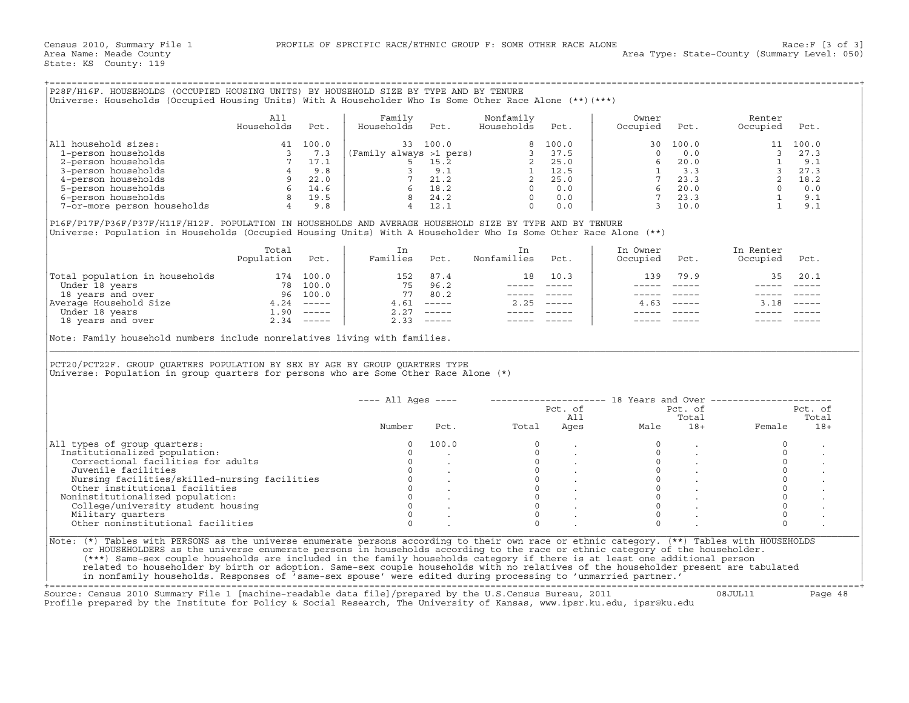Census 2010, Summary File 1 PROFILE OF SPECIFIC RACE/ETHNIC GROUP F: SOME OTHER RACE ALONE Race:F [3 of 3]
Area Name: Meade County Area Type: State-County (Summary Level: 050)
State: KS County: 119

## P28F/H16F. HOUSEHOLDS (OCCUPIED HOUSING UNITS) BY HOUSEHOLD SIZE BY TYPE AND BY TENURE

Universe: Households (Occupied Housing Units) With A Householder Who Is Some Other Race Alone (**)(***)

| | All Households | Pct. | Family Households | Pct. | Nonfamily Households | Pct. | Owner Occupied | Pct. | Renter Occupied | Pct. |
|---|---|---|---|---|---|---|---|---|---|---|
| All household sizes: | 41 | 100.0 | 33 | 100.0 | 8 | 100.0 | 30 | 100.0 | 11 | 100.0 |
| 1-person households | 3 | 7.3 | (Family always >1 pers) | | 3 | 37.5 | 0 | 0.0 | 3 | 27.3 |
| 2-person households | 7 | 17.1 | 5 | 15.2 | 2 | 25.0 | 6 | 20.0 | 1 | 9.1 |
| 3-person households | 4 | 9.8 | 3 | 9.1 | 1 | 12.5 | 1 | 3.3 | 3 | 27.3 |
| 4-person households | 9 | 22.0 | 7 | 21.2 | 2 | 25.0 | 7 | 23.3 | 2 | 18.2 |
| 5-person households | 6 | 14.6 | 6 | 18.2 | 0 | 0.0 | 6 | 20.0 | 0 | 0.0 |
| 6-person households | 8 | 19.5 | 8 | 24.2 | 0 | 0.0 | 7 | 23.3 | 1 | 9.1 |
| 7-or-more person households | 4 | 9.8 | 4 | 12.1 | 0 | 0.0 | 3 | 10.0 | 1 | 9.1 |

## P16F/P17F/P36F/P37F/H11F/H12F. POPULATION IN HOUSEHOLDS AND AVERAGE HOUSEHOLD SIZE BY TYPE AND BY TENURE

Universe: Population in Households (Occupied Housing Units) With A Householder Who Is Some Other Race Alone (**)

| | Total Population | Pct. | In Families | Pct. | In Nonfamilies | Pct. | In Owner Occupied | Pct. | In Renter Occupied | Pct. |
|---|---|---|---|---|---|---|---|---|---|---|
| Total population in households | 174 | 100.0 | 152 | 87.4 | 18 | 10.3 | 139 | 79.9 | 35 | 20.1 |
| Under 18 years | 78 | 100.0 | 75 | 96.2 | ----- | ----- | ----- | ----- | ----- | ----- |
| 18 years and over | 96 | 100.0 | 77 | 80.2 | ----- | ----- | ----- | ----- | ----- | ----- |
| Average Household Size | 4.24 | ----- | 4.61 | ----- | 2.25 | ----- | 4.63 | ----- | 3.18 | ----- |
| Under 18 years | 1.90 | ----- | 2.27 | ----- | ----- | ----- | ----- | ----- | ----- | ----- |
| 18 years and over | 2.34 | ----- | 2.33 | ----- | ----- | ----- | ----- | ----- | ----- | ----- |

Note: Family household numbers include nonrelatives living with families.

## PCT20/PCT22F. GROUP QUARTERS POPULATION BY SEX BY AGE BY GROUP QUARTERS TYPE

Universe: Population in group quarters for persons who are Some Other Race Alone (*)

| | All Ages | | 18 Years and Over | | | | | |
|---|---|---|---|---|---|---|---|---|
| | Number | Pct. | Total | Pct. of All Ages | Male | Pct. of Total 18+ | Female | Pct. of Total 18+ |
| All types of group quarters: | 0 | 100.0 | 0 | . | 0 | . | 0 | . |
| Institutionalized population: | 0 | . | 0 | . | 0 | . | 0 | . |
| Correctional facilities for adults | 0 | . | 0 | . | 0 | . | 0 | . |
| Juvenile facilities | 0 | . | 0 | . | 0 | . | 0 | . |
| Nursing facilities/skilled-nursing facilities | 0 | . | 0 | . | 0 | . | 0 | . |
| Other institutional facilities | 0 | . | 0 | . | 0 | . | 0 | . |
| Noninstitutionalized population: | 0 | . | 0 | . | 0 | . | 0 | . |
| College/university student housing | 0 | . | 0 | . | 0 | . | 0 | . |
| Military quarters | 0 | . | 0 | . | 0 | . | 0 | . |
| Other noninstitutional facilities | 0 | . | 0 | . | 0 | . | 0 | . |

Note: (*) Tables with PERSONS as the universe enumerate persons according to their own race or ethnic category. (**) Tables with HOUSEHOLDS or HOUSEHOLDERS as the universe enumerate persons in households according to the race or ethnic category of the householder. (***) Same-sex couple households are included in the family households category if there is at least one additional person related to householder by birth or adoption. Same-sex couple households with no relatives of the householder present are tabulated in nonfamily households. Responses of 'same-sex spouse' were edited during processing to 'unmarried partner.'

Source: Census 2010 Summary File 1 [machine-readable data file]/prepared by the U.S.Census Bureau, 2011 08JUL11
Profile prepared by the Institute for Policy & Social Research, The University of Kansas, www.ipsr.ku.edu, ipsr@ku.edu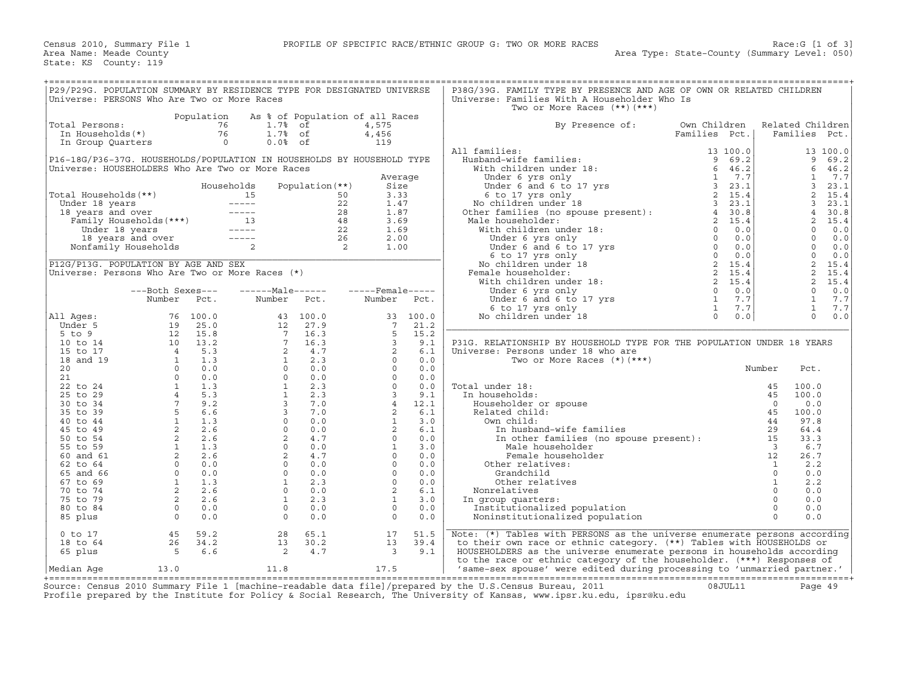Census 2010, Summary File 1 — PROFILE OF SPECIFIC RACE/ETHNIC GROUP G: TWO OR MORE RACES — Race:G [1 of 3]

Area Name: Meade County — Area Type: State-County (Summary Level: 050)

State: KS County: 119

## P29/P29G. POPULATION SUMMARY BY RESIDENCE TYPE FOR DESIGNATED UNIVERSE

Universe: PERSONS Who Are Two or More Races

| | Population | As % of Population of all Races | | |
|---|---|---|---|---|
| Total Persons: | 76 | 1.7% | of | 4,575 |
| In Households(*) | 76 | 1.7% | of | 4,456 |
| In Group Quarters | 0 | 0.0% | of | 119 |

## P16-18G/P36-37G. HOUSEHOLDS/POPULATION IN HOUSEHOLDS BY HOUSEHOLD TYPE

Universe: HOUSEHOLDERS Who Are Two or More Races

| | Households | Population(**) | Average Size |
|---|---|---|---|
| Total Households(**) | 15 | 50 | 3.33 |
| Under 18 years | ----- | 22 | 1.47 |
| 18 years and over | ----- | 28 | 1.87 |
| Family Households(***) | 13 | 48 | 3.69 |
| Under 18 years | ----- | 22 | 1.69 |
| 18 years and over | ----- | 26 | 2.00 |
| Nonfamily Households | 2 | 2 | 1.00 |

## P12G/P13G. POPULATION BY AGE AND SEX

Universe: Persons Who Are Two or More Races (*)

| | Both Sexes Number | Both Sexes Pct. | Male Number | Male Pct. | Female Number | Female Pct. |
|---|---|---|---|---|---|---|
| All Ages: | 76 | 100.0 | 43 | 100.0 | 33 | 100.0 |
| Under 5 | 19 | 25.0 | 12 | 27.9 | 7 | 21.2 |
| 5 to 9 | 12 | 15.8 | 7 | 16.3 | 5 | 15.2 |
| 10 to 14 | 10 | 13.2 | 7 | 16.3 | 3 | 9.1 |
| 15 to 17 | 4 | 5.3 | 2 | 4.7 | 2 | 6.1 |
| 18 and 19 | 1 | 1.3 | 1 | 2.3 | 0 | 0.0 |
| 20 | 0 | 0.0 | 0 | 0.0 | 0 | 0.0 |
| 21 | 0 | 0.0 | 0 | 0.0 | 0 | 0.0 |
| 22 to 24 | 1 | 1.3 | 1 | 2.3 | 0 | 0.0 |
| 25 to 29 | 4 | 5.3 | 1 | 2.3 | 3 | 9.1 |
| 30 to 34 | 7 | 9.2 | 3 | 7.0 | 4 | 12.1 |
| 35 to 39 | 5 | 6.6 | 3 | 7.0 | 2 | 6.1 |
| 40 to 44 | 1 | 1.3 | 0 | 0.0 | 1 | 3.0 |
| 45 to 49 | 2 | 2.6 | 0 | 0.0 | 2 | 6.1 |
| 50 to 54 | 2 | 2.6 | 2 | 4.7 | 0 | 0.0 |
| 55 to 59 | 1 | 1.3 | 0 | 0.0 | 1 | 3.0 |
| 60 and 61 | 2 | 2.6 | 2 | 4.7 | 0 | 0.0 |
| 62 to 64 | 0 | 0.0 | 0 | 0.0 | 0 | 0.0 |
| 65 and 66 | 0 | 0.0 | 0 | 0.0 | 0 | 0.0 |
| 67 to 69 | 1 | 1.3 | 1 | 2.3 | 0 | 0.0 |
| 70 to 74 | 2 | 2.6 | 0 | 0.0 | 2 | 6.1 |
| 75 to 79 | 2 | 2.6 | 1 | 2.3 | 1 | 3.0 |
| 80 to 84 | 0 | 0.0 | 0 | 0.0 | 0 | 0.0 |
| 85 plus | 0 | 0.0 | 0 | 0.0 | 0 | 0.0 |
| 0 to 17 | 45 | 59.2 | 28 | 65.1 | 17 | 51.5 |
| 18 to 64 | 26 | 34.2 | 13 | 30.2 | 13 | 39.4 |
| 65 plus | 5 | 6.6 | 2 | 4.7 | 3 | 9.1 |
| Median Age | 13.0 | | 11.8 | | 17.5 | |

## P38G/39G. FAMILY TYPE BY PRESENCE AND AGE OF OWN OR RELATED CHILDREN

Universe: Families With A Householder Who Is Two or More Races (**)(***)

| By Presence of: | Own Children Families | Own Children Pct. | Related Children Families | Related Children Pct. |
|---|---|---|---|---|
| All families: | 13 | 100.0 | 13 | 100.0 |
| Husband-wife families: | 9 | 69.2 | 9 | 69.2 |
| With children under 18: | 6 | 46.2 | 6 | 46.2 |
| Under 6 yrs only | 1 | 7.7 | 1 | 7.7 |
| Under 6 and 6 to 17 yrs | 3 | 23.1 | 3 | 23.1 |
| 6 to 17 yrs only | 2 | 15.4 | 2 | 15.4 |
| No children under 18 | 3 | 23.1 | 3 | 23.1 |
| Other families (no spouse present): | 4 | 30.8 | 4 | 30.8 |
| Male householder: | 2 | 15.4 | 2 | 15.4 |
| With children under 18: | 0 | 0.0 | 0 | 0.0 |
| Under 6 yrs only | 0 | 0.0 | 0 | 0.0 |
| Under 6 and 6 to 17 yrs | 0 | 0.0 | 0 | 0.0 |
| 6 to 17 yrs only | 0 | 0.0 | 0 | 0.0 |
| No children under 18 | 2 | 15.4 | 2 | 15.4 |
| Female householder: | 2 | 15.4 | 2 | 15.4 |
| With children under 18: | 2 | 15.4 | 2 | 15.4 |
| Under 6 yrs only | 0 | 0.0 | 0 | 0.0 |
| Under 6 and 6 to 17 yrs | 1 | 7.7 | 1 | 7.7 |
| 6 to 17 yrs only | 1 | 7.7 | 1 | 7.7 |
| No children under 18 | 0 | 0.0 | 0 | 0.0 |

## P31G. RELATIONSHIP BY HOUSEHOLD TYPE FOR THE POPULATION UNDER 18 YEARS

Universe: Persons under 18 who are Two or More Races (*)(***)

| | Number | Pct. |
|---|---|---|
| Total under 18: | 45 | 100.0 |
| In households: | 45 | 100.0 |
| Householder or spouse | 0 | 0.0 |
| Related child: | 45 | 100.0 |
| Own child: | 44 | 97.8 |
| In husband-wife families | 29 | 64.4 |
| In other families (no spouse present): | 15 | 33.3 |
| Male householder | 3 | 6.7 |
| Female householder | 12 | 26.7 |
| Other relatives: | 1 | 2.2 |
| Grandchild | 0 | 0.0 |
| Other relatives | 1 | 2.2 |
| Nonrelatives | 0 | 0.0 |
| In group quarters: | 0 | 0.0 |
| Institutionalized population | 0 | 0.0 |
| Noninstitutionalized population | 0 | 0.0 |

Note: (*) Tables with PERSONS as the universe enumerate persons according to their own race or ethnic category. (**) Tables with HOUSEHOLDS or HOUSEHOLDERS as the universe enumerate persons in households according to the race or ethnic category of the householder. (***) Responses of 'same-sex spouse' were edited during processing to 'unmarried partner.'

Source: Census 2010 Summary File 1 [machine-readable data file]/prepared by the U.S.Census Bureau, 2011 08JUL11

Profile prepared by the Institute for Policy & Social Research, The University of Kansas, www.ipsr.ku.edu, ipsr@ku.edu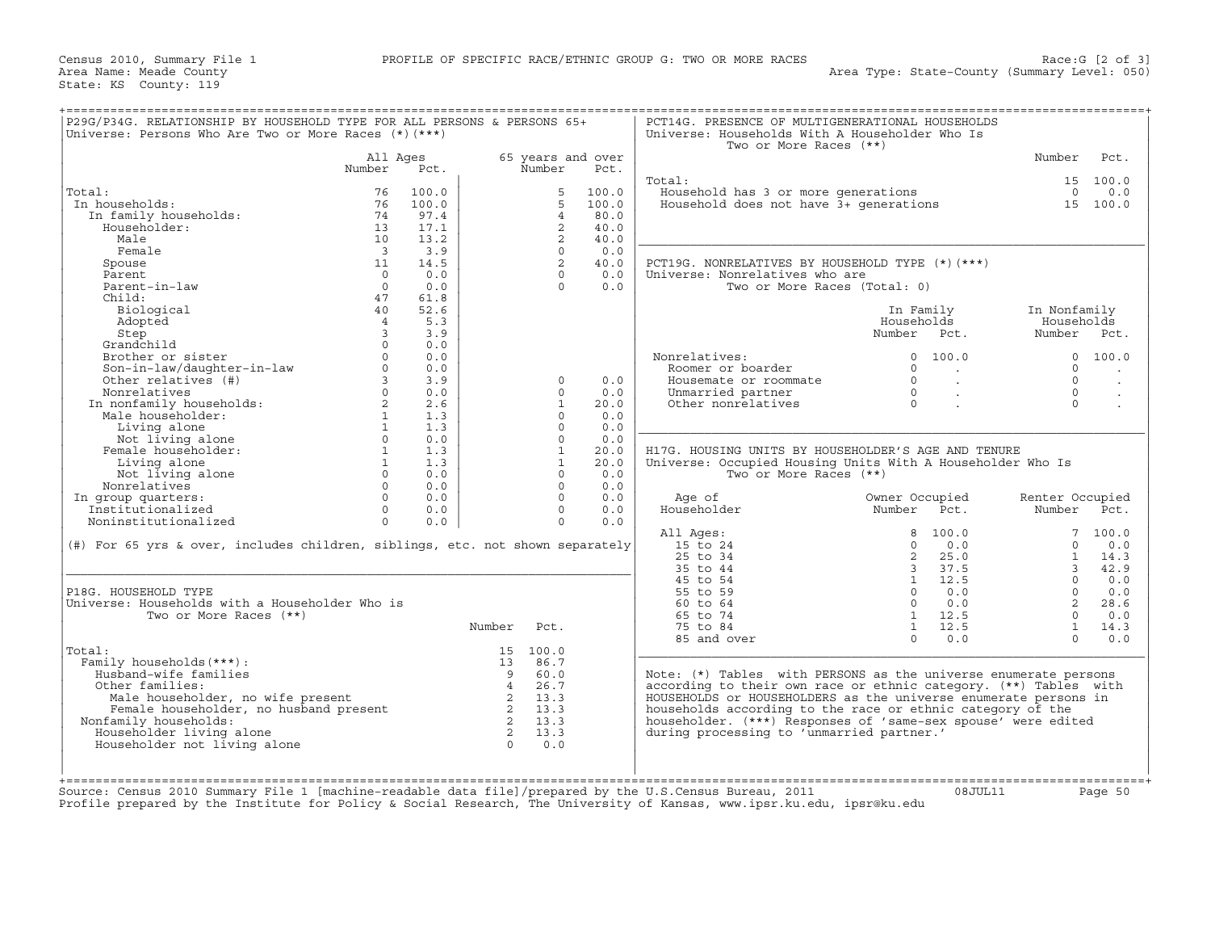Census 2010, Summary File 1 — PROFILE OF SPECIFIC RACE/ETHNIC GROUP G: TWO OR MORE RACES — Race:G [2 of 3]
Area Name: Meade County — Area Type: State-County (Summary Level: 050)
State: KS County: 119

## P29G/P34G. RELATIONSHIP BY HOUSEHOLD TYPE FOR ALL PERSONS & PERSONS 65+

Universe: Persons Who Are Two or More Races (*)(***)

| | All Ages Number | All Ages Pct. | 65 years and over Number | 65 years and over Pct. |
|---|---|---|---|---|
| Total: | 76 | 100.0 | 5 | 100.0 |
| In households: | 76 | 100.0 | 5 | 100.0 |
| In family households: | 74 | 97.4 | 4 | 80.0 |
| Householder: | 13 | 17.1 | 2 | 40.0 |
| Male | 10 | 13.2 | 2 | 40.0 |
| Female | 3 | 3.9 | 0 | 0.0 |
| Spouse | 11 | 14.5 | 2 | 40.0 |
| Parent | 0 | 0.0 | 0 | 0.0 |
| Parent-in-law | 0 | 0.0 | 0 | 0.0 |
| Child: | 47 | 61.8 | | |
| Biological | 40 | 52.6 | | |
| Adopted | 4 | 5.3 | | |
| Step | 3 | 3.9 | | |
| Grandchild | 0 | 0.0 | | |
| Brother or sister | 0 | 0.0 | | |
| Son-in-law/daughter-in-law | 0 | 0.0 | | |
| Other relatives (#) | 3 | 3.9 | 0 | 0.0 |
| Nonrelatives | 0 | 0.0 | 0 | 0.0 |
| In nonfamily households: | 2 | 2.6 | 1 | 20.0 |
| Male householder: | 1 | 1.3 | 0 | 0.0 |
| Living alone | 1 | 1.3 | 0 | 0.0 |
| Not living alone | 0 | 0.0 | 0 | 0.0 |
| Female householder: | 1 | 1.3 | 1 | 20.0 |
| Living alone | 1 | 1.3 | 1 | 20.0 |
| Not living alone | 0 | 0.0 | 0 | 0.0 |
| Nonrelatives | 0 | 0.0 | 0 | 0.0 |
| In group quarters: | 0 | 0.0 | 0 | 0.0 |
| Institutionalized | 0 | 0.0 | 0 | 0.0 |
| Noninstitutionalized | 0 | 0.0 | 0 | 0.0 |

(#) For 65 yrs & over, includes children, siblings, etc. not shown separately

## P18G. HOUSEHOLD TYPE

Universe: Households with a Householder Who is Two or More Races (**)

| | Number | Pct. |
|---|---|---|
| Total: | 15 | 100.0 |
| Family households(***): | 13 | 86.7 |
| Husband-wife families | 9 | 60.0 |
| Other families: | 4 | 26.7 |
| Male householder, no wife present | 2 | 13.3 |
| Female householder, no husband present | 2 | 13.3 |
| Nonfamily households: | 2 | 13.3 |
| Householder living alone | 2 | 13.3 |
| Householder not living alone | 0 | 0.0 |

## PCT14G. PRESENCE OF MULTIGENERATIONAL HOUSEHOLDS

Universe: Households With A Householder Who Is Two or More Races (**)

| | Number | Pct. |
|---|---|---|
| Total: | 15 | 100.0 |
| Household has 3 or more generations | 0 | 0.0 |
| Household does not have 3+ generations | 15 | 100.0 |

## PCT19G. NONRELATIVES BY HOUSEHOLD TYPE (*)(***)

Universe: Nonrelatives who are Two or More Races (Total: 0)

| | In Family Households Number | In Family Households Pct. | In Nonfamily Households Number | In Nonfamily Households Pct. |
|---|---|---|---|---|
| Nonrelatives: | 0 | 100.0 | 0 | 100.0 |
| Roomer or boarder | 0 | . | 0 | . |
| Housemate or roommate | 0 | . | 0 | . |
| Unmarried partner | 0 | . | 0 | . |
| Other nonrelatives | 0 | . | 0 | . |

## H17G. HOUSING UNITS BY HOUSEHOLDER'S AGE AND TENURE

Universe: Occupied Housing Units With A Householder Who Is Two or More Races (**)

| Age of Householder | Owner Occupied Number | Owner Occupied Pct. | Renter Occupied Number | Renter Occupied Pct. |
|---|---|---|---|---|
| All Ages: | 8 | 100.0 | 7 | 100.0 |
| 15 to 24 | 0 | 0.0 | 0 | 0.0 |
| 25 to 34 | 2 | 25.0 | 1 | 14.3 |
| 35 to 44 | 3 | 37.5 | 3 | 42.9 |
| 45 to 54 | 1 | 12.5 | 0 | 0.0 |
| 55 to 59 | 0 | 0.0 | 0 | 0.0 |
| 60 to 64 | 0 | 0.0 | 2 | 28.6 |
| 65 to 74 | 1 | 12.5 | 0 | 0.0 |
| 75 to 84 | 1 | 12.5 | 1 | 14.3 |
| 85 and over | 0 | 0.0 | 0 | 0.0 |

Note: (*) Tables with PERSONS as the universe enumerate persons according to their own race or ethnic category. (**) Tables with HOUSEHOLDS or HOUSEHOLDERS as the universe enumerate persons in households according to the race or ethnic category of the householder. (***) Responses of 'same-sex spouse' were edited during processing to 'unmarried partner.'

Source: Census 2010 Summary File 1 [machine-readable data file]/prepared by the U.S.Census Bureau, 2011 08JUL11
Profile prepared by the Institute for Policy & Social Research, The University of Kansas, www.ipsr.ku.edu, ipsr@ku.edu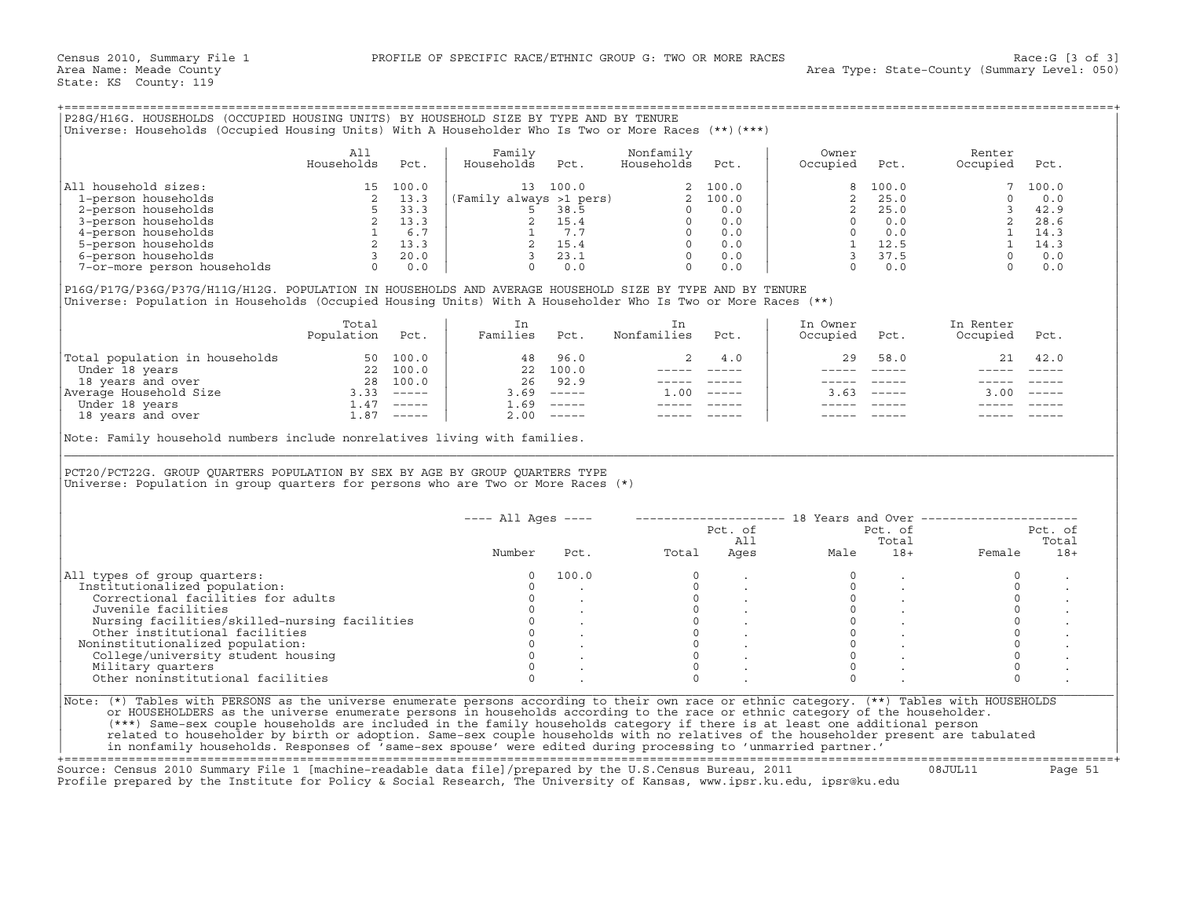Census 2010, Summary File 1 PROFILE OF SPECIFIC RACE/ETHNIC GROUP G: TWO OR MORE RACES Race:G [3 of 3]
Area Name: Meade County Area Type: State-County (Summary Level: 050)
State: KS County: 119

## P28G/H16G. HOUSEHOLDS (OCCUPIED HOUSING UNITS) BY HOUSEHOLD SIZE BY TYPE AND BY TENURE

Universe: Households (Occupied Housing Units) With A Householder Who Is Two or More Races (**)(***)

| | All Households | Pct. | Family Households | Pct. | Nonfamily Households | Pct. | Owner Occupied | Pct. | Renter Occupied | Pct. |
|---|---|---|---|---|---|---|---|---|---|---|
| All household sizes: | 15 | 100.0 | 13 | 100.0 | 2 | 100.0 | 8 | 100.0 | 7 | 100.0 |
| 1-person households | 2 | 13.3 | (Family always >1 pers) | | 2 | 100.0 | 2 | 25.0 | 0 | 0.0 |
| 2-person households | 5 | 33.3 | 5 | 38.5 | 0 | 0.0 | 2 | 25.0 | 3 | 42.9 |
| 3-person households | 2 | 13.3 | 2 | 15.4 | 0 | 0.0 | 0 | 0.0 | 2 | 28.6 |
| 4-person households | 1 | 6.7 | 1 | 7.7 | 0 | 0.0 | 0 | 0.0 | 1 | 14.3 |
| 5-person households | 2 | 13.3 | 2 | 15.4 | 0 | 0.0 | 1 | 12.5 | 1 | 14.3 |
| 6-person households | 3 | 20.0 | 3 | 23.1 | 0 | 0.0 | 3 | 37.5 | 0 | 0.0 |
| 7-or-more person households | 0 | 0.0 | 0 | 0.0 | 0 | 0.0 | 0 | 0.0 | 0 | 0.0 |

## P16G/P17G/P36G/P37G/H11G/H12G. POPULATION IN HOUSEHOLDS AND AVERAGE HOUSEHOLD SIZE BY TYPE AND BY TENURE

Universe: Population in Households (Occupied Housing Units) With A Householder Who Is Two or More Races (**)

| | Total Population | Pct. | In Families | Pct. | In Nonfamilies | Pct. | In Owner Occupied | Pct. | In Renter Occupied | Pct. |
|---|---|---|---|---|---|---|---|---|---|---|
| Total population in households | 50 | 100.0 | 48 | 96.0 | 2 | 4.0 | 29 | 58.0 | 21 | 42.0 |
| Under 18 years | 22 | 100.0 | 22 | 100.0 | ----- | ----- | ----- | ----- | ----- | ----- |
| 18 years and over | 28 | 100.0 | 26 | 92.9 | ----- | ----- | ----- | ----- | ----- | ----- |
| Average Household Size | 3.33 | ----- | 3.69 | ----- | 1.00 | ----- | 3.63 | ----- | 3.00 | ----- |
| Under 18 years | 1.47 | ----- | 1.69 | ----- | ----- | ----- | ----- | ----- | ----- | ----- |
| 18 years and over | 1.87 | ----- | 2.00 | ----- | ----- | ----- | ----- | ----- | ----- | ----- |

Note: Family household numbers include nonrelatives living with families.

## PCT20/PCT22G. GROUP QUARTERS POPULATION BY SEX BY AGE BY GROUP QUARTERS TYPE

Universe: Population in group quarters for persons who are Two or More Races (*)

| | All Ages Number | All Ages Pct. | 18 Years and Over Total | Pct. of All Ages | Male | Pct. of Total 18+ | Female | Pct. of Total 18+ |
|---|---|---|---|---|---|---|---|---|
| All types of group quarters: | 0 | 100.0 | 0 | . | 0 | . | 0 | . |
| Institutionalized population: | 0 | . | 0 | . | 0 | . | 0 | . |
| Correctional facilities for adults | 0 | . | 0 | . | 0 | . | 0 | . |
| Juvenile facilities | 0 | . | 0 | . | 0 | . | 0 | . |
| Nursing facilities/skilled-nursing facilities | 0 | . | 0 | . | 0 | . | 0 | . |
| Other institutional facilities | 0 | . | 0 | . | 0 | . | 0 | . |
| Noninstitutionalized population: | 0 | . | 0 | . | 0 | . | 0 | . |
| College/university student housing | 0 | . | 0 | . | 0 | . | 0 | . |
| Military quarters | 0 | . | 0 | . | 0 | . | 0 | . |
| Other noninstitutional facilities | 0 | . | 0 | . | 0 | . | 0 | . |

Note: (*) Tables with PERSONS as the universe enumerate persons according to their own race or ethnic category. (**) Tables with HOUSEHOLDS or HOUSEHOLDERS as the universe enumerate persons in households according to the race or ethnic category of the householder. (***) Same-sex couple households are included in the family households category if there is at least one additional person related to householder by birth or adoption. Same-sex couple households with no relatives of the householder present are tabulated in nonfamily households. Responses of 'same-sex spouse' were edited during processing to 'unmarried partner.'

Source: Census 2010 Summary File 1 [machine-readable data file]/prepared by the U.S.Census Bureau, 2011 08JUL11
Profile prepared by the Institute for Policy & Social Research, The University of Kansas, www.ipsr.ku.edu, ipsr@ku.edu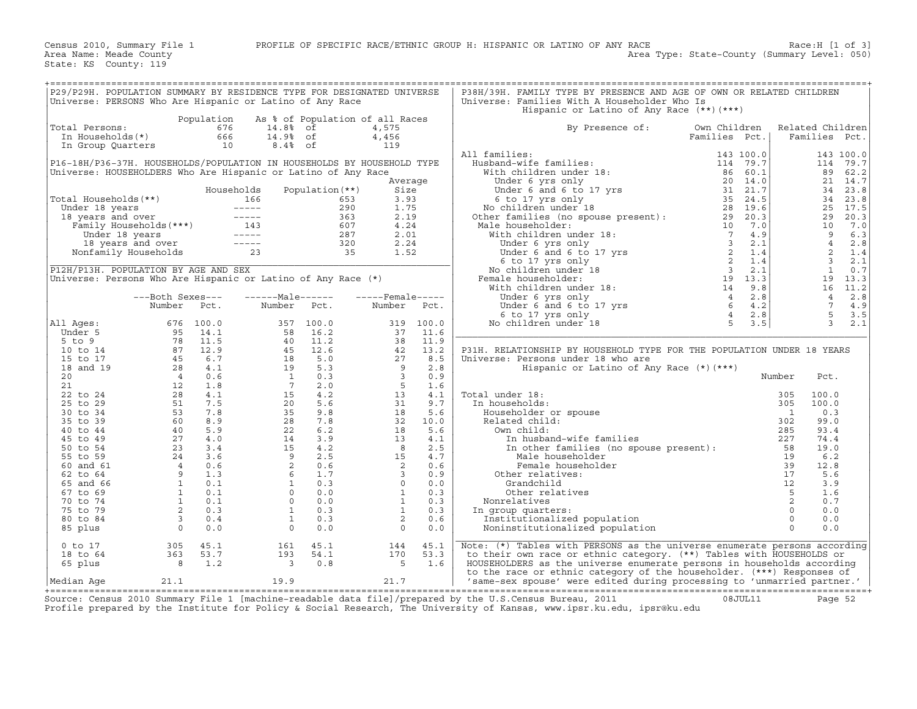Census 2010, Summary File 1 PROFILE OF SPECIFIC RACE/ETHNIC GROUP H: HISPANIC OR LATINO OF ANY RACE Race:H [1 of 3]
Area Name: Meade County Area Type: State-County (Summary Level: 050)
State: KS County: 119

## P29/P29H. POPULATION SUMMARY BY RESIDENCE TYPE FOR DESIGNATED UNIVERSE

Universe: PERSONS Who Are Hispanic or Latino of Any Race

| | Population | As % of Population of all Races | |
|---|---|---|---|
| Total Persons: | 676 | 14.8% of | 4,575 |
| In Households(*) | 666 | 14.9% of | 4,456 |
| In Group Quarters | 10 | 8.4% of | 119 |

## P16-18H/P36-37H. HOUSEHOLDS/POPULATION IN HOUSEHOLDS BY HOUSEHOLD TYPE

Universe: HOUSEHOLDERS Who Are Hispanic or Latino of Any Race

| | Households | Population(**) | Average Size |
|---|---|---|---|
| Total Households(**) | 166 | 653 | 3.93 |
| Under 18 years | ----- | 290 | 1.75 |
| 18 years and over | ----- | 363 | 2.19 |
| Family Households(***) | 143 | 607 | 4.24 |
| Under 18 years | ----- | 287 | 2.01 |
| 18 years and over | ----- | 320 | 2.24 |
| Nonfamily Households | 23 | 35 | 1.52 |

## P12H/P13H. POPULATION BY AGE AND SEX

Universe: Persons Who Are Hispanic or Latino of Any Race (*)

| | Both Sexes Number | Both Sexes Pct. | Male Number | Male Pct. | Female Number | Female Pct. |
|---|---|---|---|---|---|---|
| All Ages: | 676 | 100.0 | 357 | 100.0 | 319 | 100.0 |
| Under 5 | 95 | 14.1 | 58 | 16.2 | 37 | 11.6 |
| 5 to 9 | 78 | 11.5 | 40 | 11.2 | 38 | 11.9 |
| 10 to 14 | 87 | 12.9 | 45 | 12.6 | 42 | 13.2 |
| 15 to 17 | 45 | 6.7 | 18 | 5.0 | 27 | 8.5 |
| 18 and 19 | 28 | 4.1 | 19 | 5.3 | 9 | 2.8 |
| 20 | 4 | 0.6 | 1 | 0.3 | 3 | 0.9 |
| 21 | 12 | 1.8 | 7 | 2.0 | 5 | 1.6 |
| 22 to 24 | 28 | 4.1 | 15 | 4.2 | 13 | 4.1 |
| 25 to 29 | 51 | 7.5 | 20 | 5.6 | 31 | 9.7 |
| 30 to 34 | 53 | 7.8 | 35 | 9.8 | 18 | 5.6 |
| 35 to 39 | 60 | 8.9 | 28 | 7.8 | 32 | 10.0 |
| 40 to 44 | 40 | 5.9 | 22 | 6.2 | 18 | 5.6 |
| 45 to 49 | 27 | 4.0 | 14 | 3.9 | 13 | 4.1 |
| 50 to 54 | 23 | 3.4 | 15 | 4.2 | 8 | 2.5 |
| 55 to 59 | 24 | 3.6 | 9 | 2.5 | 15 | 4.7 |
| 60 and 61 | 4 | 0.6 | 2 | 0.6 | 2 | 0.6 |
| 62 to 64 | 9 | 1.3 | 6 | 1.7 | 3 | 0.9 |
| 65 and 66 | 1 | 0.1 | 1 | 0.3 | 0 | 0.0 |
| 67 to 69 | 1 | 0.1 | 0 | 0.0 | 1 | 0.3 |
| 70 to 74 | 1 | 0.1 | 0 | 0.0 | 1 | 0.3 |
| 75 to 79 | 2 | 0.3 | 1 | 0.3 | 1 | 0.3 |
| 80 to 84 | 3 | 0.4 | 1 | 0.3 | 2 | 0.6 |
| 85 plus | 0 | 0.0 | 0 | 0.0 | 0 | 0.0 |
| 0 to 17 | 305 | 45.1 | 161 | 45.1 | 144 | 45.1 |
| 18 to 64 | 363 | 53.7 | 193 | 54.1 | 170 | 53.3 |
| 65 plus | 8 | 1.2 | 3 | 0.8 | 5 | 1.6 |
| Median Age | 21.1 | | 19.9 | | 21.7 | |

## P38H/39H. FAMILY TYPE BY PRESENCE AND AGE OF OWN OR RELATED CHILDREN

Universe: Families With A Householder Who Is Hispanic or Latino of Any Race (**)(***)

| By Presence of: | Own Children Families | Own Children Pct. | Related Children Families | Related Children Pct. |
|---|---|---|---|---|
| All families: | 143 | 100.0 | 143 | 100.0 |
| Husband-wife families: | 114 | 79.7 | 114 | 79.7 |
| With children under 18: | 86 | 60.1 | 89 | 62.2 |
| Under 6 yrs only | 20 | 14.0 | 21 | 14.7 |
| Under 6 and 6 to 17 yrs | 31 | 21.7 | 34 | 23.8 |
| 6 to 17 yrs only | 35 | 24.5 | 34 | 23.8 |
| No children under 18 | 28 | 19.6 | 25 | 17.5 |
| Other families (no spouse present): | 29 | 20.3 | 29 | 20.3 |
| Male householder: | 10 | 7.0 | 10 | 7.0 |
| With children under 18: | 7 | 4.9 | 9 | 6.3 |
| Under 6 yrs only | 3 | 2.1 | 4 | 2.8 |
| Under 6 and 6 to 17 yrs | 2 | 1.4 | 2 | 1.4 |
| 6 to 17 yrs only | 2 | 1.4 | 3 | 2.1 |
| No children under 18 | 3 | 2.1 | 1 | 0.7 |
| Female householder: | 19 | 13.3 | 19 | 13.3 |
| With children under 18: | 14 | 9.8 | 16 | 11.2 |
| Under 6 yrs only | 4 | 2.8 | 4 | 2.8 |
| Under 6 and 6 to 17 yrs | 6 | 4.2 | 7 | 4.9 |
| 6 to 17 yrs only | 4 | 2.8 | 5 | 3.5 |
| No children under 18 | 5 | 3.5 | 3 | 2.1 |

## P31H. RELATIONSHIP BY HOUSEHOLD TYPE FOR THE POPULATION UNDER 18 YEARS

Universe: Persons under 18 who are Hispanic or Latino of Any Race (*)(***)

| | Number | Pct. |
|---|---|---|
| Total under 18: | 305 | 100.0 |
| In households: | 305 | 100.0 |
| Householder or spouse | 1 | 0.3 |
| Related child: | 302 | 99.0 |
| Own child: | 285 | 93.4 |
| In husband-wife families | 227 | 74.4 |
| In other families (no spouse present): | 58 | 19.0 |
| Male householder | 19 | 6.2 |
| Female householder | 39 | 12.8 |
| Other relatives: | 17 | 5.6 |
| Grandchild | 12 | 3.9 |
| Other relatives | 5 | 1.6 |
| Nonrelatives | 2 | 0.7 |
| In group quarters: | 0 | 0.0 |
| Institutionalized population | 0 | 0.0 |
| Noninstitutionalized population | 0 | 0.0 |

Note: (*) Tables with PERSONS as the universe enumerate persons according to their own race or ethnic category. (**) Tables with HOUSEHOLDS or HOUSEHOLDERS as the universe enumerate persons in households according to the race or ethnic category of the householder. (***) Responses of 'same-sex spouse' were edited during processing to 'unmarried partner.'

Source: Census 2010 Summary File 1 [machine-readable data file]/prepared by the U.S.Census Bureau, 2011 08JUL11
Profile prepared by the Institute for Policy & Social Research, The University of Kansas, www.ipsr.ku.edu, ipsr@ku.edu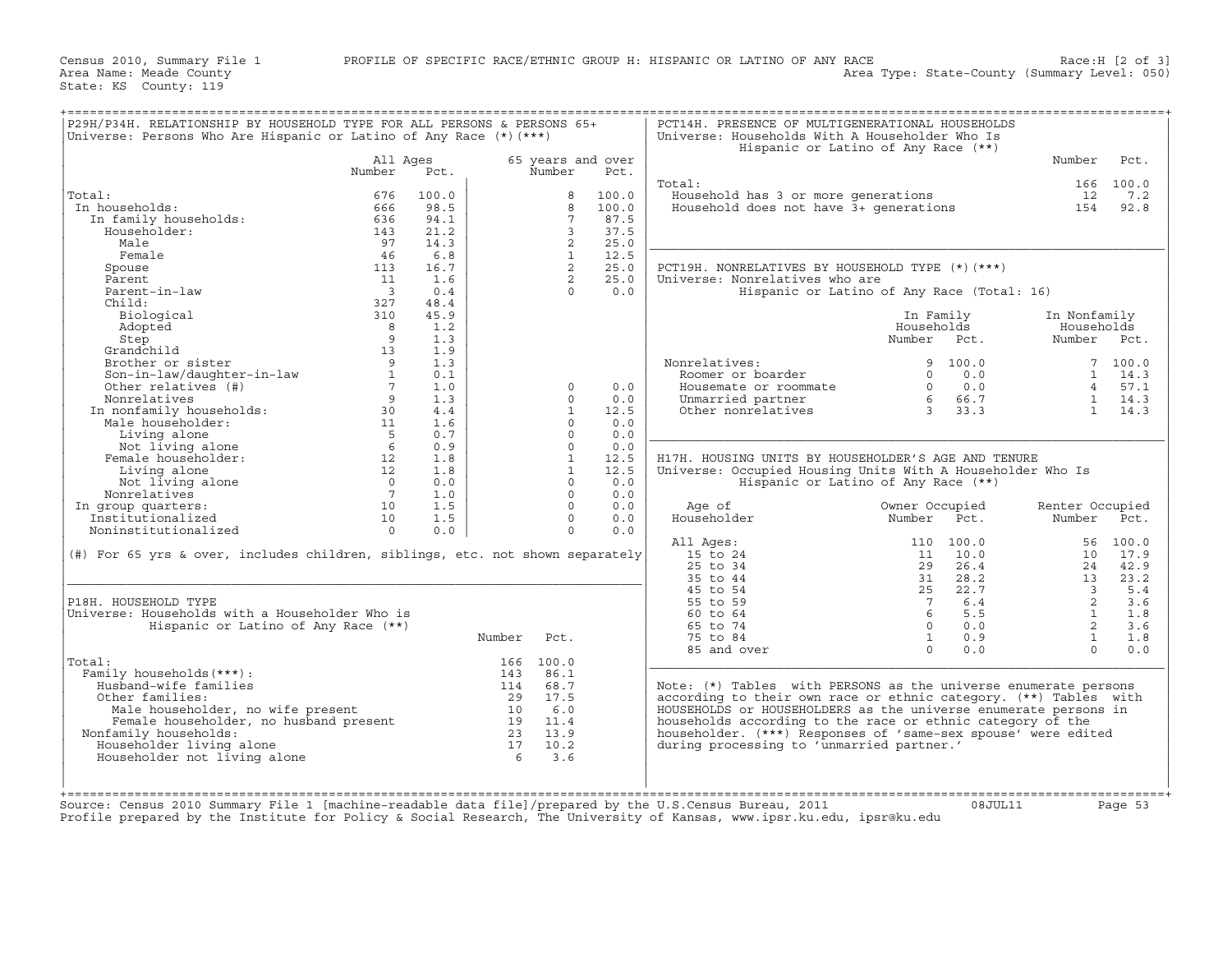Census 2010, Summary File 1 — PROFILE OF SPECIFIC RACE/ETHNIC GROUP H: HISPANIC OR LATINO OF ANY RACE — Race:H [2 of 3]

Area Name: Meade County — Area Type: State-County (Summary Level: 050)

State: KS County: 119

## P29H/P34H. RELATIONSHIP BY HOUSEHOLD TYPE FOR ALL PERSONS & PERSONS 65+

Universe: Persons Who Are Hispanic or Latino of Any Race (*)(***)

| | All Ages Number | All Ages Pct. | 65 years and over Number | 65 years and over Pct. |
|---|---|---|---|---|
| Total: | 676 | 100.0 | 8 | 100.0 |
| In households: | 666 | 98.5 | 8 | 100.0 |
| In family households: | 636 | 94.1 | 7 | 87.5 |
| Householder: | 143 | 21.2 | 3 | 37.5 |
| Male | 97 | 14.3 | 2 | 25.0 |
| Female | 46 | 6.8 | 1 | 12.5 |
| Spouse | 113 | 16.7 | 2 | 25.0 |
| Parent | 11 | 1.6 | 2 | 25.0 |
| Parent-in-law | 3 | 0.4 | 0 | 0.0 |
| Child: | 327 | 48.4 | | |
| Biological | 310 | 45.9 | | |
| Adopted | 8 | 1.2 | | |
| Step | 9 | 1.3 | | |
| Grandchild | 13 | 1.9 | | |
| Brother or sister | 9 | 1.3 | | |
| Son-in-law/daughter-in-law | 1 | 0.1 | | |
| Other relatives (#) | 7 | 1.0 | 0 | 0.0 |
| Nonrelatives | 9 | 1.3 | 0 | 0.0 |
| In nonfamily households: | 30 | 4.4 | 1 | 12.5 |
| Male householder: | 11 | 1.6 | 0 | 0.0 |
| Living alone | 5 | 0.7 | 0 | 0.0 |
| Not living alone | 6 | 0.9 | 0 | 0.0 |
| Female householder: | 12 | 1.8 | 1 | 12.5 |
| Living alone | 12 | 1.8 | 1 | 12.5 |
| Not living alone | 0 | 0.0 | 0 | 0.0 |
| Nonrelatives | 7 | 1.0 | 0 | 0.0 |
| In group quarters: | 10 | 1.5 | 0 | 0.0 |
| Institutionalized | 10 | 1.5 | 0 | 0.0 |
| Noninstitutionalized | 0 | 0.0 | 0 | 0.0 |

(#) For 65 yrs & over, includes children, siblings, etc. not shown separately

## P18H. HOUSEHOLD TYPE

Universe: Households with a Householder Who is Hispanic or Latino of Any Race (**)

| | Number | Pct. |
|---|---|---|
| Total: | 166 | 100.0 |
| Family households(***): | 143 | 86.1 |
| Husband-wife families | 114 | 68.7 |
| Other families: | 29 | 17.5 |
| Male householder, no wife present | 10 | 6.0 |
| Female householder, no husband present | 19 | 11.4 |
| Nonfamily households: | 23 | 13.9 |
| Householder living alone | 17 | 10.2 |
| Householder not living alone | 6 | 3.6 |

## PCT14H. PRESENCE OF MULTIGENERATIONAL HOUSEHOLDS

Universe: Households With A Householder Who Is Hispanic or Latino of Any Race (**)

| | Number | Pct. |
|---|---|---|
| Total: | 166 | 100.0 |
| Household has 3 or more generations | 12 | 7.2 |
| Household does not have 3+ generations | 154 | 92.8 |

## PCT19H. NONRELATIVES BY HOUSEHOLD TYPE (*)(***)

Universe: Nonrelatives who are Hispanic or Latino of Any Race (Total: 16)

| | In Family Households Number | In Family Households Pct. | In Nonfamily Households Number | In Nonfamily Households Pct. |
|---|---|---|---|---|
| Nonrelatives: | 9 | 100.0 | 7 | 100.0 |
| Roomer or boarder | 0 | 0.0 | 1 | 14.3 |
| Housemate or roommate | 0 | 0.0 | 4 | 57.1 |
| Unmarried partner | 6 | 66.7 | 1 | 14.3 |
| Other nonrelatives | 3 | 33.3 | 1 | 14.3 |

## H17H. HOUSING UNITS BY HOUSEHOLDER'S AGE AND TENURE

Universe: Occupied Housing Units With A Householder Who Is Hispanic or Latino of Any Race (**)

| Age of Householder | Owner Occupied Number | Owner Occupied Pct. | Renter Occupied Number | Renter Occupied Pct. |
|---|---|---|---|---|
| All Ages: | 110 | 100.0 | 56 | 100.0 |
| 15 to 24 | 11 | 10.0 | 10 | 17.9 |
| 25 to 34 | 29 | 26.4 | 24 | 42.9 |
| 35 to 44 | 31 | 28.2 | 13 | 23.2 |
| 45 to 54 | 25 | 22.7 | 3 | 5.4 |
| 55 to 59 | 7 | 6.4 | 2 | 3.6 |
| 60 to 64 | 6 | 5.5 | 1 | 1.8 |
| 65 to 74 | 0 | 0.0 | 2 | 3.6 |
| 75 to 84 | 1 | 0.9 | 1 | 1.8 |
| 85 and over | 0 | 0.0 | 0 | 0.0 |

Note: (*) Tables with PERSONS as the universe enumerate persons according to their own race or ethnic category. (**) Tables with HOUSEHOLDS or HOUSEHOLDERS as the universe enumerate persons in households according to the race or ethnic category of the householder. (***) Responses of 'same-sex spouse' were edited during processing to 'unmarried partner.'

Source: Census 2010 Summary File 1 [machine-readable data file]/prepared by the U.S.Census Bureau, 2011 08JUL11

Profile prepared by the Institute for Policy & Social Research, The University of Kansas, www.ipsr.ku.edu, ipsr@ku.edu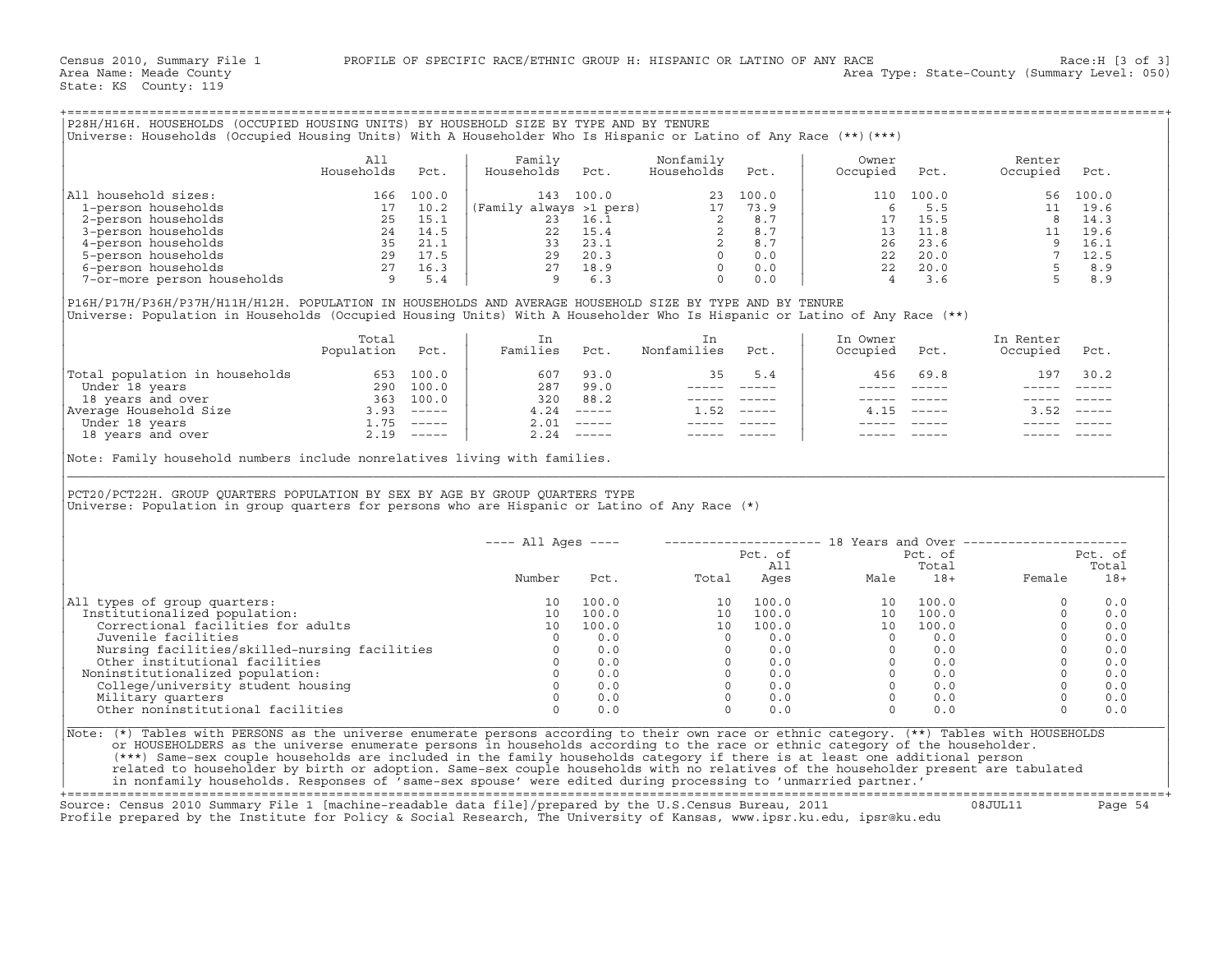Census 2010, Summary File 1 PROFILE OF SPECIFIC RACE/ETHNIC GROUP H: HISPANIC OR LATINO OF ANY RACE Race:H [3 of 3]
Area Name: Meade County Area Type: State-County (Summary Level: 050)
State: KS County: 119

## P28H/H16H. HOUSEHOLDS (OCCUPIED HOUSING UNITS) BY HOUSEHOLD SIZE BY TYPE AND BY TENURE

Universe: Households (Occupied Housing Units) With A Householder Who Is Hispanic or Latino of Any Race (**)(***)

| | All Households | Pct. | Family Households | Pct. | Nonfamily Households | Pct. | Owner Occupied | Pct. | Renter Occupied | Pct. |
|---|---|---|---|---|---|---|---|---|---|---|
| All household sizes: | 166 | 100.0 | 143 | 100.0 | 23 | 100.0 | 110 | 100.0 | 56 | 100.0 |
| 1-person households | 17 | 10.2 | (Family always >1 pers) | | 17 | 73.9 | 6 | 5.5 | 11 | 19.6 |
| 2-person households | 25 | 15.1 | 23 | 16.1 | 2 | 8.7 | 17 | 15.5 | 8 | 14.3 |
| 3-person households | 24 | 14.5 | 22 | 15.4 | 2 | 8.7 | 13 | 11.8 | 11 | 19.6 |
| 4-person households | 35 | 21.1 | 33 | 23.1 | 2 | 8.7 | 26 | 23.6 | 9 | 16.1 |
| 5-person households | 29 | 17.5 | 29 | 20.3 | 0 | 0.0 | 22 | 20.0 | 7 | 12.5 |
| 6-person households | 27 | 16.3 | 27 | 18.9 | 0 | 0.0 | 22 | 20.0 | 5 | 8.9 |
| 7-or-more person households | 9 | 5.4 | 9 | 6.3 | 0 | 0.0 | 4 | 3.6 | 5 | 8.9 |

## P16H/P17H/P36H/P37H/H11H/H12H. POPULATION IN HOUSEHOLDS AND AVERAGE HOUSEHOLD SIZE BY TYPE AND BY TENURE

Universe: Population in Households (Occupied Housing Units) With A Householder Who Is Hispanic or Latino of Any Race (**)

| | Total Population | Pct. | In Families | Pct. | In Nonfamilies | Pct. | In Owner Occupied | Pct. | In Renter Occupied | Pct. |
|---|---|---|---|---|---|---|---|---|---|---|
| Total population in households | 653 | 100.0 | 607 | 93.0 | 35 | 5.4 | 456 | 69.8 | 197 | 30.2 |
| Under 18 years | 290 | 100.0 | 287 | 99.0 | ----- | ----- | ----- | ----- | ----- | ----- |
| 18 years and over | 363 | 100.0 | 320 | 88.2 | ----- | ----- | ----- | ----- | ----- | ----- |
| Average Household Size | 3.93 | ----- | 4.24 | ----- | 1.52 | ----- | 4.15 | ----- | 3.52 | ----- |
| Under 18 years | 1.75 | ----- | 2.01 | ----- | ----- | ----- | ----- | ----- | ----- | ----- |
| 18 years and over | 2.19 | ----- | 2.24 | ----- | ----- | ----- | ----- | ----- | ----- | ----- |

Note: Family household numbers include nonrelatives living with families.

## PCT20/PCT22H. GROUP QUARTERS POPULATION BY SEX BY AGE BY GROUP QUARTERS TYPE

Universe: Population in group quarters for persons who are Hispanic or Latino of Any Race (*)

| | All Ages | | 18 Years and Over | | | | | |
|---|---|---|---|---|---|---|---|---|
| | Number | Pct. | Total | Pct. of All Ages | Male | Pct. of Total 18+ | Female | Pct. of Total 18+ |
| All types of group quarters: | 10 | 100.0 | 10 | 100.0 | 10 | 100.0 | 0 | 0.0 |
| Institutionalized population: | 10 | 100.0 | 10 | 100.0 | 10 | 100.0 | 0 | 0.0 |
| Correctional facilities for adults | 10 | 100.0 | 10 | 100.0 | 10 | 100.0 | 0 | 0.0 |
| Juvenile facilities | 0 | 0.0 | 0 | 0.0 | 0 | 0.0 | 0 | 0.0 |
| Nursing facilities/skilled-nursing facilities | 0 | 0.0 | 0 | 0.0 | 0 | 0.0 | 0 | 0.0 |
| Other institutional facilities | 0 | 0.0 | 0 | 0.0 | 0 | 0.0 | 0 | 0.0 |
| Noninstitutionalized population: | 0 | 0.0 | 0 | 0.0 | 0 | 0.0 | 0 | 0.0 |
| College/university student housing | 0 | 0.0 | 0 | 0.0 | 0 | 0.0 | 0 | 0.0 |
| Military quarters | 0 | 0.0 | 0 | 0.0 | 0 | 0.0 | 0 | 0.0 |
| Other noninstitutional facilities | 0 | 0.0 | 0 | 0.0 | 0 | 0.0 | 0 | 0.0 |

Note: (*) Tables with PERSONS as the universe enumerate persons according to their own race or ethnic category. (**) Tables with HOUSEHOLDS or HOUSEHOLDERS as the universe enumerate persons in households according to the race or ethnic category of the householder. (***) Same-sex couple households are included in the family households category if there is at least one additional person related to householder by birth or adoption. Same-sex couple households with no relatives of the householder present are tabulated in nonfamily households. Responses of 'same-sex spouse' were edited during processing to 'unmarried partner.'

Source: Census 2010 Summary File 1 [machine-readable data file]/prepared by the U.S.Census Bureau, 2011 08JUL11
Profile prepared by the Institute for Policy & Social Research, The University of Kansas, www.ipsr.ku.edu, ipsr@ku.edu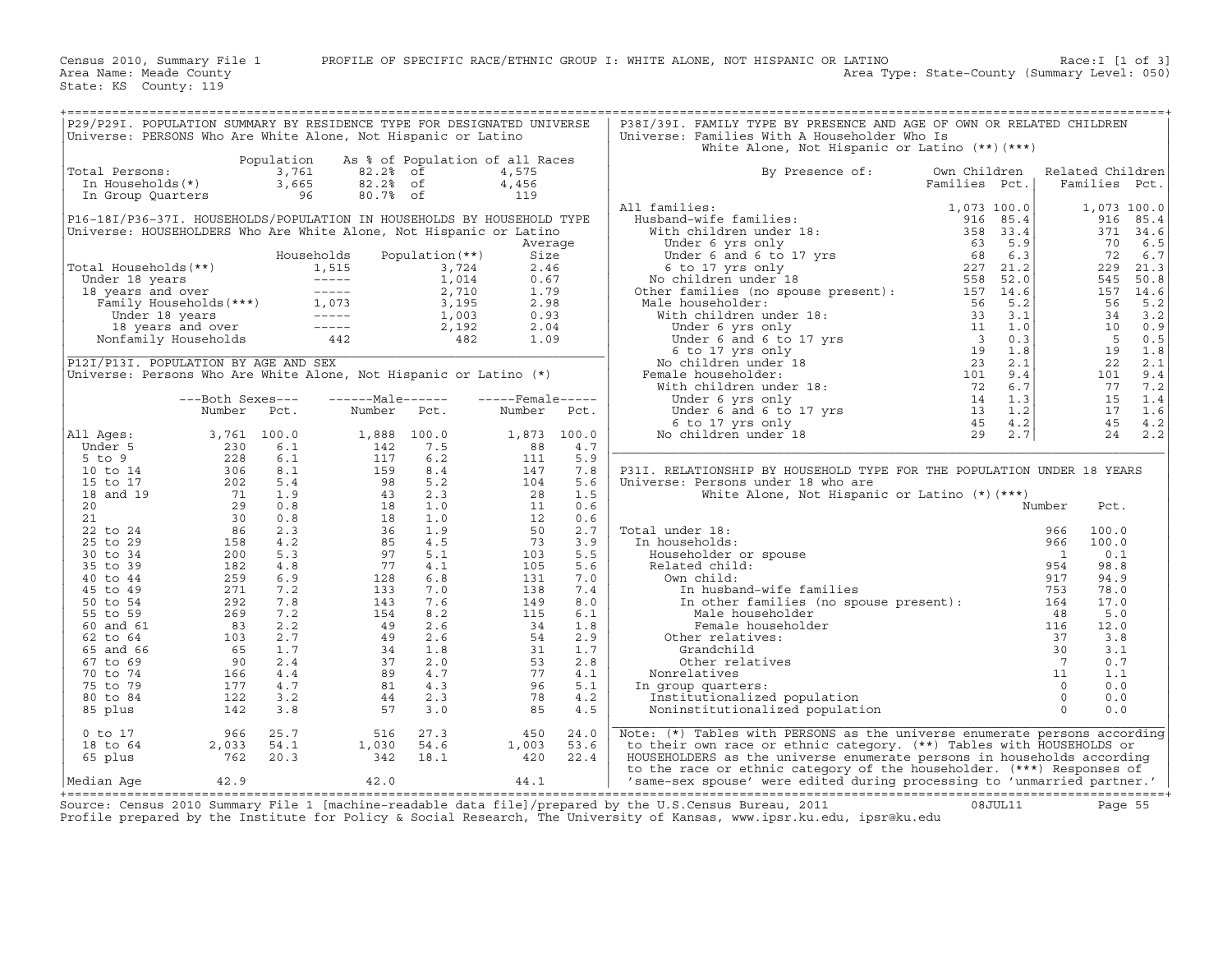Census 2010, Summary File 1 PROFILE OF SPECIFIC RACE/ETHNIC GROUP I: WHITE ALONE, NOT HISPANIC OR LATINO Race:I [1 of 3]
Area Name: Meade County Area Type: State-County (Summary Level: 050)
State: KS County: 119

## P29/P29I. POPULATION SUMMARY BY RESIDENCE TYPE FOR DESIGNATED UNIVERSE

Universe: PERSONS Who Are White Alone, Not Hispanic or Latino

| | Population | As % of Population of all Races | |
|---|---|---|---|
| Total Persons: | 3,761 | 82.2% of | 4,575 |
| In Households(*) | 3,665 | 82.2% of | 4,456 |
| In Group Quarters | 96 | 80.7% of | 119 |

## P16-18I/P36-37I. HOUSEHOLDS/POPULATION IN HOUSEHOLDS BY HOUSEHOLD TYPE

Universe: HOUSEHOLDERS Who Are White Alone, Not Hispanic or Latino

| | Households | Population(**) | Average Size |
|---|---|---|---|
| Total Households(**) | 1,515 | 3,724 | 2.46 |
| Under 18 years | ----- | 1,014 | 0.67 |
| 18 years and over | ----- | 2,710 | 1.79 |
| Family Households(***) | 1,073 | 3,195 | 2.98 |
| Under 18 years | ----- | 1,003 | 0.93 |
| 18 years and over | ----- | 2,192 | 2.04 |
| Nonfamily Households | 442 | 482 | 1.09 |

## P12I/P13I. POPULATION BY AGE AND SEX

Universe: Persons Who Are White Alone, Not Hispanic or Latino (*)

| | Both Sexes Number | Both Sexes Pct. | Male Number | Male Pct. | Female Number | Female Pct. |
|---|---|---|---|---|---|---|
| All Ages: | 3,761 | 100.0 | 1,888 | 100.0 | 1,873 | 100.0 |
| Under 5 | 230 | 6.1 | 142 | 7.5 | 88 | 4.7 |
| 5 to 9 | 228 | 6.1 | 117 | 6.2 | 111 | 5.9 |
| 10 to 14 | 306 | 8.1 | 159 | 8.4 | 147 | 7.8 |
| 15 to 17 | 202 | 5.4 | 98 | 5.2 | 104 | 5.6 |
| 18 and 19 | 71 | 1.9 | 43 | 2.3 | 28 | 1.5 |
| 20 | 29 | 0.8 | 18 | 1.0 | 11 | 0.6 |
| 21 | 30 | 0.8 | 18 | 1.0 | 12 | 0.6 |
| 22 to 24 | 86 | 2.3 | 36 | 1.9 | 50 | 2.7 |
| 25 to 29 | 158 | 4.2 | 85 | 4.5 | 73 | 3.9 |
| 30 to 34 | 200 | 5.3 | 97 | 5.1 | 103 | 5.5 |
| 35 to 39 | 182 | 4.8 | 77 | 4.1 | 105 | 5.6 |
| 40 to 44 | 259 | 6.9 | 128 | 6.8 | 131 | 7.0 |
| 45 to 49 | 271 | 7.2 | 133 | 7.0 | 138 | 7.4 |
| 50 to 54 | 292 | 7.8 | 143 | 7.6 | 149 | 8.0 |
| 55 to 59 | 269 | 7.2 | 154 | 8.2 | 115 | 6.1 |
| 60 and 61 | 83 | 2.2 | 49 | 2.6 | 34 | 1.8 |
| 62 to 64 | 103 | 2.7 | 49 | 2.6 | 54 | 2.9 |
| 65 and 66 | 65 | 1.7 | 34 | 1.8 | 31 | 1.7 |
| 67 to 69 | 90 | 2.4 | 37 | 2.0 | 53 | 2.8 |
| 70 to 74 | 166 | 4.4 | 89 | 4.7 | 77 | 4.1 |
| 75 to 79 | 177 | 4.7 | 81 | 4.3 | 96 | 5.1 |
| 80 to 84 | 122 | 3.2 | 44 | 2.3 | 78 | 4.2 |
| 85 plus | 142 | 3.8 | 57 | 3.0 | 85 | 4.5 |
| 0 to 17 | 966 | 25.7 | 516 | 27.3 | 450 | 24.0 |
| 18 to 64 | 2,033 | 54.1 | 1,030 | 54.6 | 1,003 | 53.6 |
| 65 plus | 762 | 20.3 | 342 | 18.1 | 420 | 22.4 |
| Median Age | 42.9 | | 42.0 | | 44.1 | |

## P38I/39I. FAMILY TYPE BY PRESENCE AND AGE OF OWN OR RELATED CHILDREN

Universe: Families With A Householder Who Is White Alone, Not Hispanic or Latino (**)(***)

| By Presence of: | Own Children Families | Own Children Pct. | Related Children Families | Related Children Pct. |
|---|---|---|---|---|
| All families: | 1,073 | 100.0 | 1,073 | 100.0 |
| Husband-wife families: | 916 | 85.4 | 916 | 85.4 |
| With children under 18: | 358 | 33.4 | 371 | 34.6 |
| Under 6 yrs only | 63 | 5.9 | 70 | 6.5 |
| Under 6 and 6 to 17 yrs | 68 | 6.3 | 72 | 6.7 |
| 6 to 17 yrs only | 227 | 21.2 | 229 | 21.3 |
| No children under 18 | 558 | 52.0 | 545 | 50.8 |
| Other families (no spouse present): | 157 | 14.6 | 157 | 14.6 |
| Male householder: | 56 | 5.2 | 56 | 5.2 |
| With children under 18: | 33 | 3.1 | 34 | 3.2 |
| Under 6 yrs only | 11 | 1.0 | 10 | 0.9 |
| Under 6 and 6 to 17 yrs | 3 | 0.3 | 5 | 0.5 |
| 6 to 17 yrs only | 19 | 1.8 | 19 | 1.8 |
| No children under 18 | 23 | 2.1 | 22 | 2.1 |
| Female householder: | 101 | 9.4 | 101 | 9.4 |
| With children under 18: | 72 | 6.7 | 77 | 7.2 |
| Under 6 yrs only | 14 | 1.3 | 15 | 1.4 |
| Under 6 and 6 to 17 yrs | 13 | 1.2 | 17 | 1.6 |
| 6 to 17 yrs only | 45 | 4.2 | 45 | 4.2 |
| No children under 18 | 29 | 2.7 | 24 | 2.2 |

## P31I. RELATIONSHIP BY HOUSEHOLD TYPE FOR THE POPULATION UNDER 18 YEARS

Universe: Persons under 18 who are White Alone, Not Hispanic or Latino (*)(***)

| | Number | Pct. |
|---|---|---|
| Total under 18: | 966 | 100.0 |
| In households: | 966 | 100.0 |
| Householder or spouse | 1 | 0.1 |
| Related child: | 954 | 98.8 |
| Own child: | 917 | 94.9 |
| In husband-wife families | 753 | 78.0 |
| In other families (no spouse present): | 164 | 17.0 |
| Male householder | 48 | 5.0 |
| Female householder | 116 | 12.0 |
| Other relatives: | 37 | 3.8 |
| Grandchild | 30 | 3.1 |
| Other relatives | 7 | 0.7 |
| Nonrelatives | 11 | 1.1 |
| In group quarters: | 0 | 0.0 |
| Institutionalized population | 0 | 0.0 |
| Noninstitutionalized population | 0 | 0.0 |

Note: (*) Tables with PERSONS as the universe enumerate persons according to their own race or ethnic category. (**) Tables with HOUSEHOLDS or HOUSEHOLDERS as the universe enumerate persons in households according to the race or ethnic category of the householder. (***) Responses of 'same-sex spouse' were edited during processing to 'unmarried partner.'

Source: Census 2010 Summary File 1 [machine-readable data file]/prepared by the U.S.Census Bureau, 2011 08JUL11
Profile prepared by the Institute for Policy & Social Research, The University of Kansas, www.ipsr.ku.edu, ipsr@ku.edu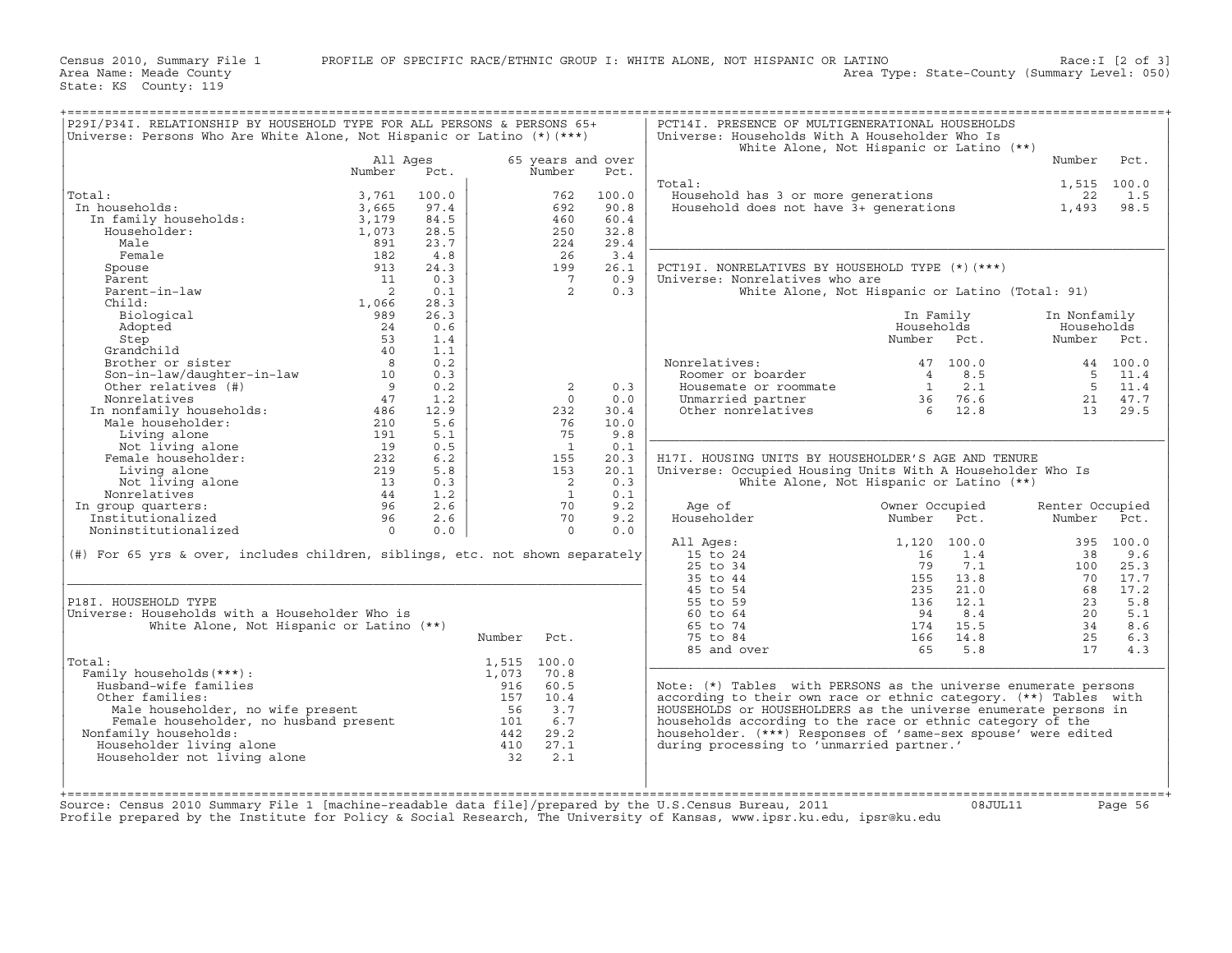Census 2010, Summary File 1 — PROFILE OF SPECIFIC RACE/ETHNIC GROUP I: WHITE ALONE, NOT HISPANIC OR LATINO — Race:I [2 of 3]

Area Name: Meade County — Area Type: State-County (Summary Level: 050)

State: KS County: 119

## P29I/P34I. RELATIONSHIP BY HOUSEHOLD TYPE FOR ALL PERSONS & PERSONS 65+

Universe: Persons Who Are White Alone, Not Hispanic or Latino (*)(***)

| | All Ages Number | All Ages Pct. | 65 years and over Number | 65 years and over Pct. |
|---|---|---|---|---|
| Total: | 3,761 | 100.0 | 762 | 100.0 |
| In households: | 3,665 | 97.4 | 692 | 90.8 |
| In family households: | 3,179 | 84.5 | 460 | 60.4 |
| Householder: | 1,073 | 28.5 | 250 | 32.8 |
| Male | 891 | 23.7 | 224 | 29.4 |
| Female | 182 | 4.8 | 26 | 3.4 |
| Spouse | 913 | 24.3 | 199 | 26.1 |
| Parent | 11 | 0.3 | 7 | 0.9 |
| Parent-in-law | 2 | 0.1 | 2 | 0.3 |
| Child: | 1,066 | 28.3 | | |
| Biological | 989 | 26.3 | | |
| Adopted | 24 | 0.6 | | |
| Step | 53 | 1.4 | | |
| Grandchild | 40 | 1.1 | | |
| Brother or sister | 8 | 0.2 | | |
| Son-in-law/daughter-in-law | 10 | 0.3 | | |
| Other relatives (#) | 9 | 0.2 | 2 | 0.3 |
| Nonrelatives | 47 | 1.2 | 0 | 0.0 |
| In nonfamily households: | 486 | 12.9 | 232 | 30.4 |
| Male householder: | 210 | 5.6 | 76 | 10.0 |
| Living alone | 191 | 5.1 | 75 | 9.8 |
| Not living alone | 19 | 0.5 | 1 | 0.1 |
| Female householder: | 232 | 6.2 | 155 | 20.3 |
| Living alone | 219 | 5.8 | 153 | 20.1 |
| Not living alone | 13 | 0.3 | 2 | 0.3 |
| Nonrelatives | 44 | 1.2 | 1 | 0.1 |
| In group quarters: | 96 | 2.6 | 70 | 9.2 |
| Institutionalized | 96 | 2.6 | 70 | 9.2 |
| Noninstitutionalized | 0 | 0.0 | 0 | 0.0 |

(#) For 65 yrs & over, includes children, siblings, etc. not shown separately

## P18I. HOUSEHOLD TYPE

Universe: Households with a Householder Who is White Alone, Not Hispanic or Latino (**)

| | Number | Pct. |
|---|---|---|
| Total: | 1,515 | 100.0 |
| Family households(***): | 1,073 | 70.8 |
| Husband-wife families | 916 | 60.5 |
| Other families: | 157 | 10.4 |
| Male householder, no wife present | 56 | 3.7 |
| Female householder, no husband present | 101 | 6.7 |
| Nonfamily households: | 442 | 29.2 |
| Householder living alone | 410 | 27.1 |
| Householder not living alone | 32 | 2.1 |

## PCT14I. PRESENCE OF MULTIGENERATIONAL HOUSEHOLDS

Universe: Households With A Householder Who Is White Alone, Not Hispanic or Latino (**)

| | Number | Pct. |
|---|---|---|
| Total: | 1,515 | 100.0 |
| Household has 3 or more generations | 22 | 1.5 |
| Household does not have 3+ generations | 1,493 | 98.5 |

## PCT19I. NONRELATIVES BY HOUSEHOLD TYPE (*)(***)

Universe: Nonrelatives who are White Alone, Not Hispanic or Latino (Total: 91)

| | In Family Households Number | In Family Households Pct. | In Nonfamily Households Number | In Nonfamily Households Pct. |
|---|---|---|---|---|
| Nonrelatives: | 47 | 100.0 | 44 | 100.0 |
| Roomer or boarder | 4 | 8.5 | 5 | 11.4 |
| Housemate or roommate | 1 | 2.1 | 5 | 11.4 |
| Unmarried partner | 36 | 76.6 | 21 | 47.7 |
| Other nonrelatives | 6 | 12.8 | 13 | 29.5 |

## H17I. HOUSING UNITS BY HOUSEHOLDER'S AGE AND TENURE

Universe: Occupied Housing Units With A Householder Who Is White Alone, Not Hispanic or Latino (**)

| Age of Householder | Owner Occupied Number | Owner Occupied Pct. | Renter Occupied Number | Renter Occupied Pct. |
|---|---|---|---|---|
| All Ages: | 1,120 | 100.0 | 395 | 100.0 |
| 15 to 24 | 16 | 1.4 | 38 | 9.6 |
| 25 to 34 | 79 | 7.1 | 100 | 25.3 |
| 35 to 44 | 155 | 13.8 | 70 | 17.7 |
| 45 to 54 | 235 | 21.0 | 68 | 17.2 |
| 55 to 59 | 136 | 12.1 | 23 | 5.8 |
| 60 to 64 | 94 | 8.4 | 20 | 5.1 |
| 65 to 74 | 174 | 15.5 | 34 | 8.6 |
| 75 to 84 | 166 | 14.8 | 25 | 6.3 |
| 85 and over | 65 | 5.8 | 17 | 4.3 |

Note: (*) Tables with PERSONS as the universe enumerate persons according to their own race or ethnic category. (**) Tables with HOUSEHOLDS or HOUSEHOLDERS as the universe enumerate persons in households according to the race or ethnic category of the householder. (***) Responses of 'same-sex spouse' were edited during processing to 'unmarried partner.'

Source: Census 2010 Summary File 1 [machine-readable data file]/prepared by the U.S.Census Bureau, 2011 08JUL11

Profile prepared by the Institute for Policy & Social Research, The University of Kansas, www.ipsr.ku.edu, ipsr@ku.edu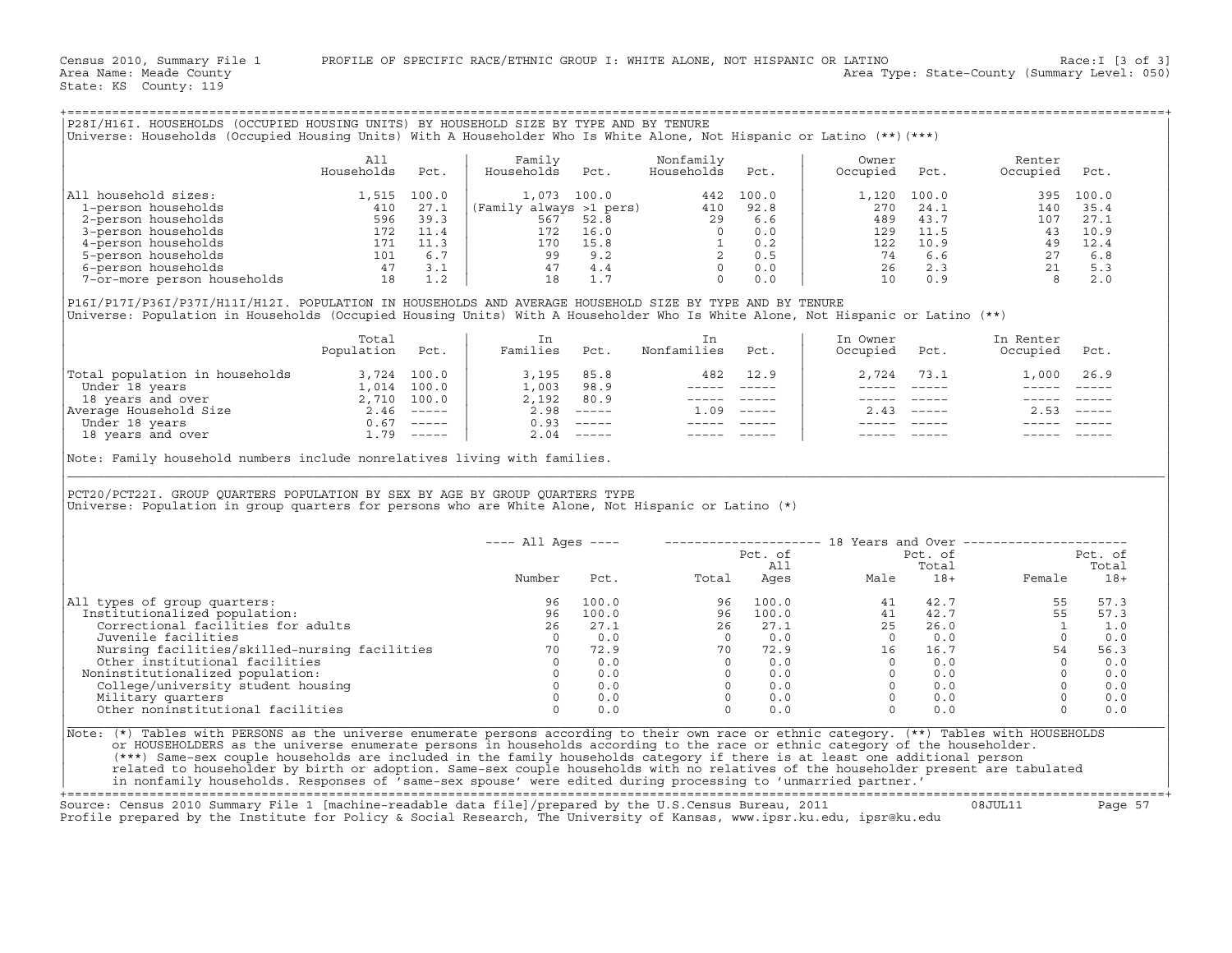Census 2010, Summary File 1 PROFILE OF SPECIFIC RACE/ETHNIC GROUP I: WHITE ALONE, NOT HISPANIC OR LATINO Race:I [3 of 3]
Area Name: Meade County Area Type: State-County (Summary Level: 050)
State: KS County: 119

## P28I/H16I. HOUSEHOLDS (OCCUPIED HOUSING UNITS) BY HOUSEHOLD SIZE BY TYPE AND BY TENURE

Universe: Households (Occupied Housing Units) With A Householder Who Is White Alone, Not Hispanic or Latino (**)(***)

| | All Households | Pct. | Family Households | Pct. | Nonfamily Households | Pct. | Owner Occupied | Pct. | Renter Occupied | Pct. |
|---|---|---|---|---|---|---|---|---|---|---|
| All household sizes: | 1,515 | 100.0 | 1,073 | 100.0 | 442 | 100.0 | 1,120 | 100.0 | 395 | 100.0 |
| 1-person households | 410 | 27.1 | (Family always >1 pers) | | 410 | 92.8 | 270 | 24.1 | 140 | 35.4 |
| 2-person households | 596 | 39.3 | 567 | 52.8 | 29 | 6.6 | 489 | 43.7 | 107 | 27.1 |
| 3-person households | 172 | 11.4 | 172 | 16.0 | 0 | 0.0 | 129 | 11.5 | 43 | 10.9 |
| 4-person households | 171 | 11.3 | 170 | 15.8 | 1 | 0.2 | 122 | 10.9 | 49 | 12.4 |
| 5-person households | 101 | 6.7 | 99 | 9.2 | 2 | 0.5 | 74 | 6.6 | 27 | 6.8 |
| 6-person households | 47 | 3.1 | 47 | 4.4 | 0 | 0.0 | 26 | 2.3 | 21 | 5.3 |
| 7-or-more person households | 18 | 1.2 | 18 | 1.7 | 0 | 0.0 | 10 | 0.9 | 8 | 2.0 |

## P16I/P17I/P36I/P37I/H11I/H12I. POPULATION IN HOUSEHOLDS AND AVERAGE HOUSEHOLD SIZE BY TYPE AND BY TENURE

Universe: Population in Households (Occupied Housing Units) With A Householder Who Is White Alone, Not Hispanic or Latino (**)

| | Total Population | Pct. | In Families | Pct. | In Nonfamilies | Pct. | In Owner Occupied | Pct. | In Renter Occupied | Pct. |
|---|---|---|---|---|---|---|---|---|---|---|
| Total population in households | 3,724 | 100.0 | 3,195 | 85.8 | 482 | 12.9 | 2,724 | 73.1 | 1,000 | 26.9 |
| Under 18 years | 1,014 | 100.0 | 1,003 | 98.9 | ----- | ----- | ----- | ----- | ----- | ----- |
| 18 years and over | 2,710 | 100.0 | 2,192 | 80.9 | ----- | ----- | ----- | ----- | ----- | ----- |
| Average Household Size | 2.46 | ----- | 2.98 | ----- | 1.09 | ----- | 2.43 | ----- | 2.53 | ----- |
| Under 18 years | 0.67 | ----- | 0.93 | ----- | ----- | ----- | ----- | ----- | ----- | ----- |
| 18 years and over | 1.79 | ----- | 2.04 | ----- | ----- | ----- | ----- | ----- | ----- | ----- |

Note: Family household numbers include nonrelatives living with families.

## PCT20/PCT22I. GROUP QUARTERS POPULATION BY SEX BY AGE BY GROUP QUARTERS TYPE

Universe: Population in group quarters for persons who are White Alone, Not Hispanic or Latino (*)

| | All Ages | | 18 Years and Over | | | | | |
|---|---|---|---|---|---|---|---|---|
| | Number | Pct. | Total | Pct. of All Ages | Male | Pct. of Total 18+ | Female | Pct. of Total 18+ |
| All types of group quarters: | 96 | 100.0 | 96 | 100.0 | 41 | 42.7 | 55 | 57.3 |
| Institutionalized population: | 96 | 100.0 | 96 | 100.0 | 41 | 42.7 | 55 | 57.3 |
| Correctional facilities for adults | 26 | 27.1 | 26 | 27.1 | 25 | 26.0 | 1 | 1.0 |
| Juvenile facilities | 0 | 0.0 | 0 | 0.0 | 0 | 0.0 | 0 | 0.0 |
| Nursing facilities/skilled-nursing facilities | 70 | 72.9 | 70 | 72.9 | 16 | 16.7 | 54 | 56.3 |
| Other institutional facilities | 0 | 0.0 | 0 | 0.0 | 0 | 0.0 | 0 | 0.0 |
| Noninstitutionalized population: | 0 | 0.0 | 0 | 0.0 | 0 | 0.0 | 0 | 0.0 |
| College/university student housing | 0 | 0.0 | 0 | 0.0 | 0 | 0.0 | 0 | 0.0 |
| Military quarters | 0 | 0.0 | 0 | 0.0 | 0 | 0.0 | 0 | 0.0 |
| Other noninstitutional facilities | 0 | 0.0 | 0 | 0.0 | 0 | 0.0 | 0 | 0.0 |

Note: (*) Tables with PERSONS as the universe enumerate persons according to their own race or ethnic category. (**) Tables with HOUSEHOLDS or HOUSEHOLDERS as the universe enumerate persons in households according to the race or ethnic category of the householder. (***) Same-sex couple households are included in the family households category if there is at least one additional person related to householder by birth or adoption. Same-sex couple households with no relatives of the householder present are tabulated in nonfamily households. Responses of 'same-sex spouse' were edited during processing to 'unmarried partner.'

Source: Census 2010 Summary File 1 [machine-readable data file]/prepared by the U.S.Census Bureau, 2011 08JUL11
Profile prepared by the Institute for Policy & Social Research, The University of Kansas, www.ipsr.ku.edu, ipsr@ku.edu